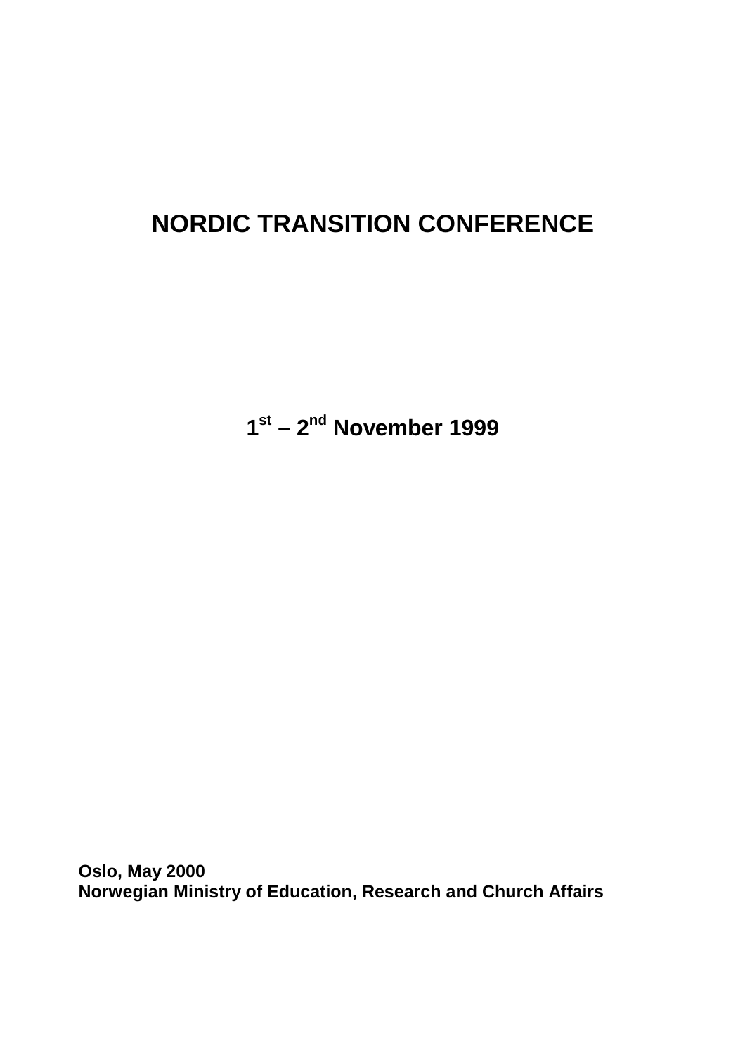# NORDIC TRANSITION CONFERENCE

**1st – 2nd November 1999**

**Oslo, May 2000**
**Norwegian Ministry of Education, Research and Church Affairs**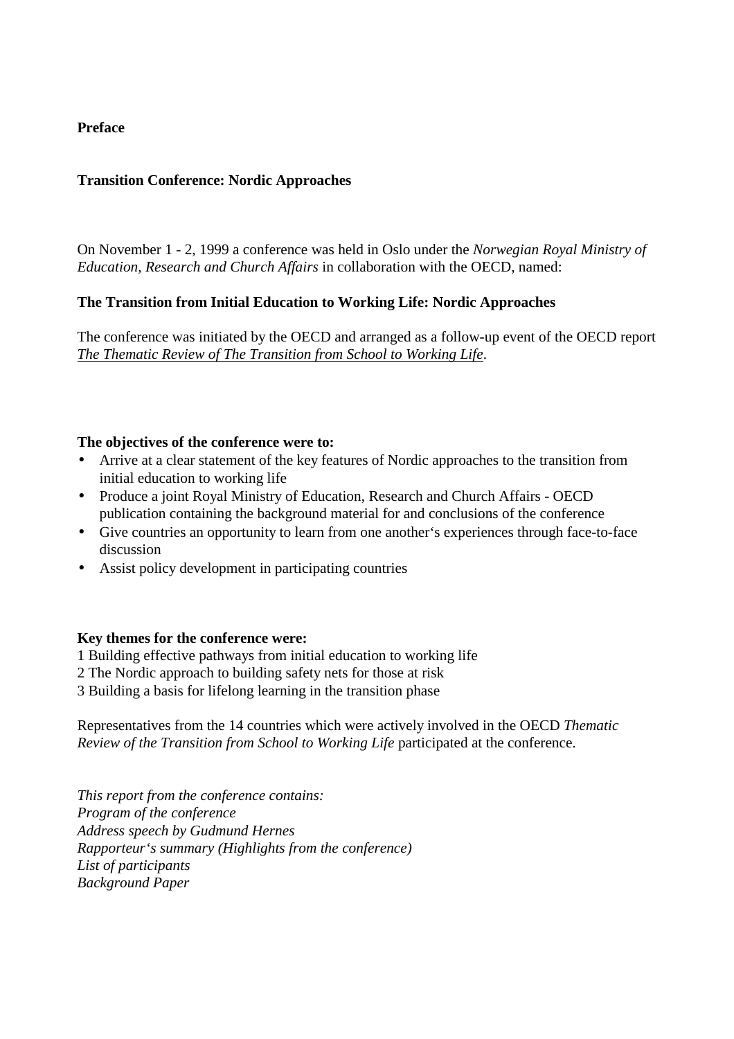**Preface**

**Transition Conference: Nordic Approaches**

On November 1 - 2, 1999 a conference was held in Oslo under the *Norwegian Royal Ministry of Education, Research and Church Affairs* in collaboration with the OECD, named:

**The Transition from Initial Education to Working Life: Nordic Approaches**

The conference was initiated by the OECD and arranged as a follow-up event of the OECD report *The Thematic Review of The Transition from School to Working Life*.

**The objectives of the conference were to:**

- Arrive at a clear statement of the key features of Nordic approaches to the transition from initial education to working life
- Produce a joint Royal Ministry of Education, Research and Church Affairs - OECD publication containing the background material for and conclusions of the conference
- Give countries an opportunity to learn from one another's experiences through face-to-face discussion
- Assist policy development in participating countries

**Key themes for the conference were:**

1 Building effective pathways from initial education to working life
2 The Nordic approach to building safety nets for those at risk
3 Building a basis for lifelong learning in the transition phase

Representatives from the 14 countries which were actively involved in the OECD *Thematic Review of the Transition from School to Working Life* participated at the conference.

*This report from the conference contains:*
*Program of the conference*
*Address speech by Gudmund Hernes*
*Rapporteur's summary (Highlights from the conference)*
*List of participants*
*Background Paper*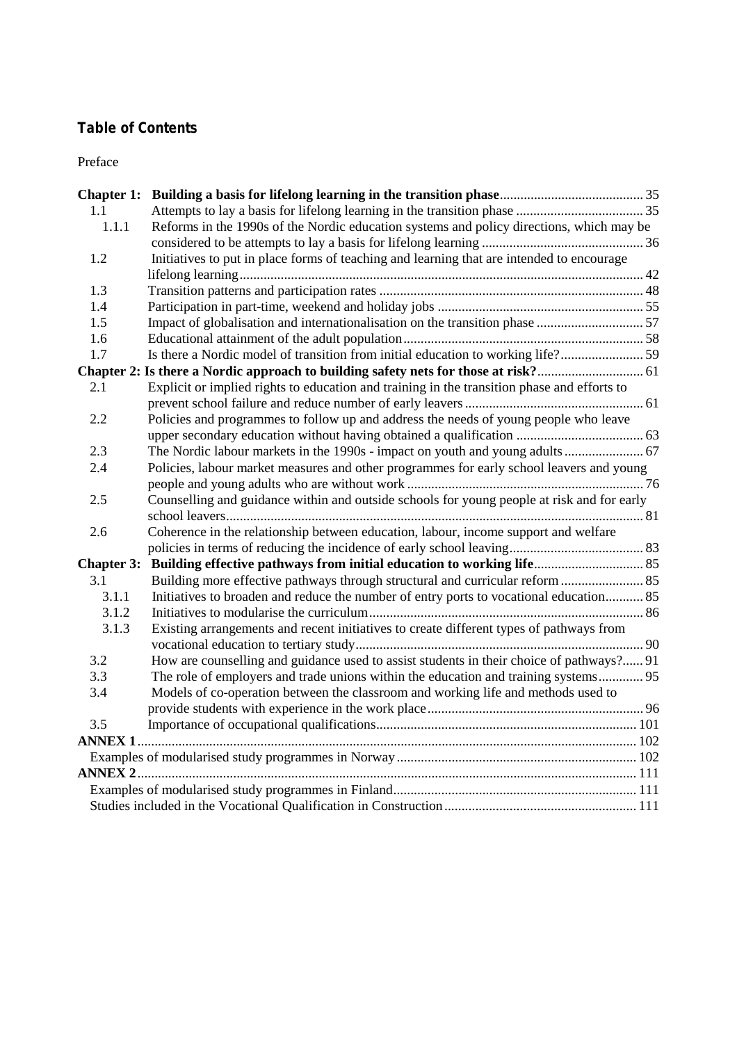## Table of Contents

Preface

| | | |
|---|---|---|
| **Chapter 1:** | **Building a basis for lifelong learning in the transition phase** | 35 |
| 1.1 | Attempts to lay a basis for lifelong learning in the transition phase | 35 |
| 1.1.1 | Reforms in the 1990s of the Nordic education systems and policy directions, which may be considered to be attempts to lay a basis for lifelong learning | 36 |
| 1.2 | Initiatives to put in place forms of teaching and learning that are intended to encourage lifelong learning | 42 |
| 1.3 | Transition patterns and participation rates | 48 |
| 1.4 | Participation in part-time, weekend and holiday jobs | 55 |
| 1.5 | Impact of globalisation and internationalisation on the transition phase | 57 |
| 1.6 | Educational attainment of the adult population | 58 |
| 1.7 | Is there a Nordic model of transition from initial education to working life? | 59 |
| **Chapter 2:** | **Is there a Nordic approach to building safety nets for those at risk?** | 61 |
| 2.1 | Explicit or implied rights to education and training in the transition phase and efforts to prevent school failure and reduce number of early leavers | 61 |
| 2.2 | Policies and programmes to follow up and address the needs of young people who leave upper secondary education without having obtained a qualification | 63 |
| 2.3 | The Nordic labour markets in the 1990s - impact on youth and young adults | 67 |
| 2.4 | Policies, labour market measures and other programmes for early school leavers and young people and young adults who are without work | 76 |
| 2.5 | Counselling and guidance within and outside schools for young people at risk and for early school leavers | 81 |
| 2.6 | Coherence in the relationship between education, labour, income support and welfare policies in terms of reducing the incidence of early school leaving | 83 |
| **Chapter 3:** | **Building effective pathways from initial education to working life** | 85 |
| 3.1 | Building more effective pathways through structural and curricular reform | 85 |
| 3.1.1 | Initiatives to broaden and reduce the number of entry ports to vocational education | 85 |
| 3.1.2 | Initiatives to modularise the curriculum | 86 |
| 3.1.3 | Existing arrangements and recent initiatives to create different types of pathways from vocational education to tertiary study | 90 |
| 3.2 | How are counselling and guidance used to assist students in their choice of pathways? | 91 |
| 3.3 | The role of employers and trade unions within the education and training systems | 95 |
| 3.4 | Models of co-operation between the classroom and working life and methods used to provide students with experience in the work place | 96 |
| 3.5 | Importance of occupational qualifications | 101 |
| **ANNEX 1** | | 102 |
| | Examples of modularised study programmes in Norway | 102 |
| **ANNEX 2** | | 111 |
| | Examples of modularised study programmes in Finland | 111 |
| | Studies included in the Vocational Qualification in Construction | 111 |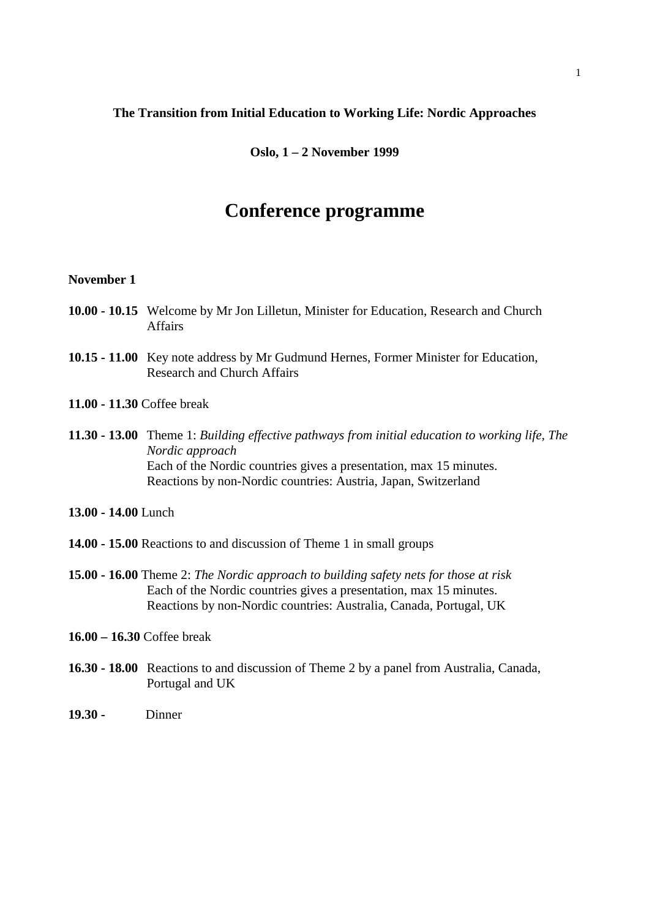**The Transition from Initial Education to Working Life: Nordic Approaches**

**Oslo, 1 – 2 November 1999**

# Conference programme

**November 1**

**10.00 - 10.15** Welcome by Mr Jon Lilletun, Minister for Education, Research and Church Affairs

**10.15 - 11.00** Key note address by Mr Gudmund Hernes, Former Minister for Education, Research and Church Affairs

**11.00 - 11.30** Coffee break

**11.30 - 13.00** Theme 1: *Building effective pathways from initial education to working life, The Nordic approach*
Each of the Nordic countries gives a presentation, max 15 minutes.
Reactions by non-Nordic countries: Austria, Japan, Switzerland

**13.00 - 14.00** Lunch

**14.00 - 15.00** Reactions to and discussion of Theme 1 in small groups

**15.00 - 16.00** Theme 2: *The Nordic approach to building safety nets for those at risk*
Each of the Nordic countries gives a presentation, max 15 minutes.
Reactions by non-Nordic countries: Australia, Canada, Portugal, UK

**16.00 – 16.30** Coffee break

**16.30 - 18.00** Reactions to and discussion of Theme 2 by a panel from Australia, Canada, Portugal and UK

**19.30 -** Dinner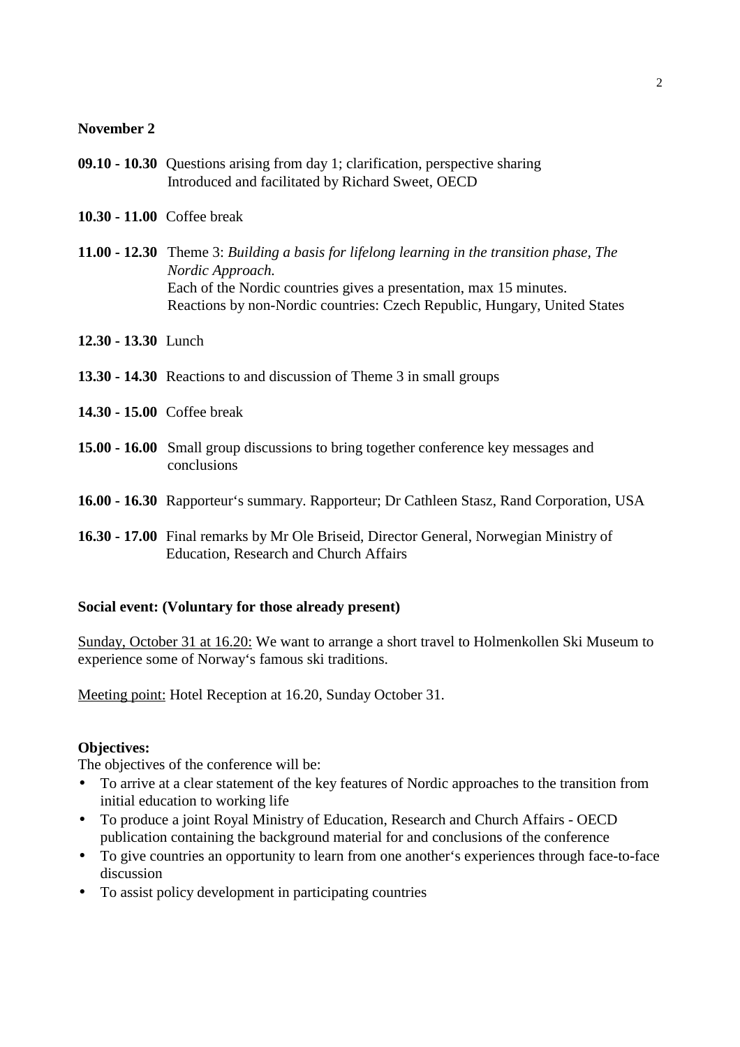**November 2**

**09.10 - 10.30** Questions arising from day 1; clarification, perspective sharing
Introduced and facilitated by Richard Sweet, OECD

**10.30 - 11.00** Coffee break

**11.00 - 12.30** Theme 3: *Building a basis for lifelong learning in the transition phase, The Nordic Approach.*
Each of the Nordic countries gives a presentation, max 15 minutes.
Reactions by non-Nordic countries: Czech Republic, Hungary, United States

**12.30 - 13.30** Lunch

**13.30 - 14.30** Reactions to and discussion of Theme 3 in small groups

**14.30 - 15.00** Coffee break

**15.00 - 16.00** Small group discussions to bring together conference key messages and conclusions

**16.00 - 16.30** Rapporteur's summary. Rapporteur; Dr Cathleen Stasz, Rand Corporation, USA

**16.30 - 17.00** Final remarks by Mr Ole Briseid, Director General, Norwegian Ministry of Education, Research and Church Affairs

**Social event: (Voluntary for those already present)**

Sunday, October 31 at 16.20: We want to arrange a short travel to Holmenkollen Ski Museum to experience some of Norway's famous ski traditions.

Meeting point: Hotel Reception at 16.20, Sunday October 31.

**Objectives:**
The objectives of the conference will be:

- To arrive at a clear statement of the key features of Nordic approaches to the transition from initial education to working life
- To produce a joint Royal Ministry of Education, Research and Church Affairs - OECD publication containing the background material for and conclusions of the conference
- To give countries an opportunity to learn from one another's experiences through face-to-face discussion
- To assist policy development in participating countries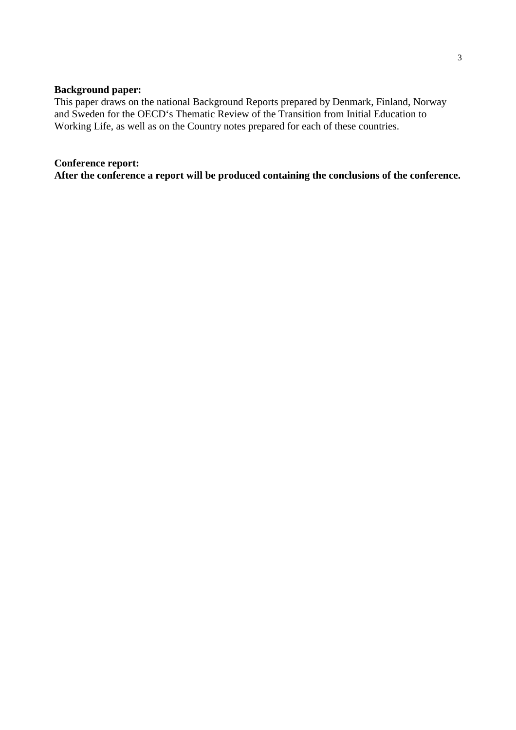**Background paper:**
This paper draws on the national Background Reports prepared by Denmark, Finland, Norway and Sweden for the OECD's Thematic Review of the Transition from Initial Education to Working Life, as well as on the Country notes prepared for each of these countries.

**Conference report:**
**After the conference a report will be produced containing the conclusions of the conference.**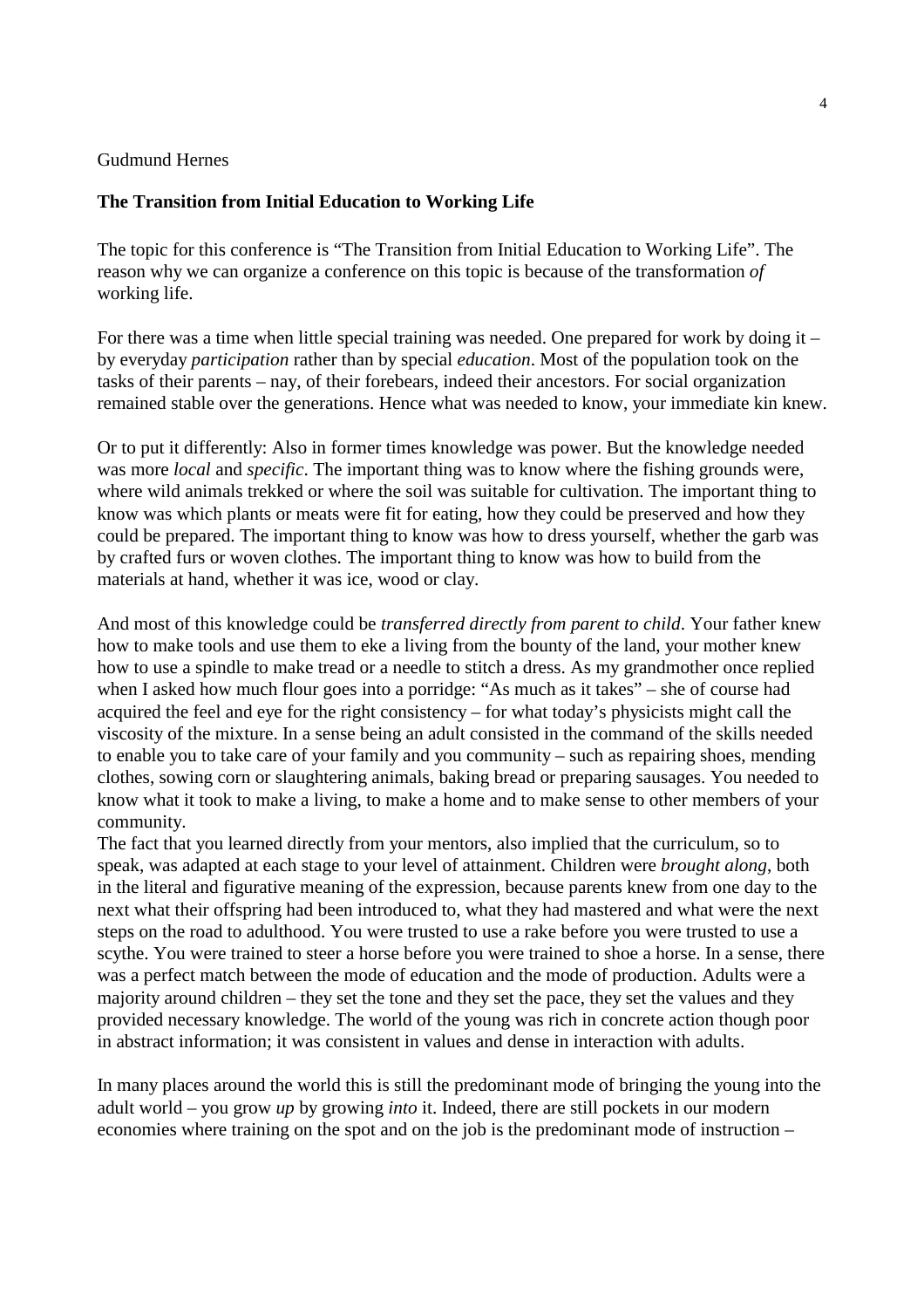Gudmund Hernes

## The Transition from Initial Education to Working Life

The topic for this conference is “The Transition from Initial Education to Working Life”. The reason why we can organize a conference on this topic is because of the transformation *of* working life.

For there was a time when little special training was needed. One prepared for work by doing it – by everyday *participation* rather than by special *education*. Most of the population took on the tasks of their parents – nay, of their forebears, indeed their ancestors. For social organization remained stable over the generations. Hence what was needed to know, your immediate kin knew.

Or to put it differently: Also in former times knowledge was power. But the knowledge needed was more *local* and *specific*. The important thing was to know where the fishing grounds were, where wild animals trekked or where the soil was suitable for cultivation. The important thing to know was which plants or meats were fit for eating, how they could be preserved and how they could be prepared. The important thing to know was how to dress yourself, whether the garb was by crafted furs or woven clothes. The important thing to know was how to build from the materials at hand, whether it was ice, wood or clay.

And most of this knowledge could be *transferred directly from parent to child*. Your father knew how to make tools and use them to eke a living from the bounty of the land, your mother knew how to use a spindle to make tread or a needle to stitch a dress. As my grandmother once replied when I asked how much flour goes into a porridge: “As much as it takes” – she of course had acquired the feel and eye for the right consistency – for what today’s physicists might call the viscosity of the mixture. In a sense being an adult consisted in the command of the skills needed to enable you to take care of your family and you community – such as repairing shoes, mending clothes, sowing corn or slaughtering animals, baking bread or preparing sausages. You needed to know what it took to make a living, to make a home and to make sense to other members of your community.

The fact that you learned directly from your mentors, also implied that the curriculum, so to speak, was adapted at each stage to your level of attainment. Children were *brought along*, both in the literal and figurative meaning of the expression, because parents knew from one day to the next what their offspring had been introduced to, what they had mastered and what were the next steps on the road to adulthood. You were trusted to use a rake before you were trusted to use a scythe. You were trained to steer a horse before you were trained to shoe a horse. In a sense, there was a perfect match between the mode of education and the mode of production. Adults were a majority around children – they set the tone and they set the pace, they set the values and they provided necessary knowledge. The world of the young was rich in concrete action though poor in abstract information; it was consistent in values and dense in interaction with adults.

In many places around the world this is still the predominant mode of bringing the young into the adult world – you grow *up* by growing *into* it. Indeed, there are still pockets in our modern economies where training on the spot and on the job is the predominant mode of instruction –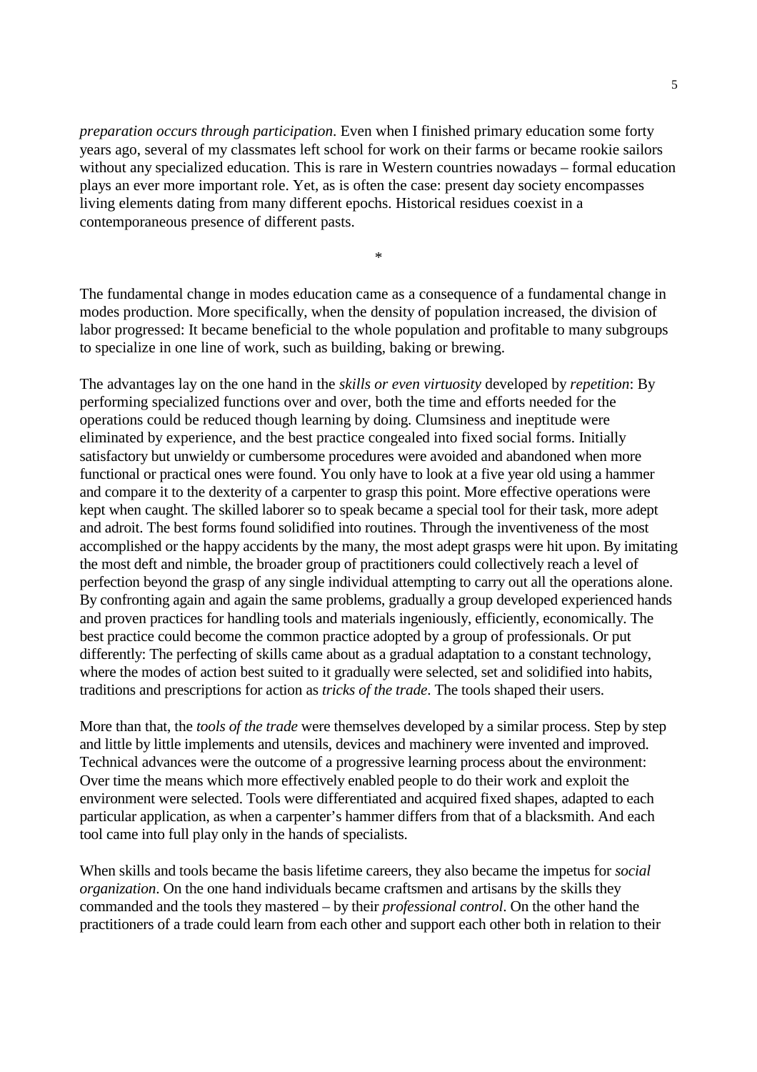*preparation occurs through participation*. Even when I finished primary education some forty years ago, several of my classmates left school for work on their farms or became rookie sailors without any specialized education. This is rare in Western countries nowadays – formal education plays an ever more important role. Yet, as is often the case: present day society encompasses living elements dating from many different epochs. Historical residues coexist in a contemporaneous presence of different pasts.

*

The fundamental change in modes education came as a consequence of a fundamental change in modes production. More specifically, when the density of population increased, the division of labor progressed: It became beneficial to the whole population and profitable to many subgroups to specialize in one line of work, such as building, baking or brewing.

The advantages lay on the one hand in the *skills or even virtuosity* developed by *repetition*: By performing specialized functions over and over, both the time and efforts needed for the operations could be reduced though learning by doing. Clumsiness and ineptitude were eliminated by experience, and the best practice congealed into fixed social forms. Initially satisfactory but unwieldy or cumbersome procedures were avoided and abandoned when more functional or practical ones were found. You only have to look at a five year old using a hammer and compare it to the dexterity of a carpenter to grasp this point. More effective operations were kept when caught. The skilled laborer so to speak became a special tool for their task, more adept and adroit. The best forms found solidified into routines. Through the inventiveness of the most accomplished or the happy accidents by the many, the most adept grasps were hit upon. By imitating the most deft and nimble, the broader group of practitioners could collectively reach a level of perfection beyond the grasp of any single individual attempting to carry out all the operations alone. By confronting again and again the same problems, gradually a group developed experienced hands and proven practices for handling tools and materials ingeniously, efficiently, economically. The best practice could become the common practice adopted by a group of professionals. Or put differently: The perfecting of skills came about as a gradual adaptation to a constant technology, where the modes of action best suited to it gradually were selected, set and solidified into habits, traditions and prescriptions for action as *tricks of the trade*. The tools shaped their users.

More than that, the *tools of the trade* were themselves developed by a similar process. Step by step and little by little implements and utensils, devices and machinery were invented and improved. Technical advances were the outcome of a progressive learning process about the environment: Over time the means which more effectively enabled people to do their work and exploit the environment were selected. Tools were differentiated and acquired fixed shapes, adapted to each particular application, as when a carpenter's hammer differs from that of a blacksmith. And each tool came into full play only in the hands of specialists.

When skills and tools became the basis lifetime careers, they also became the impetus for *social organization*. On the one hand individuals became craftsmen and artisans by the skills they commanded and the tools they mastered – by their *professional control*. On the other hand the practitioners of a trade could learn from each other and support each other both in relation to their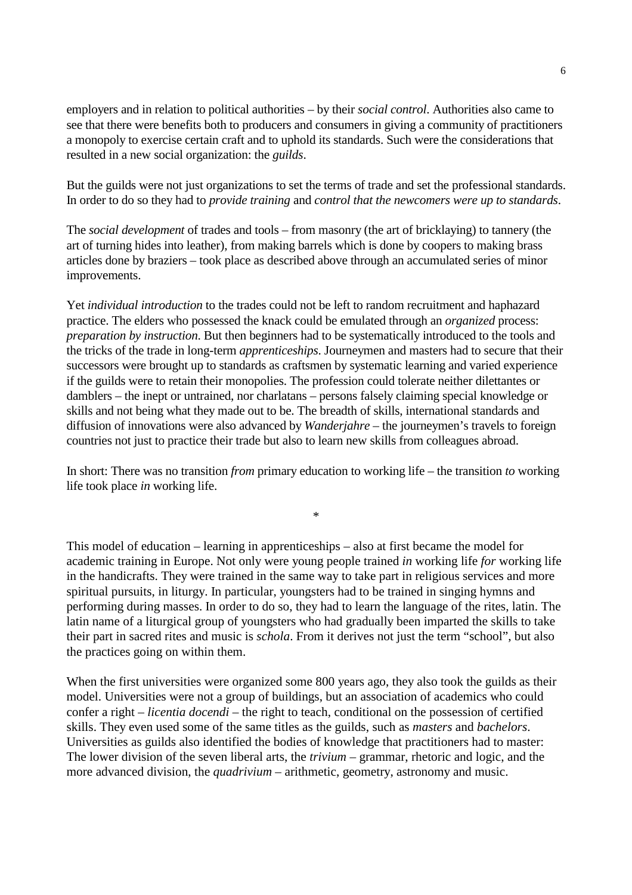employers and in relation to political authorities – by their *social control*. Authorities also came to see that there were benefits both to producers and consumers in giving a community of practitioners a monopoly to exercise certain craft and to uphold its standards. Such were the considerations that resulted in a new social organization: the *guilds*.

But the guilds were not just organizations to set the terms of trade and set the professional standards. In order to do so they had to *provide training* and *control that the newcomers were up to standards*.

The *social development* of trades and tools – from masonry (the art of bricklaying) to tannery (the art of turning hides into leather), from making barrels which is done by coopers to making brass articles done by braziers – took place as described above through an accumulated series of minor improvements.

Yet *individual introduction* to the trades could not be left to random recruitment and haphazard practice. The elders who possessed the knack could be emulated through an *organized* process: *preparation by instruction*. But then beginners had to be systematically introduced to the tools and the tricks of the trade in long-term *apprenticeships*. Journeymen and masters had to secure that their successors were brought up to standards as craftsmen by systematic learning and varied experience if the guilds were to retain their monopolies. The profession could tolerate neither dilettantes or damblers – the inept or untrained, nor charlatans – persons falsely claiming special knowledge or skills and not being what they made out to be. The breadth of skills, international standards and diffusion of innovations were also advanced by *Wanderjahre* – the journeymen's travels to foreign countries not just to practice their trade but also to learn new skills from colleagues abroad.

In short: There was no transition *from* primary education to working life – the transition *to* working life took place *in* working life.

*

This model of education – learning in apprenticeships – also at first became the model for academic training in Europe. Not only were young people trained *in* working life *for* working life in the handicrafts. They were trained in the same way to take part in religious services and more spiritual pursuits, in liturgy. In particular, youngsters had to be trained in singing hymns and performing during masses. In order to do so, they had to learn the language of the rites, latin. The latin name of a liturgical group of youngsters who had gradually been imparted the skills to take their part in sacred rites and music is *schola*. From it derives not just the term "school", but also the practices going on within them.

When the first universities were organized some 800 years ago, they also took the guilds as their model. Universities were not a group of buildings, but an association of academics who could confer a right – *licentia docendi* – the right to teach, conditional on the possession of certified skills. They even used some of the same titles as the guilds, such as *masters* and *bachelors*. Universities as guilds also identified the bodies of knowledge that practitioners had to master: The lower division of the seven liberal arts, the *trivium* – grammar, rhetoric and logic, and the more advanced division, the *quadrivium* – arithmetic, geometry, astronomy and music.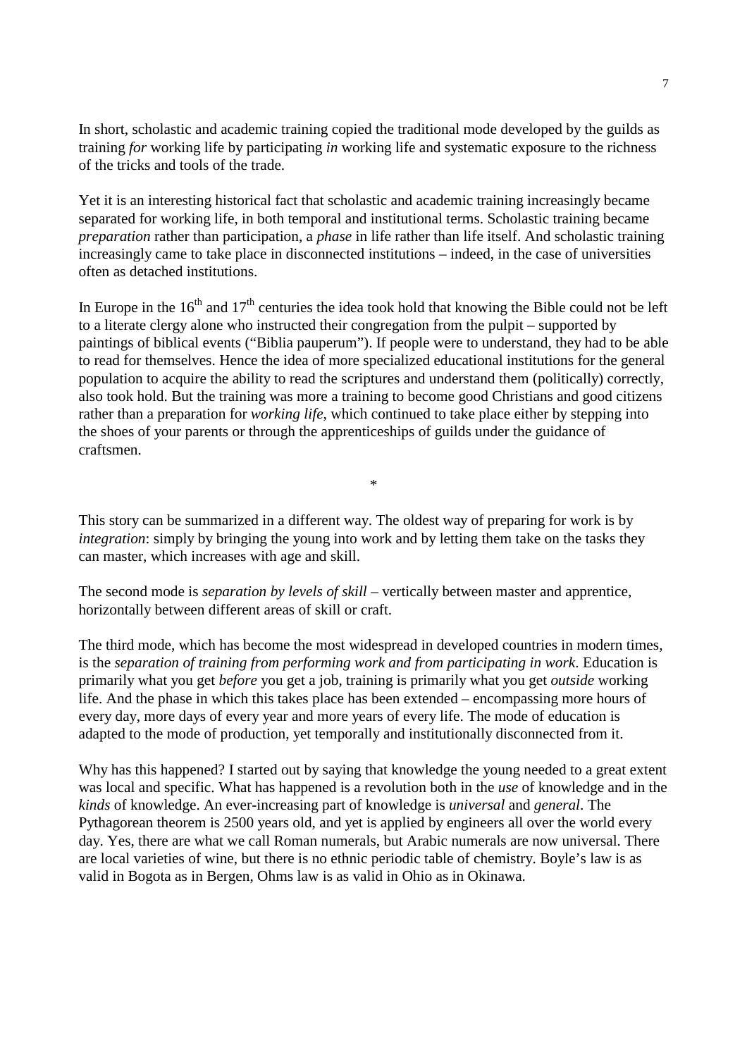In short, scholastic and academic training copied the traditional mode developed by the guilds as training *for* working life by participating *in* working life and systematic exposure to the richness of the tricks and tools of the trade.

Yet it is an interesting historical fact that scholastic and academic training increasingly became separated for working life, in both temporal and institutional terms. Scholastic training became *preparation* rather than participation, a *phase* in life rather than life itself. And scholastic training increasingly came to take place in disconnected institutions – indeed, in the case of universities often as detached institutions.

In Europe in the 16th and 17th centuries the idea took hold that knowing the Bible could not be left to a literate clergy alone who instructed their congregation from the pulpit – supported by paintings of biblical events ("Biblia pauperum"). If people were to understand, they had to be able to read for themselves. Hence the idea of more specialized educational institutions for the general population to acquire the ability to read the scriptures and understand them (politically) correctly, also took hold. But the training was more a training to become good Christians and good citizens rather than a preparation for *working life*, which continued to take place either by stepping into the shoes of your parents or through the apprenticeships of guilds under the guidance of craftsmen.

*

This story can be summarized in a different way. The oldest way of preparing for work is by *integration*: simply by bringing the young into work and by letting them take on the tasks they can master, which increases with age and skill.

The second mode is *separation by levels of skill* – vertically between master and apprentice, horizontally between different areas of skill or craft.

The third mode, which has become the most widespread in developed countries in modern times, is the *separation of training from performing work and from participating in work*. Education is primarily what you get *before* you get a job, training is primarily what you get *outside* working life. And the phase in which this takes place has been extended – encompassing more hours of every day, more days of every year and more years of every life. The mode of education is adapted to the mode of production, yet temporally and institutionally disconnected from it.

Why has this happened? I started out by saying that knowledge the young needed to a great extent was local and specific. What has happened is a revolution both in the *use* of knowledge and in the *kinds* of knowledge. An ever-increasing part of knowledge is *universal* and *general*. The Pythagorean theorem is 2500 years old, and yet is applied by engineers all over the world every day. Yes, there are what we call Roman numerals, but Arabic numerals are now universal. There are local varieties of wine, but there is no ethnic periodic table of chemistry. Boyle's law is as valid in Bogota as in Bergen, Ohms law is as valid in Ohio as in Okinawa.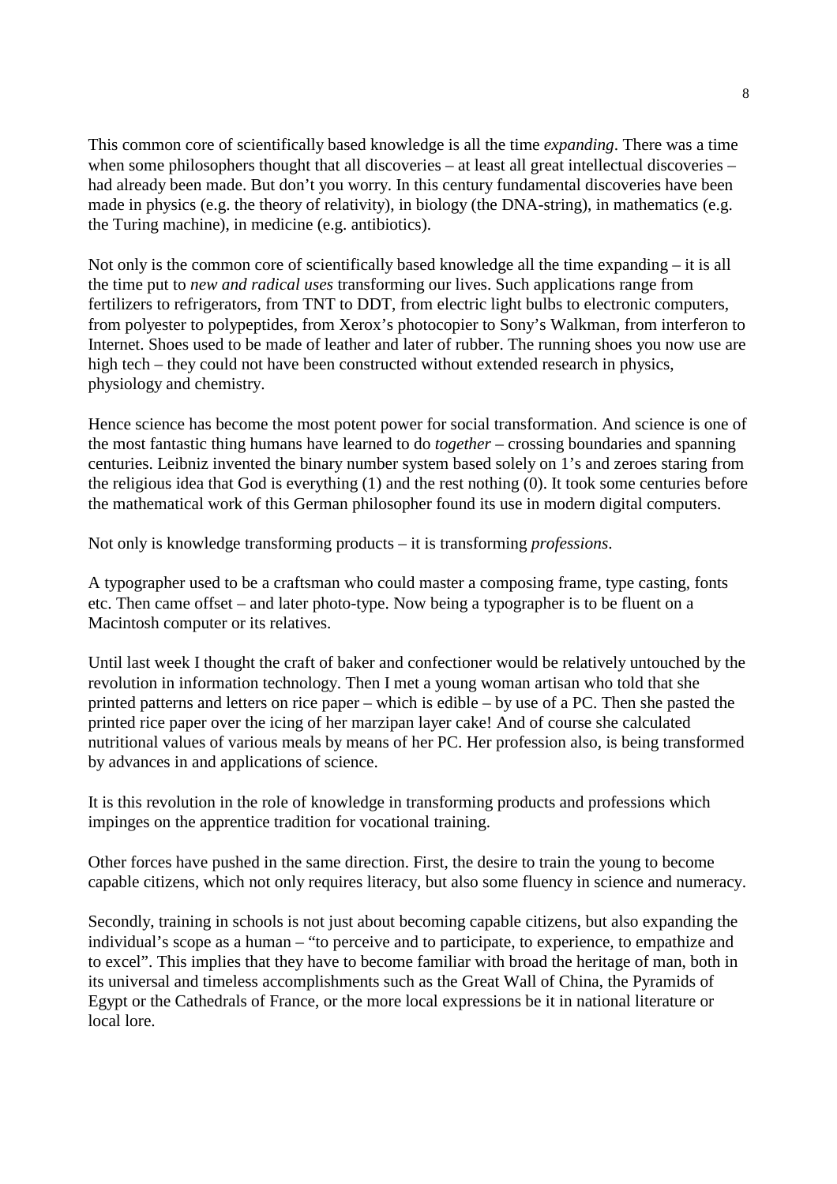This common core of scientifically based knowledge is all the time *expanding*. There was a time when some philosophers thought that all discoveries – at least all great intellectual discoveries – had already been made. But don't you worry. In this century fundamental discoveries have been made in physics (e.g. the theory of relativity), in biology (the DNA-string), in mathematics (e.g. the Turing machine), in medicine (e.g. antibiotics).

Not only is the common core of scientifically based knowledge all the time expanding – it is all the time put to *new and radical uses* transforming our lives. Such applications range from fertilizers to refrigerators, from TNT to DDT, from electric light bulbs to electronic computers, from polyester to polypeptides, from Xerox's photocopier to Sony's Walkman, from interferon to Internet. Shoes used to be made of leather and later of rubber. The running shoes you now use are high tech – they could not have been constructed without extended research in physics, physiology and chemistry.

Hence science has become the most potent power for social transformation. And science is one of the most fantastic thing humans have learned to do *together* – crossing boundaries and spanning centuries. Leibniz invented the binary number system based solely on 1's and zeroes staring from the religious idea that God is everything (1) and the rest nothing (0). It took some centuries before the mathematical work of this German philosopher found its use in modern digital computers.

Not only is knowledge transforming products – it is transforming *professions*.

A typographer used to be a craftsman who could master a composing frame, type casting, fonts etc. Then came offset – and later photo-type. Now being a typographer is to be fluent on a Macintosh computer or its relatives.

Until last week I thought the craft of baker and confectioner would be relatively untouched by the revolution in information technology. Then I met a young woman artisan who told that she printed patterns and letters on rice paper – which is edible – by use of a PC. Then she pasted the printed rice paper over the icing of her marzipan layer cake! And of course she calculated nutritional values of various meals by means of her PC. Her profession also, is being transformed by advances in and applications of science.

It is this revolution in the role of knowledge in transforming products and professions which impinges on the apprentice tradition for vocational training.

Other forces have pushed in the same direction. First, the desire to train the young to become capable citizens, which not only requires literacy, but also some fluency in science and numeracy.

Secondly, training in schools is not just about becoming capable citizens, but also expanding the individual's scope as a human – "to perceive and to participate, to experience, to empathize and to excel". This implies that they have to become familiar with broad the heritage of man, both in its universal and timeless accomplishments such as the Great Wall of China, the Pyramids of Egypt or the Cathedrals of France, or the more local expressions be it in national literature or local lore.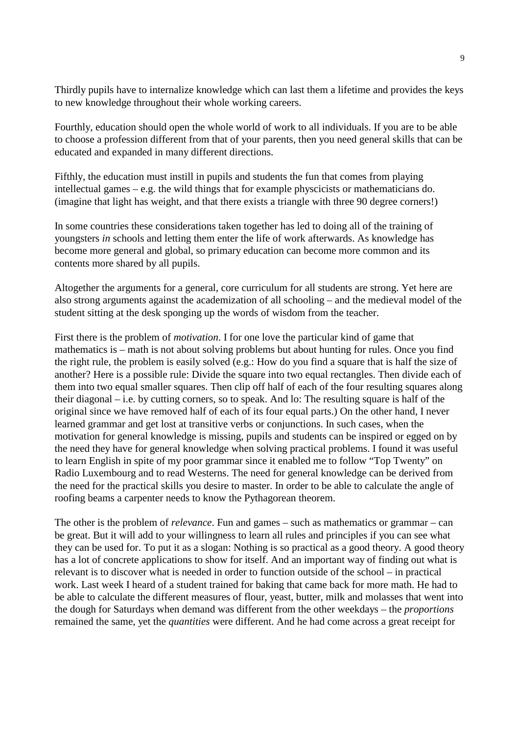Thirdly pupils have to internalize knowledge which can last them a lifetime and provides the keys to new knowledge throughout their whole working careers.

Fourthly, education should open the whole world of work to all individuals. If you are to be able to choose a profession different from that of your parents, then you need general skills that can be educated and expanded in many different directions.

Fifthly, the education must instill in pupils and students the fun that comes from playing intellectual games – e.g. the wild things that for example physcicists or mathematicians do. (imagine that light has weight, and that there exists a triangle with three 90 degree corners!)

In some countries these considerations taken together has led to doing all of the training of youngsters *in* schools and letting them enter the life of work afterwards. As knowledge has become more general and global, so primary education can become more common and its contents more shared by all pupils.

Altogether the arguments for a general, core curriculum for all students are strong. Yet here are also strong arguments against the academization of all schooling – and the medieval model of the student sitting at the desk sponging up the words of wisdom from the teacher.

First there is the problem of *motivation*. I for one love the particular kind of game that mathematics is – math is not about solving problems but about hunting for rules. Once you find the right rule, the problem is easily solved (e.g.: How do you find a square that is half the size of another? Here is a possible rule: Divide the square into two equal rectangles. Then divide each of them into two equal smaller squares. Then clip off half of each of the four resulting squares along their diagonal – i.e. by cutting corners, so to speak. And lo: The resulting square is half of the original since we have removed half of each of its four equal parts.) On the other hand, I never learned grammar and get lost at transitive verbs or conjunctions. In such cases, when the motivation for general knowledge is missing, pupils and students can be inspired or egged on by the need they have for general knowledge when solving practical problems. I found it was useful to learn English in spite of my poor grammar since it enabled me to follow "Top Twenty" on Radio Luxembourg and to read Westerns. The need for general knowledge can be derived from the need for the practical skills you desire to master. In order to be able to calculate the angle of roofing beams a carpenter needs to know the Pythagorean theorem.

The other is the problem of *relevance*. Fun and games – such as mathematics or grammar – can be great. But it will add to your willingness to learn all rules and principles if you can see what they can be used for. To put it as a slogan: Nothing is so practical as a good theory. A good theory has a lot of concrete applications to show for itself. And an important way of finding out what is relevant is to discover what is needed in order to function outside of the school – in practical work. Last week I heard of a student trained for baking that came back for more math. He had to be able to calculate the different measures of flour, yeast, butter, milk and molasses that went into the dough for Saturdays when demand was different from the other weekdays – the *proportions* remained the same, yet the *quantities* were different. And he had come across a great receipt for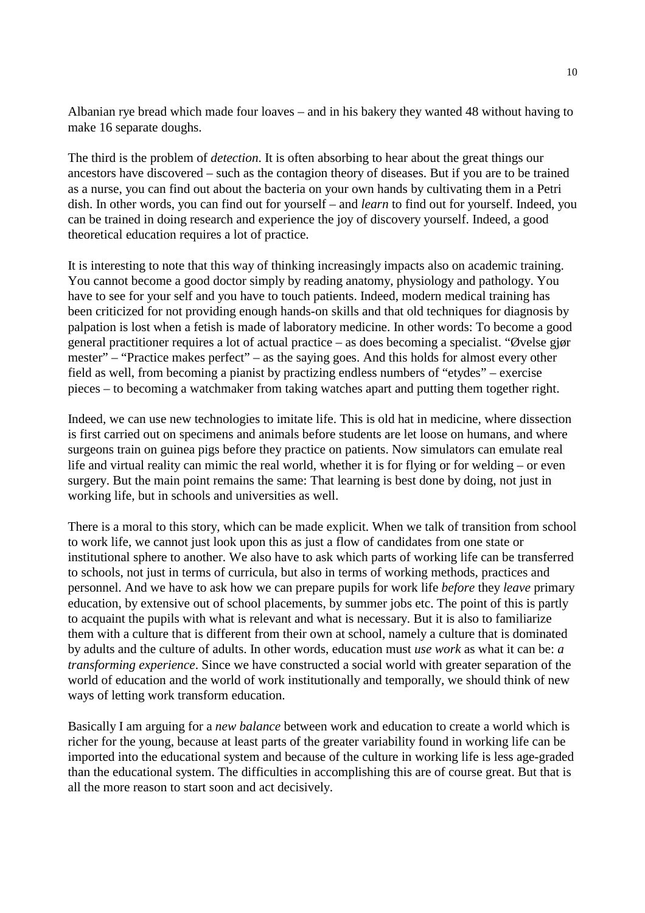Albanian rye bread which made four loaves – and in his bakery they wanted 48 without having to make 16 separate doughs.

The third is the problem of *detection*. It is often absorbing to hear about the great things our ancestors have discovered – such as the contagion theory of diseases. But if you are to be trained as a nurse, you can find out about the bacteria on your own hands by cultivating them in a Petri dish. In other words, you can find out for yourself – and *learn* to find out for yourself. Indeed, you can be trained in doing research and experience the joy of discovery yourself. Indeed, a good theoretical education requires a lot of practice.

It is interesting to note that this way of thinking increasingly impacts also on academic training. You cannot become a good doctor simply by reading anatomy, physiology and pathology. You have to see for your self and you have to touch patients. Indeed, modern medical training has been criticized for not providing enough hands-on skills and that old techniques for diagnosis by palpation is lost when a fetish is made of laboratory medicine. In other words: To become a good general practitioner requires a lot of actual practice – as does becoming a specialist. "Øvelse gjør mester" – "Practice makes perfect" – as the saying goes. And this holds for almost every other field as well, from becoming a pianist by practizing endless numbers of "etydes" – exercise pieces – to becoming a watchmaker from taking watches apart and putting them together right.

Indeed, we can use new technologies to imitate life. This is old hat in medicine, where dissection is first carried out on specimens and animals before students are let loose on humans, and where surgeons train on guinea pigs before they practice on patients. Now simulators can emulate real life and virtual reality can mimic the real world, whether it is for flying or for welding – or even surgery. But the main point remains the same: That learning is best done by doing, not just in working life, but in schools and universities as well.

There is a moral to this story, which can be made explicit. When we talk of transition from school to work life, we cannot just look upon this as just a flow of candidates from one state or institutional sphere to another. We also have to ask which parts of working life can be transferred to schools, not just in terms of curricula, but also in terms of working methods, practices and personnel. And we have to ask how we can prepare pupils for work life *before* they *leave* primary education, by extensive out of school placements, by summer jobs etc. The point of this is partly to acquaint the pupils with what is relevant and what is necessary. But it is also to familiarize them with a culture that is different from their own at school, namely a culture that is dominated by adults and the culture of adults. In other words, education must *use work* as what it can be: *a transforming experience*. Since we have constructed a social world with greater separation of the world of education and the world of work institutionally and temporally, we should think of new ways of letting work transform education.

Basically I am arguing for a *new balance* between work and education to create a world which is richer for the young, because at least parts of the greater variability found in working life can be imported into the educational system and because of the culture in working life is less age-graded than the educational system. The difficulties in accomplishing this are of course great. But that is all the more reason to start soon and act decisively.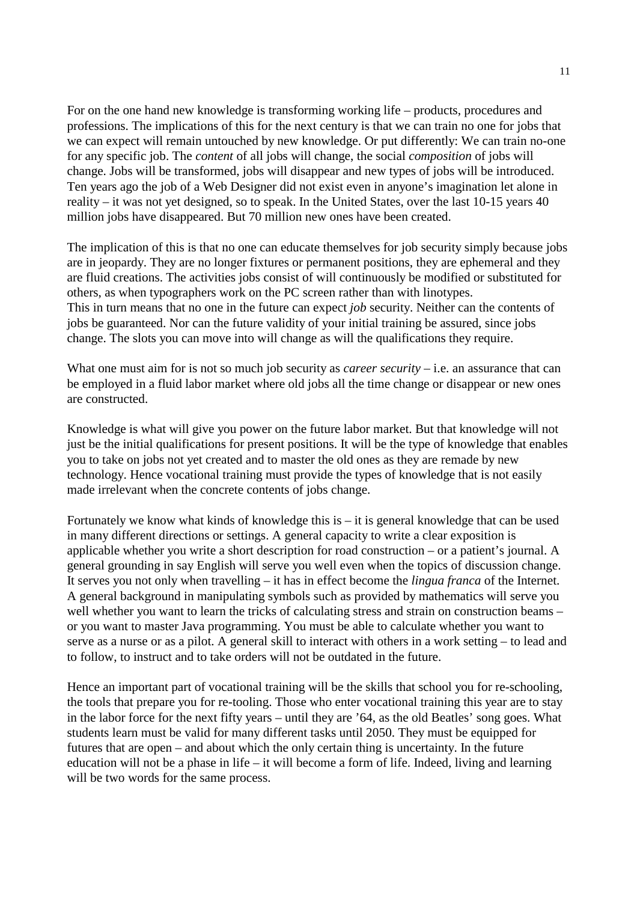For on the one hand new knowledge is transforming working life – products, procedures and professions. The implications of this for the next century is that we can train no one for jobs that we can expect will remain untouched by new knowledge. Or put differently: We can train no-one for any specific job. The *content* of all jobs will change, the social *composition* of jobs will change. Jobs will be transformed, jobs will disappear and new types of jobs will be introduced. Ten years ago the job of a Web Designer did not exist even in anyone's imagination let alone in reality – it was not yet designed, so to speak. In the United States, over the last 10-15 years 40 million jobs have disappeared. But 70 million new ones have been created.

The implication of this is that no one can educate themselves for job security simply because jobs are in jeopardy. They are no longer fixtures or permanent positions, they are ephemeral and they are fluid creations. The activities jobs consist of will continuously be modified or substituted for others, as when typographers work on the PC screen rather than with linotypes.
This in turn means that no one in the future can expect *job* security. Neither can the contents of jobs be guaranteed. Nor can the future validity of your initial training be assured, since jobs change. The slots you can move into will change as will the qualifications they require.

What one must aim for is not so much job security as *career security* – i.e. an assurance that can be employed in a fluid labor market where old jobs all the time change or disappear or new ones are constructed.

Knowledge is what will give you power on the future labor market. But that knowledge will not just be the initial qualifications for present positions. It will be the type of knowledge that enables you to take on jobs not yet created and to master the old ones as they are remade by new technology. Hence vocational training must provide the types of knowledge that is not easily made irrelevant when the concrete contents of jobs change.

Fortunately we know what kinds of knowledge this is – it is general knowledge that can be used in many different directions or settings. A general capacity to write a clear exposition is applicable whether you write a short description for road construction – or a patient's journal. A general grounding in say English will serve you well even when the topics of discussion change. It serves you not only when travelling – it has in effect become the *lingua franca* of the Internet. A general background in manipulating symbols such as provided by mathematics will serve you well whether you want to learn the tricks of calculating stress and strain on construction beams – or you want to master Java programming. You must be able to calculate whether you want to serve as a nurse or as a pilot. A general skill to interact with others in a work setting – to lead and to follow, to instruct and to take orders will not be outdated in the future.

Hence an important part of vocational training will be the skills that school you for re-schooling, the tools that prepare you for re-tooling. Those who enter vocational training this year are to stay in the labor force for the next fifty years – until they are '64, as the old Beatles' song goes. What students learn must be valid for many different tasks until 2050. They must be equipped for futures that are open – and about which the only certain thing is uncertainty. In the future education will not be a phase in life – it will become a form of life. Indeed, living and learning will be two words for the same process.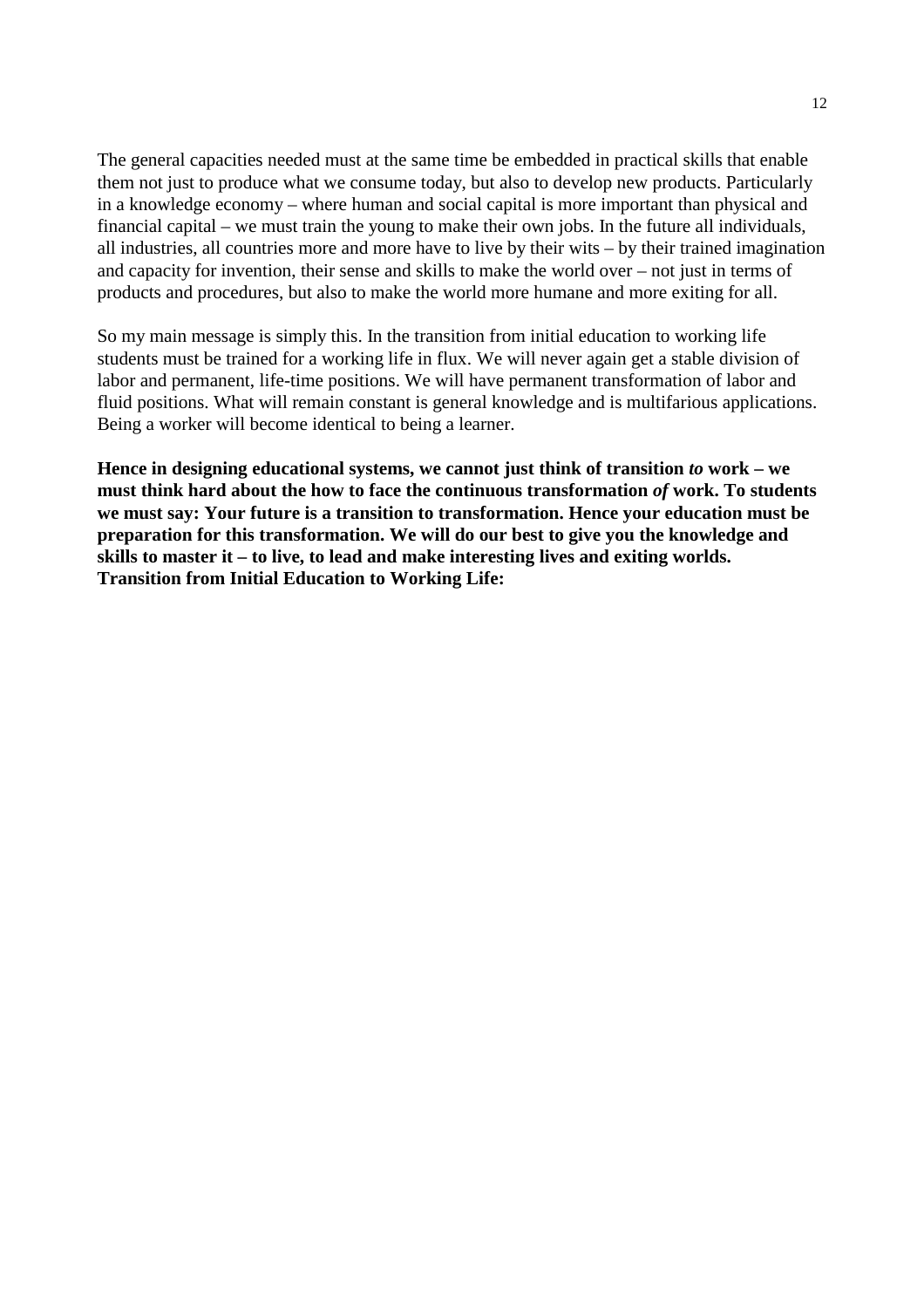The general capacities needed must at the same time be embedded in practical skills that enable them not just to produce what we consume today, but also to develop new products. Particularly in a knowledge economy – where human and social capital is more important than physical and financial capital – we must train the young to make their own jobs. In the future all individuals, all industries, all countries more and more have to live by their wits – by their trained imagination and capacity for invention, their sense and skills to make the world over – not just in terms of products and procedures, but also to make the world more humane and more exiting for all.

So my main message is simply this. In the transition from initial education to working life students must be trained for a working life in flux. We will never again get a stable division of labor and permanent, life-time positions. We will have permanent transformation of labor and fluid positions. What will remain constant is general knowledge and is multifarious applications. Being a worker will become identical to being a learner.

**Hence in designing educational systems, we cannot just think of transition *to* work – we must think hard about the how to face the continuous transformation *of* work. To students we must say: Your future is a transition to transformation. Hence your education must be preparation for this transformation. We will do our best to give you the knowledge and skills to master it – to live, to lead and make interesting lives and exiting worlds.**
**Transition from Initial Education to Working Life:**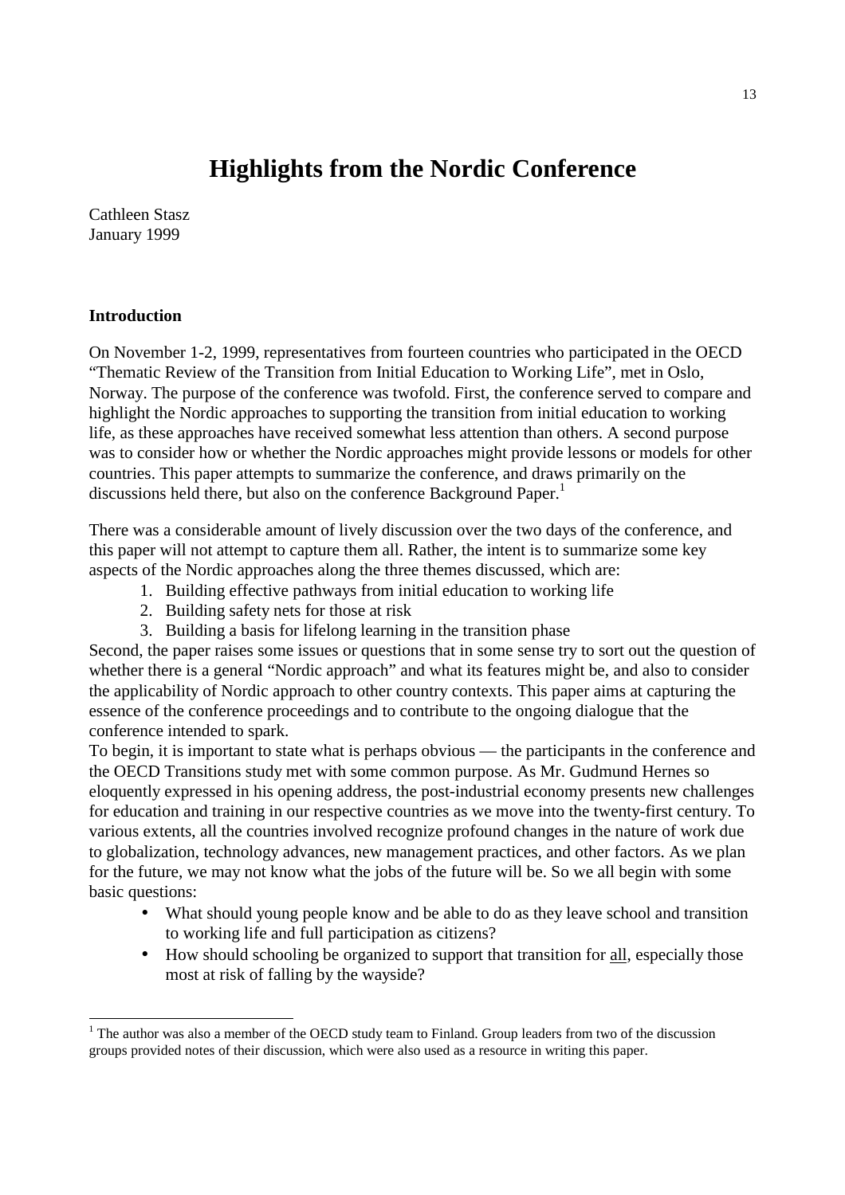# Highlights from the Nordic Conference

Cathleen Stasz
January 1999

## Introduction

On November 1-2, 1999, representatives from fourteen countries who participated in the OECD "Thematic Review of the Transition from Initial Education to Working Life", met in Oslo, Norway. The purpose of the conference was twofold. First, the conference served to compare and highlight the Nordic approaches to supporting the transition from initial education to working life, as these approaches have received somewhat less attention than others. A second purpose was to consider how or whether the Nordic approaches might provide lessons or models for other countries. This paper attempts to summarize the conference, and draws primarily on the discussions held there, but also on the conference Background Paper.[1]

There was a considerable amount of lively discussion over the two days of the conference, and this paper will not attempt to capture them all. Rather, the intent is to summarize some key aspects of the Nordic approaches along the three themes discussed, which are:

1. Building effective pathways from initial education to working life
2. Building safety nets for those at risk
3. Building a basis for lifelong learning in the transition phase

Second, the paper raises some issues or questions that in some sense try to sort out the question of whether there is a general "Nordic approach" and what its features might be, and also to consider the applicability of Nordic approach to other country contexts. This paper aims at capturing the essence of the conference proceedings and to contribute to the ongoing dialogue that the conference intended to spark.

To begin, it is important to state what is perhaps obvious — the participants in the conference and the OECD Transitions study met with some common purpose. As Mr. Gudmund Hernes so eloquently expressed in his opening address, the post-industrial economy presents new challenges for education and training in our respective countries as we move into the twenty-first century. To various extents, all the countries involved recognize profound changes in the nature of work due to globalization, technology advances, new management practices, and other factors. As we plan for the future, we may not know what the jobs of the future will be. So we all begin with some basic questions:

- What should young people know and be able to do as they leave school and transition to working life and full participation as citizens?
- How should schooling be organized to support that transition for <u>all</u>, especially those most at risk of falling by the wayside?

[1] The author was also a member of the OECD study team to Finland. Group leaders from two of the discussion groups provided notes of their discussion, which were also used as a resource in writing this paper.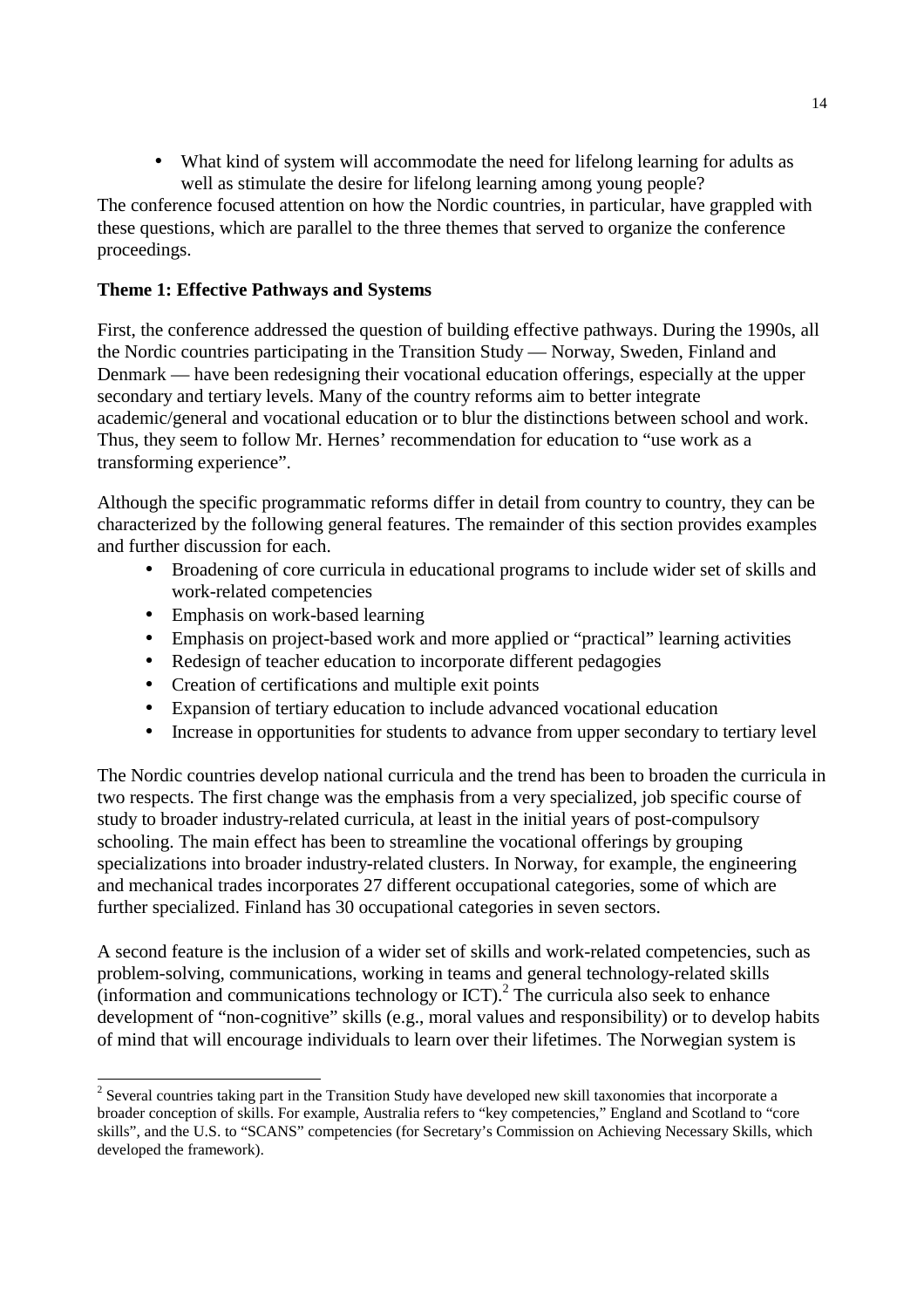- What kind of system will accommodate the need for lifelong learning for adults as well as stimulate the desire for lifelong learning among young people?

The conference focused attention on how the Nordic countries, in particular, have grappled with these questions, which are parallel to the three themes that served to organize the conference proceedings.

**Theme 1: Effective Pathways and Systems**

First, the conference addressed the question of building effective pathways. During the 1990s, all the Nordic countries participating in the Transition Study — Norway, Sweden, Finland and Denmark — have been redesigning their vocational education offerings, especially at the upper secondary and tertiary levels. Many of the country reforms aim to better integrate academic/general and vocational education or to blur the distinctions between school and work. Thus, they seem to follow Mr. Hernes' recommendation for education to "use work as a transforming experience".

Although the specific programmatic reforms differ in detail from country to country, they can be characterized by the following general features. The remainder of this section provides examples and further discussion for each.

- Broadening of core curricula in educational programs to include wider set of skills and work-related competencies
- Emphasis on work-based learning
- Emphasis on project-based work and more applied or "practical" learning activities
- Redesign of teacher education to incorporate different pedagogies
- Creation of certifications and multiple exit points
- Expansion of tertiary education to include advanced vocational education
- Increase in opportunities for students to advance from upper secondary to tertiary level

The Nordic countries develop national curricula and the trend has been to broaden the curricula in two respects. The first change was the emphasis from a very specialized, job specific course of study to broader industry-related curricula, at least in the initial years of post-compulsory schooling. The main effect has been to streamline the vocational offerings by grouping specializations into broader industry-related clusters. In Norway, for example, the engineering and mechanical trades incorporates 27 different occupational categories, some of which are further specialized. Finland has 30 occupational categories in seven sectors.

A second feature is the inclusion of a wider set of skills and work-related competencies, such as problem-solving, communications, working in teams and general technology-related skills (information and communications technology or ICT).[2] The curricula also seek to enhance development of "non-cognitive" skills (e.g., moral values and responsibility) or to develop habits of mind that will encourage individuals to learn over their lifetimes. The Norwegian system is

---

[2] Several countries taking part in the Transition Study have developed new skill taxonomies that incorporate a broader conception of skills. For example, Australia refers to "key competencies," England and Scotland to "core skills", and the U.S. to "SCANS" competencies (for Secretary's Commission on Achieving Necessary Skills, which developed the framework).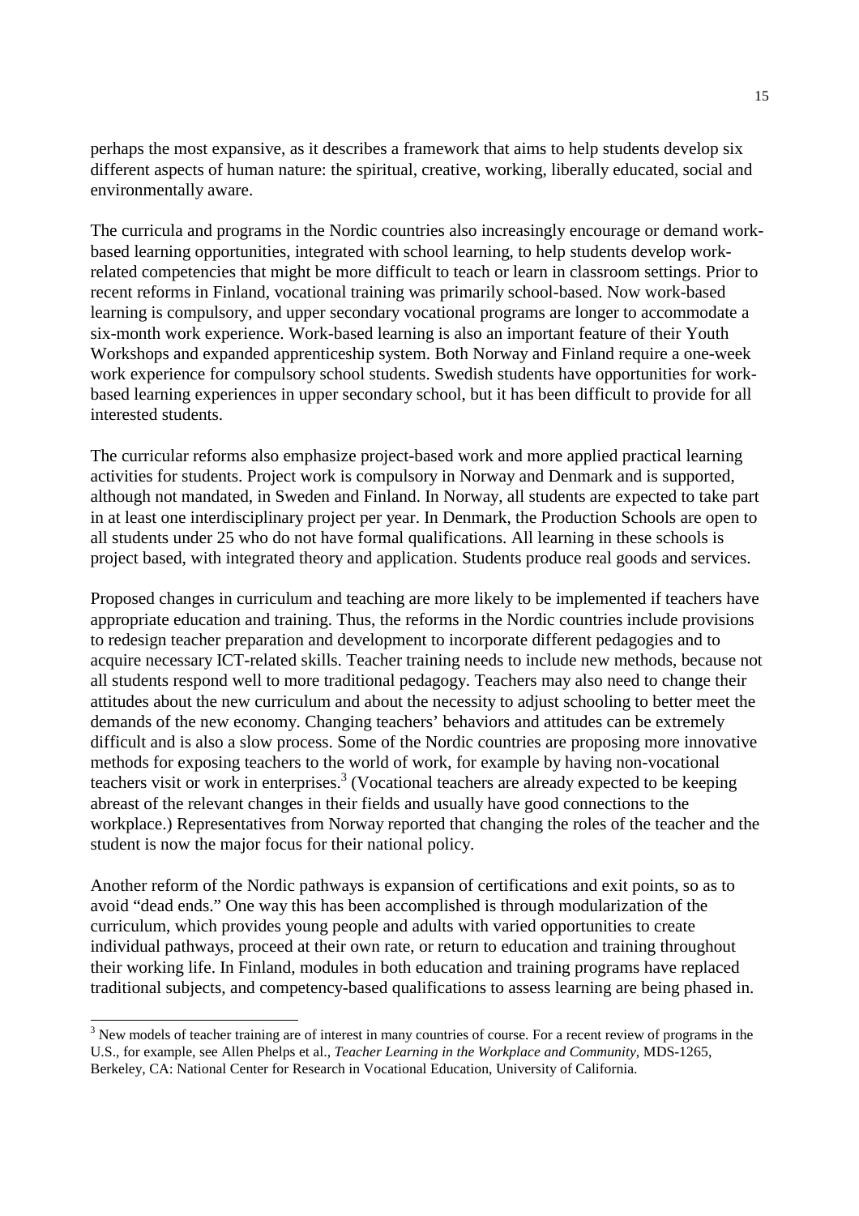perhaps the most expansive, as it describes a framework that aims to help students develop six different aspects of human nature: the spiritual, creative, working, liberally educated, social and environmentally aware.

The curricula and programs in the Nordic countries also increasingly encourage or demand work-based learning opportunities, integrated with school learning, to help students develop work-related competencies that might be more difficult to teach or learn in classroom settings. Prior to recent reforms in Finland, vocational training was primarily school-based. Now work-based learning is compulsory, and upper secondary vocational programs are longer to accommodate a six-month work experience. Work-based learning is also an important feature of their Youth Workshops and expanded apprenticeship system. Both Norway and Finland require a one-week work experience for compulsory school students. Swedish students have opportunities for work-based learning experiences in upper secondary school, but it has been difficult to provide for all interested students.

The curricular reforms also emphasize project-based work and more applied practical learning activities for students. Project work is compulsory in Norway and Denmark and is supported, although not mandated, in Sweden and Finland. In Norway, all students are expected to take part in at least one interdisciplinary project per year. In Denmark, the Production Schools are open to all students under 25 who do not have formal qualifications. All learning in these schools is project based, with integrated theory and application. Students produce real goods and services.

Proposed changes in curriculum and teaching are more likely to be implemented if teachers have appropriate education and training. Thus, the reforms in the Nordic countries include provisions to redesign teacher preparation and development to incorporate different pedagogies and to acquire necessary ICT-related skills. Teacher training needs to include new methods, because not all students respond well to more traditional pedagogy. Teachers may also need to change their attitudes about the new curriculum and about the necessity to adjust schooling to better meet the demands of the new economy. Changing teachers' behaviors and attitudes can be extremely difficult and is also a slow process. Some of the Nordic countries are proposing more innovative methods for exposing teachers to the world of work, for example by having non-vocational teachers visit or work in enterprises.[3] (Vocational teachers are already expected to be keeping abreast of the relevant changes in their fields and usually have good connections to the workplace.) Representatives from Norway reported that changing the roles of the teacher and the student is now the major focus for their national policy.

Another reform of the Nordic pathways is expansion of certifications and exit points, so as to avoid "dead ends." One way this has been accomplished is through modularization of the curriculum, which provides young people and adults with varied opportunities to create individual pathways, proceed at their own rate, or return to education and training throughout their working life. In Finland, modules in both education and training programs have replaced traditional subjects, and competency-based qualifications to assess learning are being phased in.

---

[3] New models of teacher training are of interest in many countries of course. For a recent review of programs in the U.S., for example, see Allen Phelps et al., *Teacher Learning in the Workplace and Community*, MDS-1265, Berkeley, CA: National Center for Research in Vocational Education, University of California.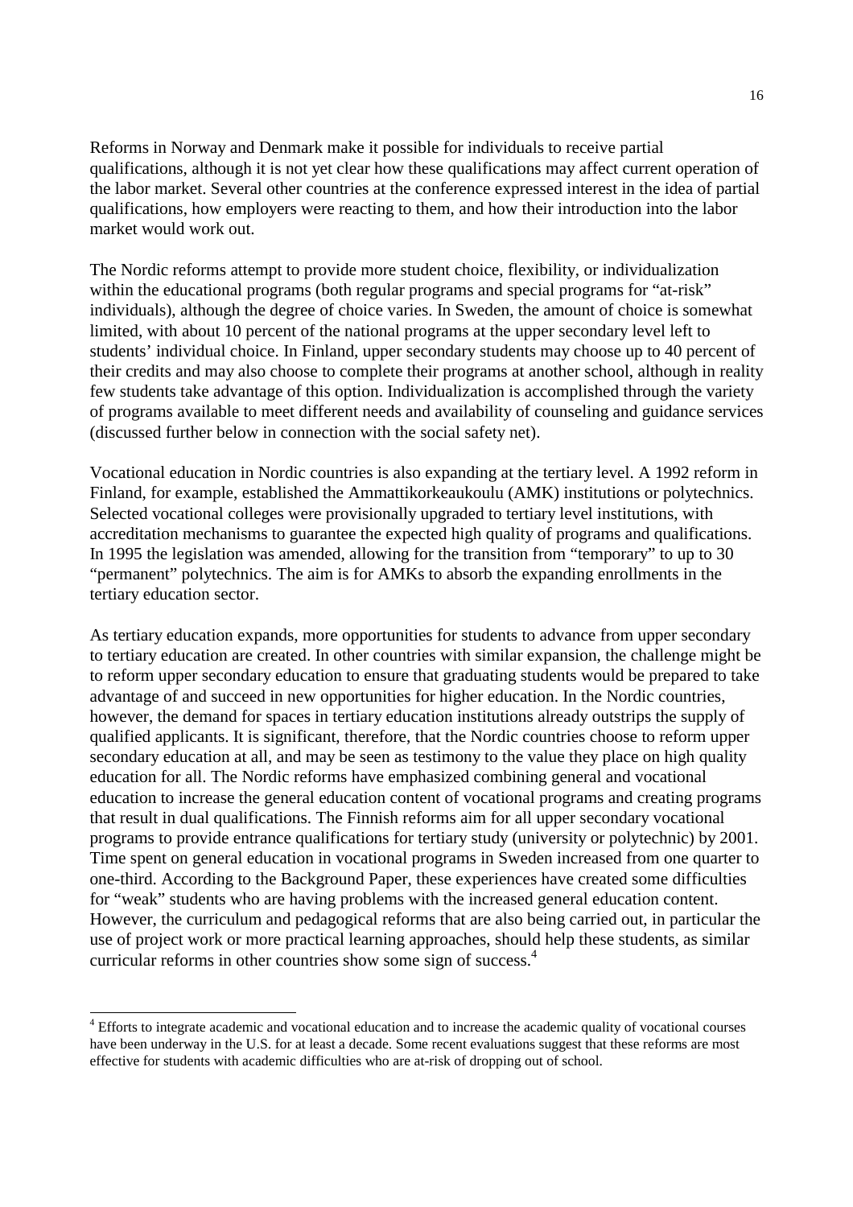Reforms in Norway and Denmark make it possible for individuals to receive partial qualifications, although it is not yet clear how these qualifications may affect current operation of the labor market. Several other countries at the conference expressed interest in the idea of partial qualifications, how employers were reacting to them, and how their introduction into the labor market would work out.

The Nordic reforms attempt to provide more student choice, flexibility, or individualization within the educational programs (both regular programs and special programs for "at-risk" individuals), although the degree of choice varies. In Sweden, the amount of choice is somewhat limited, with about 10 percent of the national programs at the upper secondary level left to students' individual choice. In Finland, upper secondary students may choose up to 40 percent of their credits and may also choose to complete their programs at another school, although in reality few students take advantage of this option. Individualization is accomplished through the variety of programs available to meet different needs and availability of counseling and guidance services (discussed further below in connection with the social safety net).

Vocational education in Nordic countries is also expanding at the tertiary level. A 1992 reform in Finland, for example, established the Ammattikorkeakoulu (AMK) institutions or polytechnics. Selected vocational colleges were provisionally upgraded to tertiary level institutions, with accreditation mechanisms to guarantee the expected high quality of programs and qualifications. In 1995 the legislation was amended, allowing for the transition from "temporary" to up to 30 "permanent" polytechnics. The aim is for AMKs to absorb the expanding enrollments in the tertiary education sector.

As tertiary education expands, more opportunities for students to advance from upper secondary to tertiary education are created. In other countries with similar expansion, the challenge might be to reform upper secondary education to ensure that graduating students would be prepared to take advantage of and succeed in new opportunities for higher education. In the Nordic countries, however, the demand for spaces in tertiary education institutions already outstrips the supply of qualified applicants. It is significant, therefore, that the Nordic countries choose to reform upper secondary education at all, and may be seen as testimony to the value they place on high quality education for all. The Nordic reforms have emphasized combining general and vocational education to increase the general education content of vocational programs and creating programs that result in dual qualifications. The Finnish reforms aim for all upper secondary vocational programs to provide entrance qualifications for tertiary study (university or polytechnic) by 2001. Time spent on general education in vocational programs in Sweden increased from one quarter to one-third. According to the Background Paper, these experiences have created some difficulties for "weak" students who are having problems with the increased general education content. However, the curriculum and pedagogical reforms that are also being carried out, in particular the use of project work or more practical learning approaches, should help these students, as similar curricular reforms in other countries show some sign of success.[4]

[4] Efforts to integrate academic and vocational education and to increase the academic quality of vocational courses have been underway in the U.S. for at least a decade. Some recent evaluations suggest that these reforms are most effective for students with academic difficulties who are at-risk of dropping out of school.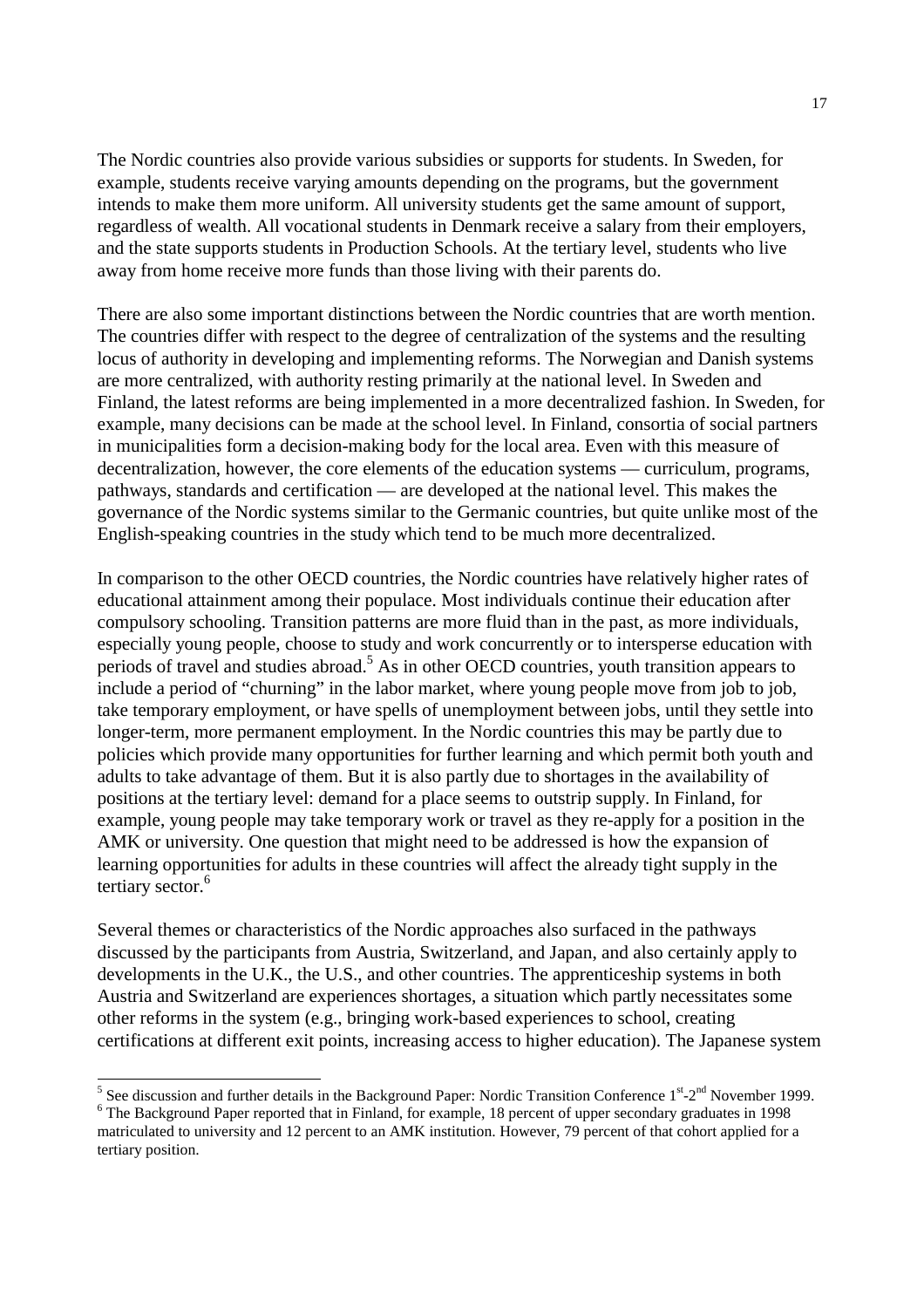The Nordic countries also provide various subsidies or supports for students. In Sweden, for example, students receive varying amounts depending on the programs, but the government intends to make them more uniform. All university students get the same amount of support, regardless of wealth. All vocational students in Denmark receive a salary from their employers, and the state supports students in Production Schools. At the tertiary level, students who live away from home receive more funds than those living with their parents do.

There are also some important distinctions between the Nordic countries that are worth mention. The countries differ with respect to the degree of centralization of the systems and the resulting locus of authority in developing and implementing reforms. The Norwegian and Danish systems are more centralized, with authority resting primarily at the national level. In Sweden and Finland, the latest reforms are being implemented in a more decentralized fashion. In Sweden, for example, many decisions can be made at the school level. In Finland, consortia of social partners in municipalities form a decision-making body for the local area. Even with this measure of decentralization, however, the core elements of the education systems — curriculum, programs, pathways, standards and certification — are developed at the national level. This makes the governance of the Nordic systems similar to the Germanic countries, but quite unlike most of the English-speaking countries in the study which tend to be much more decentralized.

In comparison to the other OECD countries, the Nordic countries have relatively higher rates of educational attainment among their populace. Most individuals continue their education after compulsory schooling. Transition patterns are more fluid than in the past, as more individuals, especially young people, choose to study and work concurrently or to intersperse education with periods of travel and studies abroad.[5] As in other OECD countries, youth transition appears to include a period of "churning" in the labor market, where young people move from job to job, take temporary employment, or have spells of unemployment between jobs, until they settle into longer-term, more permanent employment. In the Nordic countries this may be partly due to policies which provide many opportunities for further learning and which permit both youth and adults to take advantage of them. But it is also partly due to shortages in the availability of positions at the tertiary level: demand for a place seems to outstrip supply. In Finland, for example, young people may take temporary work or travel as they re-apply for a position in the AMK or university. One question that might need to be addressed is how the expansion of learning opportunities for adults in these countries will affect the already tight supply in the tertiary sector.[6]

Several themes or characteristics of the Nordic approaches also surfaced in the pathways discussed by the participants from Austria, Switzerland, and Japan, and also certainly apply to developments in the U.K., the U.S., and other countries. The apprenticeship systems in both Austria and Switzerland are experiences shortages, a situation which partly necessitates some other reforms in the system (e.g., bringing work-based experiences to school, creating certifications at different exit points, increasing access to higher education). The Japanese system

---

[5] See discussion and further details in the Background Paper: Nordic Transition Conference 1st-2nd November 1999.

[6] The Background Paper reported that in Finland, for example, 18 percent of upper secondary graduates in 1998 matriculated to university and 12 percent to an AMK institution. However, 79 percent of that cohort applied for a tertiary position.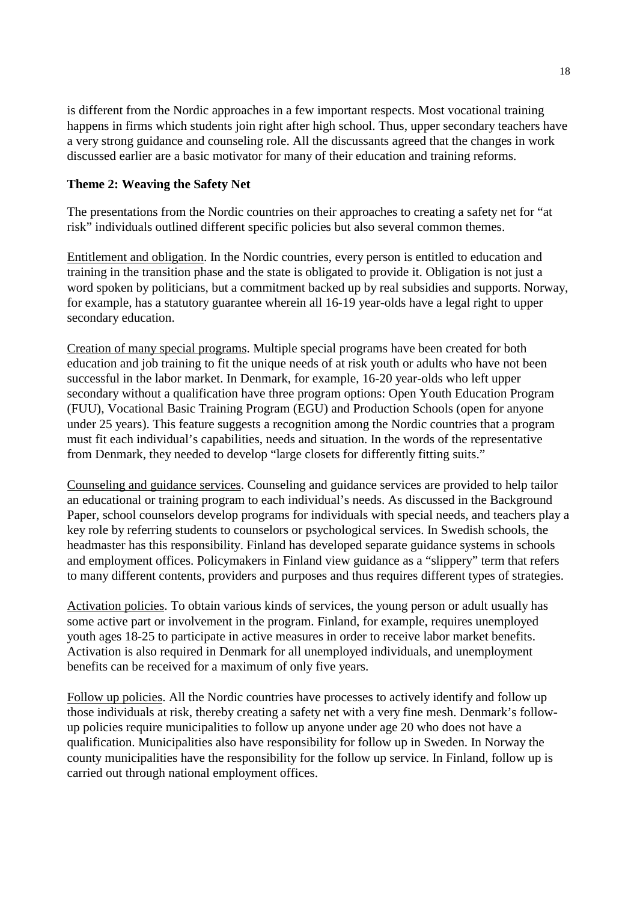is different from the Nordic approaches in a few important respects. Most vocational training happens in firms which students join right after high school. Thus, upper secondary teachers have a very strong guidance and counseling role. All the discussants agreed that the changes in work discussed earlier are a basic motivator for many of their education and training reforms.

**Theme 2: Weaving the Safety Net**

The presentations from the Nordic countries on their approaches to creating a safety net for "at risk" individuals outlined different specific policies but also several common themes.

Entitlement and obligation. In the Nordic countries, every person is entitled to education and training in the transition phase and the state is obligated to provide it. Obligation is not just a word spoken by politicians, but a commitment backed up by real subsidies and supports. Norway, for example, has a statutory guarantee wherein all 16-19 year-olds have a legal right to upper secondary education.

Creation of many special programs. Multiple special programs have been created for both education and job training to fit the unique needs of at risk youth or adults who have not been successful in the labor market. In Denmark, for example, 16-20 year-olds who left upper secondary without a qualification have three program options: Open Youth Education Program (FUU), Vocational Basic Training Program (EGU) and Production Schools (open for anyone under 25 years). This feature suggests a recognition among the Nordic countries that a program must fit each individual's capabilities, needs and situation. In the words of the representative from Denmark, they needed to develop "large closets for differently fitting suits."

Counseling and guidance services. Counseling and guidance services are provided to help tailor an educational or training program to each individual's needs. As discussed in the Background Paper, school counselors develop programs for individuals with special needs, and teachers play a key role by referring students to counselors or psychological services. In Swedish schools, the headmaster has this responsibility. Finland has developed separate guidance systems in schools and employment offices. Policymakers in Finland view guidance as a "slippery" term that refers to many different contents, providers and purposes and thus requires different types of strategies.

Activation policies. To obtain various kinds of services, the young person or adult usually has some active part or involvement in the program. Finland, for example, requires unemployed youth ages 18-25 to participate in active measures in order to receive labor market benefits. Activation is also required in Denmark for all unemployed individuals, and unemployment benefits can be received for a maximum of only five years.

Follow up policies. All the Nordic countries have processes to actively identify and follow up those individuals at risk, thereby creating a safety net with a very fine mesh. Denmark's follow-up policies require municipalities to follow up anyone under age 20 who does not have a qualification. Municipalities also have responsibility for follow up in Sweden. In Norway the county municipalities have the responsibility for the follow up service. In Finland, follow up is carried out through national employment offices.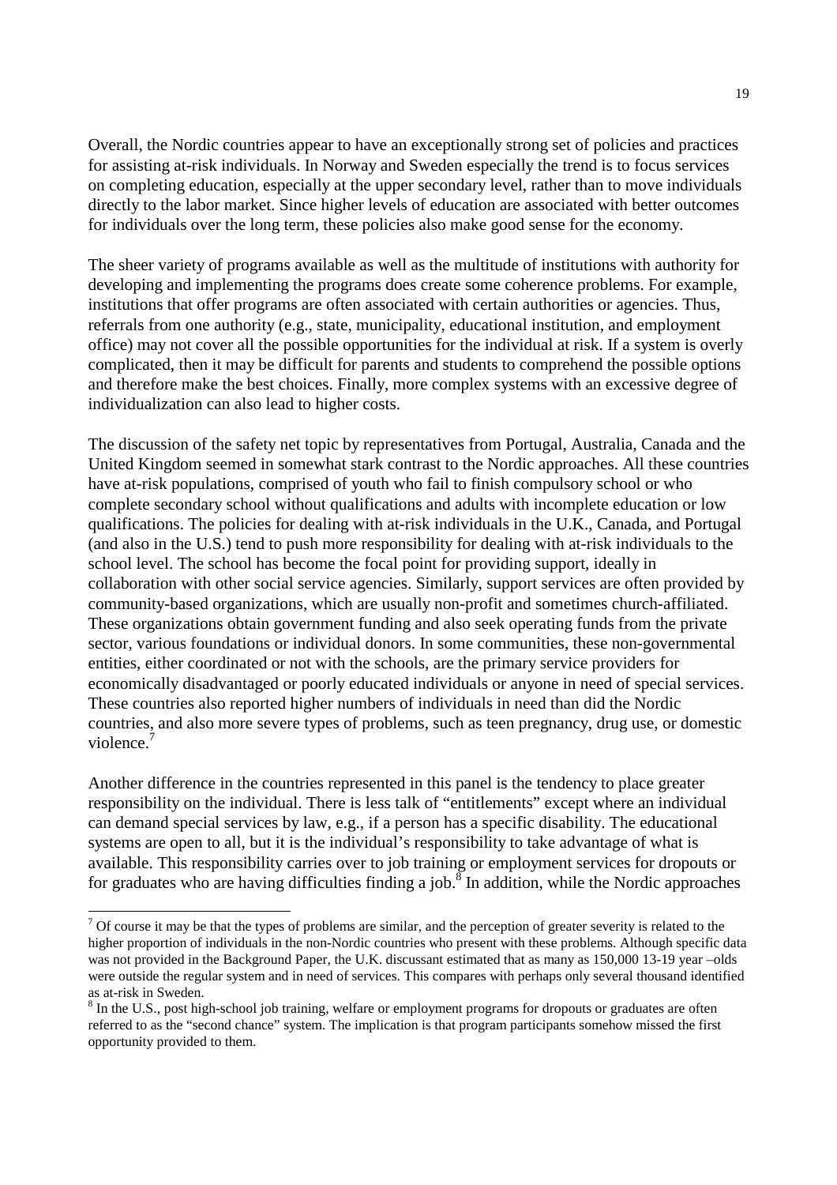Overall, the Nordic countries appear to have an exceptionally strong set of policies and practices for assisting at-risk individuals. In Norway and Sweden especially the trend is to focus services on completing education, especially at the upper secondary level, rather than to move individuals directly to the labor market. Since higher levels of education are associated with better outcomes for individuals over the long term, these policies also make good sense for the economy.

The sheer variety of programs available as well as the multitude of institutions with authority for developing and implementing the programs does create some coherence problems. For example, institutions that offer programs are often associated with certain authorities or agencies. Thus, referrals from one authority (e.g., state, municipality, educational institution, and employment office) may not cover all the possible opportunities for the individual at risk. If a system is overly complicated, then it may be difficult for parents and students to comprehend the possible options and therefore make the best choices. Finally, more complex systems with an excessive degree of individualization can also lead to higher costs.

The discussion of the safety net topic by representatives from Portugal, Australia, Canada and the United Kingdom seemed in somewhat stark contrast to the Nordic approaches. All these countries have at-risk populations, comprised of youth who fail to finish compulsory school or who complete secondary school without qualifications and adults with incomplete education or low qualifications. The policies for dealing with at-risk individuals in the U.K., Canada, and Portugal (and also in the U.S.) tend to push more responsibility for dealing with at-risk individuals to the school level. The school has become the focal point for providing support, ideally in collaboration with other social service agencies. Similarly, support services are often provided by community-based organizations, which are usually non-profit and sometimes church-affiliated. These organizations obtain government funding and also seek operating funds from the private sector, various foundations or individual donors. In some communities, these non-governmental entities, either coordinated or not with the schools, are the primary service providers for economically disadvantaged or poorly educated individuals or anyone in need of special services. These countries also reported higher numbers of individuals in need than did the Nordic countries, and also more severe types of problems, such as teen pregnancy, drug use, or domestic violence.[7]

Another difference in the countries represented in this panel is the tendency to place greater responsibility on the individual. There is less talk of "entitlements" except where an individual can demand special services by law, e.g., if a person has a specific disability. The educational systems are open to all, but it is the individual's responsibility to take advantage of what is available. This responsibility carries over to job training or employment services for dropouts or for graduates who are having difficulties finding a job.[8] In addition, while the Nordic approaches

---

[7] Of course it may be that the types of problems are similar, and the perception of greater severity is related to the higher proportion of individuals in the non-Nordic countries who present with these problems. Although specific data was not provided in the Background Paper, the U.K. discussant estimated that as many as 150,000 13-19 year –olds were outside the regular system and in need of services. This compares with perhaps only several thousand identified as at-risk in Sweden.

[8] In the U.S., post high-school job training, welfare or employment programs for dropouts or graduates are often referred to as the "second chance" system. The implication is that program participants somehow missed the first opportunity provided to them.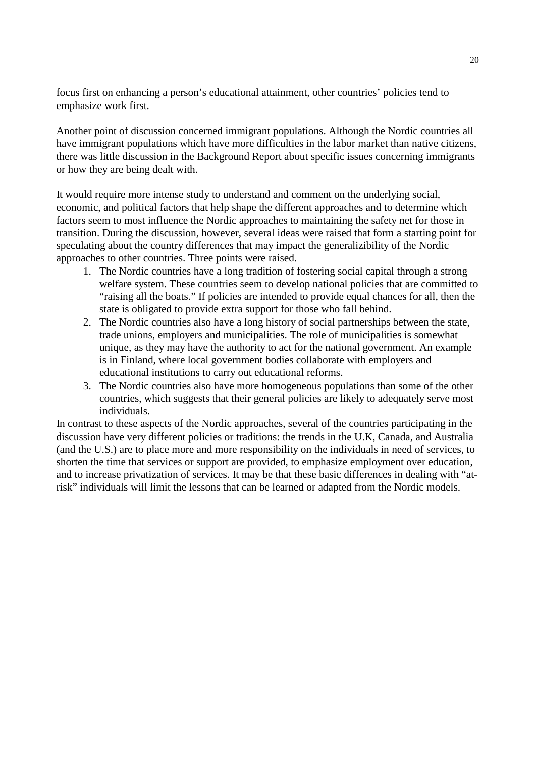focus first on enhancing a person's educational attainment, other countries' policies tend to emphasize work first.

Another point of discussion concerned immigrant populations. Although the Nordic countries all have immigrant populations which have more difficulties in the labor market than native citizens, there was little discussion in the Background Report about specific issues concerning immigrants or how they are being dealt with.

It would require more intense study to understand and comment on the underlying social, economic, and political factors that help shape the different approaches and to determine which factors seem to most influence the Nordic approaches to maintaining the safety net for those in transition. During the discussion, however, several ideas were raised that form a starting point for speculating about the country differences that may impact the generalizibility of the Nordic approaches to other countries. Three points were raised.

1. The Nordic countries have a long tradition of fostering social capital through a strong welfare system. These countries seem to develop national policies that are committed to "raising all the boats." If policies are intended to provide equal chances for all, then the state is obligated to provide extra support for those who fall behind.
2. The Nordic countries also have a long history of social partnerships between the state, trade unions, employers and municipalities. The role of municipalities is somewhat unique, as they may have the authority to act for the national government. An example is in Finland, where local government bodies collaborate with employers and educational institutions to carry out educational reforms.
3. The Nordic countries also have more homogeneous populations than some of the other countries, which suggests that their general policies are likely to adequately serve most individuals.

In contrast to these aspects of the Nordic approaches, several of the countries participating in the discussion have very different policies or traditions: the trends in the U.K, Canada, and Australia (and the U.S.) are to place more and more responsibility on the individuals in need of services, to shorten the time that services or support are provided, to emphasize employment over education, and to increase privatization of services. It may be that these basic differences in dealing with "at-risk" individuals will limit the lessons that can be learned or adapted from the Nordic models.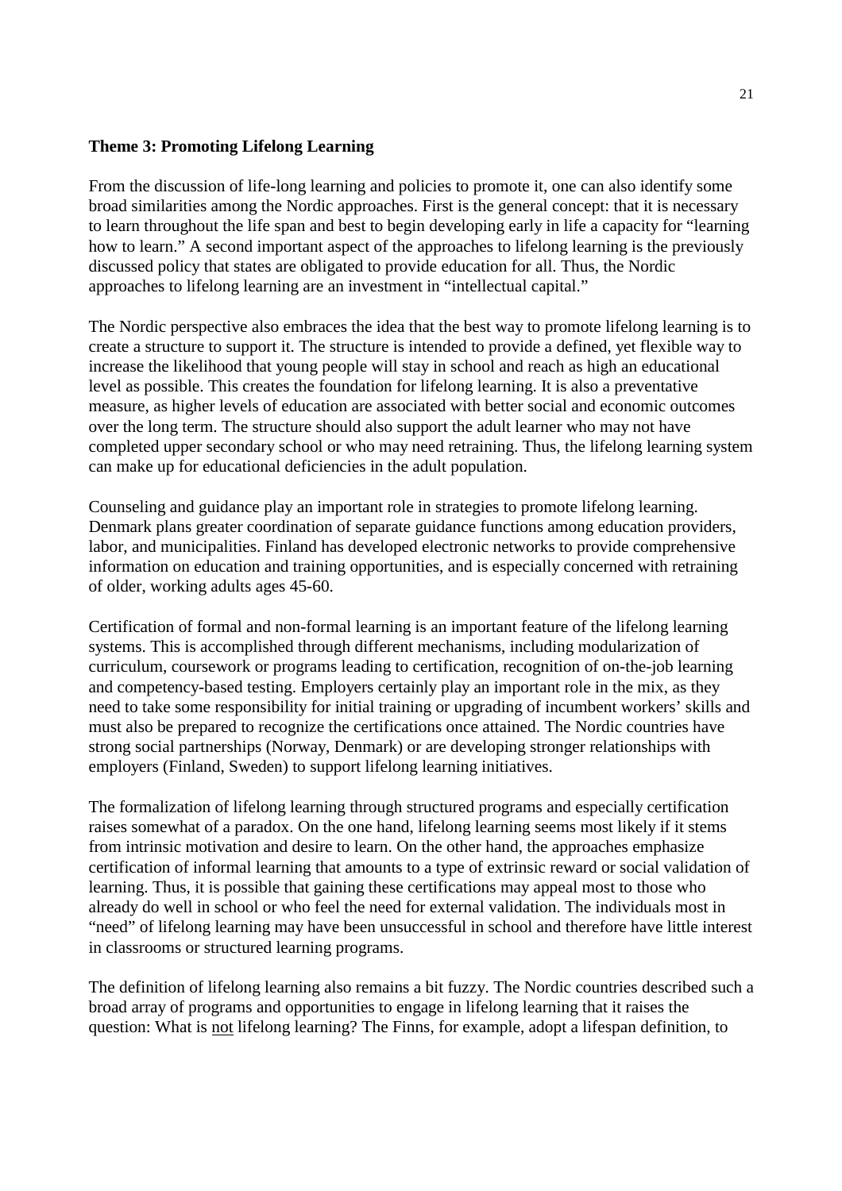**Theme 3: Promoting Lifelong Learning**

From the discussion of life-long learning and policies to promote it, one can also identify some broad similarities among the Nordic approaches. First is the general concept: that it is necessary to learn throughout the life span and best to begin developing early in life a capacity for "learning how to learn." A second important aspect of the approaches to lifelong learning is the previously discussed policy that states are obligated to provide education for all. Thus, the Nordic approaches to lifelong learning are an investment in "intellectual capital."

The Nordic perspective also embraces the idea that the best way to promote lifelong learning is to create a structure to support it. The structure is intended to provide a defined, yet flexible way to increase the likelihood that young people will stay in school and reach as high an educational level as possible. This creates the foundation for lifelong learning. It is also a preventative measure, as higher levels of education are associated with better social and economic outcomes over the long term. The structure should also support the adult learner who may not have completed upper secondary school or who may need retraining. Thus, the lifelong learning system can make up for educational deficiencies in the adult population.

Counseling and guidance play an important role in strategies to promote lifelong learning. Denmark plans greater coordination of separate guidance functions among education providers, labor, and municipalities. Finland has developed electronic networks to provide comprehensive information on education and training opportunities, and is especially concerned with retraining of older, working adults ages 45-60.

Certification of formal and non-formal learning is an important feature of the lifelong learning systems. This is accomplished through different mechanisms, including modularization of curriculum, coursework or programs leading to certification, recognition of on-the-job learning and competency-based testing. Employers certainly play an important role in the mix, as they need to take some responsibility for initial training or upgrading of incumbent workers' skills and must also be prepared to recognize the certifications once attained. The Nordic countries have strong social partnerships (Norway, Denmark) or are developing stronger relationships with employers (Finland, Sweden) to support lifelong learning initiatives.

The formalization of lifelong learning through structured programs and especially certification raises somewhat of a paradox. On the one hand, lifelong learning seems most likely if it stems from intrinsic motivation and desire to learn. On the other hand, the approaches emphasize certification of informal learning that amounts to a type of extrinsic reward or social validation of learning. Thus, it is possible that gaining these certifications may appeal most to those who already do well in school or who feel the need for external validation. The individuals most in "need" of lifelong learning may have been unsuccessful in school and therefore have little interest in classrooms or structured learning programs.

The definition of lifelong learning also remains a bit fuzzy. The Nordic countries described such a broad array of programs and opportunities to engage in lifelong learning that it raises the question: What is not lifelong learning? The Finns, for example, adopt a lifespan definition, to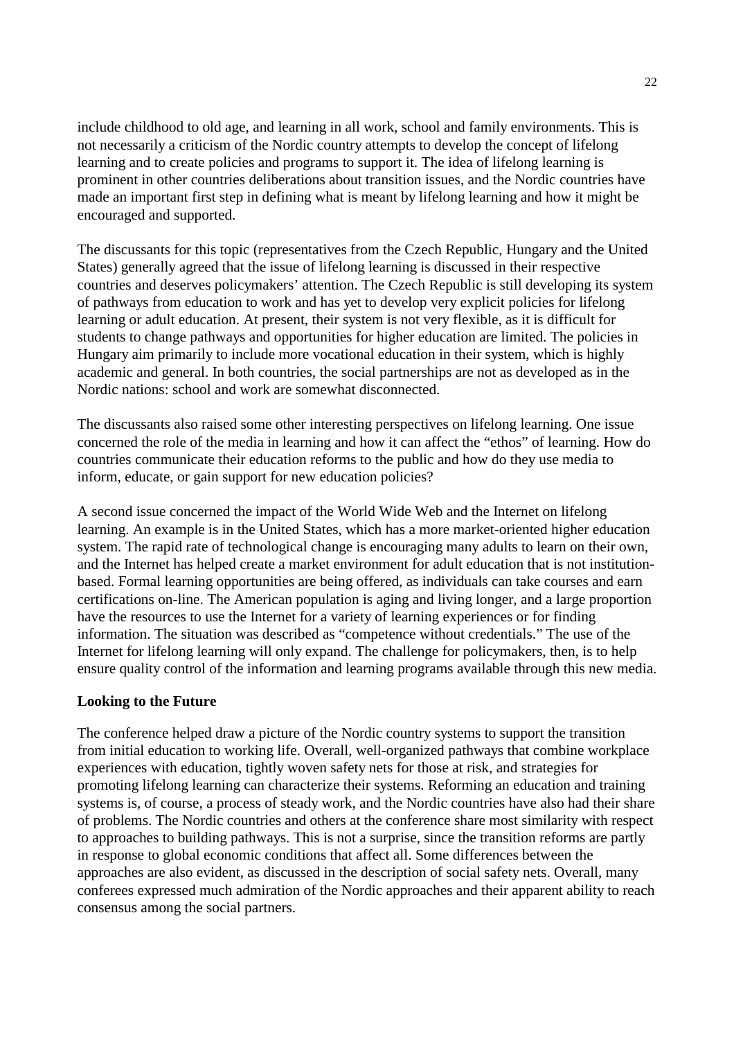include childhood to old age, and learning in all work, school and family environments. This is not necessarily a criticism of the Nordic country attempts to develop the concept of lifelong learning and to create policies and programs to support it. The idea of lifelong learning is prominent in other countries deliberations about transition issues, and the Nordic countries have made an important first step in defining what is meant by lifelong learning and how it might be encouraged and supported.

The discussants for this topic (representatives from the Czech Republic, Hungary and the United States) generally agreed that the issue of lifelong learning is discussed in their respective countries and deserves policymakers' attention. The Czech Republic is still developing its system of pathways from education to work and has yet to develop very explicit policies for lifelong learning or adult education. At present, their system is not very flexible, as it is difficult for students to change pathways and opportunities for higher education are limited. The policies in Hungary aim primarily to include more vocational education in their system, which is highly academic and general. In both countries, the social partnerships are not as developed as in the Nordic nations: school and work are somewhat disconnected.

The discussants also raised some other interesting perspectives on lifelong learning. One issue concerned the role of the media in learning and how it can affect the "ethos" of learning. How do countries communicate their education reforms to the public and how do they use media to inform, educate, or gain support for new education policies?

A second issue concerned the impact of the World Wide Web and the Internet on lifelong learning. An example is in the United States, which has a more market-oriented higher education system. The rapid rate of technological change is encouraging many adults to learn on their own, and the Internet has helped create a market environment for adult education that is not institution-based. Formal learning opportunities are being offered, as individuals can take courses and earn certifications on-line. The American population is aging and living longer, and a large proportion have the resources to use the Internet for a variety of learning experiences or for finding information. The situation was described as "competence without credentials." The use of the Internet for lifelong learning will only expand. The challenge for policymakers, then, is to help ensure quality control of the information and learning programs available through this new media.

**Looking to the Future**

The conference helped draw a picture of the Nordic country systems to support the transition from initial education to working life. Overall, well-organized pathways that combine workplace experiences with education, tightly woven safety nets for those at risk, and strategies for promoting lifelong learning can characterize their systems. Reforming an education and training systems is, of course, a process of steady work, and the Nordic countries have also had their share of problems. The Nordic countries and others at the conference share most similarity with respect to approaches to building pathways. This is not a surprise, since the transition reforms are partly in response to global economic conditions that affect all. Some differences between the approaches are also evident, as discussed in the description of social safety nets. Overall, many conferees expressed much admiration of the Nordic approaches and their apparent ability to reach consensus among the social partners.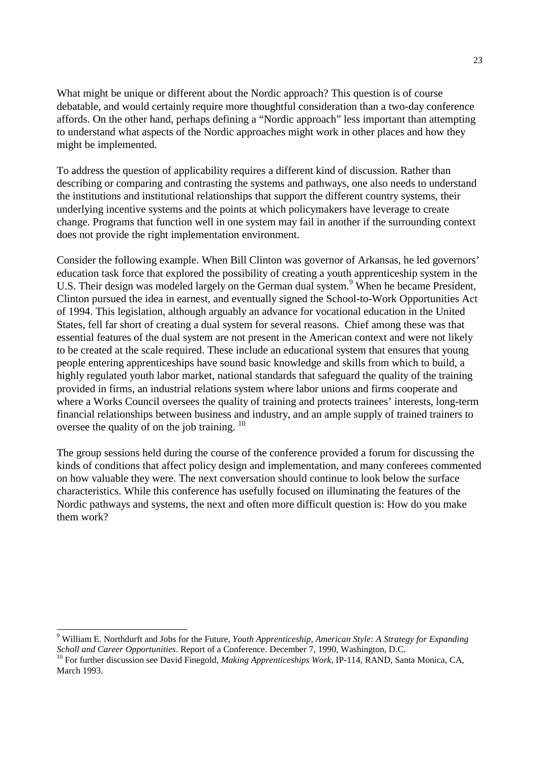What might be unique or different about the Nordic approach? This question is of course debatable, and would certainly require more thoughtful consideration than a two-day conference affords. On the other hand, perhaps defining a "Nordic approach" less important than attempting to understand what aspects of the Nordic approaches might work in other places and how they might be implemented.

To address the question of applicability requires a different kind of discussion. Rather than describing or comparing and contrasting the systems and pathways, one also needs to understand the institutions and institutional relationships that support the different country systems, their underlying incentive systems and the points at which policymakers have leverage to create change. Programs that function well in one system may fail in another if the surrounding context does not provide the right implementation environment.

Consider the following example. When Bill Clinton was governor of Arkansas, he led governors' education task force that explored the possibility of creating a youth apprenticeship system in the U.S. Their design was modeled largely on the German dual system.[9] When he became President, Clinton pursued the idea in earnest, and eventually signed the School-to-Work Opportunities Act of 1994. This legislation, although arguably an advance for vocational education in the United States, fell far short of creating a dual system for several reasons. Chief among these was that essential features of the dual system are not present in the American context and were not likely to be created at the scale required. These include an educational system that ensures that young people entering apprenticeships have sound basic knowledge and skills from which to build, a highly regulated youth labor market, national standards that safeguard the quality of the training provided in firms, an industrial relations system where labor unions and firms cooperate and where a Works Council oversees the quality of training and protects trainees' interests, long-term financial relationships between business and industry, and an ample supply of trained trainers to oversee the quality of on the job training. [10]

The group sessions held during the course of the conference provided a forum for discussing the kinds of conditions that affect policy design and implementation, and many conferees commented on how valuable they were. The next conversation should continue to look below the surface characteristics. While this conference has usefully focused on illuminating the features of the Nordic pathways and systems, the next and often more difficult question is: How do you make them work?

---

[9] William E. Northdurft and Jobs for the Future, *Youth Apprenticeship, American Style: A Strategy for Expanding Scholl and Career Opportunities*. Report of a Conference. December 7, 1990, Washington, D.C.

[10] For further discussion see David Finegold, *Making Apprenticeships Work*, IP-114, RAND, Santa Monica, CA, March 1993.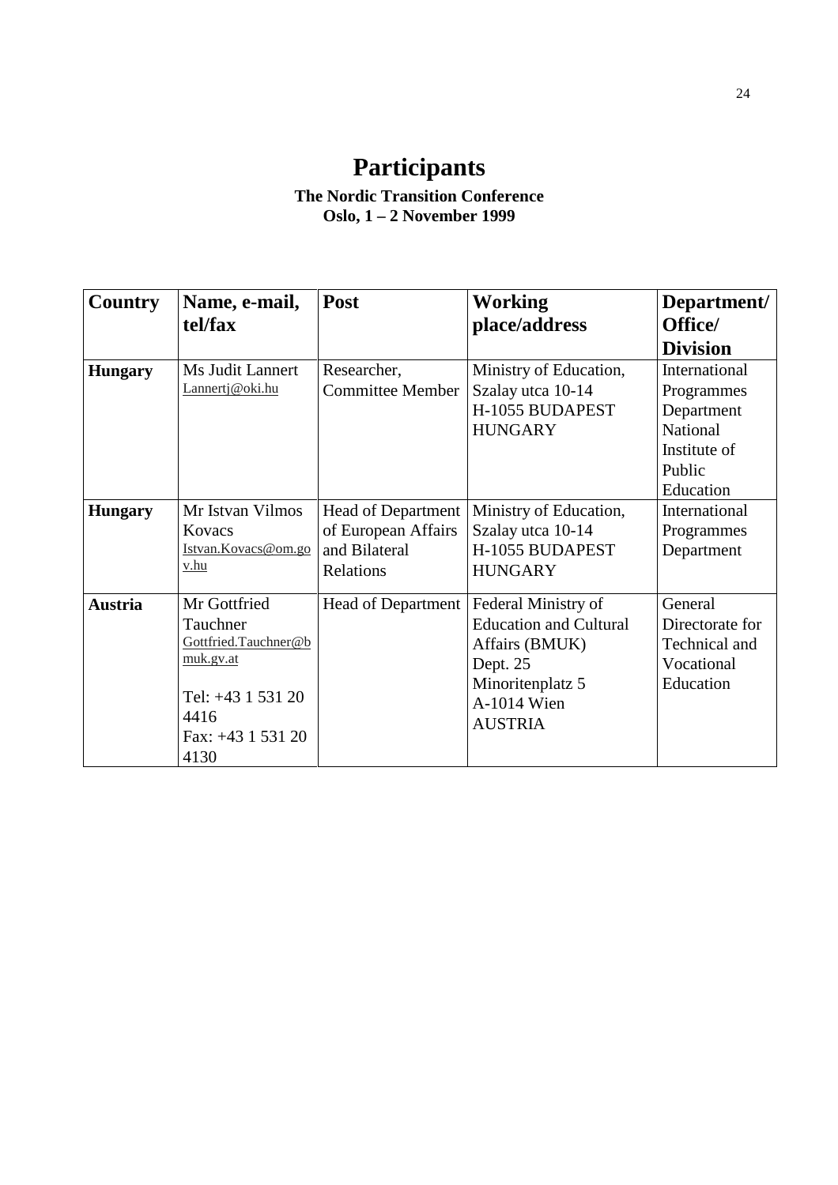# Participants

**The Nordic Transition Conference**
**Oslo, 1 – 2 November 1999**

| Country | Name, e-mail, tel/fax | Post | Working place/address | Department/ Office/ Division |
|---|---|---|---|---|
| **Hungary** | Ms Judit Lannert Lannertj@oki.hu | Researcher, Committee Member | Ministry of Education, Szalay utca 10-14 H-1055 BUDAPEST HUNGARY | International Programmes Department National Institute of Public Education |
| **Hungary** | Mr Istvan Vilmos Kovacs Istvan.Kovacs@om.gov.hu | Head of Department of European Affairs and Bilateral Relations | Ministry of Education, Szalay utca 10-14 H-1055 BUDAPEST HUNGARY | International Programmes Department |
| **Austria** | Mr Gottfried Tauchner Gottfried.Tauchner@bmuk.gv.at Tel: +43 1 531 20 4416 Fax: +43 1 531 20 4130 | Head of Department | Federal Ministry of Education and Cultural Affairs (BMUK) Dept. 25 Minoritenplatz 5 A-1014 Wien AUSTRIA | General Directorate for Technical and Vocational Education |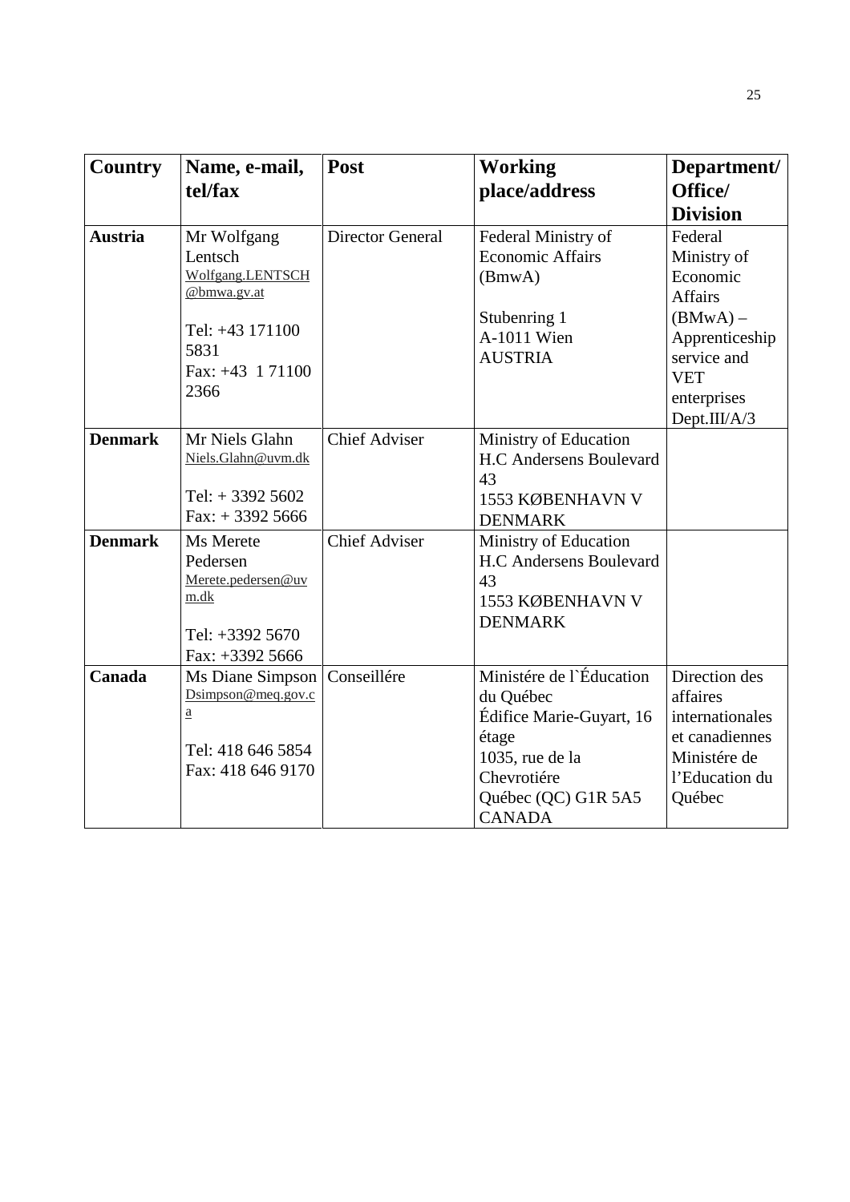| Country | Name, e-mail, tel/fax | Post | Working place/address | Department/ Office/ Division |
|---|---|---|---|---|
| **Austria** | Mr Wolfgang Lentsch Wolfgang.LENTSCH @bmwa.gv.at<br><br>Tel: +43 171100 5831<br>Fax: +43 1 71100 2366 | Director General | Federal Ministry of Economic Affairs (BmwA)<br><br>Stubenring 1<br>A-1011 Wien<br>AUSTRIA | Federal Ministry of Economic Affairs (BMwA) – Apprenticeship service and VET enterprises Dept.III/A/3 |
| **Denmark** | Mr Niels Glahn Niels.Glahn@uvm.dk<br><br>Tel: + 3392 5602<br>Fax: + 3392 5666 | Chief Adviser | Ministry of Education<br>H.C Andersens Boulevard 43<br>1553 KØBENHAVN V<br>DENMARK | |
| **Denmark** | Ms Merete Pedersen Merete.pedersen@uvm.dk<br><br>Tel: +3392 5670<br>Fax: +3392 5666 | Chief Adviser | Ministry of Education<br>H.C Andersens Boulevard 43<br>1553 KØBENHAVN V<br>DENMARK | |
| **Canada** | Ms Diane Simpson Dsimpson@meq.gov.ca<br><br>Tel: 418 646 5854<br>Fax: 418 646 9170 | Conseillére | Ministére de l`Éducation du Québec<br>Édifice Marie-Guyart, 16 étage<br>1035, rue de la Chevrotiére<br>Québec (QC) G1R 5A5<br>CANADA | Direction des affaires internationales et canadiennes Ministére de l'Education du Québec |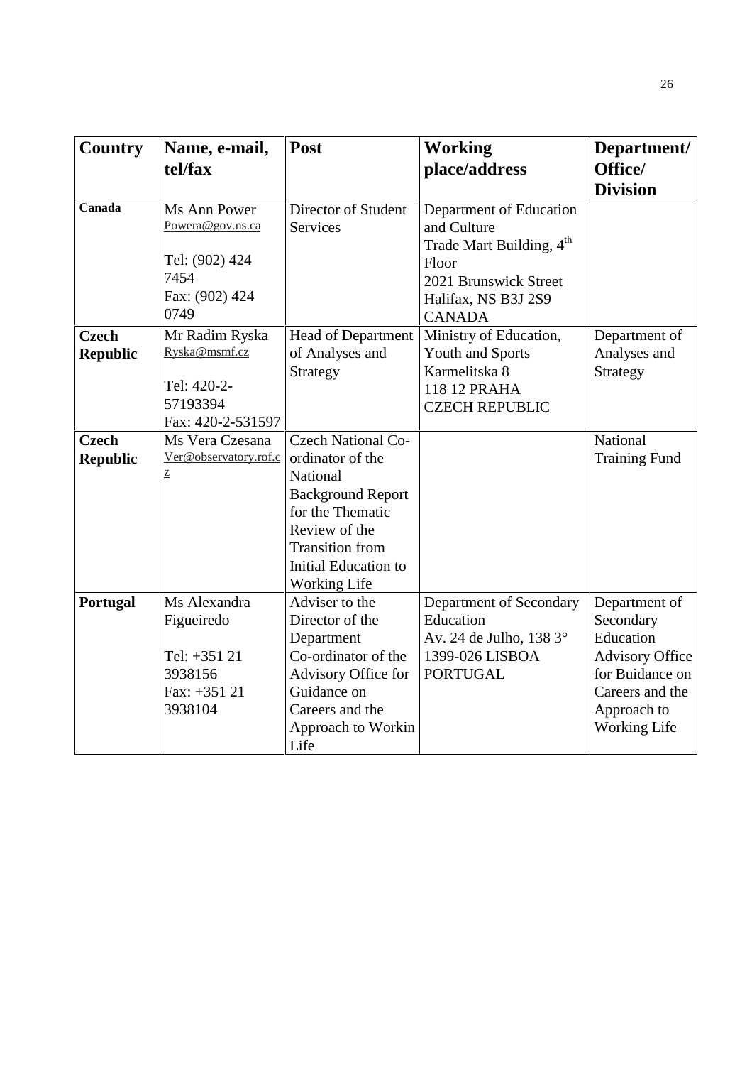| Country | Name, e-mail, tel/fax | Post | Working place/address | Department/ Office/ Division |
|---|---|---|---|---|
| **Canada** | Ms Ann Power<br>Powera@gov.ns.ca<br><br>Tel: (902) 424 7454<br>Fax: (902) 424 0749 | Director of Student Services | Department of Education and Culture<br>Trade Mart Building, 4th Floor<br>2021 Brunswick Street<br>Halifax, NS B3J 2S9<br>CANADA | |
| **Czech Republic** | Mr Radim Ryska<br>Ryska@msmf.cz<br><br>Tel: 420-2-57193394<br>Fax: 420-2-531597 | Head of Department of Analyses and Strategy | Ministry of Education, Youth and Sports<br>Karmelitska 8<br>118 12 PRAHA<br>CZECH REPUBLIC | Department of Analyses and Strategy |
| **Czech Republic** | Ms Vera Czesana<br>Ver@observatory.rof.cz | Czech National Co-ordinator of the National Background Report for the Thematic Review of the Transition from Initial Education to Working Life | | National Training Fund |
| **Portugal** | Ms Alexandra Figueiredo<br><br>Tel: +351 21 3938156<br>Fax: +351 21 3938104 | Adviser to the Director of the Department Co-ordinator of the Advisory Office for Guidance on Careers and the Approach to Workin Life | Department of Secondary Education<br>Av. 24 de Julho, 138 3°<br>1399-026 LISBOA<br>PORTUGAL | Department of Secondary Education Advisory Office for Buidance on Careers and the Approach to Working Life |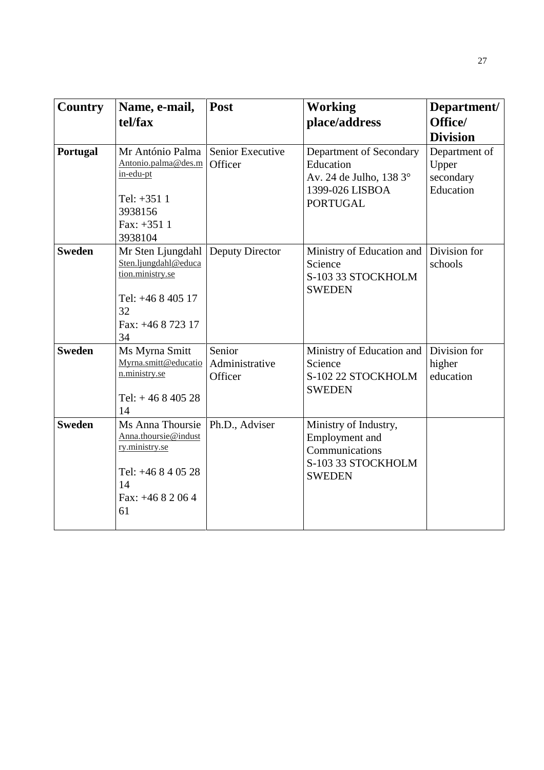| Country | Name, e-mail, tel/fax | Post | Working place/address | Department/ Office/ Division |
|---|---|---|---|---|
| **Portugal** | Mr António Palma Antonio.palma@des.min-edu-pt<br><br>Tel: +351 1 3938156<br>Fax: +351 1 3938104 | Senior Executive Officer | Department of Secondary Education<br>Av. 24 de Julho, 138 3°<br>1399-026 LISBOA<br>PORTUGAL | Department of Upper secondary Education |
| **Sweden** | Mr Sten Ljungdahl Sten.ljungdahl@education.ministry.se<br><br>Tel: +46 8 405 17 32<br>Fax: +46 8 723 17 34 | Deputy Director | Ministry of Education and Science<br>S-103 33 STOCKHOLM<br>SWEDEN | Division for schools |
| **Sweden** | Ms Myrna Smitt Myrna.smitt@education.ministry.se<br><br>Tel: + 46 8 405 28 14 | Senior Administrative Officer | Ministry of Education and Science<br>S-102 22 STOCKHOLM<br>SWEDEN | Division for higher education |
| **Sweden** | Ms Anna Thoursie Anna.thoursie@industry.ministry.se<br><br>Tel: +46 8 4 05 28 14<br>Fax: +46 8 2 06 4 61 | Ph.D., Adviser | Ministry of Industry, Employment and Communications<br>S-103 33 STOCKHOLM<br>SWEDEN | |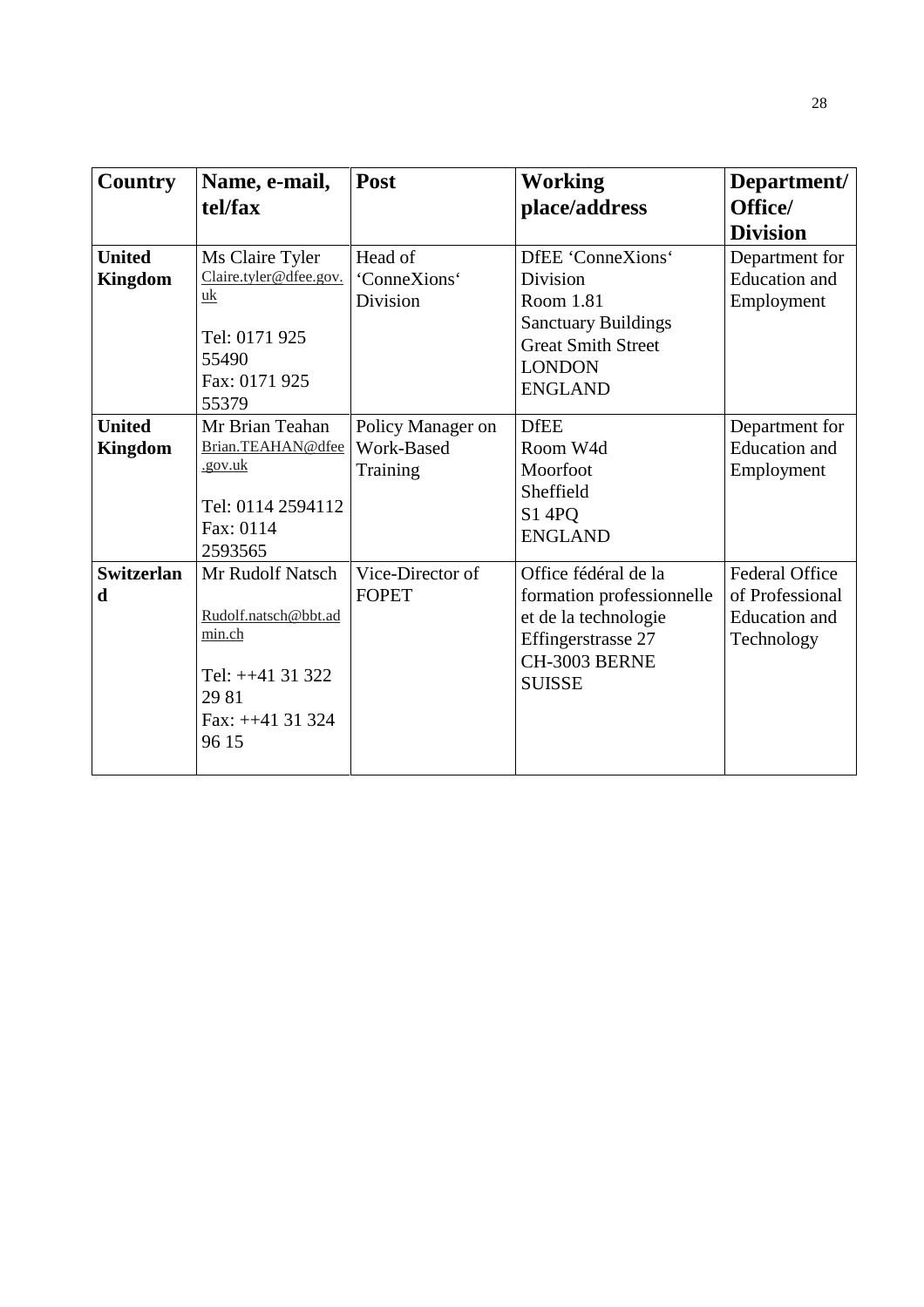| Country | Name, e-mail, tel/fax | Post | Working place/address | Department/ Office/ Division |
|---|---|---|---|---|
| **United Kingdom** | Ms Claire Tyler<br>Claire.tyler@dfee.gov.uk<br><br>Tel: 0171 925 55490<br>Fax: 0171 925 55379 | Head of 'ConneXions' Division | DfEE 'ConneXions' Division<br>Room 1.81<br>Sanctuary Buildings<br>Great Smith Street<br>LONDON<br>ENGLAND | Department for Education and Employment |
| **United Kingdom** | Mr Brian Teahan<br>Brian.TEAHAN@dfee.gov.uk<br><br>Tel: 0114 2594112<br>Fax: 0114 2593565 | Policy Manager on Work-Based Training | DfEE<br>Room W4d<br>Moorfoot<br>Sheffield<br>S1 4PQ<br>ENGLAND | Department for Education and Employment |
| **Switzerland** | Mr Rudolf Natsch<br><br>Rudolf.natsch@bbt.admin.ch<br><br>Tel: ++41 31 322 29 81<br>Fax: ++41 31 324 96 15 | Vice-Director of FOPET | Office fédéral de la formation professionnelle et de la technologie<br>Effingerstrasse 27<br>CH-3003 BERNE<br>SUISSE | Federal Office of Professional Education and Technology |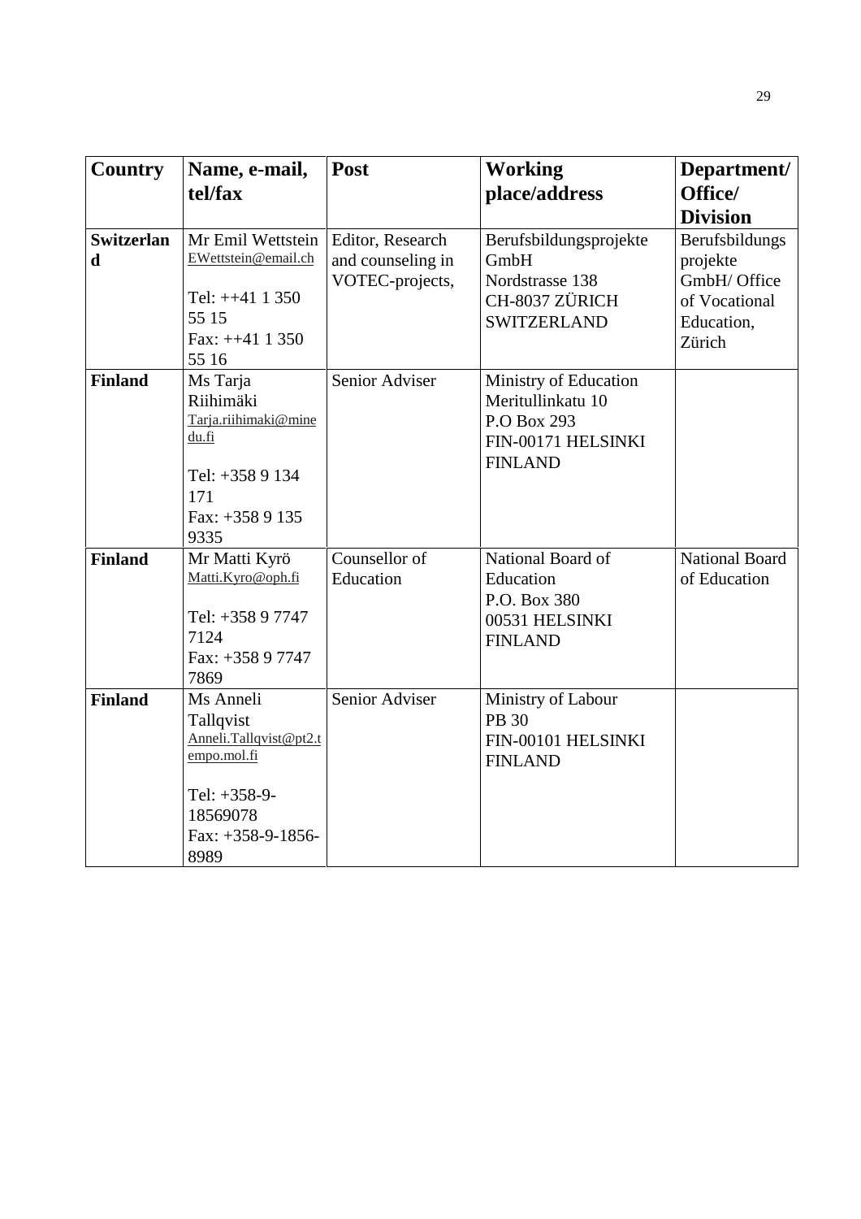| Country | Name, e-mail, tel/fax | Post | Working place/address | Department/ Office/ Division |
|---|---|---|---|---|
| **Switzerland** | Mr Emil Wettstein EWettstein@email.ch<br><br>Tel: ++41 1 350 55 15<br>Fax: ++41 1 350 55 16 | Editor, Research and counseling in VOTEC-projects, | Berufsbildungsprojekte GmbH<br>Nordstrasse 138<br>CH-8037 ZÜRICH<br>SWITZERLAND | Berufsbildungsprojekte GmbH/ Office of Vocational Education, Zürich |
| **Finland** | Ms Tarja Riihimäki Tarja.riihimaki@minedu.fi<br><br>Tel: +358 9 134 171<br>Fax: +358 9 135 9335 | Senior Adviser | Ministry of Education<br>Meritullinkatu 10<br>P.O Box 293<br>FIN-00171 HELSINKI<br>FINLAND | |
| **Finland** | Mr Matti Kyrö Matti.Kyro@oph.fi<br><br>Tel: +358 9 7747 7124<br>Fax: +358 9 7747 7869 | Counsellor of Education | National Board of Education<br>P.O. Box 380<br>00531 HELSINKI<br>FINLAND | National Board of Education |
| **Finland** | Ms Anneli Tallqvist Anneli.Tallqvist@pt2.tempo.mol.fi<br><br>Tel: +358-9-18569078<br>Fax: +358-9-1856-8989 | Senior Adviser | Ministry of Labour<br>PB 30<br>FIN-00101 HELSINKI<br>FINLAND | |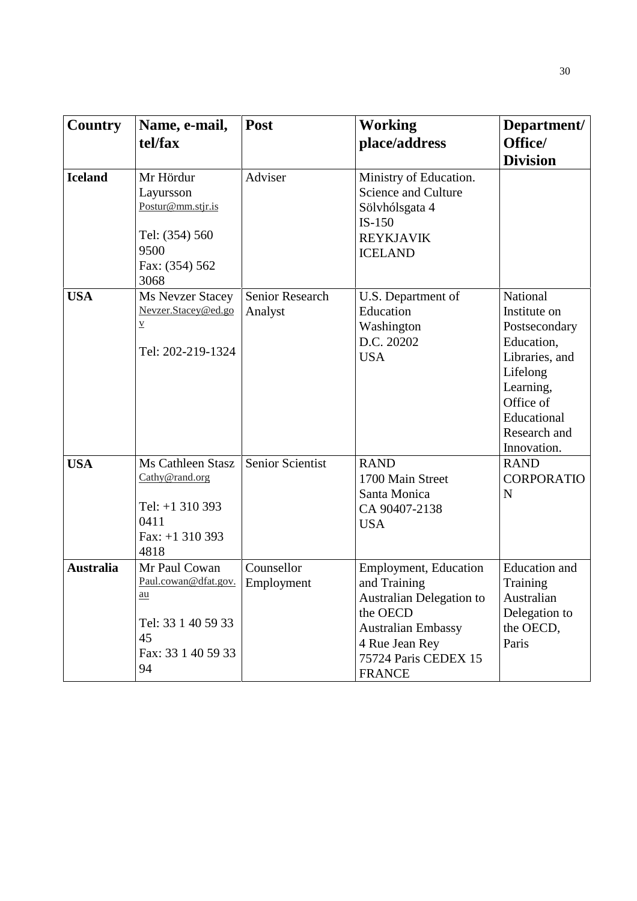| Country | Name, e-mail, tel/fax | Post | Working place/address | Department/ Office/ Division |
|---|---|---|---|---|
| **Iceland** | Mr Hördur Layursson Postur@mm.stjr.is Tel: (354) 560 9500 Fax: (354) 562 3068 | Adviser | Ministry of Education. Science and Culture Sölvhólsgata 4 IS-150 REYKJAVIK ICELAND | |
| **USA** | Ms Nevzer Stacey Nevzer.Stacey@ed.gov Tel: 202-219-1324 | Senior Research Analyst | U.S. Department of Education Washington D.C. 20202 USA | National Institute on Postsecondary Education, Libraries, and Lifelong Learning, Office of Educational Research and Innovation. |
| **USA** | Ms Cathleen Stasz Cathy@rand.org Tel: +1 310 393 0411 Fax: +1 310 393 4818 | Senior Scientist | RAND 1700 Main Street Santa Monica CA 90407-2138 USA | RAND CORPORATION |
| **Australia** | Mr Paul Cowan Paul.cowan@dfat.gov.au Tel: 33 1 40 59 33 45 Fax: 33 1 40 59 33 94 | Counsellor Employment | Employment, Education and Training Australian Delegation to the OECD Australian Embassy 4 Rue Jean Rey 75724 Paris CEDEX 15 FRANCE | Education and Training Australian Delegation to the OECD, Paris |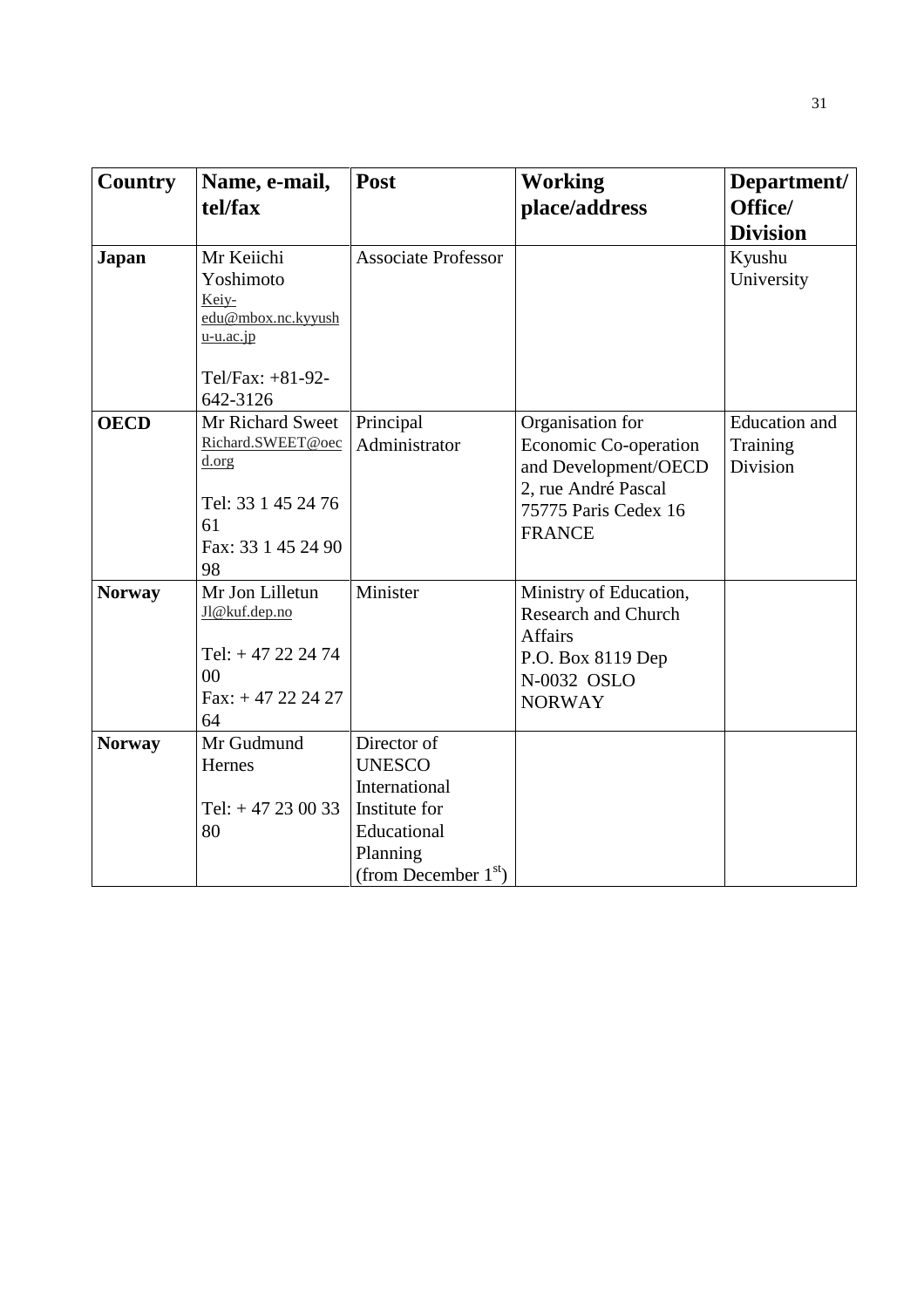| Country | Name, e-mail, tel/fax | Post | Working place/address | Department/ Office/ Division |
|---|---|---|---|---|
| **Japan** | Mr Keiichi Yoshimoto Keiy-edu@mbox.nc.kyyushu-u.ac.jp<br><br>Tel/Fax: +81-92-642-3126 | Associate Professor | | Kyushu University |
| **OECD** | Mr Richard Sweet Richard.SWEET@oecd.org<br><br>Tel: 33 1 45 24 76 61<br>Fax: 33 1 45 24 90 98 | Principal Administrator | Organisation for Economic Co-operation and Development/OECD<br>2, rue André Pascal<br>75775 Paris Cedex 16<br>FRANCE | Education and Training Division |
| **Norway** | Mr Jon Lilletun Jl@kuf.dep.no<br><br>Tel: + 47 22 24 74 00<br>Fax: + 47 22 24 27 64 | Minister | Ministry of Education, Research and Church Affairs<br>P.O. Box 8119 Dep<br>N-0032 OSLO<br>NORWAY | |
| **Norway** | Mr Gudmund Hernes<br><br>Tel: + 47 23 00 33 80 | Director of UNESCO International Institute for Educational Planning (from December 1st) | | |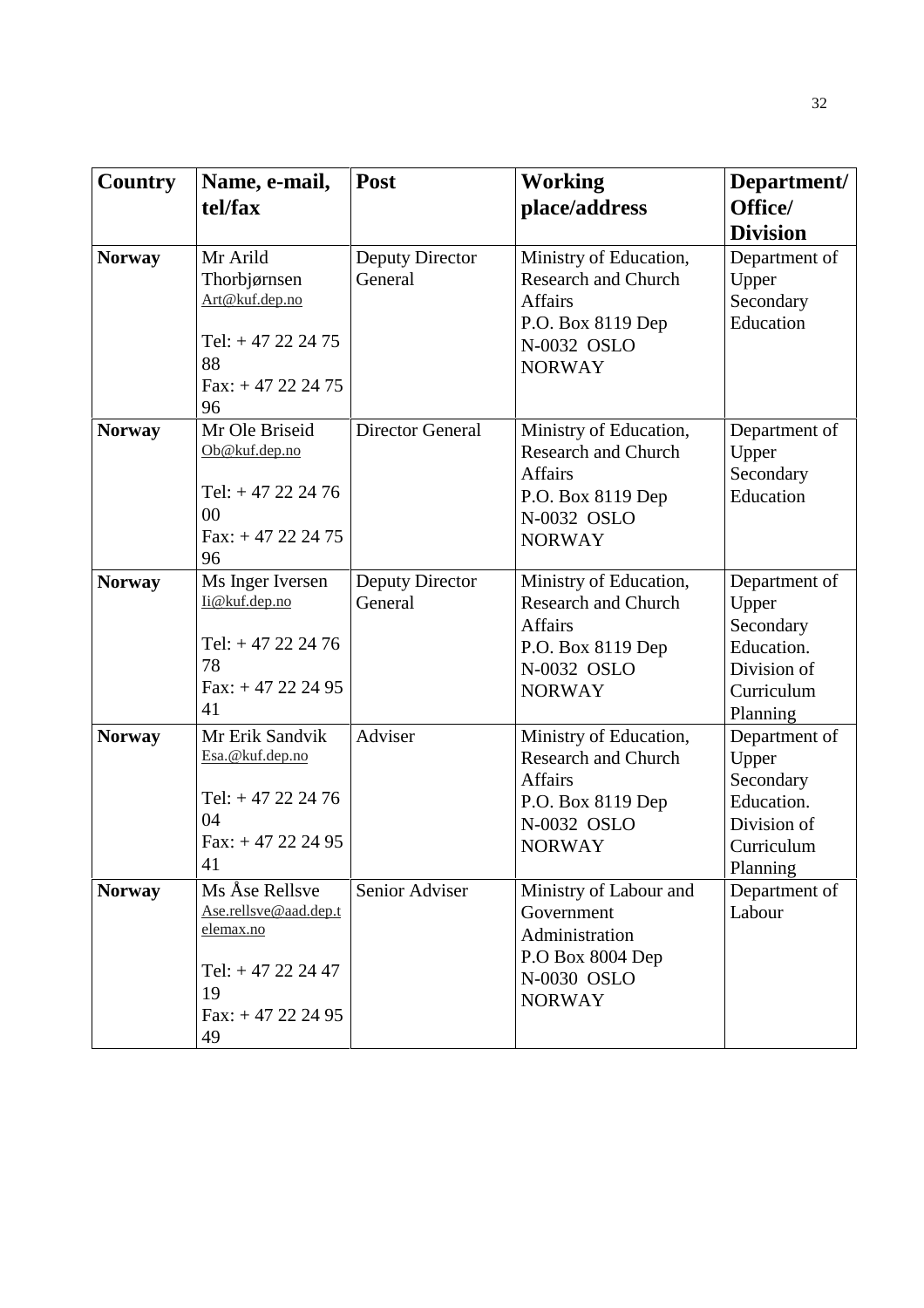| Country | Name, e-mail, tel/fax | Post | Working place/address | Department/ Office/ Division |
|---|---|---|---|---|
| **Norway** | Mr Arild Thorbjørnsen Art@kuf.dep.no Tel: + 47 22 24 75 88 Fax: + 47 22 24 75 96 | Deputy Director General | Ministry of Education, Research and Church Affairs P.O. Box 8119 Dep N-0032 OSLO NORWAY | Department of Upper Secondary Education |
| **Norway** | Mr Ole Briseid Ob@kuf.dep.no Tel: + 47 22 24 76 00 Fax: + 47 22 24 75 96 | Director General | Ministry of Education, Research and Church Affairs P.O. Box 8119 Dep N-0032 OSLO NORWAY | Department of Upper Secondary Education |
| **Norway** | Ms Inger Iversen Ii@kuf.dep.no Tel: + 47 22 24 76 78 Fax: + 47 22 24 95 41 | Deputy Director General | Ministry of Education, Research and Church Affairs P.O. Box 8119 Dep N-0032 OSLO NORWAY | Department of Upper Secondary Education. Division of Curriculum Planning |
| **Norway** | Mr Erik Sandvik Esa.@kuf.dep.no Tel: + 47 22 24 76 04 Fax: + 47 22 24 95 41 | Adviser | Ministry of Education, Research and Church Affairs P.O. Box 8119 Dep N-0032 OSLO NORWAY | Department of Upper Secondary Education. Division of Curriculum Planning |
| **Norway** | Ms Åse Rellsve Ase.rellsve@aad.dep.telemax.no Tel: + 47 22 24 47 19 Fax: + 47 22 24 95 49 | Senior Adviser | Ministry of Labour and Government Administration P.O Box 8004 Dep N-0030 OSLO NORWAY | Department of Labour |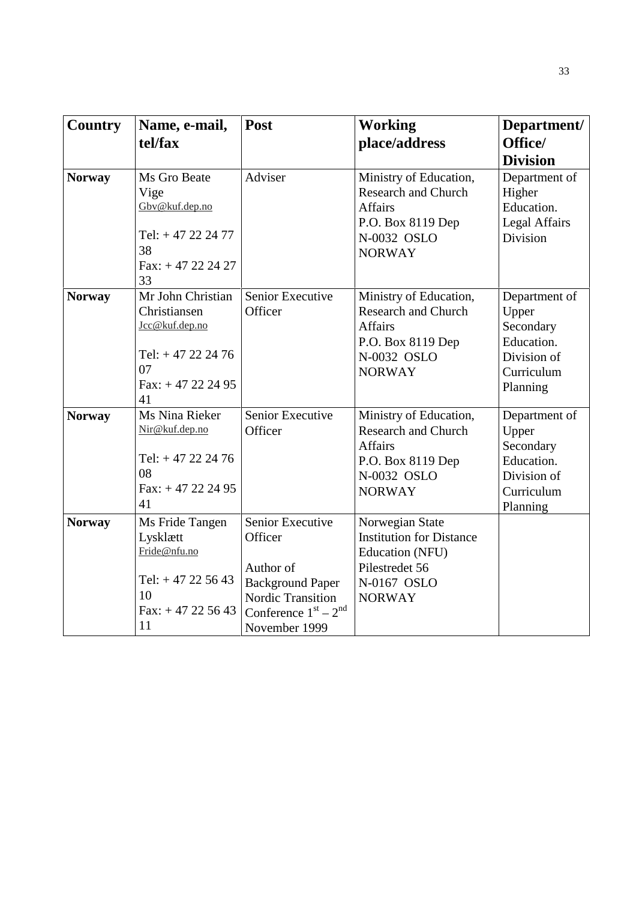| Country | Name, e-mail, tel/fax | Post | Working place/address | Department/ Office/ Division |
|---|---|---|---|---|
| **Norway** | Ms Gro Beate Vige<br>Gbv@kuf.dep.no<br><br>Tel: + 47 22 24 77 38<br>Fax: + 47 22 24 27 33 | Adviser | Ministry of Education, Research and Church Affairs<br>P.O. Box 8119 Dep<br>N-0032 OSLO<br>NORWAY | Department of Higher Education. Legal Affairs Division |
| **Norway** | Mr John Christian Christiansen<br>Jcc@kuf.dep.no<br><br>Tel: + 47 22 24 76 07<br>Fax: + 47 22 24 95 41 | Senior Executive Officer | Ministry of Education, Research and Church Affairs<br>P.O. Box 8119 Dep<br>N-0032 OSLO<br>NORWAY | Department of Upper Secondary Education. Division of Curriculum Planning |
| **Norway** | Ms Nina Rieker<br>Nir@kuf.dep.no<br><br>Tel: + 47 22 24 76 08<br>Fax: + 47 22 24 95 41 | Senior Executive Officer | Ministry of Education, Research and Church Affairs<br>P.O. Box 8119 Dep<br>N-0032 OSLO<br>NORWAY | Department of Upper Secondary Education. Division of Curriculum Planning |
| **Norway** | Ms Fride Tangen Lysklætt<br>Fride@nfu.no<br><br>Tel: + 47 22 56 43 10<br>Fax: + 47 22 56 43 11 | Senior Executive Officer<br><br>Author of Background Paper Nordic Transition Conference 1st – 2nd November 1999 | Norwegian State Institution for Distance Education (NFU)<br>Pilestredet 56<br>N-0167 OSLO<br>NORWAY | |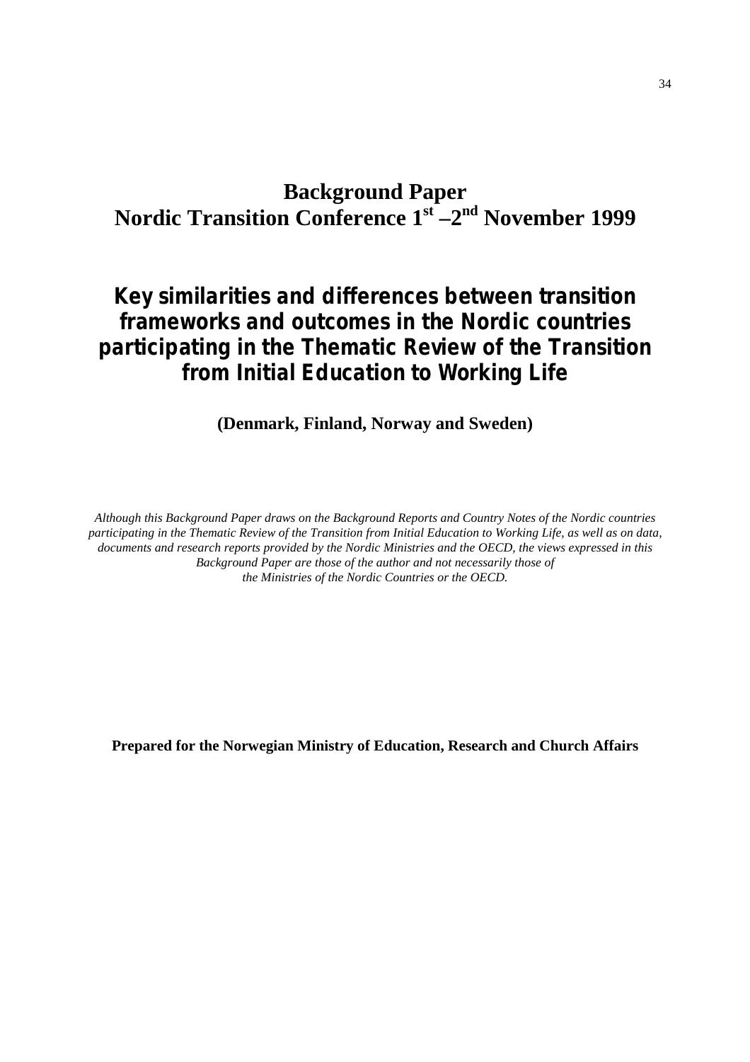# Background Paper
# Nordic Transition Conference 1st –2nd November 1999

## Key similarities and differences between transition frameworks and outcomes in the Nordic countries participating in the Thematic Review of the Transition from Initial Education to Working Life

**(Denmark, Finland, Norway and Sweden)**

*Although this Background Paper draws on the Background Reports and Country Notes of the Nordic countries participating in the Thematic Review of the Transition from Initial Education to Working Life, as well as on data, documents and research reports provided by the Nordic Ministries and the OECD, the views expressed in this Background Paper are those of the author and not necessarily those of the Ministries of the Nordic Countries or the OECD.*

**Prepared for the Norwegian Ministry of Education, Research and Church Affairs**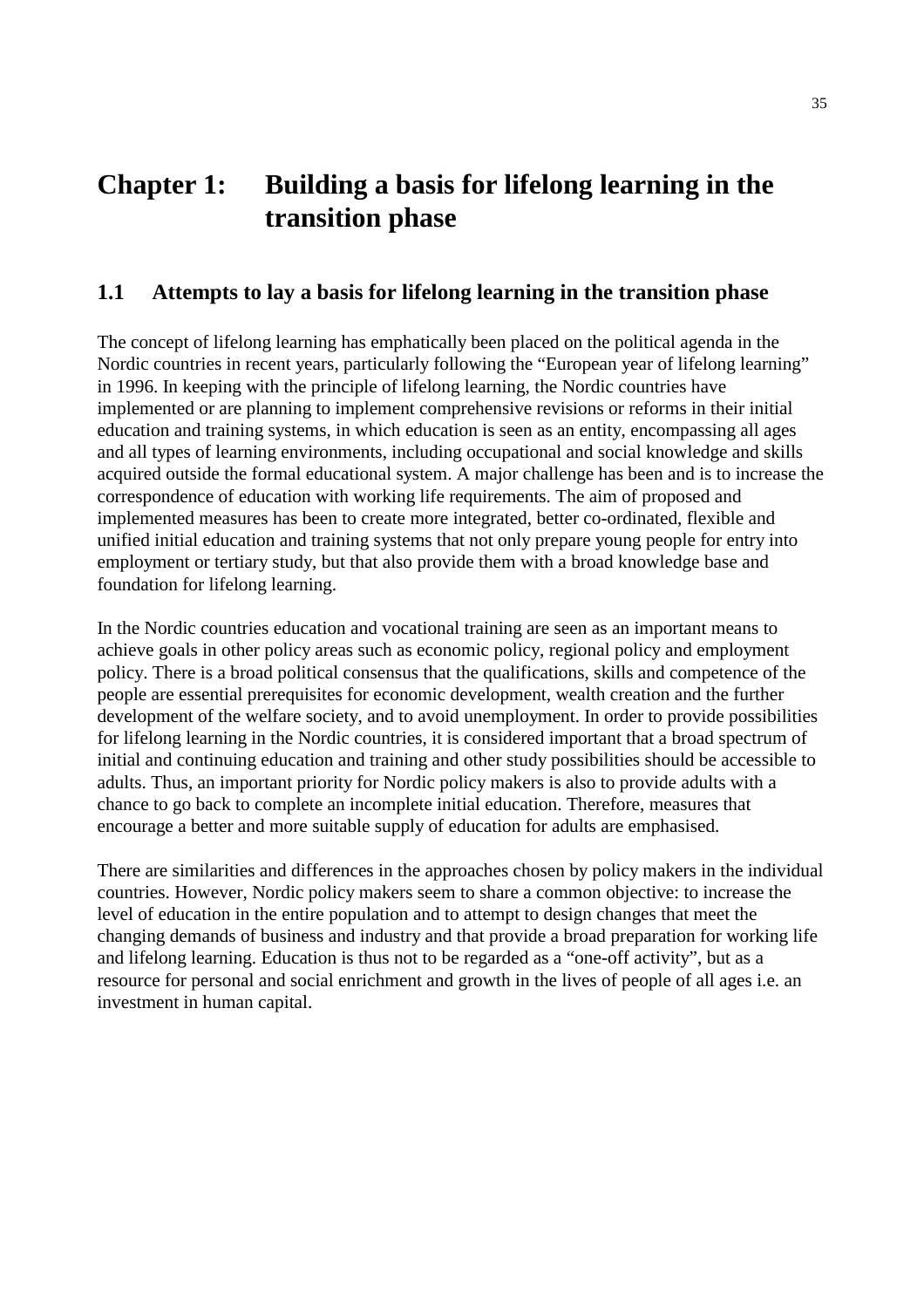# Chapter 1: Building a basis for lifelong learning in the transition phase

## 1.1 Attempts to lay a basis for lifelong learning in the transition phase

The concept of lifelong learning has emphatically been placed on the political agenda in the Nordic countries in recent years, particularly following the "European year of lifelong learning" in 1996. In keeping with the principle of lifelong learning, the Nordic countries have implemented or are planning to implement comprehensive revisions or reforms in their initial education and training systems, in which education is seen as an entity, encompassing all ages and all types of learning environments, including occupational and social knowledge and skills acquired outside the formal educational system. A major challenge has been and is to increase the correspondence of education with working life requirements. The aim of proposed and implemented measures has been to create more integrated, better co-ordinated, flexible and unified initial education and training systems that not only prepare young people for entry into employment or tertiary study, but that also provide them with a broad knowledge base and foundation for lifelong learning.

In the Nordic countries education and vocational training are seen as an important means to achieve goals in other policy areas such as economic policy, regional policy and employment policy. There is a broad political consensus that the qualifications, skills and competence of the people are essential prerequisites for economic development, wealth creation and the further development of the welfare society, and to avoid unemployment. In order to provide possibilities for lifelong learning in the Nordic countries, it is considered important that a broad spectrum of initial and continuing education and training and other study possibilities should be accessible to adults. Thus, an important priority for Nordic policy makers is also to provide adults with a chance to go back to complete an incomplete initial education. Therefore, measures that encourage a better and more suitable supply of education for adults are emphasised.

There are similarities and differences in the approaches chosen by policy makers in the individual countries. However, Nordic policy makers seem to share a common objective: to increase the level of education in the entire population and to attempt to design changes that meet the changing demands of business and industry and that provide a broad preparation for working life and lifelong learning. Education is thus not to be regarded as a "one-off activity", but as a resource for personal and social enrichment and growth in the lives of people of all ages i.e. an investment in human capital.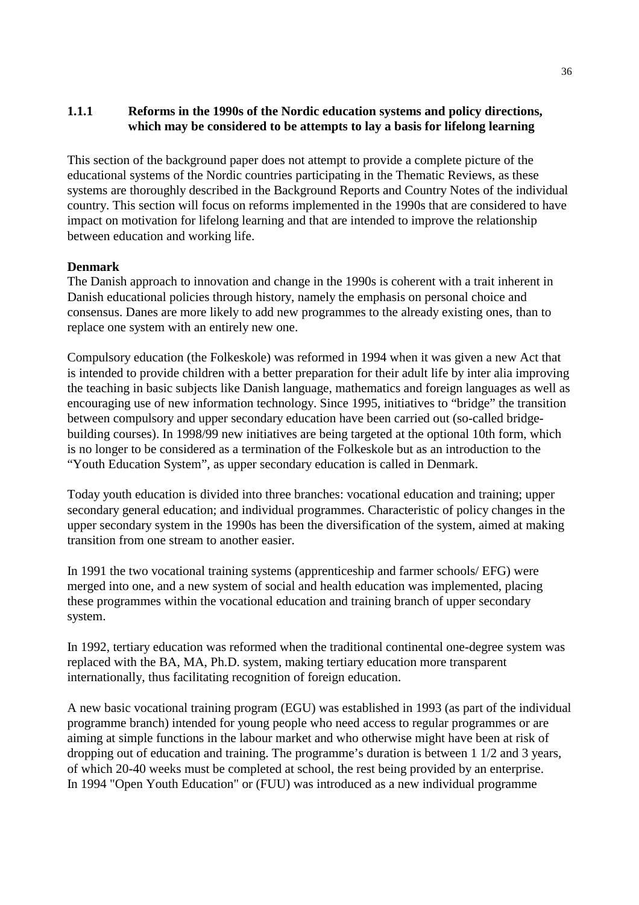### 1.1.1 Reforms in the 1990s of the Nordic education systems and policy directions, which may be considered to be attempts to lay a basis for lifelong learning

This section of the background paper does not attempt to provide a complete picture of the educational systems of the Nordic countries participating in the Thematic Reviews, as these systems are thoroughly described in the Background Reports and Country Notes of the individual country. This section will focus on reforms implemented in the 1990s that are considered to have impact on motivation for lifelong learning and that are intended to improve the relationship between education and working life.

**Denmark**

The Danish approach to innovation and change in the 1990s is coherent with a trait inherent in Danish educational policies through history, namely the emphasis on personal choice and consensus. Danes are more likely to add new programmes to the already existing ones, than to replace one system with an entirely new one.

Compulsory education (the Folkeskole) was reformed in 1994 when it was given a new Act that is intended to provide children with a better preparation for their adult life by inter alia improving the teaching in basic subjects like Danish language, mathematics and foreign languages as well as encouraging use of new information technology. Since 1995, initiatives to "bridge" the transition between compulsory and upper secondary education have been carried out (so-called bridge-building courses). In 1998/99 new initiatives are being targeted at the optional 10th form, which is no longer to be considered as a termination of the Folkeskole but as an introduction to the "Youth Education System", as upper secondary education is called in Denmark.

Today youth education is divided into three branches: vocational education and training; upper secondary general education; and individual programmes. Characteristic of policy changes in the upper secondary system in the 1990s has been the diversification of the system, aimed at making transition from one stream to another easier.

In 1991 the two vocational training systems (apprenticeship and farmer schools/ EFG) were merged into one, and a new system of social and health education was implemented, placing these programmes within the vocational education and training branch of upper secondary system.

In 1992, tertiary education was reformed when the traditional continental one-degree system was replaced with the BA, MA, Ph.D. system, making tertiary education more transparent internationally, thus facilitating recognition of foreign education.

A new basic vocational training program (EGU) was established in 1993 (as part of the individual programme branch) intended for young people who need access to regular programmes or are aiming at simple functions in the labour market and who otherwise might have been at risk of dropping out of education and training. The programme's duration is between 1 1/2 and 3 years, of which 20-40 weeks must be completed at school, the rest being provided by an enterprise. In 1994 "Open Youth Education" or (FUU) was introduced as a new individual programme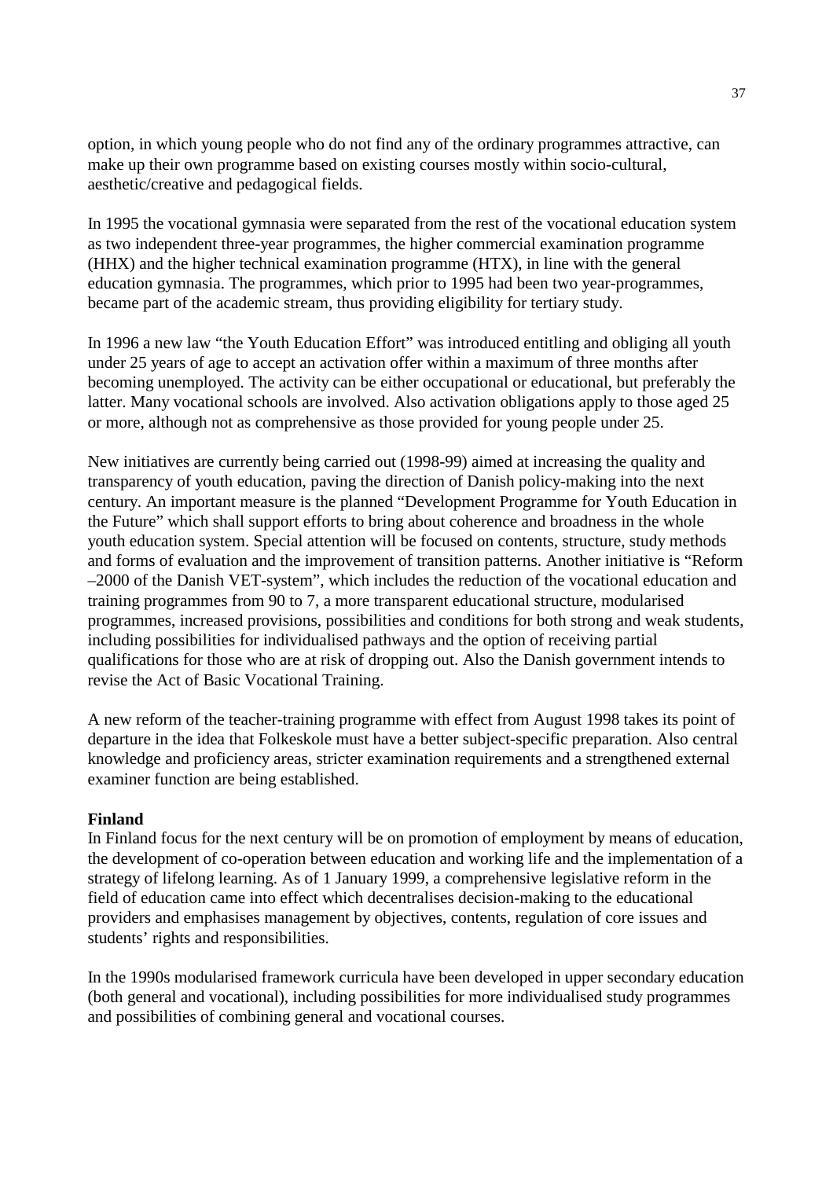option, in which young people who do not find any of the ordinary programmes attractive, can make up their own programme based on existing courses mostly within socio-cultural, aesthetic/creative and pedagogical fields.

In 1995 the vocational gymnasia were separated from the rest of the vocational education system as two independent three-year programmes, the higher commercial examination programme (HHX) and the higher technical examination programme (HTX), in line with the general education gymnasia. The programmes, which prior to 1995 had been two year-programmes, became part of the academic stream, thus providing eligibility for tertiary study.

In 1996 a new law "the Youth Education Effort" was introduced entitling and obliging all youth under 25 years of age to accept an activation offer within a maximum of three months after becoming unemployed. The activity can be either occupational or educational, but preferably the latter. Many vocational schools are involved. Also activation obligations apply to those aged 25 or more, although not as comprehensive as those provided for young people under 25.

New initiatives are currently being carried out (1998-99) aimed at increasing the quality and transparency of youth education, paving the direction of Danish policy-making into the next century. An important measure is the planned "Development Programme for Youth Education in the Future" which shall support efforts to bring about coherence and broadness in the whole youth education system. Special attention will be focused on contents, structure, study methods and forms of evaluation and the improvement of transition patterns. Another initiative is "Reform –2000 of the Danish VET-system", which includes the reduction of the vocational education and training programmes from 90 to 7, a more transparent educational structure, modularised programmes, increased provisions, possibilities and conditions for both strong and weak students, including possibilities for individualised pathways and the option of receiving partial qualifications for those who are at risk of dropping out. Also the Danish government intends to revise the Act of Basic Vocational Training.

A new reform of the teacher-training programme with effect from August 1998 takes its point of departure in the idea that Folkeskole must have a better subject-specific preparation. Also central knowledge and proficiency areas, stricter examination requirements and a strengthened external examiner function are being established.

**Finland**

In Finland focus for the next century will be on promotion of employment by means of education, the development of co-operation between education and working life and the implementation of a strategy of lifelong learning. As of 1 January 1999, a comprehensive legislative reform in the field of education came into effect which decentralises decision-making to the educational providers and emphasises management by objectives, contents, regulation of core issues and students' rights and responsibilities.

In the 1990s modularised framework curricula have been developed in upper secondary education (both general and vocational), including possibilities for more individualised study programmes and possibilities of combining general and vocational courses.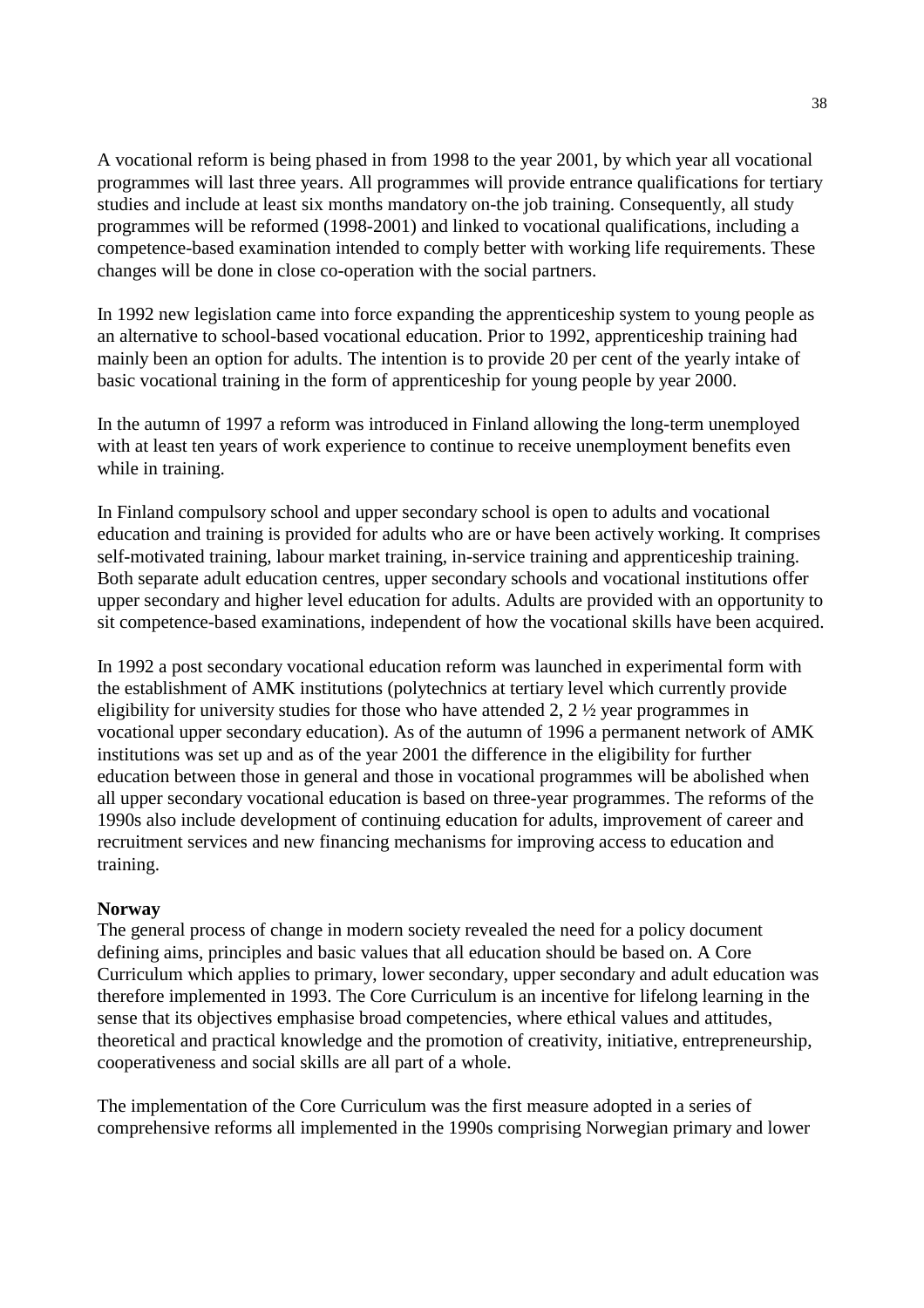A vocational reform is being phased in from 1998 to the year 2001, by which year all vocational programmes will last three years. All programmes will provide entrance qualifications for tertiary studies and include at least six months mandatory on-the job training. Consequently, all study programmes will be reformed (1998-2001) and linked to vocational qualifications, including a competence-based examination intended to comply better with working life requirements. These changes will be done in close co-operation with the social partners.

In 1992 new legislation came into force expanding the apprenticeship system to young people as an alternative to school-based vocational education. Prior to 1992, apprenticeship training had mainly been an option for adults. The intention is to provide 20 per cent of the yearly intake of basic vocational training in the form of apprenticeship for young people by year 2000.

In the autumn of 1997 a reform was introduced in Finland allowing the long-term unemployed with at least ten years of work experience to continue to receive unemployment benefits even while in training.

In Finland compulsory school and upper secondary school is open to adults and vocational education and training is provided for adults who are or have been actively working. It comprises self-motivated training, labour market training, in-service training and apprenticeship training. Both separate adult education centres, upper secondary schools and vocational institutions offer upper secondary and higher level education for adults. Adults are provided with an opportunity to sit competence-based examinations, independent of how the vocational skills have been acquired.

In 1992 a post secondary vocational education reform was launched in experimental form with the establishment of AMK institutions (polytechnics at tertiary level which currently provide eligibility for university studies for those who have attended 2, 2 ½ year programmes in vocational upper secondary education). As of the autumn of 1996 a permanent network of AMK institutions was set up and as of the year 2001 the difference in the eligibility for further education between those in general and those in vocational programmes will be abolished when all upper secondary vocational education is based on three-year programmes. The reforms of the 1990s also include development of continuing education for adults, improvement of career and recruitment services and new financing mechanisms for improving access to education and training.

**Norway**

The general process of change in modern society revealed the need for a policy document defining aims, principles and basic values that all education should be based on. A Core Curriculum which applies to primary, lower secondary, upper secondary and adult education was therefore implemented in 1993. The Core Curriculum is an incentive for lifelong learning in the sense that its objectives emphasise broad competencies, where ethical values and attitudes, theoretical and practical knowledge and the promotion of creativity, initiative, entrepreneurship, cooperativeness and social skills are all part of a whole.

The implementation of the Core Curriculum was the first measure adopted in a series of comprehensive reforms all implemented in the 1990s comprising Norwegian primary and lower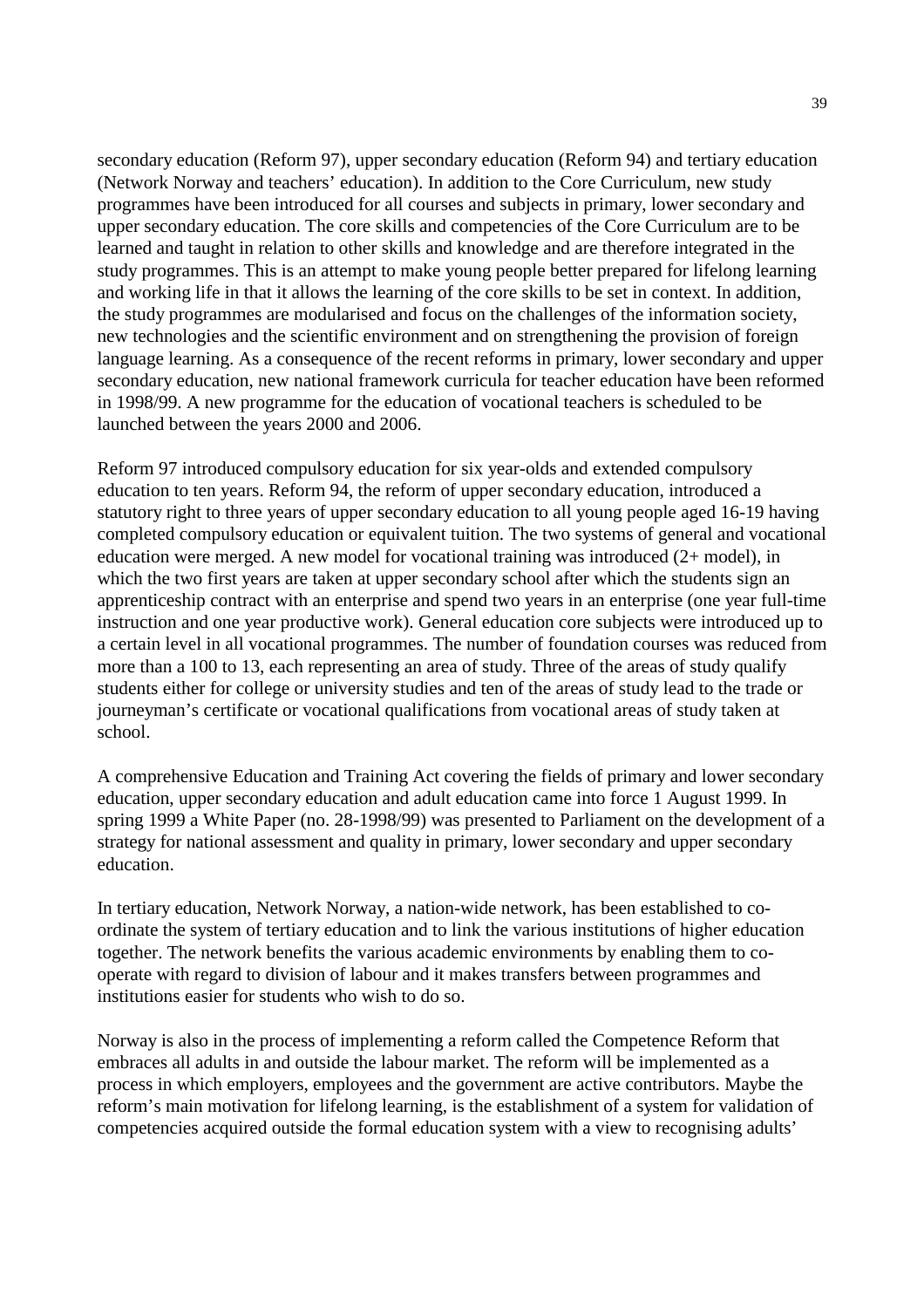secondary education (Reform 97), upper secondary education (Reform 94) and tertiary education (Network Norway and teachers' education). In addition to the Core Curriculum, new study programmes have been introduced for all courses and subjects in primary, lower secondary and upper secondary education. The core skills and competencies of the Core Curriculum are to be learned and taught in relation to other skills and knowledge and are therefore integrated in the study programmes. This is an attempt to make young people better prepared for lifelong learning and working life in that it allows the learning of the core skills to be set in context. In addition, the study programmes are modularised and focus on the challenges of the information society, new technologies and the scientific environment and on strengthening the provision of foreign language learning. As a consequence of the recent reforms in primary, lower secondary and upper secondary education, new national framework curricula for teacher education have been reformed in 1998/99. A new programme for the education of vocational teachers is scheduled to be launched between the years 2000 and 2006.

Reform 97 introduced compulsory education for six year-olds and extended compulsory education to ten years. Reform 94, the reform of upper secondary education, introduced a statutory right to three years of upper secondary education to all young people aged 16-19 having completed compulsory education or equivalent tuition. The two systems of general and vocational education were merged. A new model for vocational training was introduced (2+ model), in which the two first years are taken at upper secondary school after which the students sign an apprenticeship contract with an enterprise and spend two years in an enterprise (one year full-time instruction and one year productive work). General education core subjects were introduced up to a certain level in all vocational programmes. The number of foundation courses was reduced from more than a 100 to 13, each representing an area of study. Three of the areas of study qualify students either for college or university studies and ten of the areas of study lead to the trade or journeyman's certificate or vocational qualifications from vocational areas of study taken at school.

A comprehensive Education and Training Act covering the fields of primary and lower secondary education, upper secondary education and adult education came into force 1 August 1999. In spring 1999 a White Paper (no. 28-1998/99) was presented to Parliament on the development of a strategy for national assessment and quality in primary, lower secondary and upper secondary education.

In tertiary education, Network Norway, a nation-wide network, has been established to co-ordinate the system of tertiary education and to link the various institutions of higher education together. The network benefits the various academic environments by enabling them to co-operate with regard to division of labour and it makes transfers between programmes and institutions easier for students who wish to do so.

Norway is also in the process of implementing a reform called the Competence Reform that embraces all adults in and outside the labour market. The reform will be implemented as a process in which employers, employees and the government are active contributors. Maybe the reform's main motivation for lifelong learning, is the establishment of a system for validation of competencies acquired outside the formal education system with a view to recognising adults'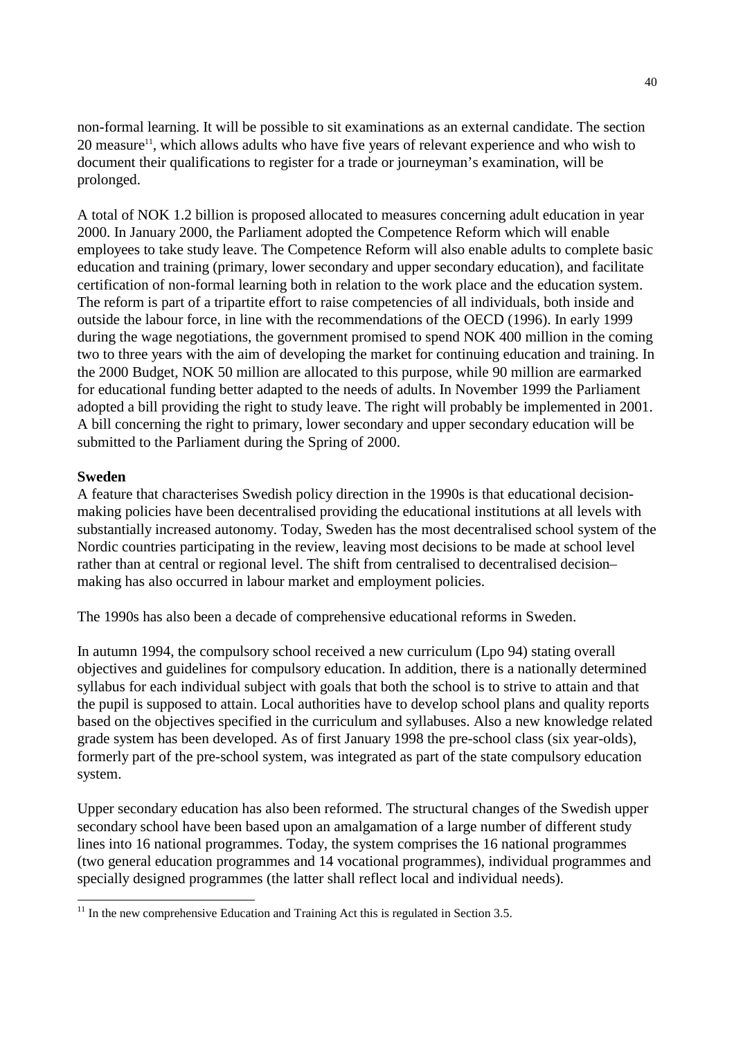non-formal learning. It will be possible to sit examinations as an external candidate. The section 20 measure[11], which allows adults who have five years of relevant experience and who wish to document their qualifications to register for a trade or journeyman's examination, will be prolonged.

A total of NOK 1.2 billion is proposed allocated to measures concerning adult education in year 2000. In January 2000, the Parliament adopted the Competence Reform which will enable employees to take study leave. The Competence Reform will also enable adults to complete basic education and training (primary, lower secondary and upper secondary education), and facilitate certification of non-formal learning both in relation to the work place and the education system. The reform is part of a tripartite effort to raise competencies of all individuals, both inside and outside the labour force, in line with the recommendations of the OECD (1996). In early 1999 during the wage negotiations, the government promised to spend NOK 400 million in the coming two to three years with the aim of developing the market for continuing education and training. In the 2000 Budget, NOK 50 million are allocated to this purpose, while 90 million are earmarked for educational funding better adapted to the needs of adults. In November 1999 the Parliament adopted a bill providing the right to study leave. The right will probably be implemented in 2001. A bill concerning the right to primary, lower secondary and upper secondary education will be submitted to the Parliament during the Spring of 2000.

**Sweden**

A feature that characterises Swedish policy direction in the 1990s is that educational decision-making policies have been decentralised providing the educational institutions at all levels with substantially increased autonomy. Today, Sweden has the most decentralised school system of the Nordic countries participating in the review, leaving most decisions to be made at school level rather than at central or regional level. The shift from centralised to decentralised decision–making has also occurred in labour market and employment policies.

The 1990s has also been a decade of comprehensive educational reforms in Sweden.

In autumn 1994, the compulsory school received a new curriculum (Lpo 94) stating overall objectives and guidelines for compulsory education. In addition, there is a nationally determined syllabus for each individual subject with goals that both the school is to strive to attain and that the pupil is supposed to attain. Local authorities have to develop school plans and quality reports based on the objectives specified in the curriculum and syllabuses. Also a new knowledge related grade system has been developed. As of first January 1998 the pre-school class (six year-olds), formerly part of the pre-school system, was integrated as part of the state compulsory education system.

Upper secondary education has also been reformed. The structural changes of the Swedish upper secondary school have been based upon an amalgamation of a large number of different study lines into 16 national programmes. Today, the system comprises the 16 national programmes (two general education programmes and 14 vocational programmes), individual programmes and specially designed programmes (the latter shall reflect local and individual needs).

[11] In the new comprehensive Education and Training Act this is regulated in Section 3.5.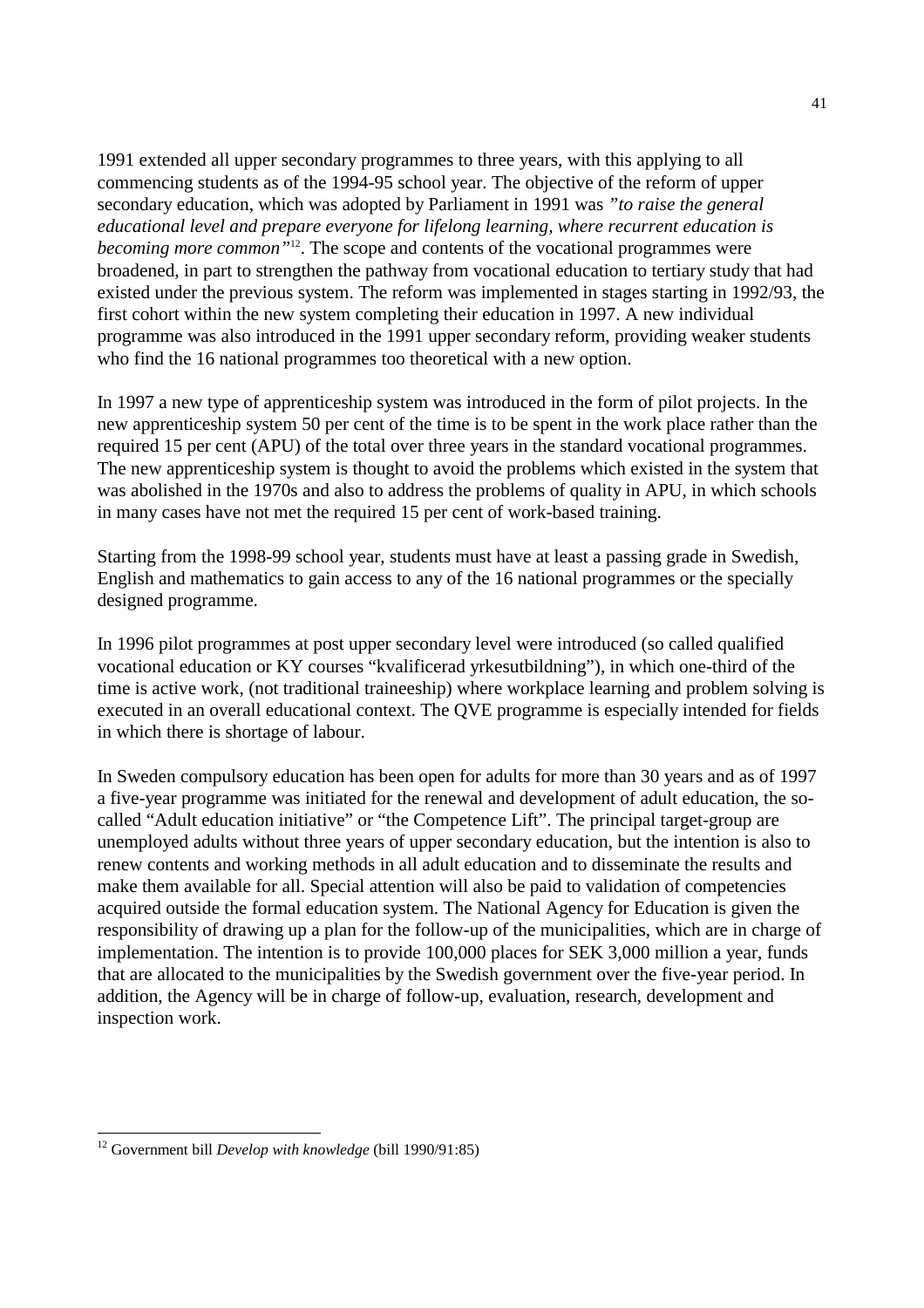1991 extended all upper secondary programmes to three years, with this applying to all commencing students as of the 1994-95 school year. The objective of the reform of upper secondary education, which was adopted by Parliament in 1991 was *"to raise the general educational level and prepare everyone for lifelong learning, where recurrent education is becoming more common"*[12]. The scope and contents of the vocational programmes were broadened, in part to strengthen the pathway from vocational education to tertiary study that had existed under the previous system. The reform was implemented in stages starting in 1992/93, the first cohort within the new system completing their education in 1997. A new individual programme was also introduced in the 1991 upper secondary reform, providing weaker students who find the 16 national programmes too theoretical with a new option.

In 1997 a new type of apprenticeship system was introduced in the form of pilot projects. In the new apprenticeship system 50 per cent of the time is to be spent in the work place rather than the required 15 per cent (APU) of the total over three years in the standard vocational programmes. The new apprenticeship system is thought to avoid the problems which existed in the system that was abolished in the 1970s and also to address the problems of quality in APU, in which schools in many cases have not met the required 15 per cent of work-based training.

Starting from the 1998-99 school year, students must have at least a passing grade in Swedish, English and mathematics to gain access to any of the 16 national programmes or the specially designed programme.

In 1996 pilot programmes at post upper secondary level were introduced (so called qualified vocational education or KY courses "kvalificerad yrkesutbildning"), in which one-third of the time is active work, (not traditional traineeship) where workplace learning and problem solving is executed in an overall educational context. The QVE programme is especially intended for fields in which there is shortage of labour.

In Sweden compulsory education has been open for adults for more than 30 years and as of 1997 a five-year programme was initiated for the renewal and development of adult education, the so-called "Adult education initiative" or "the Competence Lift". The principal target-group are unemployed adults without three years of upper secondary education, but the intention is also to renew contents and working methods in all adult education and to disseminate the results and make them available for all. Special attention will also be paid to validation of competencies acquired outside the formal education system. The National Agency for Education is given the responsibility of drawing up a plan for the follow-up of the municipalities, which are in charge of implementation. The intention is to provide 100,000 places for SEK 3,000 million a year, funds that are allocated to the municipalities by the Swedish government over the five-year period. In addition, the Agency will be in charge of follow-up, evaluation, research, development and inspection work.

---

[12] Government bill *Develop with knowledge* (bill 1990/91:85)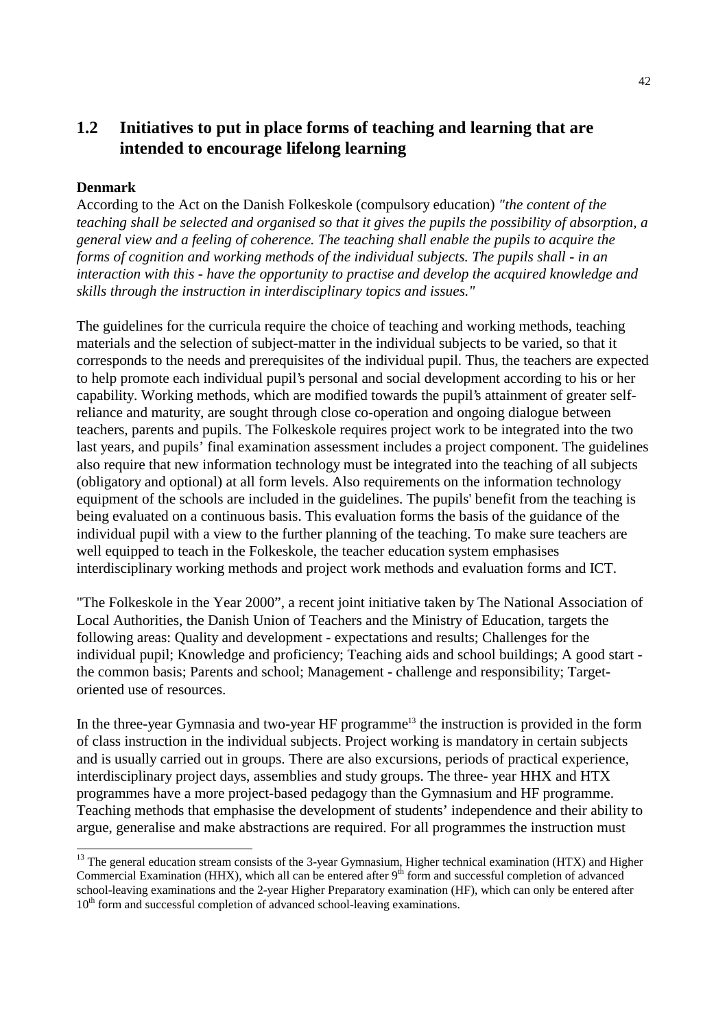## 1.2 Initiatives to put in place forms of teaching and learning that are intended to encourage lifelong learning

**Denmark**

According to the Act on the Danish Folkeskole (compulsory education) *"the content of the teaching shall be selected and organised so that it gives the pupils the possibility of absorption, a general view and a feeling of coherence. The teaching shall enable the pupils to acquire the forms of cognition and working methods of the individual subjects. The pupils shall - in an interaction with this - have the opportunity to practise and develop the acquired knowledge and skills through the instruction in interdisciplinary topics and issues."*

The guidelines for the curricula require the choice of teaching and working methods, teaching materials and the selection of subject-matter in the individual subjects to be varied, so that it corresponds to the needs and prerequisites of the individual pupil. Thus, the teachers are expected to help promote each individual pupil's personal and social development according to his or her capability. Working methods, which are modified towards the pupil's attainment of greater self-reliance and maturity, are sought through close co-operation and ongoing dialogue between teachers, parents and pupils. The Folkeskole requires project work to be integrated into the two last years, and pupils' final examination assessment includes a project component. The guidelines also require that new information technology must be integrated into the teaching of all subjects (obligatory and optional) at all form levels. Also requirements on the information technology equipment of the schools are included in the guidelines. The pupils' benefit from the teaching is being evaluated on a continuous basis. This evaluation forms the basis of the guidance of the individual pupil with a view to the further planning of the teaching. To make sure teachers are well equipped to teach in the Folkeskole, the teacher education system emphasises interdisciplinary working methods and project work methods and evaluation forms and ICT.

"The Folkeskole in the Year 2000", a recent joint initiative taken by The National Association of Local Authorities, the Danish Union of Teachers and the Ministry of Education, targets the following areas: Quality and development - expectations and results; Challenges for the individual pupil; Knowledge and proficiency; Teaching aids and school buildings; A good start - the common basis; Parents and school; Management - challenge and responsibility; Target-oriented use of resources.

In the three-year Gymnasia and two-year HF programme[13] the instruction is provided in the form of class instruction in the individual subjects. Project working is mandatory in certain subjects and is usually carried out in groups. There are also excursions, periods of practical experience, interdisciplinary project days, assemblies and study groups. The three- year HHX and HTX programmes have a more project-based pedagogy than the Gymnasium and HF programme. Teaching methods that emphasise the development of students' independence and their ability to argue, generalise and make abstractions are required. For all programmes the instruction must

---

[13] The general education stream consists of the 3-year Gymnasium, Higher technical examination (HTX) and Higher Commercial Examination (HHX), which all can be entered after 9th form and successful completion of advanced school-leaving examinations and the 2-year Higher Preparatory examination (HF), which can only be entered after 10th form and successful completion of advanced school-leaving examinations.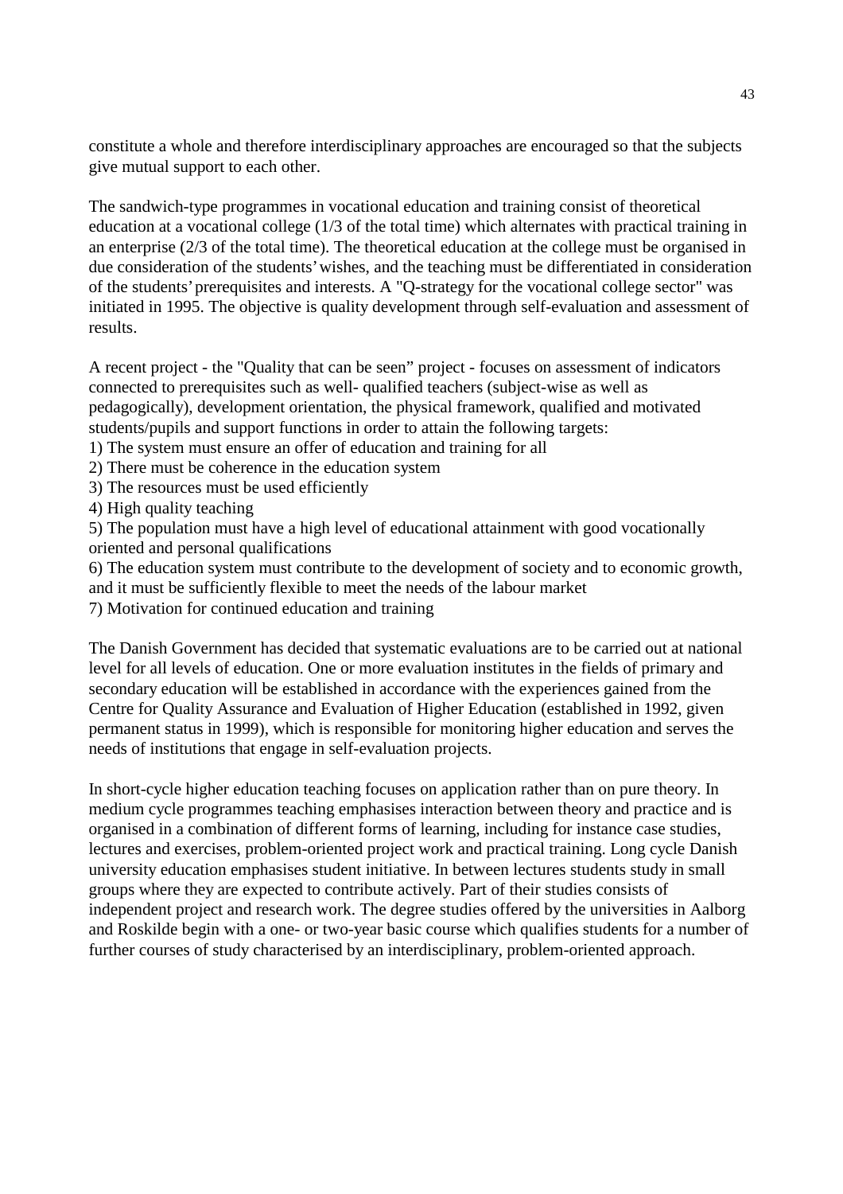constitute a whole and therefore interdisciplinary approaches are encouraged so that the subjects give mutual support to each other.

The sandwich-type programmes in vocational education and training consist of theoretical education at a vocational college (1/3 of the total time) which alternates with practical training in an enterprise (2/3 of the total time). The theoretical education at the college must be organised in due consideration of the students' wishes, and the teaching must be differentiated in consideration of the students' prerequisites and interests. A "Q-strategy for the vocational college sector" was initiated in 1995. The objective is quality development through self-evaluation and assessment of results.

A recent project - the "Quality that can be seen" project - focuses on assessment of indicators connected to prerequisites such as well- qualified teachers (subject-wise as well as pedagogically), development orientation, the physical framework, qualified and motivated students/pupils and support functions in order to attain the following targets:

1) The system must ensure an offer of education and training for all
2) There must be coherence in the education system
3) The resources must be used efficiently
4) High quality teaching
5) The population must have a high level of educational attainment with good vocationally oriented and personal qualifications
6) The education system must contribute to the development of society and to economic growth, and it must be sufficiently flexible to meet the needs of the labour market
7) Motivation for continued education and training

The Danish Government has decided that systematic evaluations are to be carried out at national level for all levels of education. One or more evaluation institutes in the fields of primary and secondary education will be established in accordance with the experiences gained from the Centre for Quality Assurance and Evaluation of Higher Education (established in 1992, given permanent status in 1999), which is responsible for monitoring higher education and serves the needs of institutions that engage in self-evaluation projects.

In short-cycle higher education teaching focuses on application rather than on pure theory. In medium cycle programmes teaching emphasises interaction between theory and practice and is organised in a combination of different forms of learning, including for instance case studies, lectures and exercises, problem-oriented project work and practical training. Long cycle Danish university education emphasises student initiative. In between lectures students study in small groups where they are expected to contribute actively. Part of their studies consists of independent project and research work. The degree studies offered by the universities in Aalborg and Roskilde begin with a one- or two-year basic course which qualifies students for a number of further courses of study characterised by an interdisciplinary, problem-oriented approach.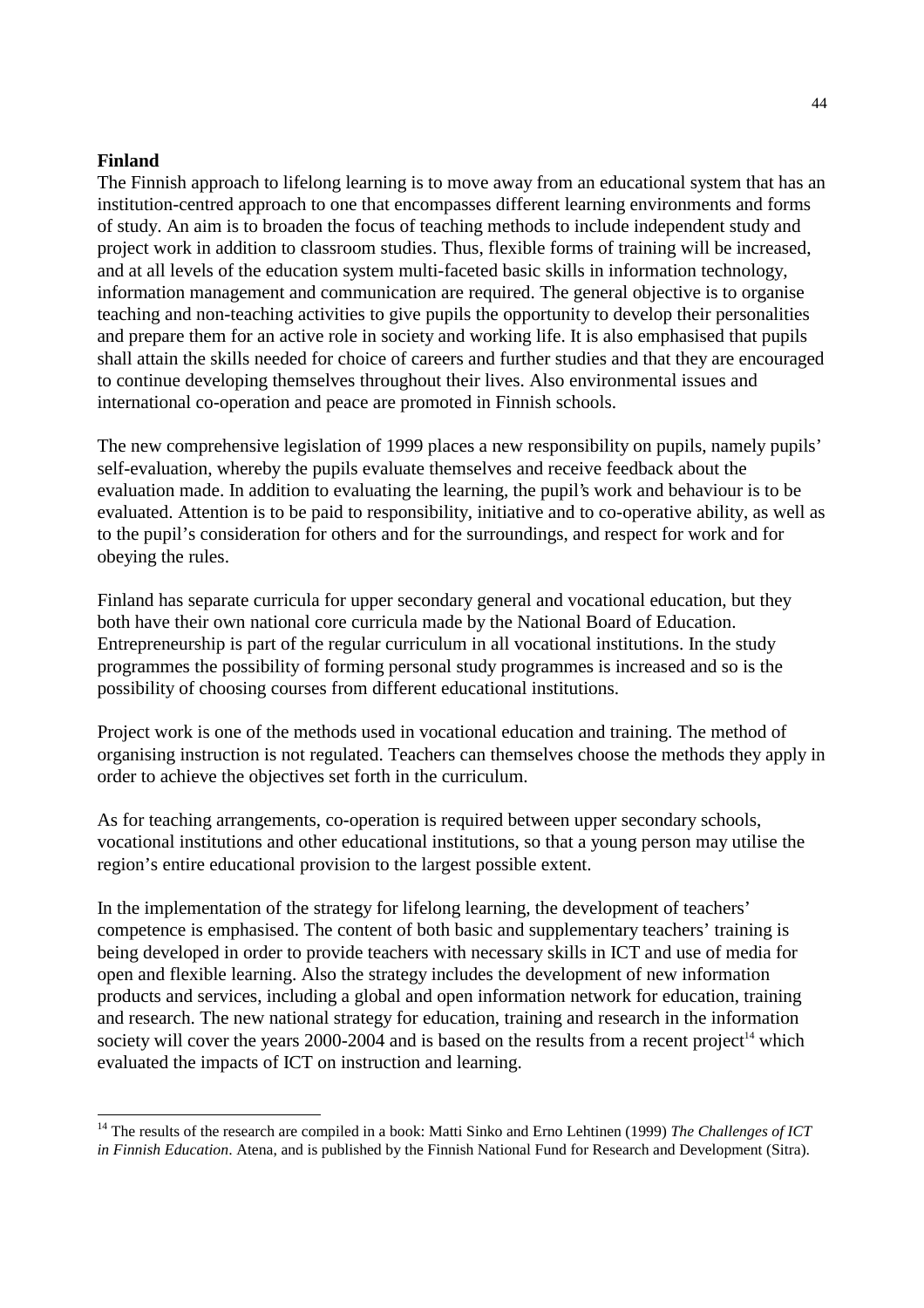**Finland**

The Finnish approach to lifelong learning is to move away from an educational system that has an institution-centred approach to one that encompasses different learning environments and forms of study. An aim is to broaden the focus of teaching methods to include independent study and project work in addition to classroom studies. Thus, flexible forms of training will be increased, and at all levels of the education system multi-faceted basic skills in information technology, information management and communication are required. The general objective is to organise teaching and non-teaching activities to give pupils the opportunity to develop their personalities and prepare them for an active role in society and working life. It is also emphasised that pupils shall attain the skills needed for choice of careers and further studies and that they are encouraged to continue developing themselves throughout their lives. Also environmental issues and international co-operation and peace are promoted in Finnish schools.

The new comprehensive legislation of 1999 places a new responsibility on pupils, namely pupils' self-evaluation, whereby the pupils evaluate themselves and receive feedback about the evaluation made. In addition to evaluating the learning, the pupil's work and behaviour is to be evaluated. Attention is to be paid to responsibility, initiative and to co-operative ability, as well as to the pupil's consideration for others and for the surroundings, and respect for work and for obeying the rules.

Finland has separate curricula for upper secondary general and vocational education, but they both have their own national core curricula made by the National Board of Education. Entrepreneurship is part of the regular curriculum in all vocational institutions. In the study programmes the possibility of forming personal study programmes is increased and so is the possibility of choosing courses from different educational institutions.

Project work is one of the methods used in vocational education and training. The method of organising instruction is not regulated. Teachers can themselves choose the methods they apply in order to achieve the objectives set forth in the curriculum.

As for teaching arrangements, co-operation is required between upper secondary schools, vocational institutions and other educational institutions, so that a young person may utilise the region's entire educational provision to the largest possible extent.

In the implementation of the strategy for lifelong learning, the development of teachers' competence is emphasised. The content of both basic and supplementary teachers' training is being developed in order to provide teachers with necessary skills in ICT and use of media for open and flexible learning. Also the strategy includes the development of new information products and services, including a global and open information network for education, training and research. The new national strategy for education, training and research in the information society will cover the years 2000-2004 and is based on the results from a recent project[14] which evaluated the impacts of ICT on instruction and learning.

---

[14] The results of the research are compiled in a book: Matti Sinko and Erno Lehtinen (1999) *The Challenges of ICT in Finnish Education*. Atena, and is published by the Finnish National Fund for Research and Development (Sitra).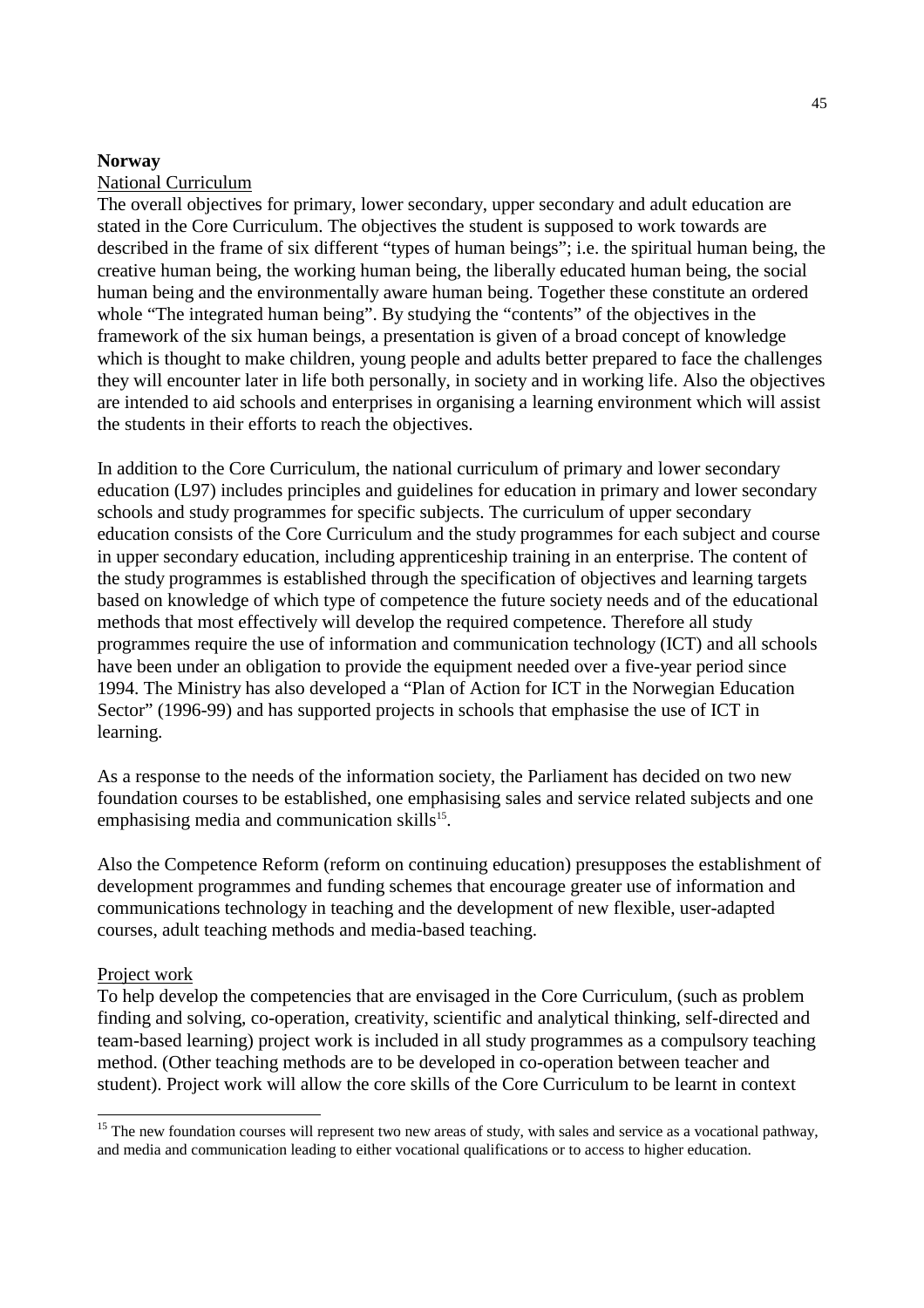**Norway**

National Curriculum

The overall objectives for primary, lower secondary, upper secondary and adult education are stated in the Core Curriculum. The objectives the student is supposed to work towards are described in the frame of six different "types of human beings"; i.e. the spiritual human being, the creative human being, the working human being, the liberally educated human being, the social human being and the environmentally aware human being. Together these constitute an ordered whole "The integrated human being". By studying the "contents" of the objectives in the framework of the six human beings, a presentation is given of a broad concept of knowledge which is thought to make children, young people and adults better prepared to face the challenges they will encounter later in life both personally, in society and in working life. Also the objectives are intended to aid schools and enterprises in organising a learning environment which will assist the students in their efforts to reach the objectives.

In addition to the Core Curriculum, the national curriculum of primary and lower secondary education (L97) includes principles and guidelines for education in primary and lower secondary schools and study programmes for specific subjects. The curriculum of upper secondary education consists of the Core Curriculum and the study programmes for each subject and course in upper secondary education, including apprenticeship training in an enterprise. The content of the study programmes is established through the specification of objectives and learning targets based on knowledge of which type of competence the future society needs and of the educational methods that most effectively will develop the required competence. Therefore all study programmes require the use of information and communication technology (ICT) and all schools have been under an obligation to provide the equipment needed over a five-year period since 1994. The Ministry has also developed a "Plan of Action for ICT in the Norwegian Education Sector" (1996-99) and has supported projects in schools that emphasise the use of ICT in learning.

As a response to the needs of the information society, the Parliament has decided on two new foundation courses to be established, one emphasising sales and service related subjects and one emphasising media and communication skills[15].

Also the Competence Reform (reform on continuing education) presupposes the establishment of development programmes and funding schemes that encourage greater use of information and communications technology in teaching and the development of new flexible, user-adapted courses, adult teaching methods and media-based teaching.

Project work

To help develop the competencies that are envisaged in the Core Curriculum, (such as problem finding and solving, co-operation, creativity, scientific and analytical thinking, self-directed and team-based learning) project work is included in all study programmes as a compulsory teaching method. (Other teaching methods are to be developed in co-operation between teacher and student). Project work will allow the core skills of the Core Curriculum to be learnt in context

[15] The new foundation courses will represent two new areas of study, with sales and service as a vocational pathway, and media and communication leading to either vocational qualifications or to access to higher education.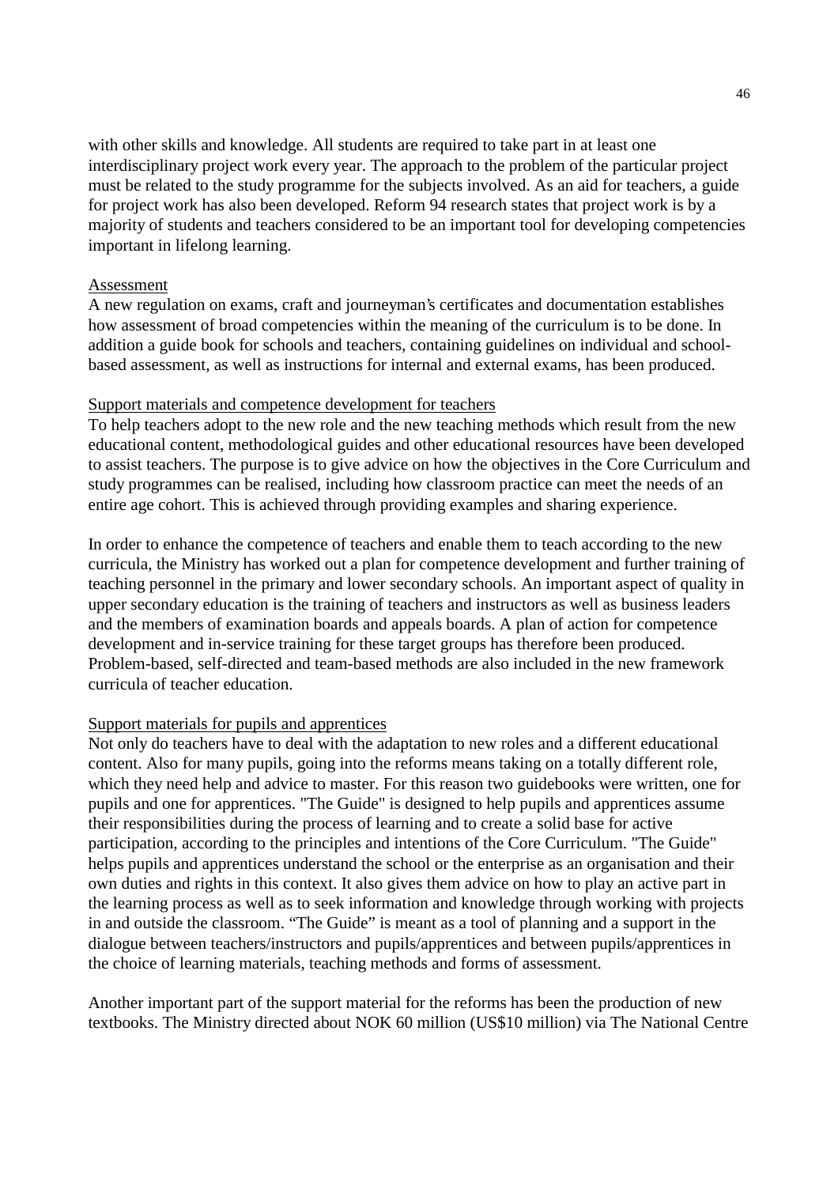with other skills and knowledge. All students are required to take part in at least one interdisciplinary project work every year. The approach to the problem of the particular project must be related to the study programme for the subjects involved. As an aid for teachers, a guide for project work has also been developed. Reform 94 research states that project work is by a majority of students and teachers considered to be an important tool for developing competencies important in lifelong learning.

### Assessment

A new regulation on exams, craft and journeyman's certificates and documentation establishes how assessment of broad competencies within the meaning of the curriculum is to be done. In addition a guide book for schools and teachers, containing guidelines on individual and school-based assessment, as well as instructions for internal and external exams, has been produced.

### Support materials and competence development for teachers

To help teachers adopt to the new role and the new teaching methods which result from the new educational content, methodological guides and other educational resources have been developed to assist teachers. The purpose is to give advice on how the objectives in the Core Curriculum and study programmes can be realised, including how classroom practice can meet the needs of an entire age cohort. This is achieved through providing examples and sharing experience.

In order to enhance the competence of teachers and enable them to teach according to the new curricula, the Ministry has worked out a plan for competence development and further training of teaching personnel in the primary and lower secondary schools. An important aspect of quality in upper secondary education is the training of teachers and instructors as well as business leaders and the members of examination boards and appeals boards. A plan of action for competence development and in-service training for these target groups has therefore been produced. Problem-based, self-directed and team-based methods are also included in the new framework curricula of teacher education.

### Support materials for pupils and apprentices

Not only do teachers have to deal with the adaptation to new roles and a different educational content. Also for many pupils, going into the reforms means taking on a totally different role, which they need help and advice to master. For this reason two guidebooks were written, one for pupils and one for apprentices. "The Guide" is designed to help pupils and apprentices assume their responsibilities during the process of learning and to create a solid base for active participation, according to the principles and intentions of the Core Curriculum. "The Guide" helps pupils and apprentices understand the school or the enterprise as an organisation and their own duties and rights in this context. It also gives them advice on how to play an active part in the learning process as well as to seek information and knowledge through working with projects in and outside the classroom. "The Guide" is meant as a tool of planning and a support in the dialogue between teachers/instructors and pupils/apprentices and between pupils/apprentices in the choice of learning materials, teaching methods and forms of assessment.

Another important part of the support material for the reforms has been the production of new textbooks. The Ministry directed about NOK 60 million (US$10 million) via The National Centre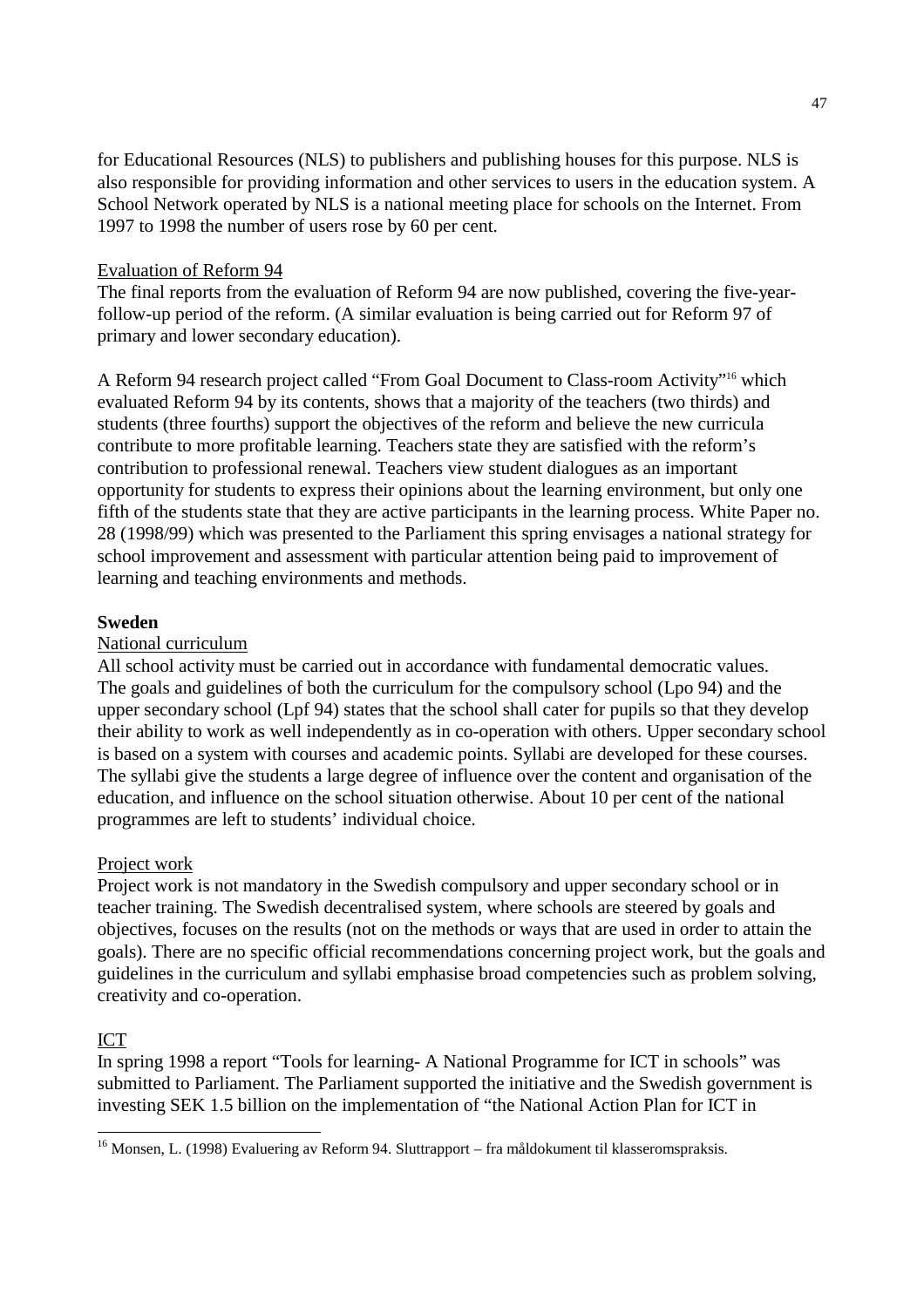for Educational Resources (NLS) to publishers and publishing houses for this purpose. NLS is also responsible for providing information and other services to users in the education system. A School Network operated by NLS is a national meeting place for schools on the Internet. From 1997 to 1998 the number of users rose by 60 per cent.

Evaluation of Reform 94

The final reports from the evaluation of Reform 94 are now published, covering the five-year-follow-up period of the reform. (A similar evaluation is being carried out for Reform 97 of primary and lower secondary education).

A Reform 94 research project called "From Goal Document to Class-room Activity"[16] which evaluated Reform 94 by its contents, shows that a majority of the teachers (two thirds) and students (three fourths) support the objectives of the reform and believe the new curricula contribute to more profitable learning. Teachers state they are satisfied with the reform's contribution to professional renewal. Teachers view student dialogues as an important opportunity for students to express their opinions about the learning environment, but only one fifth of the students state that they are active participants in the learning process. White Paper no. 28 (1998/99) which was presented to the Parliament this spring envisages a national strategy for school improvement and assessment with particular attention being paid to improvement of learning and teaching environments and methods.

**Sweden**

National curriculum

All school activity must be carried out in accordance with fundamental democratic values. The goals and guidelines of both the curriculum for the compulsory school (Lpo 94) and the upper secondary school (Lpf 94) states that the school shall cater for pupils so that they develop their ability to work as well independently as in co-operation with others. Upper secondary school is based on a system with courses and academic points. Syllabi are developed for these courses. The syllabi give the students a large degree of influence over the content and organisation of the education, and influence on the school situation otherwise. About 10 per cent of the national programmes are left to students' individual choice.

Project work

Project work is not mandatory in the Swedish compulsory and upper secondary school or in teacher training. The Swedish decentralised system, where schools are steered by goals and objectives, focuses on the results (not on the methods or ways that are used in order to attain the goals). There are no specific official recommendations concerning project work, but the goals and guidelines in the curriculum and syllabi emphasise broad competencies such as problem solving, creativity and co-operation.

ICT

In spring 1998 a report "Tools for learning- A National Programme for ICT in schools" was submitted to Parliament. The Parliament supported the initiative and the Swedish government is investing SEK 1.5 billion on the implementation of "the National Action Plan for ICT in

[16] Monsen, L. (1998) Evaluering av Reform 94. Sluttrapport – fra måldokument til klasseromspraksis.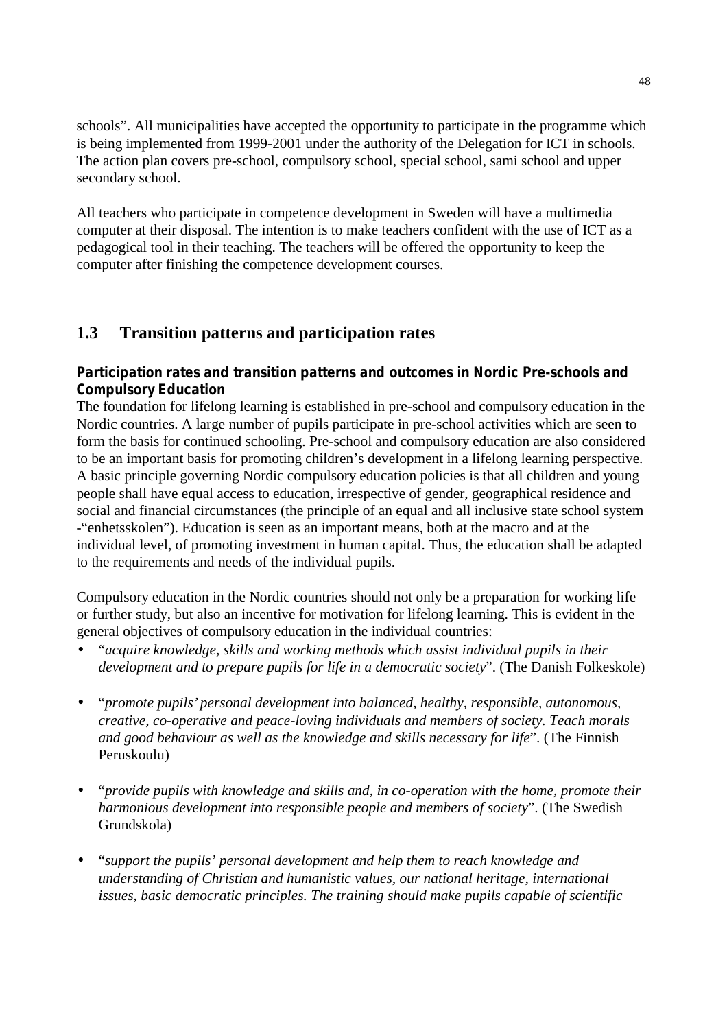schools". All municipalities have accepted the opportunity to participate in the programme which is being implemented from 1999-2001 under the authority of the Delegation for ICT in schools. The action plan covers pre-school, compulsory school, special school, sami school and upper secondary school.

All teachers who participate in competence development in Sweden will have a multimedia computer at their disposal. The intention is to make teachers confident with the use of ICT as a pedagogical tool in their teaching. The teachers will be offered the opportunity to keep the computer after finishing the competence development courses.

## 1.3 Transition patterns and participation rates

**Participation rates and transition patterns and outcomes in Nordic Pre-schools and Compulsory Education**

The foundation for lifelong learning is established in pre-school and compulsory education in the Nordic countries. A large number of pupils participate in pre-school activities which are seen to form the basis for continued schooling. Pre-school and compulsory education are also considered to be an important basis for promoting children's development in a lifelong learning perspective. A basic principle governing Nordic compulsory education policies is that all children and young people shall have equal access to education, irrespective of gender, geographical residence and social and financial circumstances (the principle of an equal and all inclusive state school system -"enhetsskolen"). Education is seen as an important means, both at the macro and at the individual level, of promoting investment in human capital. Thus, the education shall be adapted to the requirements and needs of the individual pupils.

Compulsory education in the Nordic countries should not only be a preparation for working life or further study, but also an incentive for motivation for lifelong learning. This is evident in the general objectives of compulsory education in the individual countries:

- "*acquire knowledge, skills and working methods which assist individual pupils in their development and to prepare pupils for life in a democratic society*". (The Danish Folkeskole)
- "*promote pupils' personal development into balanced, healthy, responsible, autonomous, creative, co-operative and peace-loving individuals and members of society. Teach morals and good behaviour as well as the knowledge and skills necessary for life*". (The Finnish Peruskoulu)
- "*provide pupils with knowledge and skills and, in co-operation with the home, promote their harmonious development into responsible people and members of society*". (The Swedish Grundskola)
- "*support the pupils' personal development and help them to reach knowledge and understanding of Christian and humanistic values, our national heritage, international issues, basic democratic principles. The training should make pupils capable of scientific*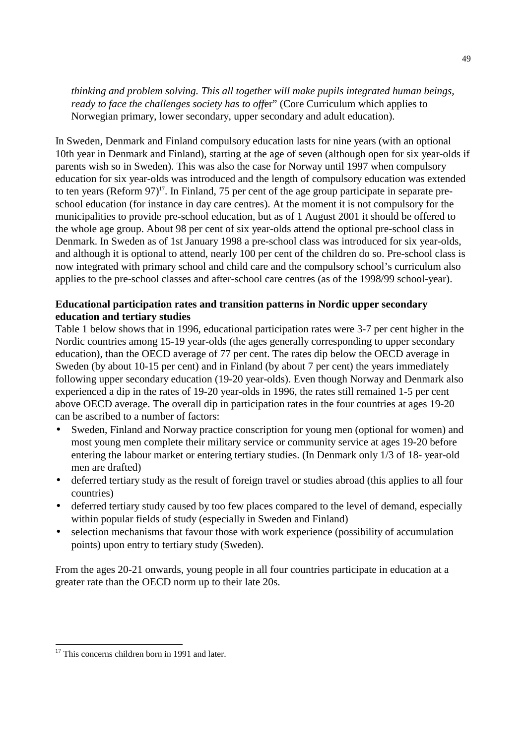*thinking and problem solving. This all together will make pupils integrated human beings, ready to face the challenges society has to off*er" (Core Curriculum which applies to Norwegian primary, lower secondary, upper secondary and adult education).

In Sweden, Denmark and Finland compulsory education lasts for nine years (with an optional 10th year in Denmark and Finland), starting at the age of seven (although open for six year-olds if parents wish so in Sweden). This was also the case for Norway until 1997 when compulsory education for six year-olds was introduced and the length of compulsory education was extended to ten years (Reform 97)[17]. In Finland, 75 per cent of the age group participate in separate pre-school education (for instance in day care centres). At the moment it is not compulsory for the municipalities to provide pre-school education, but as of 1 August 2001 it should be offered to the whole age group. About 98 per cent of six year-olds attend the optional pre-school class in Denmark. In Sweden as of 1st January 1998 a pre-school class was introduced for six year-olds, and although it is optional to attend, nearly 100 per cent of the children do so. Pre-school class is now integrated with primary school and child care and the compulsory school's curriculum also applies to the pre-school classes and after-school care centres (as of the 1998/99 school-year).

**Educational participation rates and transition patterns in Nordic upper secondary education and tertiary studies**

Table 1 below shows that in 1996, educational participation rates were 3-7 per cent higher in the Nordic countries among 15-19 year-olds (the ages generally corresponding to upper secondary education), than the OECD average of 77 per cent. The rates dip below the OECD average in Sweden (by about 10-15 per cent) and in Finland (by about 7 per cent) the years immediately following upper secondary education (19-20 year-olds). Even though Norway and Denmark also experienced a dip in the rates of 19-20 year-olds in 1996, the rates still remained 1-5 per cent above OECD average. The overall dip in participation rates in the four countries at ages 19-20 can be ascribed to a number of factors:

- Sweden, Finland and Norway practice conscription for young men (optional for women) and most young men complete their military service or community service at ages 19-20 before entering the labour market or entering tertiary studies. (In Denmark only 1/3 of 18- year-old men are drafted)
- deferred tertiary study as the result of foreign travel or studies abroad (this applies to all four countries)
- deferred tertiary study caused by too few places compared to the level of demand, especially within popular fields of study (especially in Sweden and Finland)
- selection mechanisms that favour those with work experience (possibility of accumulation points) upon entry to tertiary study (Sweden).

From the ages 20-21 onwards, young people in all four countries participate in education at a greater rate than the OECD norm up to their late 20s.

[17] This concerns children born in 1991 and later.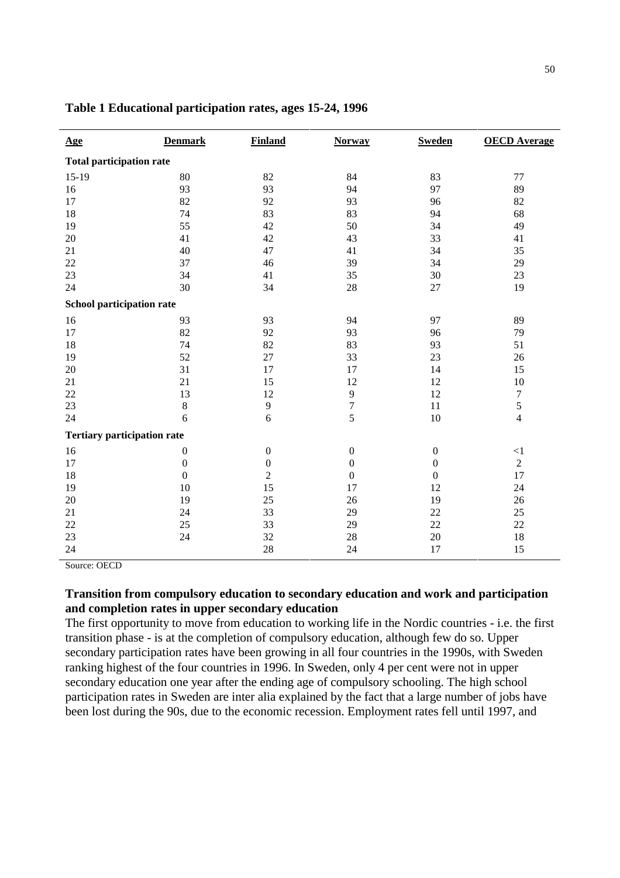**Table 1 Educational participation rates, ages 15-24, 1996**

| Age | Denmark | Finland | Norway | Sweden | OECD Average |
|---|---|---|---|---|---|
| **Total participation rate** | | | | | |
| 15-19 | 80 | 82 | 84 | 83 | 77 |
| 16 | 93 | 93 | 94 | 97 | 89 |
| 17 | 82 | 92 | 93 | 96 | 82 |
| 18 | 74 | 83 | 83 | 94 | 68 |
| 19 | 55 | 42 | 50 | 34 | 49 |
| 20 | 41 | 42 | 43 | 33 | 41 |
| 21 | 40 | 47 | 41 | 34 | 35 |
| 22 | 37 | 46 | 39 | 34 | 29 |
| 23 | 34 | 41 | 35 | 30 | 23 |
| 24 | 30 | 34 | 28 | 27 | 19 |
| **School participation rate** | | | | | |
| 16 | 93 | 93 | 94 | 97 | 89 |
| 17 | 82 | 92 | 93 | 96 | 79 |
| 18 | 74 | 82 | 83 | 93 | 51 |
| 19 | 52 | 27 | 33 | 23 | 26 |
| 20 | 31 | 17 | 17 | 14 | 15 |
| 21 | 21 | 15 | 12 | 12 | 10 |
| 22 | 13 | 12 | 9 | 12 | 7 |
| 23 | 8 | 9 | 7 | 11 | 5 |
| 24 | 6 | 6 | 5 | 10 | 4 |
| **Tertiary participation rate** | | | | | |
| 16 | 0 | 0 | 0 | 0 | <1 |
| 17 | 0 | 0 | 0 | 0 | 2 |
| 18 | 0 | 2 | 0 | 0 | 17 |
| 19 | 10 | 15 | 17 | 12 | 24 |
| 20 | 19 | 25 | 26 | 19 | 26 |
| 21 | 24 | 33 | 29 | 22 | 25 |
| 22 | 25 | 33 | 29 | 22 | 22 |
| 23 | 24 | 32 | 28 | 20 | 18 |
| 24 | | 28 | 24 | 17 | 15 |

Source: OECD

**Transition from compulsory education to secondary education and work and participation and completion rates in upper secondary education**

The first opportunity to move from education to working life in the Nordic countries - i.e. the first transition phase - is at the completion of compulsory education, although few do so. Upper secondary participation rates have been growing in all four countries in the 1990s, with Sweden ranking highest of the four countries in 1996. In Sweden, only 4 per cent were not in upper secondary education one year after the ending age of compulsory schooling. The high school participation rates in Sweden are inter alia explained by the fact that a large number of jobs have been lost during the 90s, due to the economic recession. Employment rates fell until 1997, and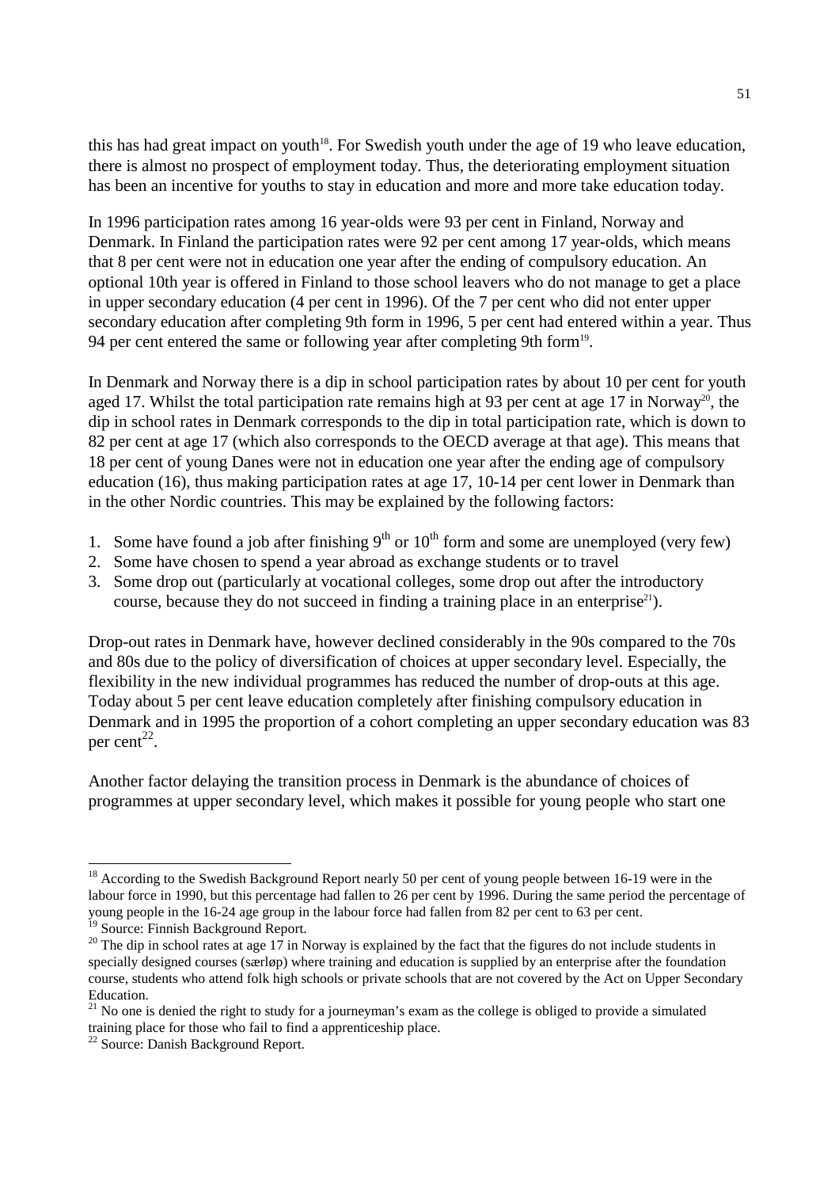this has had great impact on youth[18]. For Swedish youth under the age of 19 who leave education, there is almost no prospect of employment today. Thus, the deteriorating employment situation has been an incentive for youths to stay in education and more and more take education today.

In 1996 participation rates among 16 year-olds were 93 per cent in Finland, Norway and Denmark. In Finland the participation rates were 92 per cent among 17 year-olds, which means that 8 per cent were not in education one year after the ending of compulsory education. An optional 10th year is offered in Finland to those school leavers who do not manage to get a place in upper secondary education (4 per cent in 1996). Of the 7 per cent who did not enter upper secondary education after completing 9th form in 1996, 5 per cent had entered within a year. Thus 94 per cent entered the same or following year after completing 9th form[19].

In Denmark and Norway there is a dip in school participation rates by about 10 per cent for youth aged 17. Whilst the total participation rate remains high at 93 per cent at age 17 in Norway[20], the dip in school rates in Denmark corresponds to the dip in total participation rate, which is down to 82 per cent at age 17 (which also corresponds to the OECD average at that age). This means that 18 per cent of young Danes were not in education one year after the ending age of compulsory education (16), thus making participation rates at age 17, 10-14 per cent lower in Denmark than in the other Nordic countries. This may be explained by the following factors:

1. Some have found a job after finishing 9th or 10th form and some are unemployed (very few)
2. Some have chosen to spend a year abroad as exchange students or to travel
3. Some drop out (particularly at vocational colleges, some drop out after the introductory course, because they do not succeed in finding a training place in an enterprise[21]).

Drop-out rates in Denmark have, however declined considerably in the 90s compared to the 70s and 80s due to the policy of diversification of choices at upper secondary level. Especially, the flexibility in the new individual programmes has reduced the number of drop-outs at this age. Today about 5 per cent leave education completely after finishing compulsory education in Denmark and in 1995 the proportion of a cohort completing an upper secondary education was 83 per cent[22].

Another factor delaying the transition process in Denmark is the abundance of choices of programmes at upper secondary level, which makes it possible for young people who start one

---

[18] According to the Swedish Background Report nearly 50 per cent of young people between 16-19 were in the labour force in 1990, but this percentage had fallen to 26 per cent by 1996. During the same period the percentage of young people in the 16-24 age group in the labour force had fallen from 82 per cent to 63 per cent.

[19] Source: Finnish Background Report.

[20] The dip in school rates at age 17 in Norway is explained by the fact that the figures do not include students in specially designed courses (særløp) where training and education is supplied by an enterprise after the foundation course, students who attend folk high schools or private schools that are not covered by the Act on Upper Secondary Education.

[21] No one is denied the right to study for a journeyman's exam as the college is obliged to provide a simulated training place for those who fail to find a apprenticeship place.

[22] Source: Danish Background Report.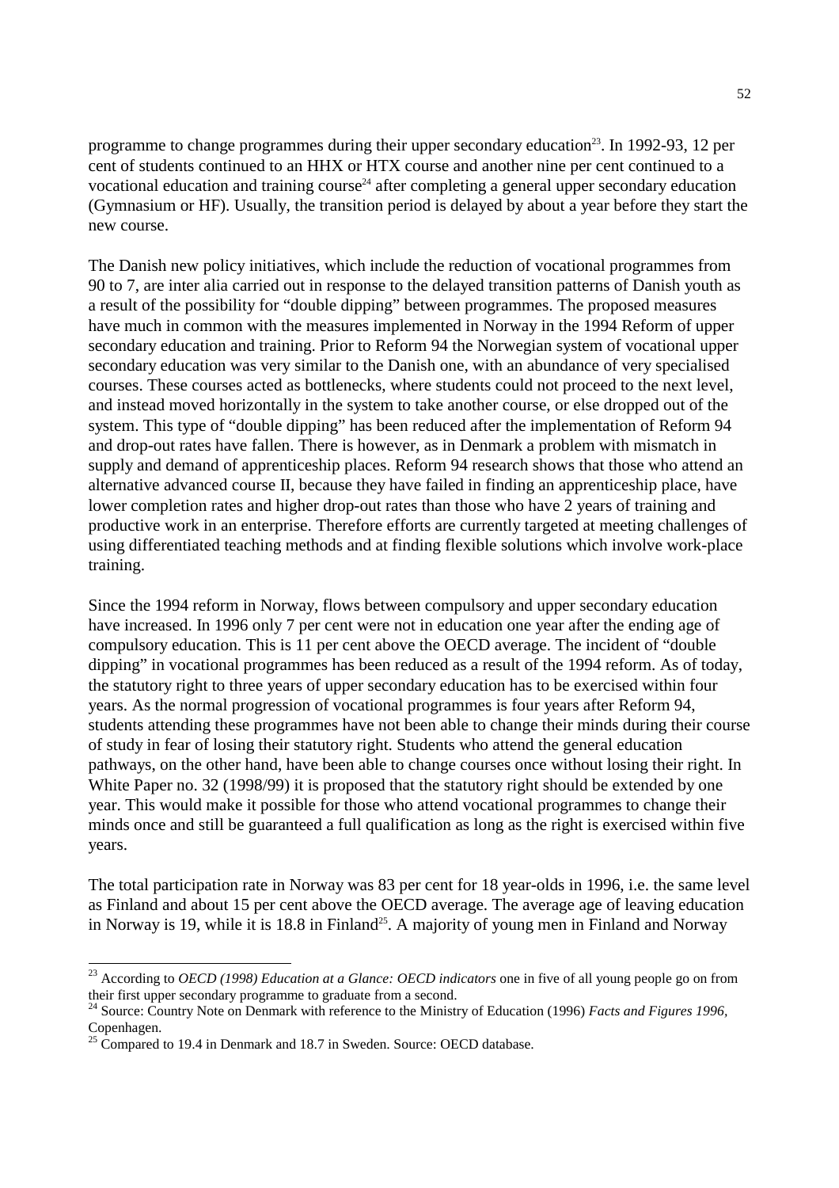programme to change programmes during their upper secondary education[23]. In 1992-93, 12 per cent of students continued to an HHX or HTX course and another nine per cent continued to a vocational education and training course[24] after completing a general upper secondary education (Gymnasium or HF). Usually, the transition period is delayed by about a year before they start the new course.

The Danish new policy initiatives, which include the reduction of vocational programmes from 90 to 7, are inter alia carried out in response to the delayed transition patterns of Danish youth as a result of the possibility for "double dipping" between programmes. The proposed measures have much in common with the measures implemented in Norway in the 1994 Reform of upper secondary education and training. Prior to Reform 94 the Norwegian system of vocational upper secondary education was very similar to the Danish one, with an abundance of very specialised courses. These courses acted as bottlenecks, where students could not proceed to the next level, and instead moved horizontally in the system to take another course, or else dropped out of the system. This type of "double dipping" has been reduced after the implementation of Reform 94 and drop-out rates have fallen. There is however, as in Denmark a problem with mismatch in supply and demand of apprenticeship places. Reform 94 research shows that those who attend an alternative advanced course II, because they have failed in finding an apprenticeship place, have lower completion rates and higher drop-out rates than those who have 2 years of training and productive work in an enterprise. Therefore efforts are currently targeted at meeting challenges of using differentiated teaching methods and at finding flexible solutions which involve work-place training.

Since the 1994 reform in Norway, flows between compulsory and upper secondary education have increased. In 1996 only 7 per cent were not in education one year after the ending age of compulsory education. This is 11 per cent above the OECD average. The incident of "double dipping" in vocational programmes has been reduced as a result of the 1994 reform. As of today, the statutory right to three years of upper secondary education has to be exercised within four years. As the normal progression of vocational programmes is four years after Reform 94, students attending these programmes have not been able to change their minds during their course of study in fear of losing their statutory right. Students who attend the general education pathways, on the other hand, have been able to change courses once without losing their right. In White Paper no. 32 (1998/99) it is proposed that the statutory right should be extended by one year. This would make it possible for those who attend vocational programmes to change their minds once and still be guaranteed a full qualification as long as the right is exercised within five years.

The total participation rate in Norway was 83 per cent for 18 year-olds in 1996, i.e. the same level as Finland and about 15 per cent above the OECD average. The average age of leaving education in Norway is 19, while it is 18.8 in Finland[25]. A majority of young men in Finland and Norway

---

[23] According to *OECD (1998) Education at a Glance: OECD indicators* one in five of all young people go on from their first upper secondary programme to graduate from a second.

[24] Source: Country Note on Denmark with reference to the Ministry of Education (1996) *Facts and Figures 1996*, Copenhagen.

[25] Compared to 19.4 in Denmark and 18.7 in Sweden. Source: OECD database.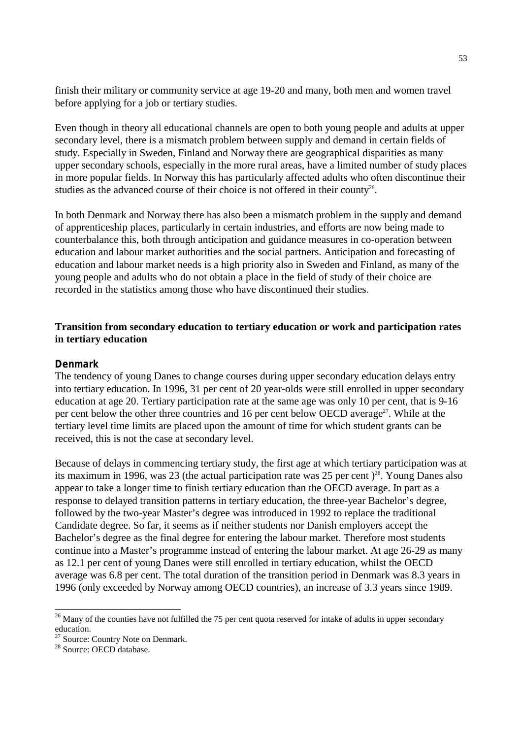finish their military or community service at age 19-20 and many, both men and women travel before applying for a job or tertiary studies.

Even though in theory all educational channels are open to both young people and adults at upper secondary level, there is a mismatch problem between supply and demand in certain fields of study. Especially in Sweden, Finland and Norway there are geographical disparities as many upper secondary schools, especially in the more rural areas, have a limited number of study places in more popular fields. In Norway this has particularly affected adults who often discontinue their studies as the advanced course of their choice is not offered in their county[26].

In both Denmark and Norway there has also been a mismatch problem in the supply and demand of apprenticeship places, particularly in certain industries, and efforts are now being made to counterbalance this, both through anticipation and guidance measures in co-operation between education and labour market authorities and the social partners. Anticipation and forecasting of education and labour market needs is a high priority also in Sweden and Finland, as many of the young people and adults who do not obtain a place in the field of study of their choice are recorded in the statistics among those who have discontinued their studies.

## Transition from secondary education to tertiary education or work and participation rates in tertiary education

### Denmark

The tendency of young Danes to change courses during upper secondary education delays entry into tertiary education. In 1996, 31 per cent of 20 year-olds were still enrolled in upper secondary education at age 20. Tertiary participation rate at the same age was only 10 per cent, that is 9-16 per cent below the other three countries and 16 per cent below OECD average[27]. While at the tertiary level time limits are placed upon the amount of time for which student grants can be received, this is not the case at secondary level.

Because of delays in commencing tertiary study, the first age at which tertiary participation was at its maximum in 1996, was 23 (the actual participation rate was 25 per cent )[28]. Young Danes also appear to take a longer time to finish tertiary education than the OECD average. In part as a response to delayed transition patterns in tertiary education, the three-year Bachelor's degree, followed by the two-year Master's degree was introduced in 1992 to replace the traditional Candidate degree. So far, it seems as if neither students nor Danish employers accept the Bachelor's degree as the final degree for entering the labour market. Therefore most students continue into a Master's programme instead of entering the labour market. At age 26-29 as many as 12.1 per cent of young Danes were still enrolled in tertiary education, whilst the OECD average was 6.8 per cent. The total duration of the transition period in Denmark was 8.3 years in 1996 (only exceeded by Norway among OECD countries), an increase of 3.3 years since 1989.

---

[26] Many of the counties have not fulfilled the 75 per cent quota reserved for intake of adults in upper secondary education.

[27] Source: Country Note on Denmark.

[28] Source: OECD database.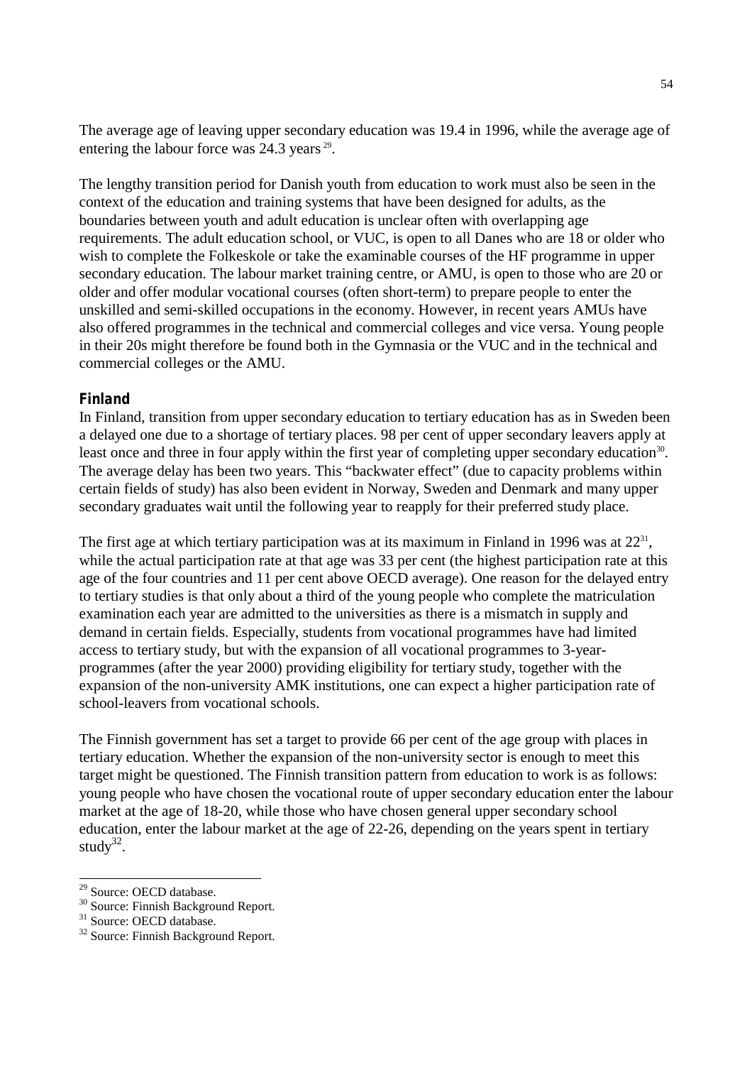The average age of leaving upper secondary education was 19.4 in 1996, while the average age of entering the labour force was 24.3 years [29].

The lengthy transition period for Danish youth from education to work must also be seen in the context of the education and training systems that have been designed for adults, as the boundaries between youth and adult education is unclear often with overlapping age requirements. The adult education school, or VUC, is open to all Danes who are 18 or older who wish to complete the Folkeskole or take the examinable courses of the HF programme in upper secondary education. The labour market training centre, or AMU, is open to those who are 20 or older and offer modular vocational courses (often short-term) to prepare people to enter the unskilled and semi-skilled occupations in the economy. However, in recent years AMUs have also offered programmes in the technical and commercial colleges and vice versa. Young people in their 20s might therefore be found both in the Gymnasia or the VUC and in the technical and commercial colleges or the AMU.

### Finland

In Finland, transition from upper secondary education to tertiary education has as in Sweden been a delayed one due to a shortage of tertiary places. 98 per cent of upper secondary leavers apply at least once and three in four apply within the first year of completing upper secondary education[30]. The average delay has been two years. This "backwater effect" (due to capacity problems within certain fields of study) has also been evident in Norway, Sweden and Denmark and many upper secondary graduates wait until the following year to reapply for their preferred study place.

The first age at which tertiary participation was at its maximum in Finland in 1996 was at 22[31], while the actual participation rate at that age was 33 per cent (the highest participation rate at this age of the four countries and 11 per cent above OECD average). One reason for the delayed entry to tertiary studies is that only about a third of the young people who complete the matriculation examination each year are admitted to the universities as there is a mismatch in supply and demand in certain fields. Especially, students from vocational programmes have had limited access to tertiary study, but with the expansion of all vocational programmes to 3-year-programmes (after the year 2000) providing eligibility for tertiary study, together with the expansion of the non-university AMK institutions, one can expect a higher participation rate of school-leavers from vocational schools.

The Finnish government has set a target to provide 66 per cent of the age group with places in tertiary education. Whether the expansion of the non-university sector is enough to meet this target might be questioned. The Finnish transition pattern from education to work is as follows: young people who have chosen the vocational route of upper secondary education enter the labour market at the age of 18-20, while those who have chosen general upper secondary school education, enter the labour market at the age of 22-26, depending on the years spent in tertiary study[32].

---

[29] Source: OECD database.
[30] Source: Finnish Background Report.
[31] Source: OECD database.
[32] Source: Finnish Background Report.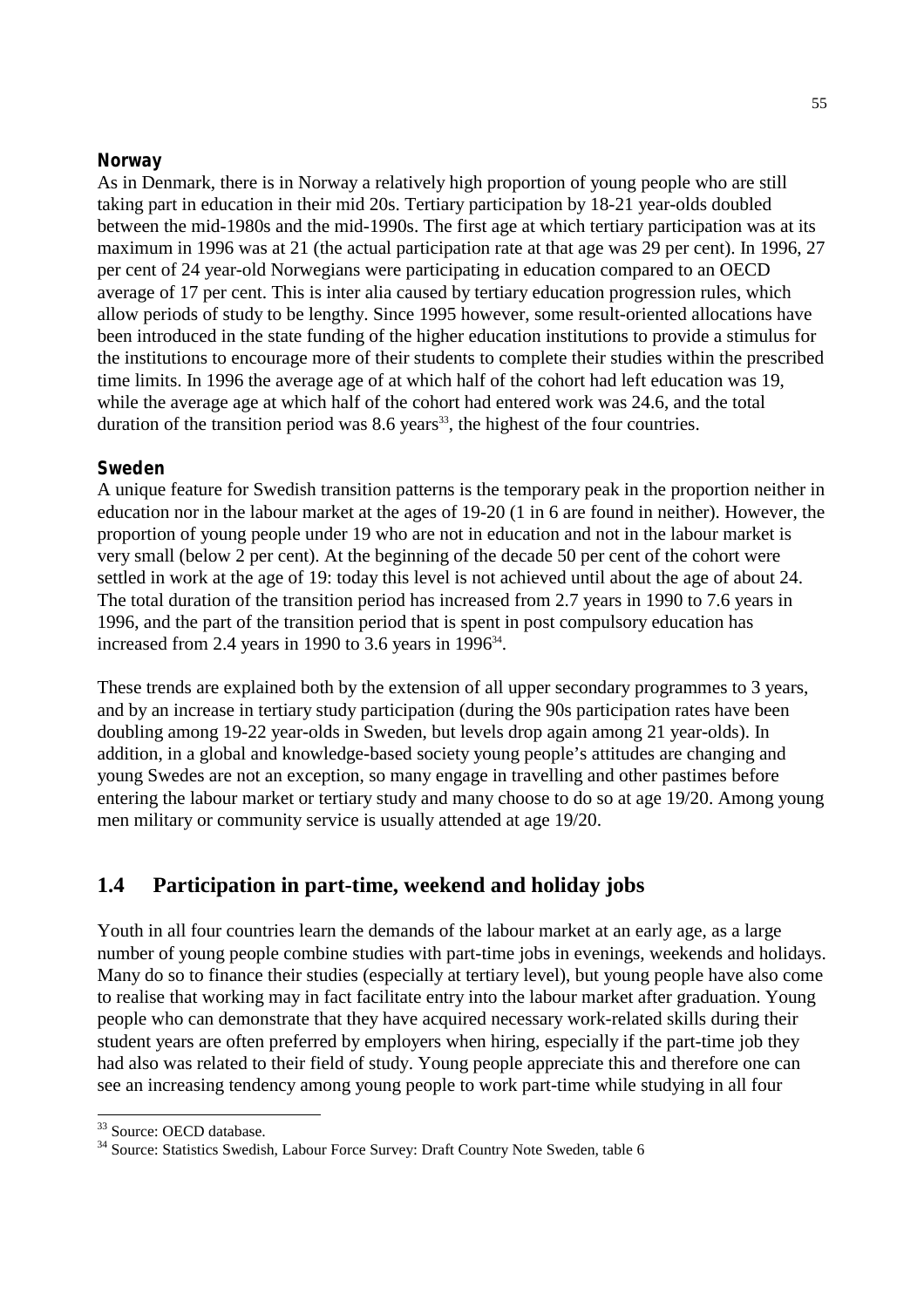#### Norway

As in Denmark, there is in Norway a relatively high proportion of young people who are still taking part in education in their mid 20s. Tertiary participation by 18-21 year-olds doubled between the mid-1980s and the mid-1990s. The first age at which tertiary participation was at its maximum in 1996 was at 21 (the actual participation rate at that age was 29 per cent). In 1996, 27 per cent of 24 year-old Norwegians were participating in education compared to an OECD average of 17 per cent. This is inter alia caused by tertiary education progression rules, which allow periods of study to be lengthy. Since 1995 however, some result-oriented allocations have been introduced in the state funding of the higher education institutions to provide a stimulus for the institutions to encourage more of their students to complete their studies within the prescribed time limits. In 1996 the average age of at which half of the cohort had left education was 19, while the average age at which half of the cohort had entered work was 24.6, and the total duration of the transition period was 8.6 years[33], the highest of the four countries.

#### Sweden

A unique feature for Swedish transition patterns is the temporary peak in the proportion neither in education nor in the labour market at the ages of 19-20 (1 in 6 are found in neither). However, the proportion of young people under 19 who are not in education and not in the labour market is very small (below 2 per cent). At the beginning of the decade 50 per cent of the cohort were settled in work at the age of 19: today this level is not achieved until about the age of about 24. The total duration of the transition period has increased from 2.7 years in 1990 to 7.6 years in 1996, and the part of the transition period that is spent in post compulsory education has increased from 2.4 years in 1990 to 3.6 years in 1996[34].

These trends are explained both by the extension of all upper secondary programmes to 3 years, and by an increase in tertiary study participation (during the 90s participation rates have been doubling among 19-22 year-olds in Sweden, but levels drop again among 21 year-olds). In addition, in a global and knowledge-based society young people's attitudes are changing and young Swedes are not an exception, so many engage in travelling and other pastimes before entering the labour market or tertiary study and many choose to do so at age 19/20. Among young men military or community service is usually attended at age 19/20.

## 1.4 Participation in part-time, weekend and holiday jobs

Youth in all four countries learn the demands of the labour market at an early age, as a large number of young people combine studies with part-time jobs in evenings, weekends and holidays. Many do so to finance their studies (especially at tertiary level), but young people have also come to realise that working may in fact facilitate entry into the labour market after graduation. Young people who can demonstrate that they have acquired necessary work-related skills during their student years are often preferred by employers when hiring, especially if the part-time job they had also was related to their field of study. Young people appreciate this and therefore one can see an increasing tendency among young people to work part-time while studying in all four

---

[33] Source: OECD database.

[34] Source: Statistics Swedish, Labour Force Survey: Draft Country Note Sweden, table 6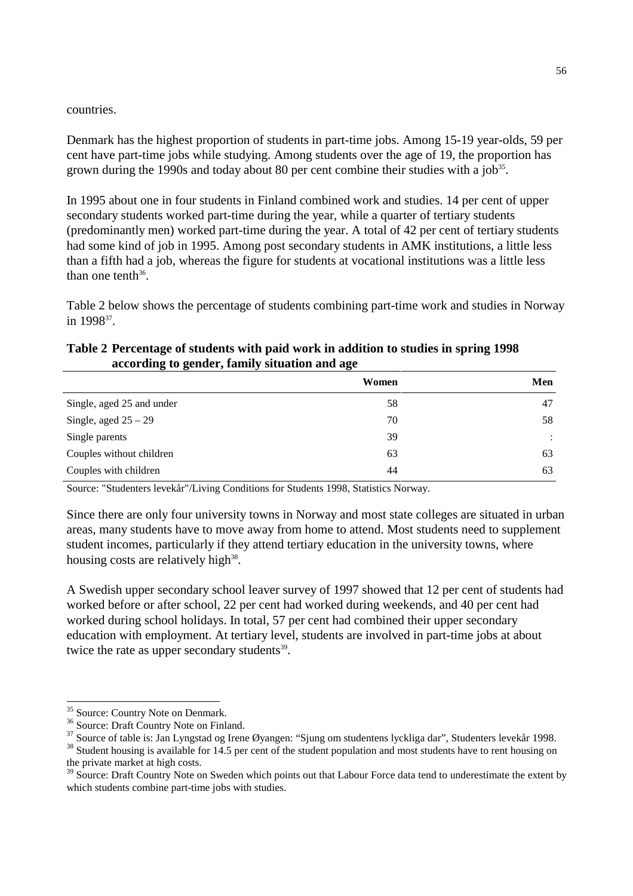countries.

Denmark has the highest proportion of students in part-time jobs. Among 15-19 year-olds, 59 per cent have part-time jobs while studying. Among students over the age of 19, the proportion has grown during the 1990s and today about 80 per cent combine their studies with a job[35].

In 1995 about one in four students in Finland combined work and studies. 14 per cent of upper secondary students worked part-time during the year, while a quarter of tertiary students (predominantly men) worked part-time during the year. A total of 42 per cent of tertiary students had some kind of job in 1995. Among post secondary students in AMK institutions, a little less than a fifth had a job, whereas the figure for students at vocational institutions was a little less than one tenth[36].

Table 2 below shows the percentage of students combining part-time work and studies in Norway in 1998[37].

**Table 2 Percentage of students with paid work in addition to studies in spring 1998 according to gender, family situation and age**

| | Women | Men |
|---|---|---|
| Single, aged 25 and under | 58 | 47 |
| Single, aged 25 – 29 | 70 | 58 |
| Single parents | 39 | : |
| Couples without children | 63 | 63 |
| Couples with children | 44 | 63 |

Source: "Studenters levekår"/Living Conditions for Students 1998, Statistics Norway.

Since there are only four university towns in Norway and most state colleges are situated in urban areas, many students have to move away from home to attend. Most students need to supplement student incomes, particularly if they attend tertiary education in the university towns, where housing costs are relatively high[38].

A Swedish upper secondary school leaver survey of 1997 showed that 12 per cent of students had worked before or after school, 22 per cent had worked during weekends, and 40 per cent had worked during school holidays. In total, 57 per cent had combined their upper secondary education with employment. At tertiary level, students are involved in part-time jobs at about twice the rate as upper secondary students[39].

---

[35] Source: Country Note on Denmark.

[36] Source: Draft Country Note on Finland.

[37] Source of table is: Jan Lyngstad og Irene Øyangen: "Sjung om studentens lyckliga dar", Studenters levekår 1998.

[38] Student housing is available for 14.5 per cent of the student population and most students have to rent housing on the private market at high costs.

[39] Source: Draft Country Note on Sweden which points out that Labour Force data tend to underestimate the extent by which students combine part-time jobs with studies.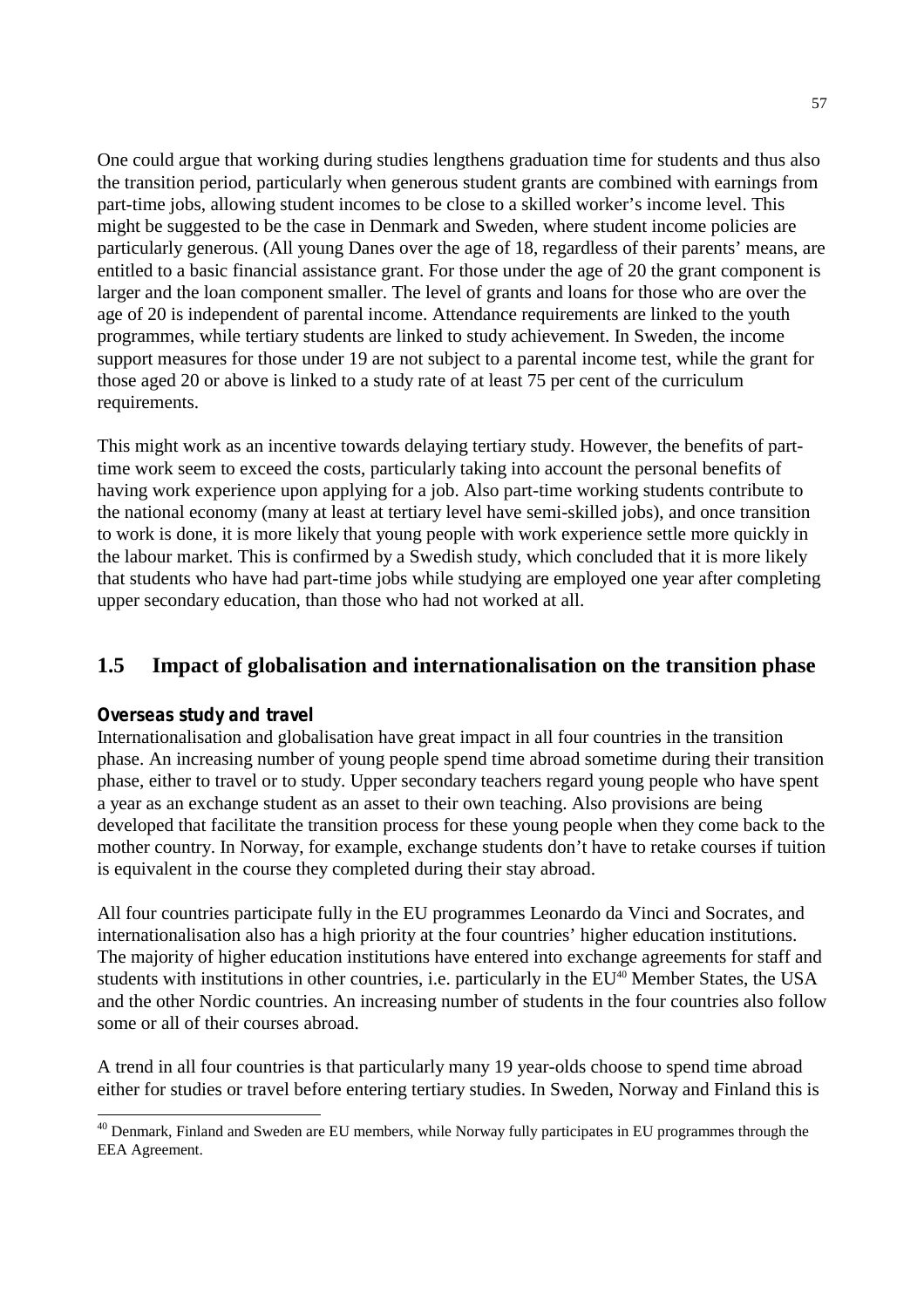One could argue that working during studies lengthens graduation time for students and thus also the transition period, particularly when generous student grants are combined with earnings from part-time jobs, allowing student incomes to be close to a skilled worker's income level. This might be suggested to be the case in Denmark and Sweden, where student income policies are particularly generous. (All young Danes over the age of 18, regardless of their parents' means, are entitled to a basic financial assistance grant. For those under the age of 20 the grant component is larger and the loan component smaller. The level of grants and loans for those who are over the age of 20 is independent of parental income. Attendance requirements are linked to the youth programmes, while tertiary students are linked to study achievement. In Sweden, the income support measures for those under 19 are not subject to a parental income test, while the grant for those aged 20 or above is linked to a study rate of at least 75 per cent of the curriculum requirements.

This might work as an incentive towards delaying tertiary study. However, the benefits of part-time work seem to exceed the costs, particularly taking into account the personal benefits of having work experience upon applying for a job. Also part-time working students contribute to the national economy (many at least at tertiary level have semi-skilled jobs), and once transition to work is done, it is more likely that young people with work experience settle more quickly in the labour market. This is confirmed by a Swedish study, which concluded that it is more likely that students who have had part-time jobs while studying are employed one year after completing upper secondary education, than those who had not worked at all.

## 1.5 Impact of globalisation and internationalisation on the transition phase

**Overseas study and travel**

Internationalisation and globalisation have great impact in all four countries in the transition phase. An increasing number of young people spend time abroad sometime during their transition phase, either to travel or to study. Upper secondary teachers regard young people who have spent a year as an exchange student as an asset to their own teaching. Also provisions are being developed that facilitate the transition process for these young people when they come back to the mother country. In Norway, for example, exchange students don't have to retake courses if tuition is equivalent in the course they completed during their stay abroad.

All four countries participate fully in the EU programmes Leonardo da Vinci and Socrates, and internationalisation also has a high priority at the four countries' higher education institutions. The majority of higher education institutions have entered into exchange agreements for staff and students with institutions in other countries, i.e. particularly in the EU[40] Member States, the USA and the other Nordic countries. An increasing number of students in the four countries also follow some or all of their courses abroad.

A trend in all four countries is that particularly many 19 year-olds choose to spend time abroad either for studies or travel before entering tertiary studies. In Sweden, Norway and Finland this is

[40] Denmark, Finland and Sweden are EU members, while Norway fully participates in EU programmes through the EEA Agreement.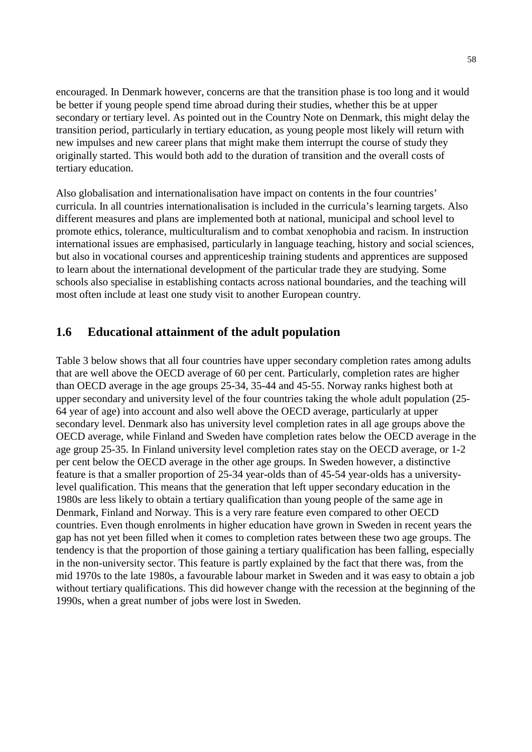encouraged. In Denmark however, concerns are that the transition phase is too long and it would be better if young people spend time abroad during their studies, whether this be at upper secondary or tertiary level. As pointed out in the Country Note on Denmark, this might delay the transition period, particularly in tertiary education, as young people most likely will return with new impulses and new career plans that might make them interrupt the course of study they originally started. This would both add to the duration of transition and the overall costs of tertiary education.

Also globalisation and internationalisation have impact on contents in the four countries' curricula. In all countries internationalisation is included in the curricula's learning targets. Also different measures and plans are implemented both at national, municipal and school level to promote ethics, tolerance, multiculturalism and to combat xenophobia and racism. In instruction international issues are emphasised, particularly in language teaching, history and social sciences, but also in vocational courses and apprenticeship training students and apprentices are supposed to learn about the international development of the particular trade they are studying. Some schools also specialise in establishing contacts across national boundaries, and the teaching will most often include at least one study visit to another European country.

## 1.6 Educational attainment of the adult population

Table 3 below shows that all four countries have upper secondary completion rates among adults that are well above the OECD average of 60 per cent. Particularly, completion rates are higher than OECD average in the age groups 25-34, 35-44 and 45-55. Norway ranks highest both at upper secondary and university level of the four countries taking the whole adult population (25-64 year of age) into account and also well above the OECD average, particularly at upper secondary level. Denmark also has university level completion rates in all age groups above the OECD average, while Finland and Sweden have completion rates below the OECD average in the age group 25-35. In Finland university level completion rates stay on the OECD average, or 1-2 per cent below the OECD average in the other age groups. In Sweden however, a distinctive feature is that a smaller proportion of 25-34 year-olds than of 45-54 year-olds has a university-level qualification. This means that the generation that left upper secondary education in the 1980s are less likely to obtain a tertiary qualification than young people of the same age in Denmark, Finland and Norway. This is a very rare feature even compared to other OECD countries. Even though enrolments in higher education have grown in Sweden in recent years the gap has not yet been filled when it comes to completion rates between these two age groups. The tendency is that the proportion of those gaining a tertiary qualification has been falling, especially in the non-university sector. This feature is partly explained by the fact that there was, from the mid 1970s to the late 1980s, a favourable labour market in Sweden and it was easy to obtain a job without tertiary qualifications. This did however change with the recession at the beginning of the 1990s, when a great number of jobs were lost in Sweden.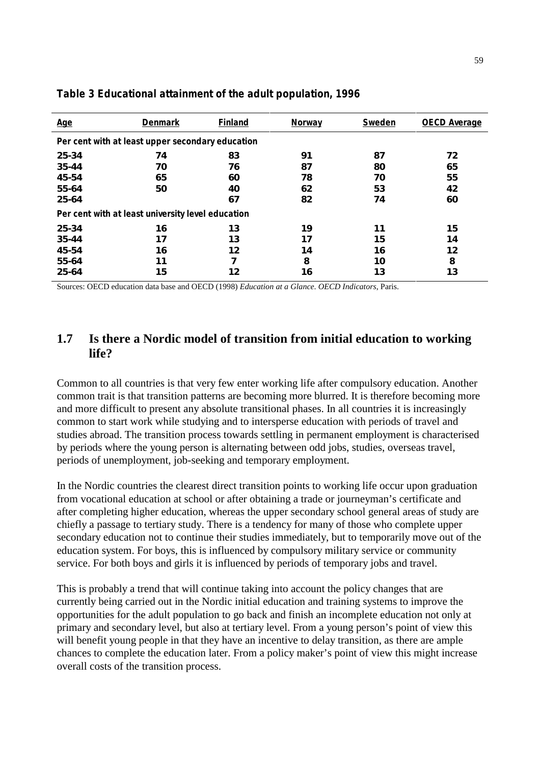**Table 3 Educational attainment of the adult population, 1996**

| Age | Denmark | Finland | Norway | Sweden | OECD Average |
|---|---|---|---|---|---|
| **Per cent with at least upper secondary education** | | | | | |
| 25-34 | 74 | 83 | 91 | 87 | 72 |
| 35-44 | 70 | 76 | 87 | 80 | 65 |
| 45-54 | 65 | 60 | 78 | 70 | 55 |
| 55-64 | 50 | 40 | 62 | 53 | 42 |
| 25-64 | | 67 | 82 | 74 | 60 |
| **Per cent with at least university level education** | | | | | |
| 25-34 | 16 | 13 | 19 | 11 | 15 |
| 35-44 | 17 | 13 | 17 | 15 | 14 |
| 45-54 | 16 | 12 | 14 | 16 | 12 |
| 55-64 | 11 | 7 | 8 | 10 | 8 |
| 25-64 | 15 | 12 | 16 | 13 | 13 |

Sources: OECD education data base and OECD (1998) *Education at a Glance. OECD Indicators*, Paris.

## 1.7 Is there a Nordic model of transition from initial education to working life?

Common to all countries is that very few enter working life after compulsory education. Another common trait is that transition patterns are becoming more blurred. It is therefore becoming more and more difficult to present any absolute transitional phases. In all countries it is increasingly common to start work while studying and to intersperse education with periods of travel and studies abroad. The transition process towards settling in permanent employment is characterised by periods where the young person is alternating between odd jobs, studies, overseas travel, periods of unemployment, job-seeking and temporary employment.

In the Nordic countries the clearest direct transition points to working life occur upon graduation from vocational education at school or after obtaining a trade or journeyman's certificate and after completing higher education, whereas the upper secondary school general areas of study are chiefly a passage to tertiary study. There is a tendency for many of those who complete upper secondary education not to continue their studies immediately, but to temporarily move out of the education system. For boys, this is influenced by compulsory military service or community service. For both boys and girls it is influenced by periods of temporary jobs and travel.

This is probably a trend that will continue taking into account the policy changes that are currently being carried out in the Nordic initial education and training systems to improve the opportunities for the adult population to go back and finish an incomplete education not only at primary and secondary level, but also at tertiary level. From a young person's point of view this will benefit young people in that they have an incentive to delay transition, as there are ample chances to complete the education later. From a policy maker's point of view this might increase overall costs of the transition process.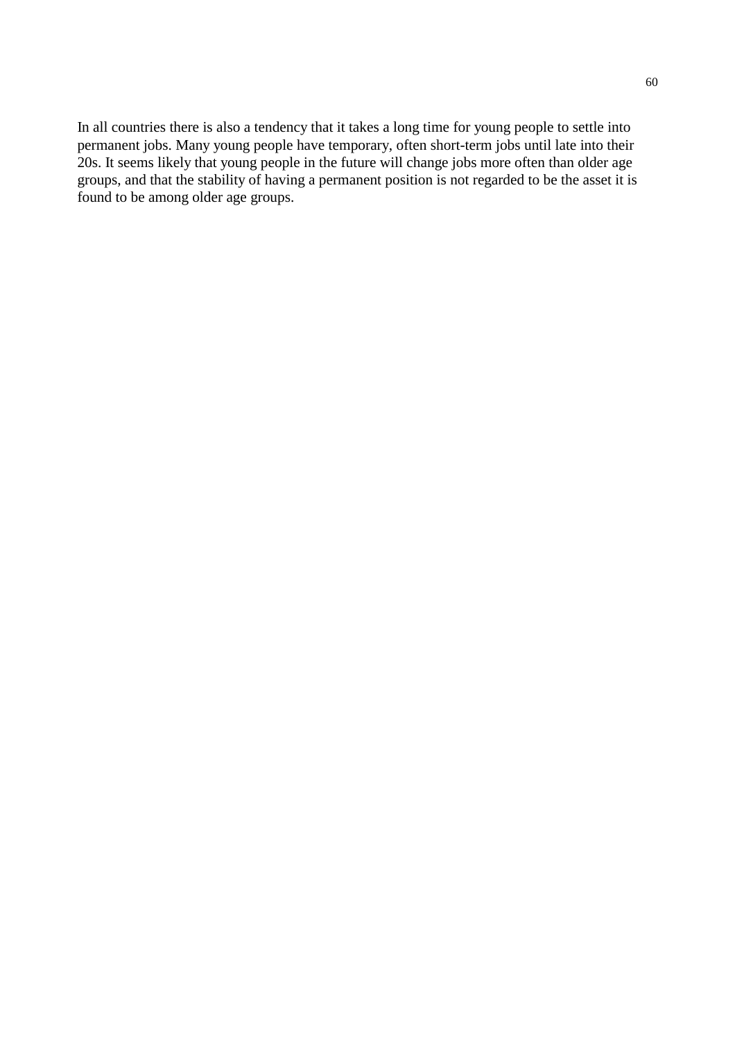In all countries there is also a tendency that it takes a long time for young people to settle into permanent jobs. Many young people have temporary, often short-term jobs until late into their 20s. It seems likely that young people in the future will change jobs more often than older age groups, and that the stability of having a permanent position is not regarded to be the asset it is found to be among older age groups.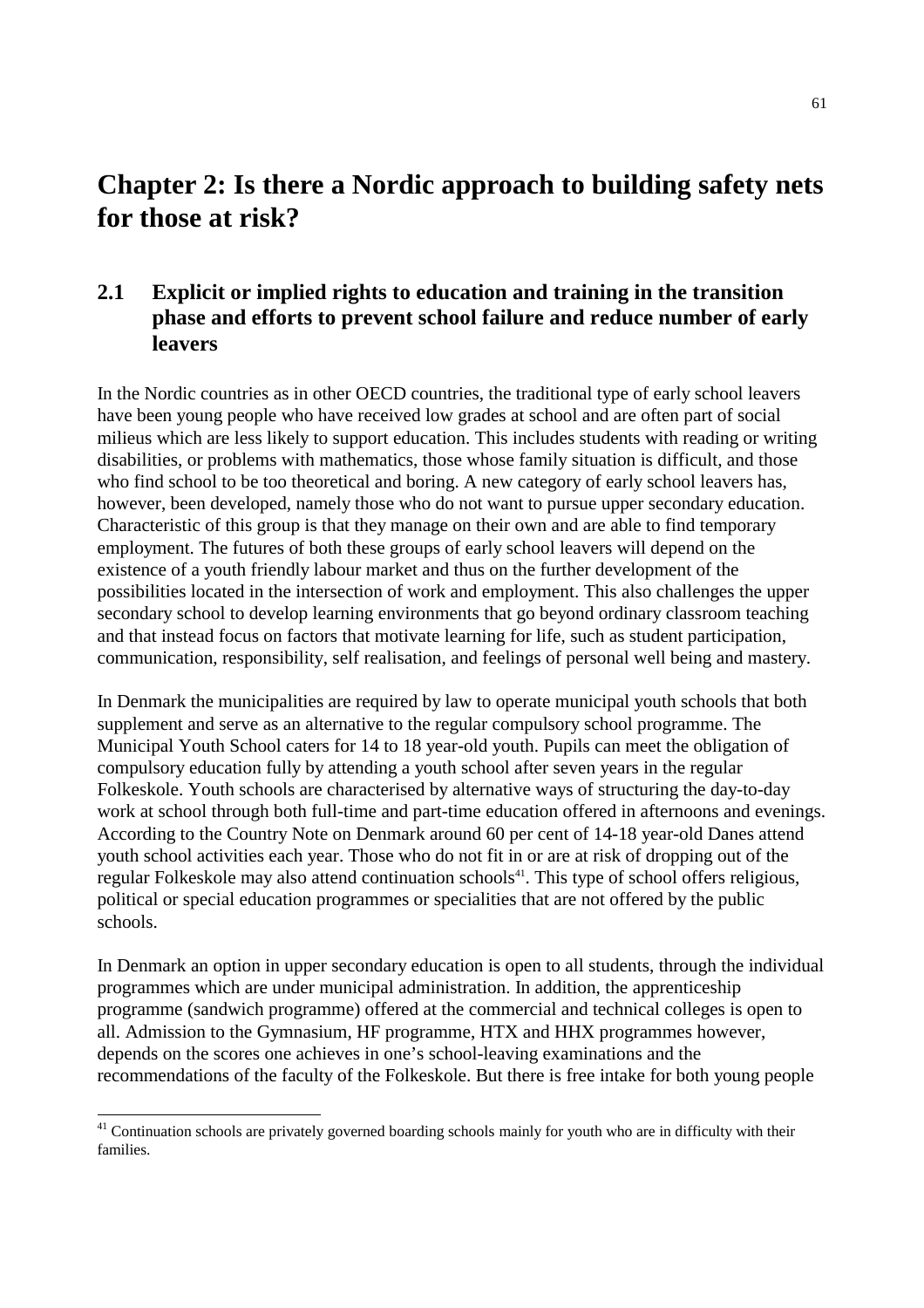# Chapter 2: Is there a Nordic approach to building safety nets for those at risk?

## 2.1 Explicit or implied rights to education and training in the transition phase and efforts to prevent school failure and reduce number of early leavers

In the Nordic countries as in other OECD countries, the traditional type of early school leavers have been young people who have received low grades at school and are often part of social milieus which are less likely to support education. This includes students with reading or writing disabilities, or problems with mathematics, those whose family situation is difficult, and those who find school to be too theoretical and boring. A new category of early school leavers has, however, been developed, namely those who do not want to pursue upper secondary education. Characteristic of this group is that they manage on their own and are able to find temporary employment. The futures of both these groups of early school leavers will depend on the existence of a youth friendly labour market and thus on the further development of the possibilities located in the intersection of work and employment. This also challenges the upper secondary school to develop learning environments that go beyond ordinary classroom teaching and that instead focus on factors that motivate learning for life, such as student participation, communication, responsibility, self realisation, and feelings of personal well being and mastery.

In Denmark the municipalities are required by law to operate municipal youth schools that both supplement and serve as an alternative to the regular compulsory school programme. The Municipal Youth School caters for 14 to 18 year-old youth. Pupils can meet the obligation of compulsory education fully by attending a youth school after seven years in the regular Folkeskole. Youth schools are characterised by alternative ways of structuring the day-to-day work at school through both full-time and part-time education offered in afternoons and evenings. According to the Country Note on Denmark around 60 per cent of 14-18 year-old Danes attend youth school activities each year. Those who do not fit in or are at risk of dropping out of the regular Folkeskole may also attend continuation schools[41]. This type of school offers religious, political or special education programmes or specialities that are not offered by the public schools.

In Denmark an option in upper secondary education is open to all students, through the individual programmes which are under municipal administration. In addition, the apprenticeship programme (sandwich programme) offered at the commercial and technical colleges is open to all. Admission to the Gymnasium, HF programme, HTX and HHX programmes however, depends on the scores one achieves in one's school-leaving examinations and the recommendations of the faculty of the Folkeskole. But there is free intake for both young people

[41] Continuation schools are privately governed boarding schools mainly for youth who are in difficulty with their families.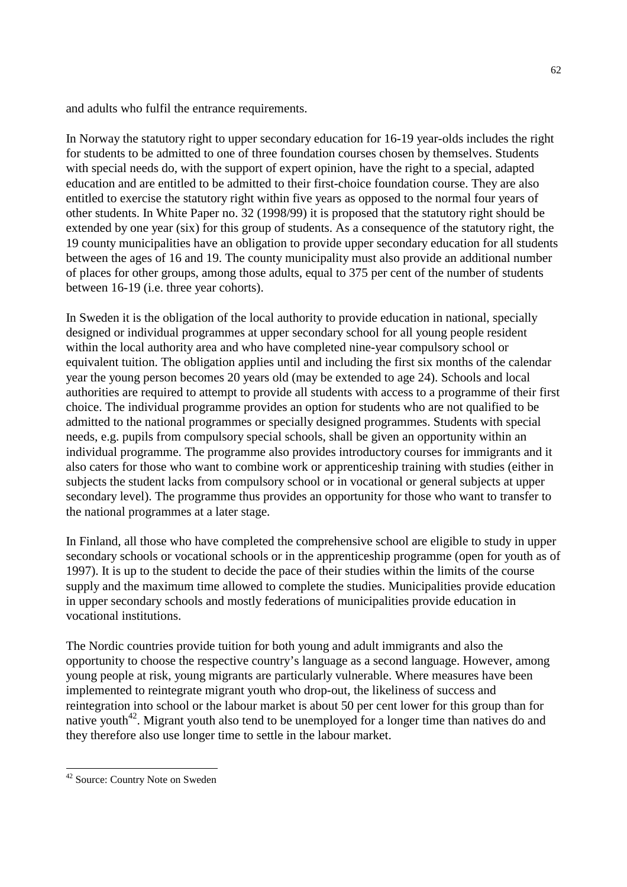and adults who fulfil the entrance requirements.

In Norway the statutory right to upper secondary education for 16-19 year-olds includes the right for students to be admitted to one of three foundation courses chosen by themselves. Students with special needs do, with the support of expert opinion, have the right to a special, adapted education and are entitled to be admitted to their first-choice foundation course. They are also entitled to exercise the statutory right within five years as opposed to the normal four years of other students. In White Paper no. 32 (1998/99) it is proposed that the statutory right should be extended by one year (six) for this group of students. As a consequence of the statutory right, the 19 county municipalities have an obligation to provide upper secondary education for all students between the ages of 16 and 19. The county municipality must also provide an additional number of places for other groups, among those adults, equal to 375 per cent of the number of students between 16-19 (i.e. three year cohorts).

In Sweden it is the obligation of the local authority to provide education in national, specially designed or individual programmes at upper secondary school for all young people resident within the local authority area and who have completed nine-year compulsory school or equivalent tuition. The obligation applies until and including the first six months of the calendar year the young person becomes 20 years old (may be extended to age 24). Schools and local authorities are required to attempt to provide all students with access to a programme of their first choice. The individual programme provides an option for students who are not qualified to be admitted to the national programmes or specially designed programmes. Students with special needs, e.g. pupils from compulsory special schools, shall be given an opportunity within an individual programme. The programme also provides introductory courses for immigrants and it also caters for those who want to combine work or apprenticeship training with studies (either in subjects the student lacks from compulsory school or in vocational or general subjects at upper secondary level). The programme thus provides an opportunity for those who want to transfer to the national programmes at a later stage.

In Finland, all those who have completed the comprehensive school are eligible to study in upper secondary schools or vocational schools or in the apprenticeship programme (open for youth as of 1997). It is up to the student to decide the pace of their studies within the limits of the course supply and the maximum time allowed to complete the studies. Municipalities provide education in upper secondary schools and mostly federations of municipalities provide education in vocational institutions.

The Nordic countries provide tuition for both young and adult immigrants and also the opportunity to choose the respective country's language as a second language. However, among young people at risk, young migrants are particularly vulnerable. Where measures have been implemented to reintegrate migrant youth who drop-out, the likeliness of success and reintegration into school or the labour market is about 50 per cent lower for this group than for native youth[42]. Migrant youth also tend to be unemployed for a longer time than natives do and they therefore also use longer time to settle in the labour market.

---

[42] Source: Country Note on Sweden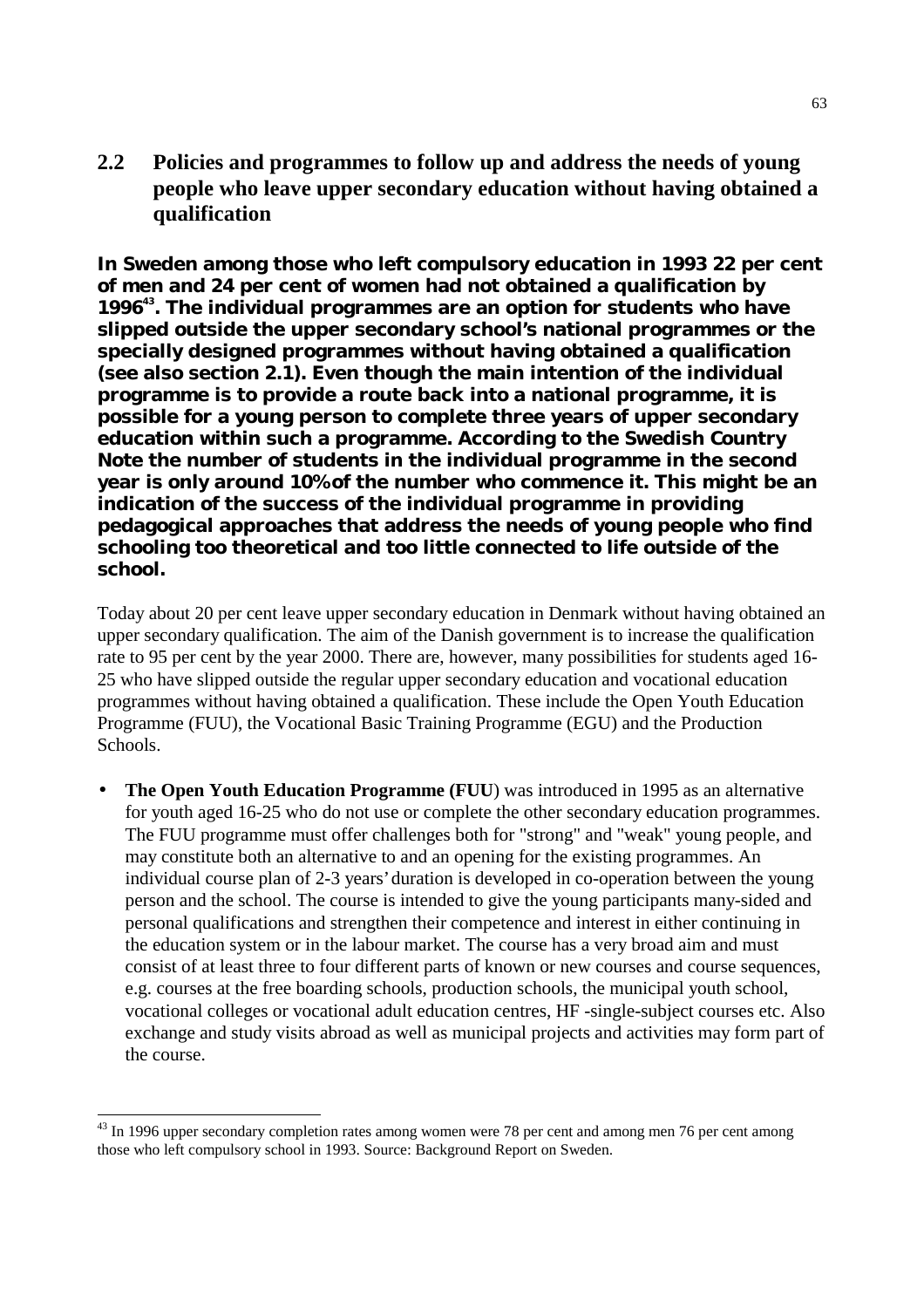## 2.2 Policies and programmes to follow up and address the needs of young people who leave upper secondary education without having obtained a qualification

**In Sweden among those who left compulsory education in 1993 22 per cent of men and 24 per cent of women had not obtained a qualification by 1996[43]. The individual programmes are an option for students who have slipped outside the upper secondary school's national programmes or the specially designed programmes without having obtained a qualification (see also section 2.1). Even though the main intention of the individual programme is to provide a route back into a national programme, it is possible for a young person to complete three years of upper secondary education within such a programme. According to the Swedish Country Note the number of students in the individual programme in the second year is only around 10% of the number who commence it. This might be an indication of the success of the individual programme in providing pedagogical approaches that address the needs of young people who find schooling too theoretical and too little connected to life outside of the school.**

Today about 20 per cent leave upper secondary education in Denmark without having obtained an upper secondary qualification. The aim of the Danish government is to increase the qualification rate to 95 per cent by the year 2000. There are, however, many possibilities for students aged 16-25 who have slipped outside the regular upper secondary education and vocational education programmes without having obtained a qualification. These include the Open Youth Education Programme (FUU), the Vocational Basic Training Programme (EGU) and the Production Schools.

- **The Open Youth Education Programme (FUU**) was introduced in 1995 as an alternative for youth aged 16-25 who do not use or complete the other secondary education programmes. The FUU programme must offer challenges both for "strong" and "weak" young people, and may constitute both an alternative to and an opening for the existing programmes. An individual course plan of 2-3 years' duration is developed in co-operation between the young person and the school. The course is intended to give the young participants many-sided and personal qualifications and strengthen their competence and interest in either continuing in the education system or in the labour market. The course has a very broad aim and must consist of at least three to four different parts of known or new courses and course sequences, e.g. courses at the free boarding schools, production schools, the municipal youth school, vocational colleges or vocational adult education centres, HF -single-subject courses etc. Also exchange and study visits abroad as well as municipal projects and activities may form part of the course.

---

[43] In 1996 upper secondary completion rates among women were 78 per cent and among men 76 per cent among those who left compulsory school in 1993. Source: Background Report on Sweden.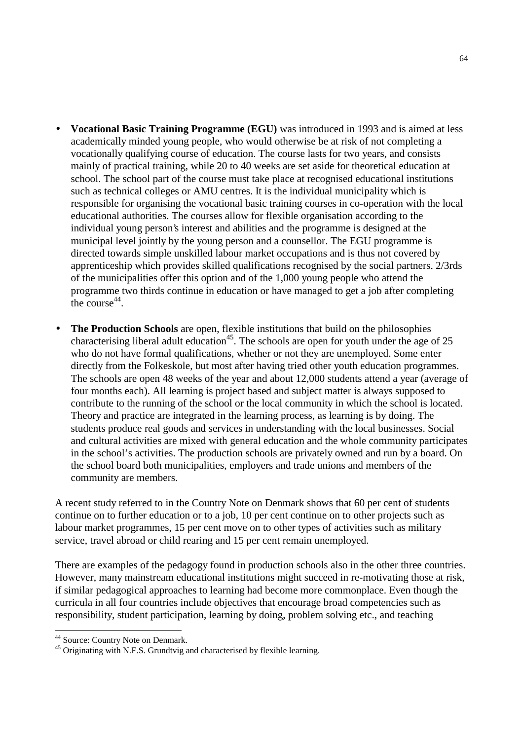- **Vocational Basic Training Programme (EGU)** was introduced in 1993 and is aimed at less academically minded young people, who would otherwise be at risk of not completing a vocationally qualifying course of education. The course lasts for two years, and consists mainly of practical training, while 20 to 40 weeks are set aside for theoretical education at school. The school part of the course must take place at recognised educational institutions such as technical colleges or AMU centres. It is the individual municipality which is responsible for organising the vocational basic training courses in co-operation with the local educational authorities. The courses allow for flexible organisation according to the individual young person's interest and abilities and the programme is designed at the municipal level jointly by the young person and a counsellor. The EGU programme is directed towards simple unskilled labour market occupations and is thus not covered by apprenticeship which provides skilled qualifications recognised by the social partners. 2/3rds of the municipalities offer this option and of the 1,000 young people who attend the programme two thirds continue in education or have managed to get a job after completing the course[44].

- **The Production Schools** are open, flexible institutions that build on the philosophies characterising liberal adult education[45]. The schools are open for youth under the age of 25 who do not have formal qualifications, whether or not they are unemployed. Some enter directly from the Folkeskole, but most after having tried other youth education programmes. The schools are open 48 weeks of the year and about 12,000 students attend a year (average of four months each). All learning is project based and subject matter is always supposed to contribute to the running of the school or the local community in which the school is located. Theory and practice are integrated in the learning process, as learning is by doing. The students produce real goods and services in understanding with the local businesses. Social and cultural activities are mixed with general education and the whole community participates in the school's activities. The production schools are privately owned and run by a board. On the school board both municipalities, employers and trade unions and members of the community are members.

A recent study referred to in the Country Note on Denmark shows that 60 per cent of students continue on to further education or to a job, 10 per cent continue on to other projects such as labour market programmes, 15 per cent move on to other types of activities such as military service, travel abroad or child rearing and 15 per cent remain unemployed.

There are examples of the pedagogy found in production schools also in the other three countries. However, many mainstream educational institutions might succeed in re-motivating those at risk, if similar pedagogical approaches to learning had become more commonplace. Even though the curricula in all four countries include objectives that encourage broad competencies such as responsibility, student participation, learning by doing, problem solving etc., and teaching

---

[44] Source: Country Note on Denmark.

[45] Originating with N.F.S. Grundtvig and characterised by flexible learning.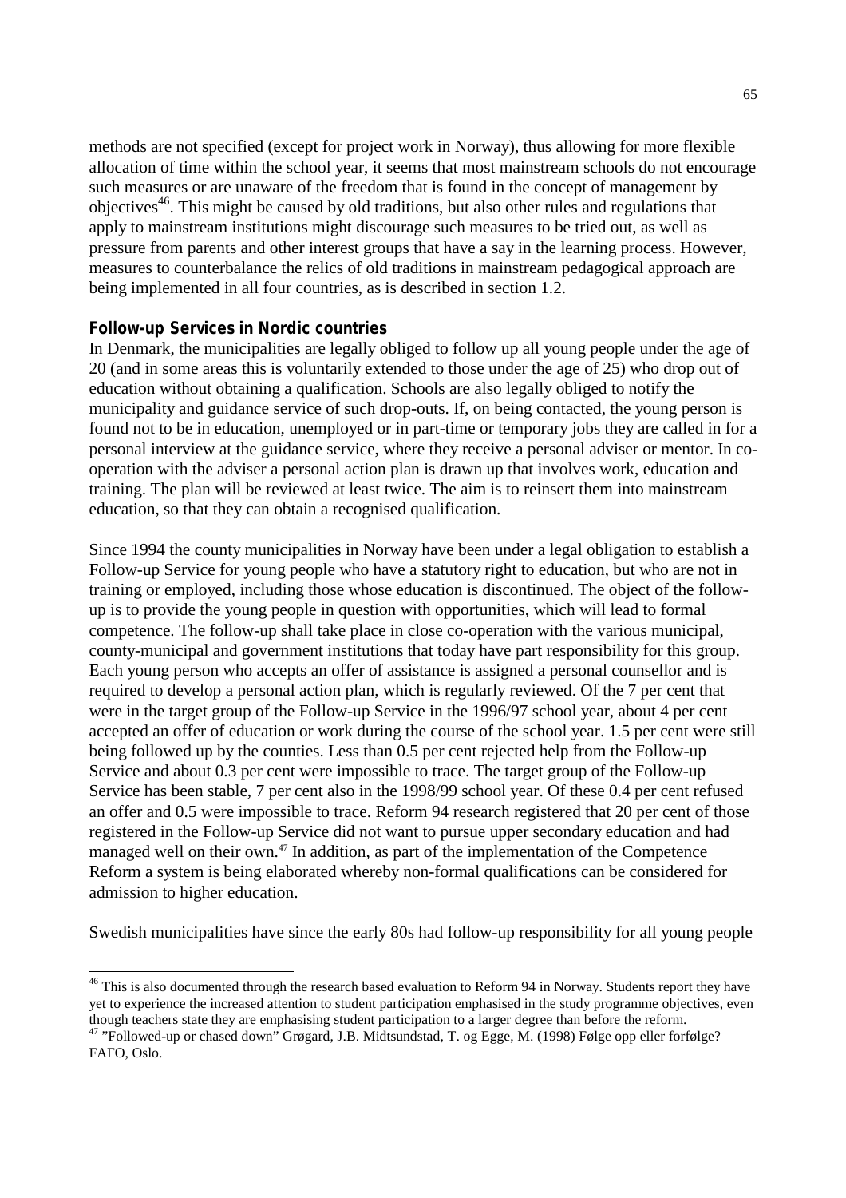methods are not specified (except for project work in Norway), thus allowing for more flexible allocation of time within the school year, it seems that most mainstream schools do not encourage such measures or are unaware of the freedom that is found in the concept of management by objectives[46]. This might be caused by old traditions, but also other rules and regulations that apply to mainstream institutions might discourage such measures to be tried out, as well as pressure from parents and other interest groups that have a say in the learning process. However, measures to counterbalance the relics of old traditions in mainstream pedagogical approach are being implemented in all four countries, as is described in section 1.2.

### Follow-up Services in Nordic countries

In Denmark, the municipalities are legally obliged to follow up all young people under the age of 20 (and in some areas this is voluntarily extended to those under the age of 25) who drop out of education without obtaining a qualification. Schools are also legally obliged to notify the municipality and guidance service of such drop-outs. If, on being contacted, the young person is found not to be in education, unemployed or in part-time or temporary jobs they are called in for a personal interview at the guidance service, where they receive a personal adviser or mentor. In co-operation with the adviser a personal action plan is drawn up that involves work, education and training. The plan will be reviewed at least twice. The aim is to reinsert them into mainstream education, so that they can obtain a recognised qualification.

Since 1994 the county municipalities in Norway have been under a legal obligation to establish a Follow-up Service for young people who have a statutory right to education, but who are not in training or employed, including those whose education is discontinued. The object of the follow-up is to provide the young people in question with opportunities, which will lead to formal competence. The follow-up shall take place in close co-operation with the various municipal, county-municipal and government institutions that today have part responsibility for this group. Each young person who accepts an offer of assistance is assigned a personal counsellor and is required to develop a personal action plan, which is regularly reviewed. Of the 7 per cent that were in the target group of the Follow-up Service in the 1996/97 school year, about 4 per cent accepted an offer of education or work during the course of the school year. 1.5 per cent were still being followed up by the counties. Less than 0.5 per cent rejected help from the Follow-up Service and about 0.3 per cent were impossible to trace. The target group of the Follow-up Service has been stable, 7 per cent also in the 1998/99 school year. Of these 0.4 per cent refused an offer and 0.5 were impossible to trace. Reform 94 research registered that 20 per cent of those registered in the Follow-up Service did not want to pursue upper secondary education and had managed well on their own.[47] In addition, as part of the implementation of the Competence Reform a system is being elaborated whereby non-formal qualifications can be considered for admission to higher education.

Swedish municipalities have since the early 80s had follow-up responsibility for all young people

---

[46] This is also documented through the research based evaluation to Reform 94 in Norway. Students report they have yet to experience the increased attention to student participation emphasised in the study programme objectives, even though teachers state they are emphasising student participation to a larger degree than before the reform.

[47] "Followed-up or chased down" Grøgard, J.B. Midtsundstad, T. og Egge, M. (1998) Følge opp eller forfølge? FAFO, Oslo.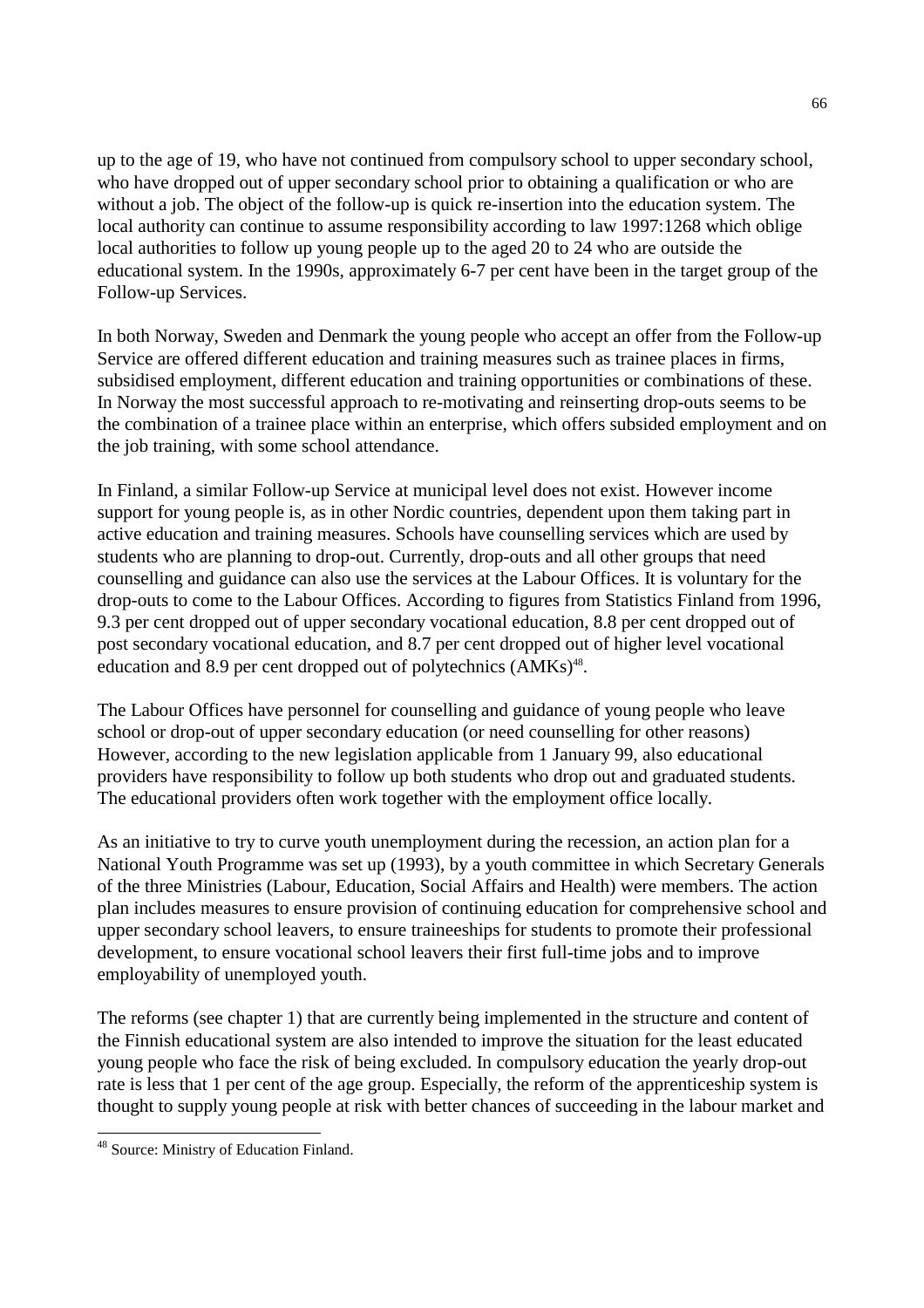up to the age of 19, who have not continued from compulsory school to upper secondary school, who have dropped out of upper secondary school prior to obtaining a qualification or who are without a job. The object of the follow-up is quick re-insertion into the education system. The local authority can continue to assume responsibility according to law 1997:1268 which oblige local authorities to follow up young people up to the aged 20 to 24 who are outside the educational system. In the 1990s, approximately 6-7 per cent have been in the target group of the Follow-up Services.

In both Norway, Sweden and Denmark the young people who accept an offer from the Follow-up Service are offered different education and training measures such as trainee places in firms, subsidised employment, different education and training opportunities or combinations of these. In Norway the most successful approach to re-motivating and reinserting drop-outs seems to be the combination of a trainee place within an enterprise, which offers subsided employment and on the job training, with some school attendance.

In Finland, a similar Follow-up Service at municipal level does not exist. However income support for young people is, as in other Nordic countries, dependent upon them taking part in active education and training measures. Schools have counselling services which are used by students who are planning to drop-out. Currently, drop-outs and all other groups that need counselling and guidance can also use the services at the Labour Offices. It is voluntary for the drop-outs to come to the Labour Offices. According to figures from Statistics Finland from 1996, 9.3 per cent dropped out of upper secondary vocational education, 8.8 per cent dropped out of post secondary vocational education, and 8.7 per cent dropped out of higher level vocational education and 8.9 per cent dropped out of polytechnics (AMKs)[48].

The Labour Offices have personnel for counselling and guidance of young people who leave school or drop-out of upper secondary education (or need counselling for other reasons) However, according to the new legislation applicable from 1 January 99, also educational providers have responsibility to follow up both students who drop out and graduated students. The educational providers often work together with the employment office locally.

As an initiative to try to curve youth unemployment during the recession, an action plan for a National Youth Programme was set up (1993), by a youth committee in which Secretary Generals of the three Ministries (Labour, Education, Social Affairs and Health) were members. The action plan includes measures to ensure provision of continuing education for comprehensive school and upper secondary school leavers, to ensure traineeships for students to promote their professional development, to ensure vocational school leavers their first full-time jobs and to improve employability of unemployed youth.

The reforms (see chapter 1) that are currently being implemented in the structure and content of the Finnish educational system are also intended to improve the situation for the least educated young people who face the risk of being excluded. In compulsory education the yearly drop-out rate is less that 1 per cent of the age group. Especially, the reform of the apprenticeship system is thought to supply young people at risk with better chances of succeeding in the labour market and

[48] Source: Ministry of Education Finland.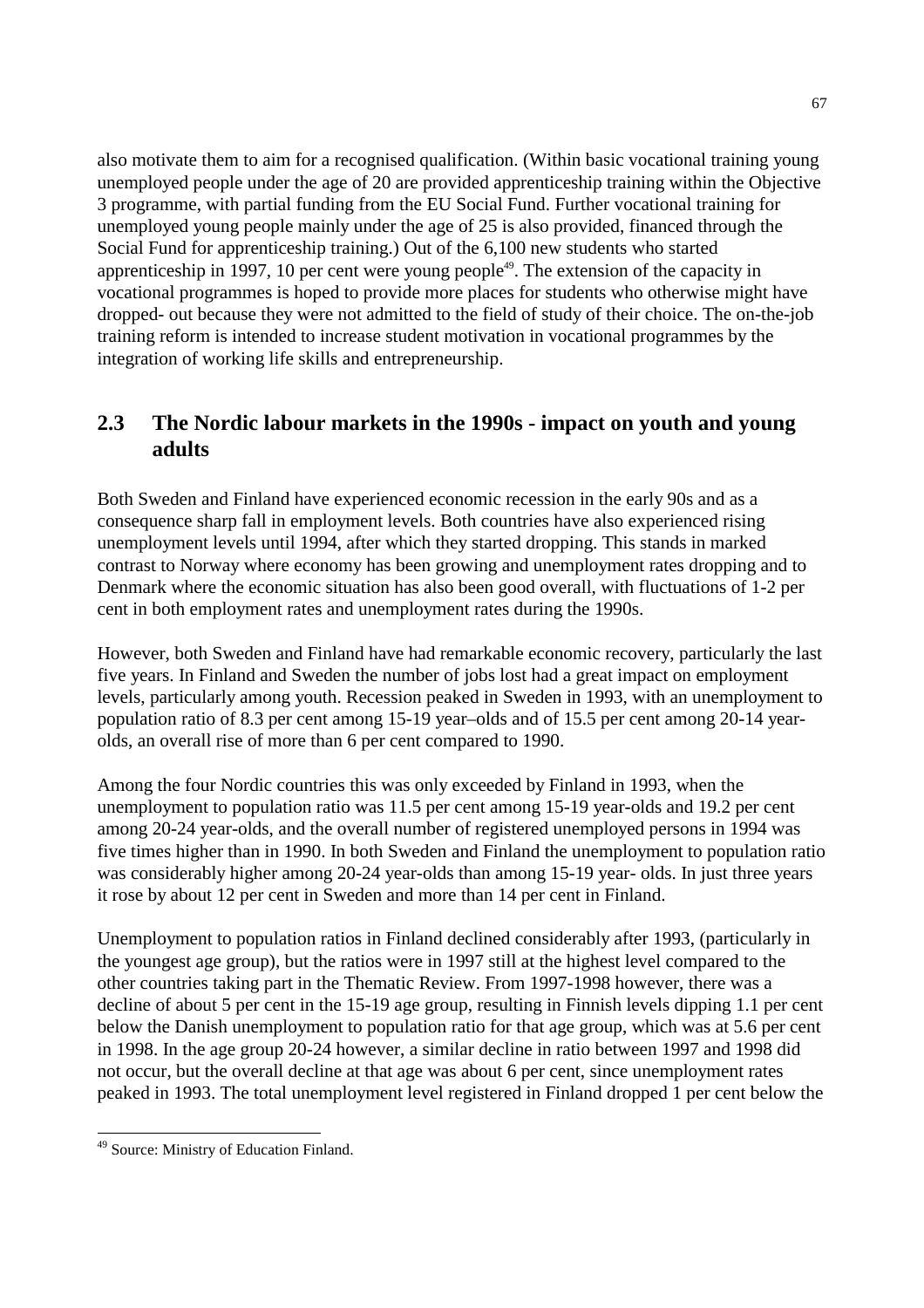also motivate them to aim for a recognised qualification. (Within basic vocational training young unemployed people under the age of 20 are provided apprenticeship training within the Objective 3 programme, with partial funding from the EU Social Fund. Further vocational training for unemployed young people mainly under the age of 25 is also provided, financed through the Social Fund for apprenticeship training.) Out of the 6,100 new students who started apprenticeship in 1997, 10 per cent were young people[49]. The extension of the capacity in vocational programmes is hoped to provide more places for students who otherwise might have dropped- out because they were not admitted to the field of study of their choice. The on-the-job training reform is intended to increase student motivation in vocational programmes by the integration of working life skills and entrepreneurship.

## 2.3 The Nordic labour markets in the 1990s - impact on youth and young adults

Both Sweden and Finland have experienced economic recession in the early 90s and as a consequence sharp fall in employment levels. Both countries have also experienced rising unemployment levels until 1994, after which they started dropping. This stands in marked contrast to Norway where economy has been growing and unemployment rates dropping and to Denmark where the economic situation has also been good overall, with fluctuations of 1-2 per cent in both employment rates and unemployment rates during the 1990s.

However, both Sweden and Finland have had remarkable economic recovery, particularly the last five years. In Finland and Sweden the number of jobs lost had a great impact on employment levels, particularly among youth. Recession peaked in Sweden in 1993, with an unemployment to population ratio of 8.3 per cent among 15-19 year–olds and of 15.5 per cent among 20-14 year-olds, an overall rise of more than 6 per cent compared to 1990.

Among the four Nordic countries this was only exceeded by Finland in 1993, when the unemployment to population ratio was 11.5 per cent among 15-19 year-olds and 19.2 per cent among 20-24 year-olds, and the overall number of registered unemployed persons in 1994 was five times higher than in 1990. In both Sweden and Finland the unemployment to population ratio was considerably higher among 20-24 year-olds than among 15-19 year- olds. In just three years it rose by about 12 per cent in Sweden and more than 14 per cent in Finland.

Unemployment to population ratios in Finland declined considerably after 1993, (particularly in the youngest age group), but the ratios were in 1997 still at the highest level compared to the other countries taking part in the Thematic Review. From 1997-1998 however, there was a decline of about 5 per cent in the 15-19 age group, resulting in Finnish levels dipping 1.1 per cent below the Danish unemployment to population ratio for that age group, which was at 5.6 per cent in 1998. In the age group 20-24 however, a similar decline in ratio between 1997 and 1998 did not occur, but the overall decline at that age was about 6 per cent, since unemployment rates peaked in 1993. The total unemployment level registered in Finland dropped 1 per cent below the

[49] Source: Ministry of Education Finland.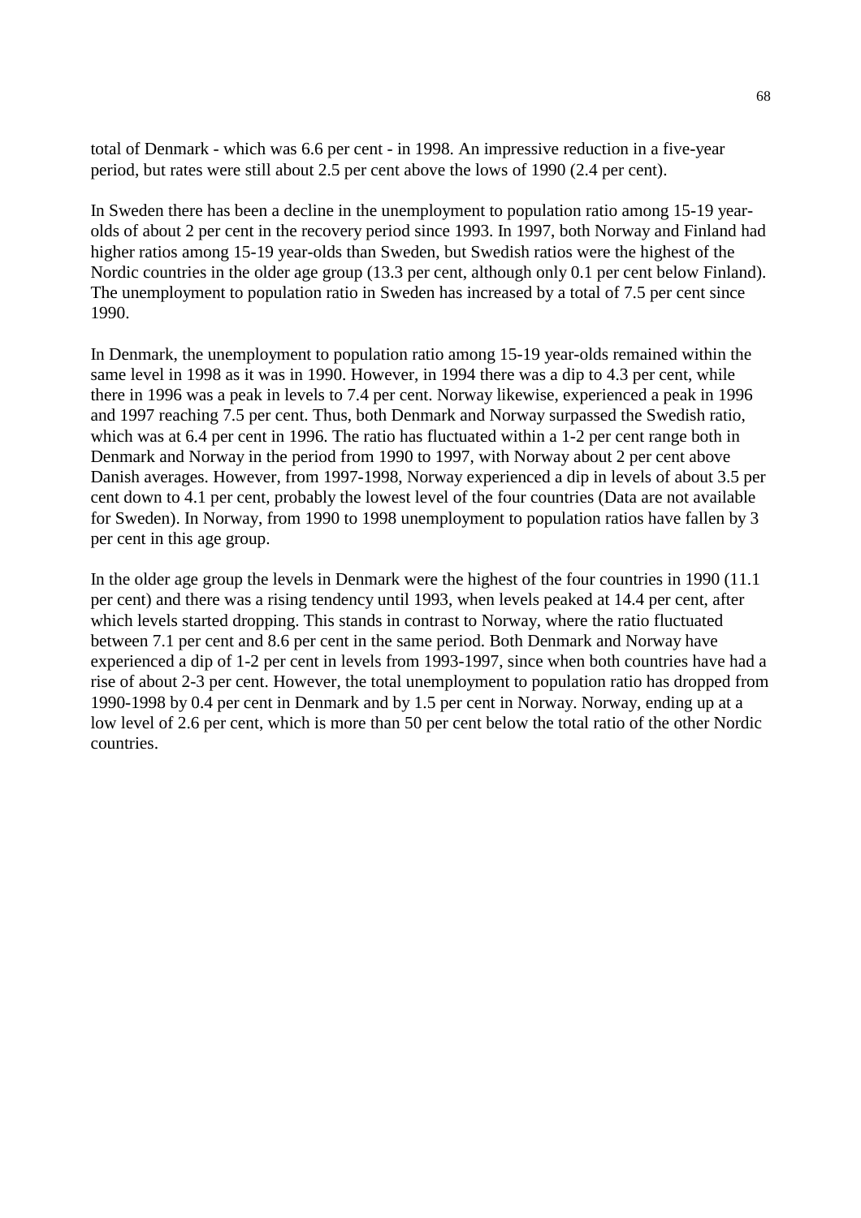total of Denmark - which was 6.6 per cent - in 1998. An impressive reduction in a five-year period, but rates were still about 2.5 per cent above the lows of 1990 (2.4 per cent).

In Sweden there has been a decline in the unemployment to population ratio among 15-19 year-olds of about 2 per cent in the recovery period since 1993. In 1997, both Norway and Finland had higher ratios among 15-19 year-olds than Sweden, but Swedish ratios were the highest of the Nordic countries in the older age group (13.3 per cent, although only 0.1 per cent below Finland). The unemployment to population ratio in Sweden has increased by a total of 7.5 per cent since 1990.

In Denmark, the unemployment to population ratio among 15-19 year-olds remained within the same level in 1998 as it was in 1990. However, in 1994 there was a dip to 4.3 per cent, while there in 1996 was a peak in levels to 7.4 per cent. Norway likewise, experienced a peak in 1996 and 1997 reaching 7.5 per cent. Thus, both Denmark and Norway surpassed the Swedish ratio, which was at 6.4 per cent in 1996. The ratio has fluctuated within a 1-2 per cent range both in Denmark and Norway in the period from 1990 to 1997, with Norway about 2 per cent above Danish averages. However, from 1997-1998, Norway experienced a dip in levels of about 3.5 per cent down to 4.1 per cent, probably the lowest level of the four countries (Data are not available for Sweden). In Norway, from 1990 to 1998 unemployment to population ratios have fallen by 3 per cent in this age group.

In the older age group the levels in Denmark were the highest of the four countries in 1990 (11.1 per cent) and there was a rising tendency until 1993, when levels peaked at 14.4 per cent, after which levels started dropping. This stands in contrast to Norway, where the ratio fluctuated between 7.1 per cent and 8.6 per cent in the same period. Both Denmark and Norway have experienced a dip of 1-2 per cent in levels from 1993-1997, since when both countries have had a rise of about 2-3 per cent. However, the total unemployment to population ratio has dropped from 1990-1998 by 0.4 per cent in Denmark and by 1.5 per cent in Norway. Norway, ending up at a low level of 2.6 per cent, which is more than 50 per cent below the total ratio of the other Nordic countries.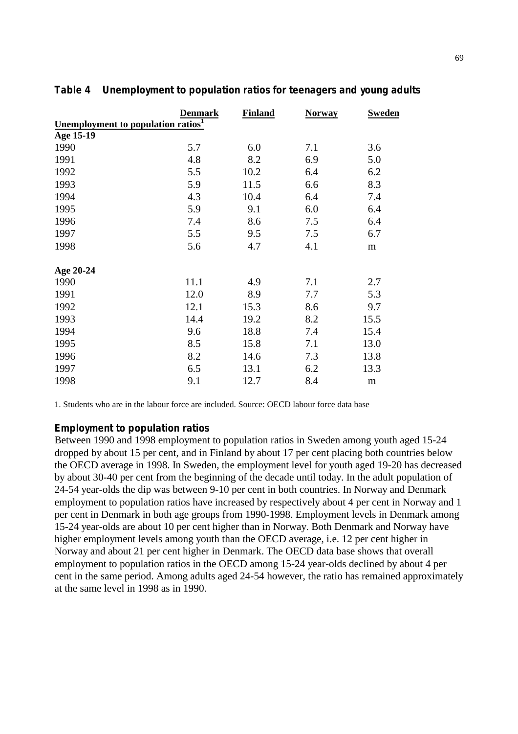**Table 4 Unemployment to population ratios for teenagers and young adults**

| | Denmark | Finland | Norway | Sweden |
|---|---|---|---|---|
| **Unemployment to population ratios[1]** | | | | |
| **Age 15-19** | | | | |
| 1990 | 5.7 | 6.0 | 7.1 | 3.6 |
| 1991 | 4.8 | 8.2 | 6.9 | 5.0 |
| 1992 | 5.5 | 10.2 | 6.4 | 6.2 |
| 1993 | 5.9 | 11.5 | 6.6 | 8.3 |
| 1994 | 4.3 | 10.4 | 6.4 | 7.4 |
| 1995 | 5.9 | 9.1 | 6.0 | 6.4 |
| 1996 | 7.4 | 8.6 | 7.5 | 6.4 |
| 1997 | 5.5 | 9.5 | 7.5 | 6.7 |
| 1998 | 5.6 | 4.7 | 4.1 | m |
| **Age 20-24** | | | | |
| 1990 | 11.1 | 4.9 | 7.1 | 2.7 |
| 1991 | 12.0 | 8.9 | 7.7 | 5.3 |
| 1992 | 12.1 | 15.3 | 8.6 | 9.7 |
| 1993 | 14.4 | 19.2 | 8.2 | 15.5 |
| 1994 | 9.6 | 18.8 | 7.4 | 15.4 |
| 1995 | 8.5 | 15.8 | 7.1 | 13.0 |
| 1996 | 8.2 | 14.6 | 7.3 | 13.8 |
| 1997 | 6.5 | 13.1 | 6.2 | 13.3 |
| 1998 | 9.1 | 12.7 | 8.4 | m |

1. Students who are in the labour force are included. Source: OECD labour force data base

### Employment to population ratios

Between 1990 and 1998 employment to population ratios in Sweden among youth aged 15-24 dropped by about 15 per cent, and in Finland by about 17 per cent placing both countries below the OECD average in 1998. In Sweden, the employment level for youth aged 19-20 has decreased by about 30-40 per cent from the beginning of the decade until today. In the adult population of 24-54 year-olds the dip was between 9-10 per cent in both countries. In Norway and Denmark employment to population ratios have increased by respectively about 4 per cent in Norway and 1 per cent in Denmark in both age groups from 1990-1998. Employment levels in Denmark among 15-24 year-olds are about 10 per cent higher than in Norway. Both Denmark and Norway have higher employment levels among youth than the OECD average, i.e. 12 per cent higher in Norway and about 21 per cent higher in Denmark. The OECD data base shows that overall employment to population ratios in the OECD among 15-24 year-olds declined by about 4 per cent in the same period. Among adults aged 24-54 however, the ratio has remained approximately at the same level in 1998 as in 1990.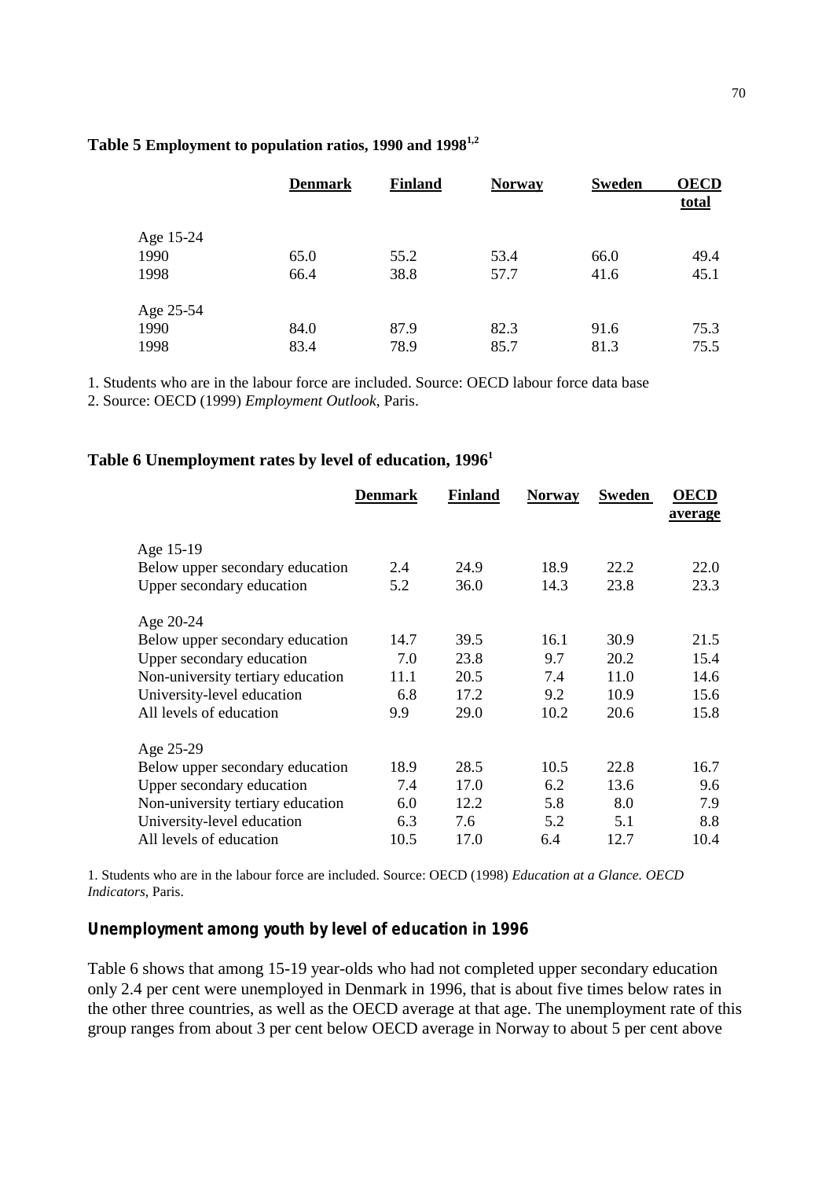**Table 5 Employment to population ratios, 1990 and 1998**[1,2]

| | Denmark | Finland | Norway | Sweden | OECD total |
|---|---|---|---|---|---|
| Age 15-24 | | | | | |
| 1990 | 65.0 | 55.2 | 53.4 | 66.0 | 49.4 |
| 1998 | 66.4 | 38.8 | 57.7 | 41.6 | 45.1 |
| Age 25-54 | | | | | |
| 1990 | 84.0 | 87.9 | 82.3 | 91.6 | 75.3 |
| 1998 | 83.4 | 78.9 | 85.7 | 81.3 | 75.5 |

1. Students who are in the labour force are included. Source: OECD labour force data base
2. Source: OECD (1999) *Employment Outlook*, Paris.

**Table 6 Unemployment rates by level of education, 1996**[1]

| | Denmark | Finland | Norway | Sweden | OECD average |
|---|---|---|---|---|---|
| Age 15-19 | | | | | |
| Below upper secondary education | 2.4 | 24.9 | 18.9 | 22.2 | 22.0 |
| Upper secondary education | 5.2 | 36.0 | 14.3 | 23.8 | 23.3 |
| Age 20-24 | | | | | |
| Below upper secondary education | 14.7 | 39.5 | 16.1 | 30.9 | 21.5 |
| Upper secondary education | 7.0 | 23.8 | 9.7 | 20.2 | 15.4 |
| Non-university tertiary education | 11.1 | 20.5 | 7.4 | 11.0 | 14.6 |
| University-level education | 6.8 | 17.2 | 9.2 | 10.9 | 15.6 |
| All levels of education | 9.9 | 29.0 | 10.2 | 20.6 | 15.8 |
| Age 25-29 | | | | | |
| Below upper secondary education | 18.9 | 28.5 | 10.5 | 22.8 | 16.7 |
| Upper secondary education | 7.4 | 17.0 | 6.2 | 13.6 | 9.6 |
| Non-university tertiary education | 6.0 | 12.2 | 5.8 | 8.0 | 7.9 |
| University-level education | 6.3 | 7.6 | 5.2 | 5.1 | 8.8 |
| All levels of education | 10.5 | 17.0 | 6.4 | 12.7 | 10.4 |

1. Students who are in the labour force are included. Source: OECD (1998) *Education at a Glance. OECD Indicators*, Paris.

### Unemployment among youth by level of education in 1996

Table 6 shows that among 15-19 year-olds who had not completed upper secondary education only 2.4 per cent were unemployed in Denmark in 1996, that is about five times below rates in the other three countries, as well as the OECD average at that age. The unemployment rate of this group ranges from about 3 per cent below OECD average in Norway to about 5 per cent above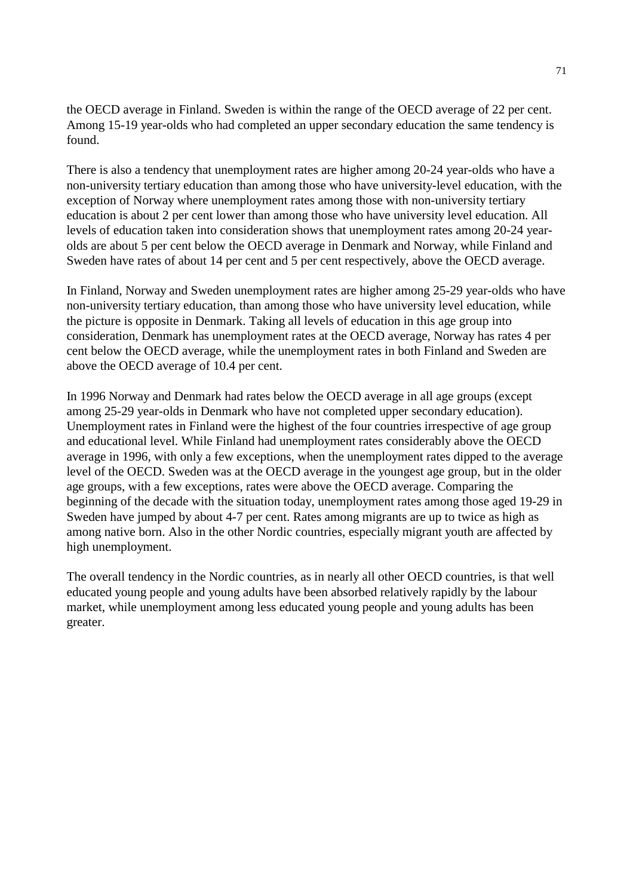the OECD average in Finland. Sweden is within the range of the OECD average of 22 per cent. Among 15-19 year-olds who had completed an upper secondary education the same tendency is found.

There is also a tendency that unemployment rates are higher among 20-24 year-olds who have a non-university tertiary education than among those who have university-level education, with the exception of Norway where unemployment rates among those with non-university tertiary education is about 2 per cent lower than among those who have university level education. All levels of education taken into consideration shows that unemployment rates among 20-24 year-olds are about 5 per cent below the OECD average in Denmark and Norway, while Finland and Sweden have rates of about 14 per cent and 5 per cent respectively, above the OECD average.

In Finland, Norway and Sweden unemployment rates are higher among 25-29 year-olds who have non-university tertiary education, than among those who have university level education, while the picture is opposite in Denmark. Taking all levels of education in this age group into consideration, Denmark has unemployment rates at the OECD average, Norway has rates 4 per cent below the OECD average, while the unemployment rates in both Finland and Sweden are above the OECD average of 10.4 per cent.

In 1996 Norway and Denmark had rates below the OECD average in all age groups (except among 25-29 year-olds in Denmark who have not completed upper secondary education). Unemployment rates in Finland were the highest of the four countries irrespective of age group and educational level. While Finland had unemployment rates considerably above the OECD average in 1996, with only a few exceptions, when the unemployment rates dipped to the average level of the OECD. Sweden was at the OECD average in the youngest age group, but in the older age groups, with a few exceptions, rates were above the OECD average. Comparing the beginning of the decade with the situation today, unemployment rates among those aged 19-29 in Sweden have jumped by about 4-7 per cent. Rates among migrants are up to twice as high as among native born. Also in the other Nordic countries, especially migrant youth are affected by high unemployment.

The overall tendency in the Nordic countries, as in nearly all other OECD countries, is that well educated young people and young adults have been absorbed relatively rapidly by the labour market, while unemployment among less educated young people and young adults has been greater.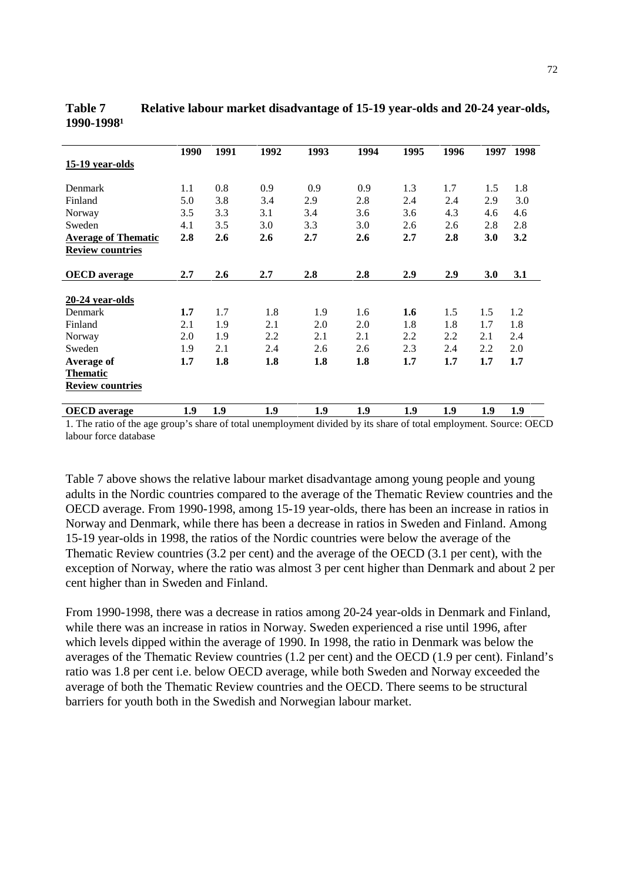**Table 7 Relative labour market disadvantage of 15-19 year-olds and 20-24 year-olds, 1990-1998[1]**

| | 1990 | 1991 | 1992 | 1993 | 1994 | 1995 | 1996 | 1997 | 1998 |
|---|---|---|---|---|---|---|---|---|---|
| **15-19 year-olds** | | | | | | | | | |
| Denmark | 1.1 | 0.8 | 0.9 | 0.9 | 0.9 | 1.3 | 1.7 | 1.5 | 1.8 |
| Finland | 5.0 | 3.8 | 3.4 | 2.9 | 2.8 | 2.4 | 2.4 | 2.9 | 3.0 |
| Norway | 3.5 | 3.3 | 3.1 | 3.4 | 3.6 | 3.6 | 4.3 | 4.6 | 4.6 |
| Sweden | 4.1 | 3.5 | 3.0 | 3.3 | 3.0 | 2.6 | 2.6 | 2.8 | 2.8 |
| **Average of Thematic Review countries** | **2.8** | **2.6** | **2.6** | **2.7** | **2.6** | **2.7** | **2.8** | **3.0** | **3.2** |
| **OECD average** | **2.7** | **2.6** | **2.7** | **2.8** | **2.8** | **2.9** | **2.9** | **3.0** | **3.1** |
| **20-24 year-olds** | | | | | | | | | |
| Denmark | **1.7** | 1.7 | 1.8 | 1.9 | 1.6 | **1.6** | 1.5 | 1.5 | 1.2 |
| Finland | 2.1 | 1.9 | 2.1 | 2.0 | 2.0 | 1.8 | 1.8 | 1.7 | 1.8 |
| Norway | 2.0 | 1.9 | 2.2 | 2.1 | 2.1 | 2.2 | 2.2 | 2.1 | 2.4 |
| Sweden | 1.9 | 2.1 | 2.4 | 2.6 | 2.6 | 2.3 | 2.4 | 2.2 | 2.0 |
| **Average of Thematic Review countries** | **1.7** | **1.8** | **1.8** | **1.8** | **1.8** | **1.7** | **1.7** | **1.7** | **1.7** |
| **OECD average** | **1.9** | **1.9** | **1.9** | **1.9** | **1.9** | **1.9** | **1.9** | **1.9** | **1.9** |

1. The ratio of the age group's share of total unemployment divided by its share of total employment. Source: OECD labour force database

Table 7 above shows the relative labour market disadvantage among young people and young adults in the Nordic countries compared to the average of the Thematic Review countries and the OECD average. From 1990-1998, among 15-19 year-olds, there has been an increase in ratios in Norway and Denmark, while there has been a decrease in ratios in Sweden and Finland. Among 15-19 year-olds in 1998, the ratios of the Nordic countries were below the average of the Thematic Review countries (3.2 per cent) and the average of the OECD (3.1 per cent), with the exception of Norway, where the ratio was almost 3 per cent higher than Denmark and about 2 per cent higher than in Sweden and Finland.

From 1990-1998, there was a decrease in ratios among 20-24 year-olds in Denmark and Finland, while there was an increase in ratios in Norway. Sweden experienced a rise until 1996, after which levels dipped within the average of 1990. In 1998, the ratio in Denmark was below the averages of the Thematic Review countries (1.2 per cent) and the OECD (1.9 per cent). Finland's ratio was 1.8 per cent i.e. below OECD average, while both Sweden and Norway exceeded the average of both the Thematic Review countries and the OECD. There seems to be structural barriers for youth both in the Swedish and Norwegian labour market.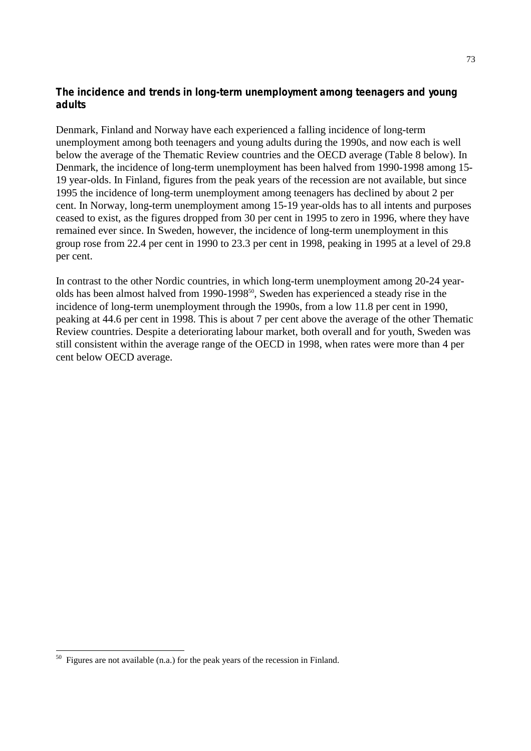### The incidence and trends in long-term unemployment among teenagers and young adults

Denmark, Finland and Norway have each experienced a falling incidence of long-term unemployment among both teenagers and young adults during the 1990s, and now each is well below the average of the Thematic Review countries and the OECD average (Table 8 below). In Denmark, the incidence of long-term unemployment has been halved from 1990-1998 among 15-19 year-olds. In Finland, figures from the peak years of the recession are not available, but since 1995 the incidence of long-term unemployment among teenagers has declined by about 2 per cent. In Norway, long-term unemployment among 15-19 year-olds has to all intents and purposes ceased to exist, as the figures dropped from 30 per cent in 1995 to zero in 1996, where they have remained ever since. In Sweden, however, the incidence of long-term unemployment in this group rose from 22.4 per cent in 1990 to 23.3 per cent in 1998, peaking in 1995 at a level of 29.8 per cent.

In contrast to the other Nordic countries, in which long-term unemployment among 20-24 year-olds has been almost halved from 1990-1998[50], Sweden has experienced a steady rise in the incidence of long-term unemployment through the 1990s, from a low 11.8 per cent in 1990, peaking at 44.6 per cent in 1998. This is about 7 per cent above the average of the other Thematic Review countries. Despite a deteriorating labour market, both overall and for youth, Sweden was still consistent within the average range of the OECD in 1998, when rates were more than 4 per cent below OECD average.

[50] Figures are not available (n.a.) for the peak years of the recession in Finland.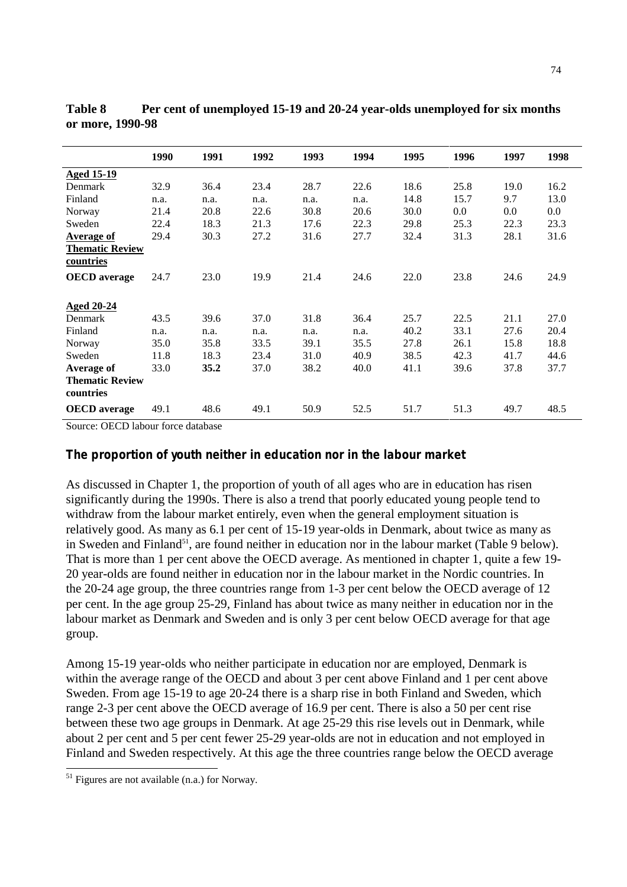**Table 8 Per cent of unemployed 15-19 and 20-24 year-olds unemployed for six months or more, 1990-98**

| | 1990 | 1991 | 1992 | 1993 | 1994 | 1995 | 1996 | 1997 | 1998 |
|---|---|---|---|---|---|---|---|---|---|
| **Aged 15-19** | | | | | | | | | |
| Denmark | 32.9 | 36.4 | 23.4 | 28.7 | 22.6 | 18.6 | 25.8 | 19.0 | 16.2 |
| Finland | n.a. | n.a. | n.a. | n.a. | n.a. | 14.8 | 15.7 | 9.7 | 13.0 |
| Norway | 21.4 | 20.8 | 22.6 | 30.8 | 20.6 | 30.0 | 0.0 | 0.0 | 0.0 |
| Sweden | 22.4 | 18.3 | 21.3 | 17.6 | 22.3 | 29.8 | 25.3 | 22.3 | 23.3 |
| **Average of Thematic Review countries** | 29.4 | 30.3 | 27.2 | 31.6 | 27.7 | 32.4 | 31.3 | 28.1 | 31.6 |
| **OECD average** | 24.7 | 23.0 | 19.9 | 21.4 | 24.6 | 22.0 | 23.8 | 24.6 | 24.9 |
| **Aged 20-24** | | | | | | | | | |
| Denmark | 43.5 | 39.6 | 37.0 | 31.8 | 36.4 | 25.7 | 22.5 | 21.1 | 27.0 |
| Finland | n.a. | n.a. | n.a. | n.a. | n.a. | 40.2 | 33.1 | 27.6 | 20.4 |
| Norway | 35.0 | 35.8 | 33.5 | 39.1 | 35.5 | 27.8 | 26.1 | 15.8 | 18.8 |
| Sweden | 11.8 | 18.3 | 23.4 | 31.0 | 40.9 | 38.5 | 42.3 | 41.7 | 44.6 |
| **Average of Thematic Review countries** | 33.0 | **35.2** | 37.0 | 38.2 | 40.0 | 41.1 | 39.6 | 37.8 | 37.7 |
| **OECD average** | 49.1 | 48.6 | 49.1 | 50.9 | 52.5 | 51.7 | 51.3 | 49.7 | 48.5 |

Source: OECD labour force database

### The proportion of youth neither in education nor in the labour market

As discussed in Chapter 1, the proportion of youth of all ages who are in education has risen significantly during the 1990s. There is also a trend that poorly educated young people tend to withdraw from the labour market entirely, even when the general employment situation is relatively good. As many as 6.1 per cent of 15-19 year-olds in Denmark, about twice as many as in Sweden and Finland[51], are found neither in education nor in the labour market (Table 9 below). That is more than 1 per cent above the OECD average. As mentioned in chapter 1, quite a few 19-20 year-olds are found neither in education nor in the labour market in the Nordic countries. In the 20-24 age group, the three countries range from 1-3 per cent below the OECD average of 12 per cent. In the age group 25-29, Finland has about twice as many neither in education nor in the labour market as Denmark and Sweden and is only 3 per cent below OECD average for that age group.

Among 15-19 year-olds who neither participate in education nor are employed, Denmark is within the average range of the OECD and about 3 per cent above Finland and 1 per cent above Sweden. From age 15-19 to age 20-24 there is a sharp rise in both Finland and Sweden, which range 2-3 per cent above the OECD average of 16.9 per cent. There is also a 50 per cent rise between these two age groups in Denmark. At age 25-29 this rise levels out in Denmark, while about 2 per cent and 5 per cent fewer 25-29 year-olds are not in education and not employed in Finland and Sweden respectively. At this age the three countries range below the OECD average

[51] Figures are not available (n.a.) for Norway.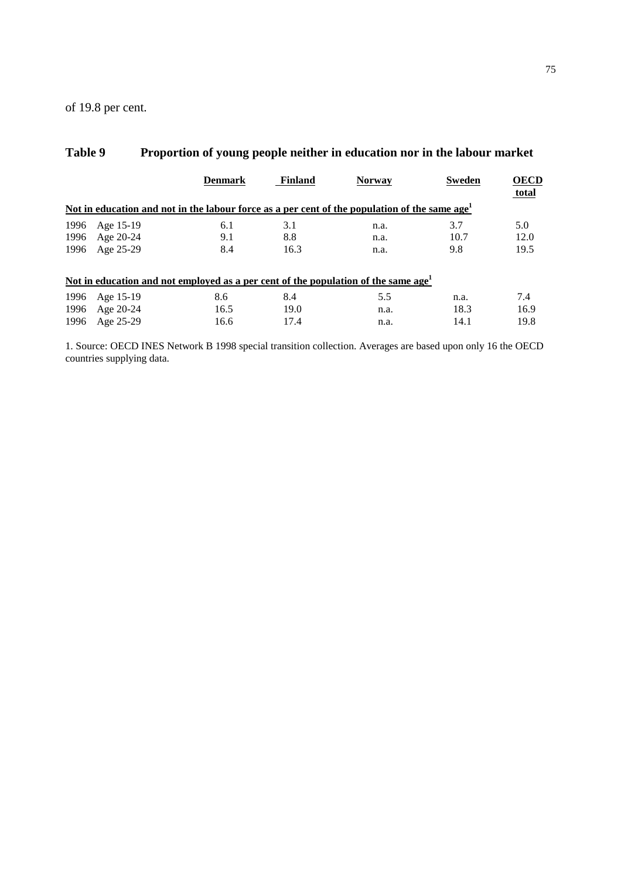of 19.8 per cent.

## Table 9 Proportion of young people neither in education nor in the labour market

| | | Denmark | Finland | Norway | Sweden | OECD total |
|---|---|---|---|---|---|---|
| **Not in education and not in the labour force as a per cent of the population of the same age[1]** | | | | | | |
| 1996 | Age 15-19 | 6.1 | 3.1 | n.a. | 3.7 | 5.0 |
| 1996 | Age 20-24 | 9.1 | 8.8 | n.a. | 10.7 | 12.0 |
| 1996 | Age 25-29 | 8.4 | 16.3 | n.a. | 9.8 | 19.5 |
| **Not in education and not employed as a per cent of the population of the same age[1]** | | | | | | |
| 1996 | Age 15-19 | 8.6 | 8.4 | 5.5 | n.a. | 7.4 |
| 1996 | Age 20-24 | 16.5 | 19.0 | n.a. | 18.3 | 16.9 |
| 1996 | Age 25-29 | 16.6 | 17.4 | n.a. | 14.1 | 19.8 |

1. Source: OECD INES Network B 1998 special transition collection. Averages are based upon only 16 the OECD countries supplying data.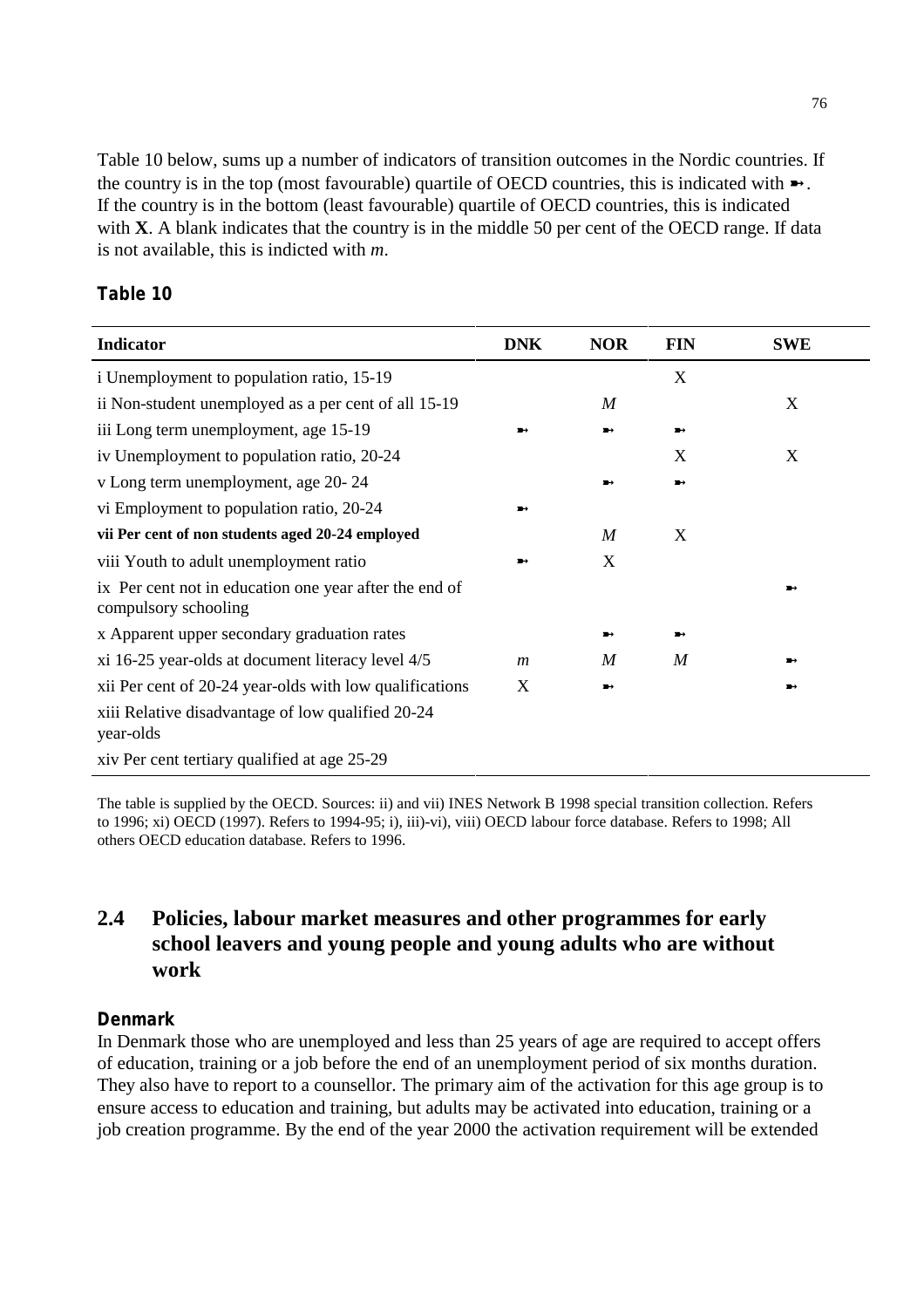Table 10 below, sums up a number of indicators of transition outcomes in the Nordic countries. If the country is in the top (most favourable) quartile of OECD countries, this is indicated with ➼. If the country is in the bottom (least favourable) quartile of OECD countries, this is indicated with **X**. A blank indicates that the country is in the middle 50 per cent of the OECD range. If data is not available, this is indicted with *m*.

### Table 10

| Indicator | DNK | NOR | FIN | SWE |
|---|---|---|---|---|
| i Unemployment to population ratio, 15-19 | | | X | |
| ii Non-student unemployed as a per cent of all 15-19 | | *M* | | X |
| iii Long term unemployment, age 15-19 | ➼ | ➼ | ➼ | |
| iv Unemployment to population ratio, 20-24 | | | X | X |
| v Long term unemployment, age 20- 24 | | ➼ | ➼ | |
| vi Employment to population ratio, 20-24 | ➼ | | | |
| **vii Per cent of non students aged 20-24 employed** | | *M* | X | |
| viii Youth to adult unemployment ratio | ➼ | X | | |
| ix Per cent not in education one year after the end of compulsory schooling | | | | ➼ |
| x Apparent upper secondary graduation rates | | ➼ | ➼ | |
| xi 16-25 year-olds at document literacy level 4/5 | *m* | *M* | *M* | ➼ |
| xii Per cent of 20-24 year-olds with low qualifications | X | ➼ | | ➼ |
| xiii Relative disadvantage of low qualified 20-24 year-olds | | | | |
| xiv Per cent tertiary qualified at age 25-29 | | | | |

The table is supplied by the OECD. Sources: ii) and vii) INES Network B 1998 special transition collection. Refers to 1996; xi) OECD (1997). Refers to 1994-95; i), iii)-vi), viii) OECD labour force database. Refers to 1998; All others OECD education database. Refers to 1996.

## 2.4 Policies, labour market measures and other programmes for early school leavers and young people and young adults who are without work

### Denmark

In Denmark those who are unemployed and less than 25 years of age are required to accept offers of education, training or a job before the end of an unemployment period of six months duration. They also have to report to a counsellor. The primary aim of the activation for this age group is to ensure access to education and training, but adults may be activated into education, training or a job creation programme. By the end of the year 2000 the activation requirement will be extended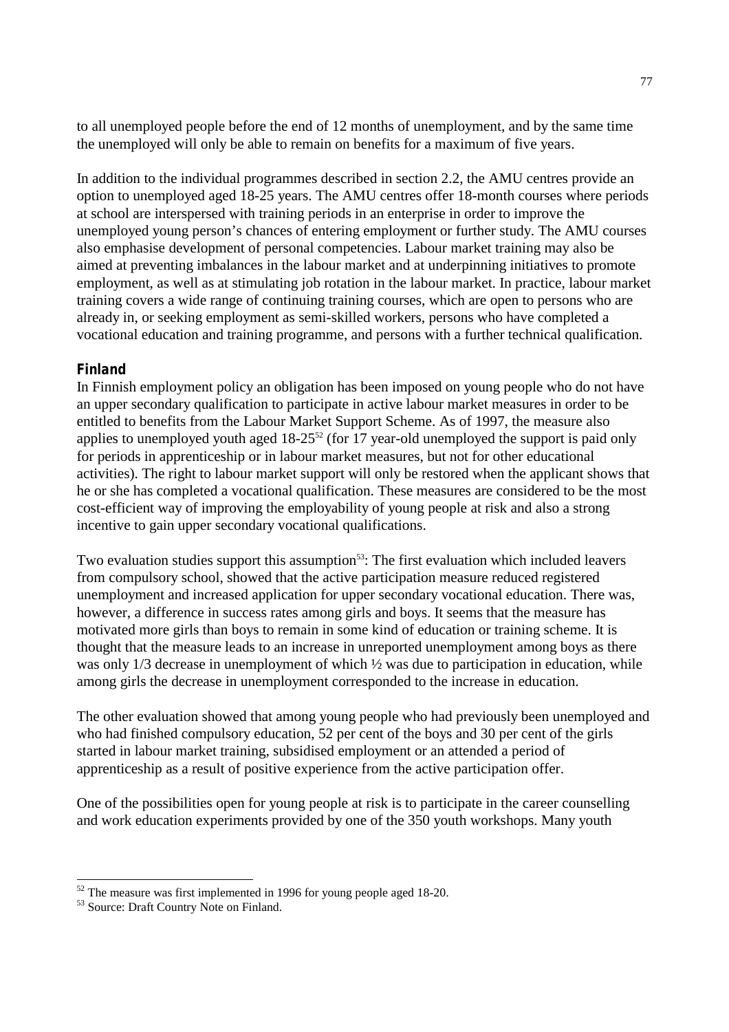to all unemployed people before the end of 12 months of unemployment, and by the same time the unemployed will only be able to remain on benefits for a maximum of five years.

In addition to the individual programmes described in section 2.2, the AMU centres provide an option to unemployed aged 18-25 years. The AMU centres offer 18-month courses where periods at school are interspersed with training periods in an enterprise in order to improve the unemployed young person's chances of entering employment or further study. The AMU courses also emphasise development of personal competencies. Labour market training may also be aimed at preventing imbalances in the labour market and at underpinning initiatives to promote employment, as well as at stimulating job rotation in the labour market. In practice, labour market training covers a wide range of continuing training courses, which are open to persons who are already in, or seeking employment as semi-skilled workers, persons who have completed a vocational education and training programme, and persons with a further technical qualification.

### Finland

In Finnish employment policy an obligation has been imposed on young people who do not have an upper secondary qualification to participate in active labour market measures in order to be entitled to benefits from the Labour Market Support Scheme. As of 1997, the measure also applies to unemployed youth aged 18-25[52] (for 17 year-old unemployed the support is paid only for periods in apprenticeship or in labour market measures, but not for other educational activities). The right to labour market support will only be restored when the applicant shows that he or she has completed a vocational qualification. These measures are considered to be the most cost-efficient way of improving the employability of young people at risk and also a strong incentive to gain upper secondary vocational qualifications.

Two evaluation studies support this assumption[53]: The first evaluation which included leavers from compulsory school, showed that the active participation measure reduced registered unemployment and increased application for upper secondary vocational education. There was, however, a difference in success rates among girls and boys. It seems that the measure has motivated more girls than boys to remain in some kind of education or training scheme. It is thought that the measure leads to an increase in unreported unemployment among boys as there was only 1/3 decrease in unemployment of which ½ was due to participation in education, while among girls the decrease in unemployment corresponded to the increase in education.

The other evaluation showed that among young people who had previously been unemployed and who had finished compulsory education, 52 per cent of the boys and 30 per cent of the girls started in labour market training, subsidised employment or an attended a period of apprenticeship as a result of positive experience from the active participation offer.

One of the possibilities open for young people at risk is to participate in the career counselling and work education experiments provided by one of the 350 youth workshops. Many youth

---

[52] The measure was first implemented in 1996 for young people aged 18-20.

[53] Source: Draft Country Note on Finland.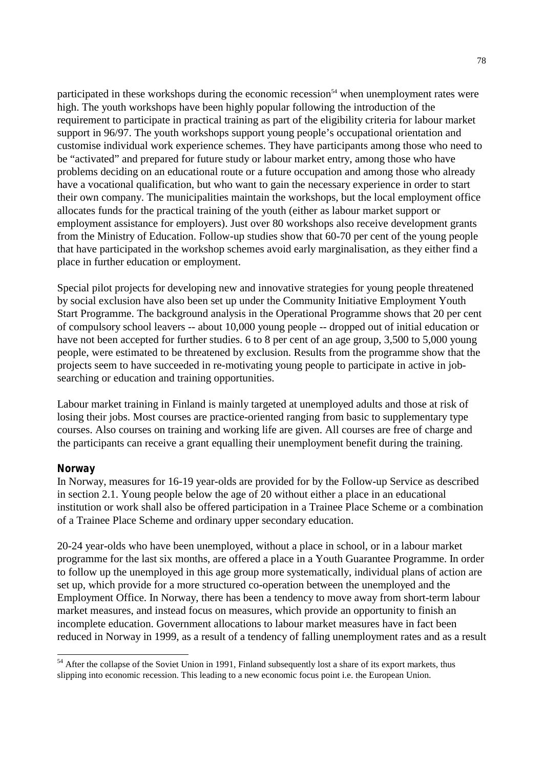participated in these workshops during the economic recession[54] when unemployment rates were high. The youth workshops have been highly popular following the introduction of the requirement to participate in practical training as part of the eligibility criteria for labour market support in 96/97. The youth workshops support young people's occupational orientation and customise individual work experience schemes. They have participants among those who need to be "activated" and prepared for future study or labour market entry, among those who have problems deciding on an educational route or a future occupation and among those who already have a vocational qualification, but who want to gain the necessary experience in order to start their own company. The municipalities maintain the workshops, but the local employment office allocates funds for the practical training of the youth (either as labour market support or employment assistance for employers). Just over 80 workshops also receive development grants from the Ministry of Education. Follow-up studies show that 60-70 per cent of the young people that have participated in the workshop schemes avoid early marginalisation, as they either find a place in further education or employment.

Special pilot projects for developing new and innovative strategies for young people threatened by social exclusion have also been set up under the Community Initiative Employment Youth Start Programme. The background analysis in the Operational Programme shows that 20 per cent of compulsory school leavers -- about 10,000 young people -- dropped out of initial education or have not been accepted for further studies. 6 to 8 per cent of an age group, 3,500 to 5,000 young people, were estimated to be threatened by exclusion. Results from the programme show that the projects seem to have succeeded in re-motivating young people to participate in active in job-searching or education and training opportunities.

Labour market training in Finland is mainly targeted at unemployed adults and those at risk of losing their jobs. Most courses are practice-oriented ranging from basic to supplementary type courses. Also courses on training and working life are given. All courses are free of charge and the participants can receive a grant equalling their unemployment benefit during the training.

### Norway

In Norway, measures for 16-19 year-olds are provided for by the Follow-up Service as described in section 2.1. Young people below the age of 20 without either a place in an educational institution or work shall also be offered participation in a Trainee Place Scheme or a combination of a Trainee Place Scheme and ordinary upper secondary education.

20-24 year-olds who have been unemployed, without a place in school, or in a labour market programme for the last six months, are offered a place in a Youth Guarantee Programme. In order to follow up the unemployed in this age group more systematically, individual plans of action are set up, which provide for a more structured co-operation between the unemployed and the Employment Office. In Norway, there has been a tendency to move away from short-term labour market measures, and instead focus on measures, which provide an opportunity to finish an incomplete education. Government allocations to labour market measures have in fact been reduced in Norway in 1999, as a result of a tendency of falling unemployment rates and as a result

[54] After the collapse of the Soviet Union in 1991, Finland subsequently lost a share of its export markets, thus slipping into economic recession. This leading to a new economic focus point i.e. the European Union.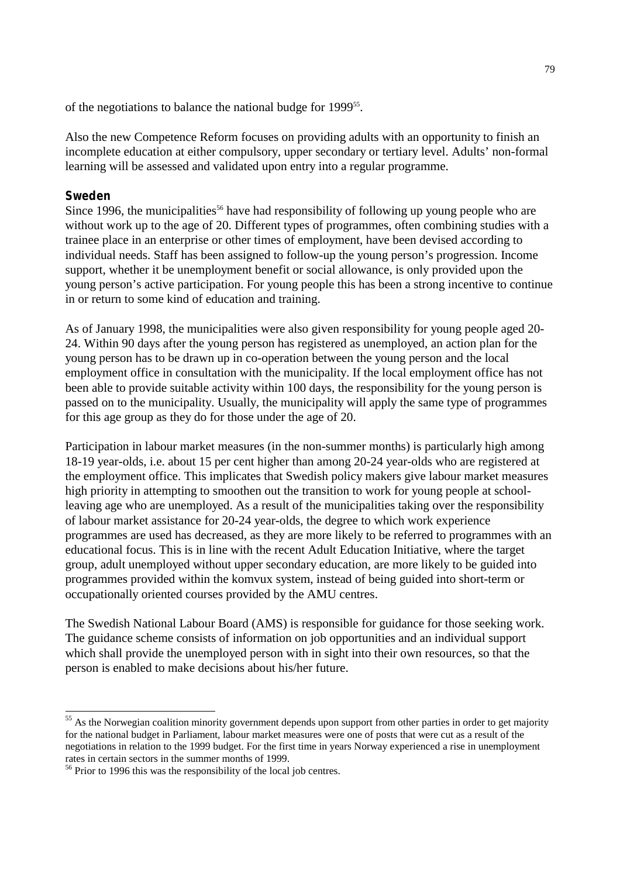of the negotiations to balance the national budge for 1999[55].

Also the new Competence Reform focuses on providing adults with an opportunity to finish an incomplete education at either compulsory, upper secondary or tertiary level. Adults' non-formal learning will be assessed and validated upon entry into a regular programme.

### Sweden

Since 1996, the municipalities[56] have had responsibility of following up young people who are without work up to the age of 20. Different types of programmes, often combining studies with a trainee place in an enterprise or other times of employment, have been devised according to individual needs. Staff has been assigned to follow-up the young person's progression. Income support, whether it be unemployment benefit or social allowance, is only provided upon the young person's active participation. For young people this has been a strong incentive to continue in or return to some kind of education and training.

As of January 1998, the municipalities were also given responsibility for young people aged 20-24. Within 90 days after the young person has registered as unemployed, an action plan for the young person has to be drawn up in co-operation between the young person and the local employment office in consultation with the municipality. If the local employment office has not been able to provide suitable activity within 100 days, the responsibility for the young person is passed on to the municipality. Usually, the municipality will apply the same type of programmes for this age group as they do for those under the age of 20.

Participation in labour market measures (in the non-summer months) is particularly high among 18-19 year-olds, i.e. about 15 per cent higher than among 20-24 year-olds who are registered at the employment office. This implicates that Swedish policy makers give labour market measures high priority in attempting to smoothen out the transition to work for young people at school-leaving age who are unemployed. As a result of the municipalities taking over the responsibility of labour market assistance for 20-24 year-olds, the degree to which work experience programmes are used has decreased, as they are more likely to be referred to programmes with an educational focus. This is in line with the recent Adult Education Initiative, where the target group, adult unemployed without upper secondary education, are more likely to be guided into programmes provided within the komvux system, instead of being guided into short-term or occupationally oriented courses provided by the AMU centres.

The Swedish National Labour Board (AMS) is responsible for guidance for those seeking work. The guidance scheme consists of information on job opportunities and an individual support which shall provide the unemployed person with in sight into their own resources, so that the person is enabled to make decisions about his/her future.

---

[55] As the Norwegian coalition minority government depends upon support from other parties in order to get majority for the national budget in Parliament, labour market measures were one of posts that were cut as a result of the negotiations in relation to the 1999 budget. For the first time in years Norway experienced a rise in unemployment rates in certain sectors in the summer months of 1999.

[56] Prior to 1996 this was the responsibility of the local job centres.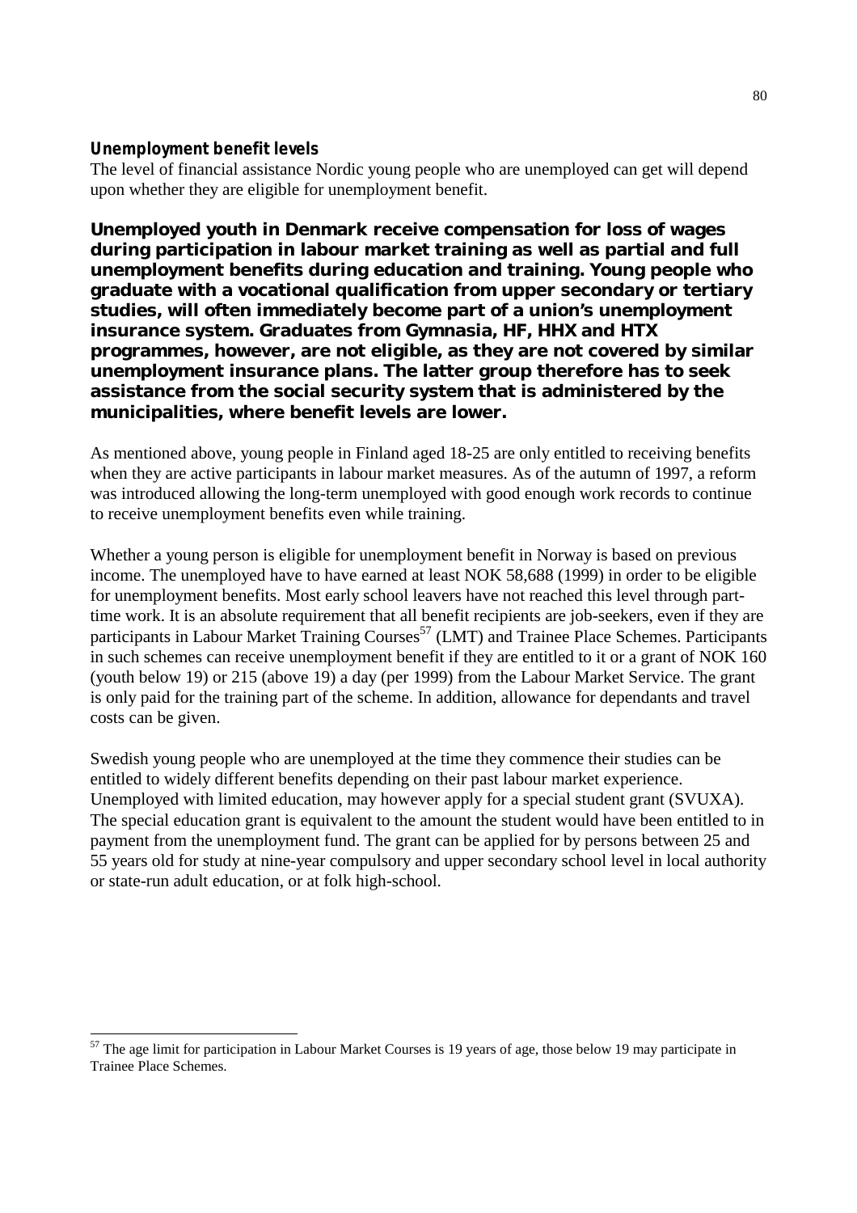### Unemployment benefit levels

The level of financial assistance Nordic young people who are unemployed can get will depend upon whether they are eligible for unemployment benefit.

**Unemployed youth in Denmark receive compensation for loss of wages during participation in labour market training as well as partial and full unemployment benefits during education and training. Young people who graduate with a vocational qualification from upper secondary or tertiary studies, will often immediately become part of a union's unemployment insurance system. Graduates from Gymnasia, HF, HHX and HTX programmes, however, are not eligible, as they are not covered by similar unemployment insurance plans. The latter group therefore has to seek assistance from the social security system that is administered by the municipalities, where benefit levels are lower.**

As mentioned above, young people in Finland aged 18-25 are only entitled to receiving benefits when they are active participants in labour market measures. As of the autumn of 1997, a reform was introduced allowing the long-term unemployed with good enough work records to continue to receive unemployment benefits even while training.

Whether a young person is eligible for unemployment benefit in Norway is based on previous income. The unemployed have to have earned at least NOK 58,688 (1999) in order to be eligible for unemployment benefits. Most early school leavers have not reached this level through part-time work. It is an absolute requirement that all benefit recipients are job-seekers, even if they are participants in Labour Market Training Courses[57] (LMT) and Trainee Place Schemes. Participants in such schemes can receive unemployment benefit if they are entitled to it or a grant of NOK 160 (youth below 19) or 215 (above 19) a day (per 1999) from the Labour Market Service. The grant is only paid for the training part of the scheme. In addition, allowance for dependants and travel costs can be given.

Swedish young people who are unemployed at the time they commence their studies can be entitled to widely different benefits depending on their past labour market experience. Unemployed with limited education, may however apply for a special student grant (SVUXA). The special education grant is equivalent to the amount the student would have been entitled to in payment from the unemployment fund. The grant can be applied for by persons between 25 and 55 years old for study at nine-year compulsory and upper secondary school level in local authority or state-run adult education, or at folk high-school.

---

[57] The age limit for participation in Labour Market Courses is 19 years of age, those below 19 may participate in Trainee Place Schemes.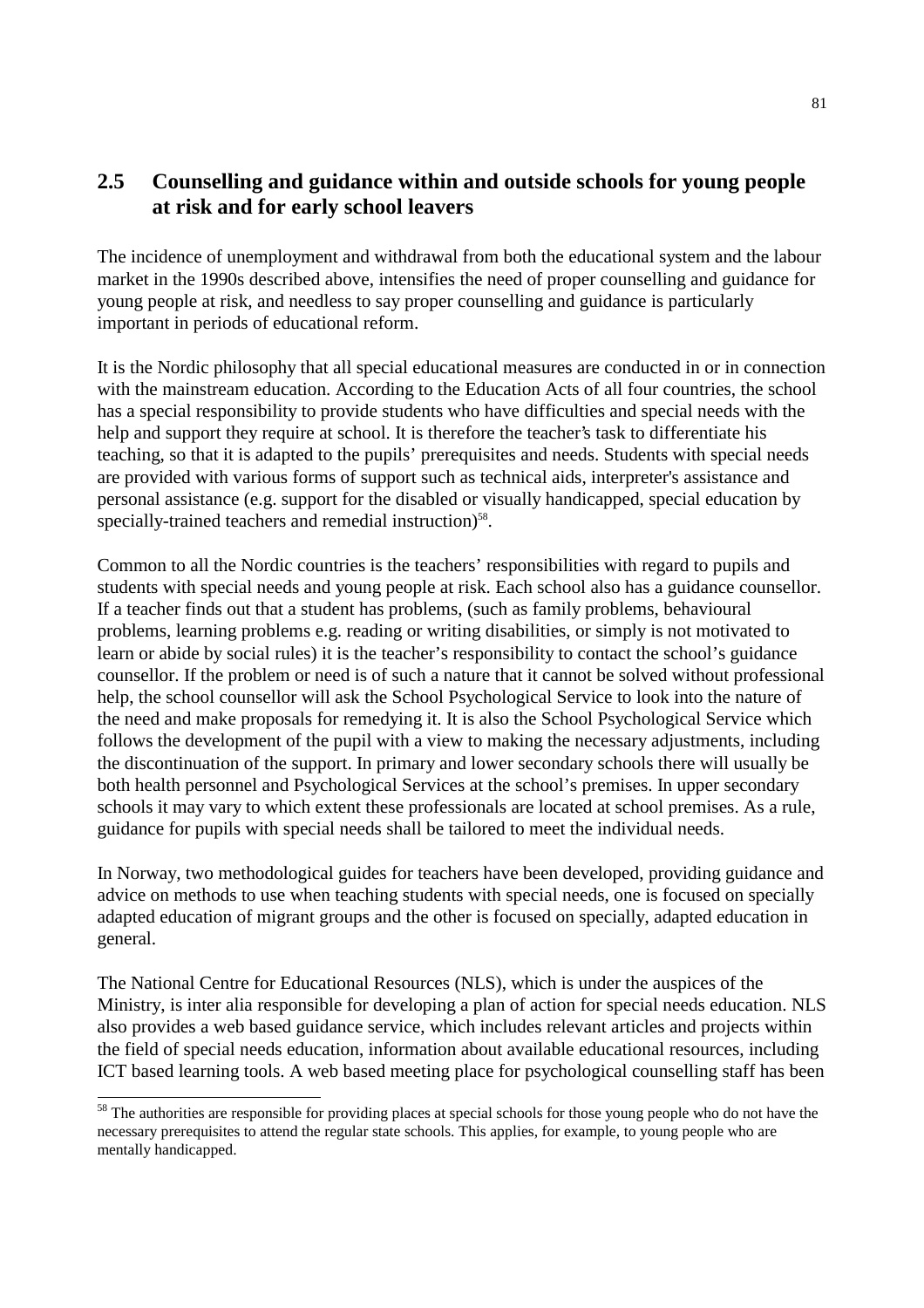## 2.5 Counselling and guidance within and outside schools for young people at risk and for early school leavers

The incidence of unemployment and withdrawal from both the educational system and the labour market in the 1990s described above, intensifies the need of proper counselling and guidance for young people at risk, and needless to say proper counselling and guidance is particularly important in periods of educational reform.

It is the Nordic philosophy that all special educational measures are conducted in or in connection with the mainstream education. According to the Education Acts of all four countries, the school has a special responsibility to provide students who have difficulties and special needs with the help and support they require at school. It is therefore the teacher's task to differentiate his teaching, so that it is adapted to the pupils' prerequisites and needs. Students with special needs are provided with various forms of support such as technical aids, interpreter's assistance and personal assistance (e.g. support for the disabled or visually handicapped, special education by specially-trained teachers and remedial instruction)[58].

Common to all the Nordic countries is the teachers' responsibilities with regard to pupils and students with special needs and young people at risk. Each school also has a guidance counsellor. If a teacher finds out that a student has problems, (such as family problems, behavioural problems, learning problems e.g. reading or writing disabilities, or simply is not motivated to learn or abide by social rules) it is the teacher's responsibility to contact the school's guidance counsellor. If the problem or need is of such a nature that it cannot be solved without professional help, the school counsellor will ask the School Psychological Service to look into the nature of the need and make proposals for remedying it. It is also the School Psychological Service which follows the development of the pupil with a view to making the necessary adjustments, including the discontinuation of the support. In primary and lower secondary schools there will usually be both health personnel and Psychological Services at the school's premises. In upper secondary schools it may vary to which extent these professionals are located at school premises. As a rule, guidance for pupils with special needs shall be tailored to meet the individual needs.

In Norway, two methodological guides for teachers have been developed, providing guidance and advice on methods to use when teaching students with special needs, one is focused on specially adapted education of migrant groups and the other is focused on specially, adapted education in general.

The National Centre for Educational Resources (NLS), which is under the auspices of the Ministry, is inter alia responsible for developing a plan of action for special needs education. NLS also provides a web based guidance service, which includes relevant articles and projects within the field of special needs education, information about available educational resources, including ICT based learning tools. A web based meeting place for psychological counselling staff has been

[58] The authorities are responsible for providing places at special schools for those young people who do not have the necessary prerequisites to attend the regular state schools. This applies, for example, to young people who are mentally handicapped.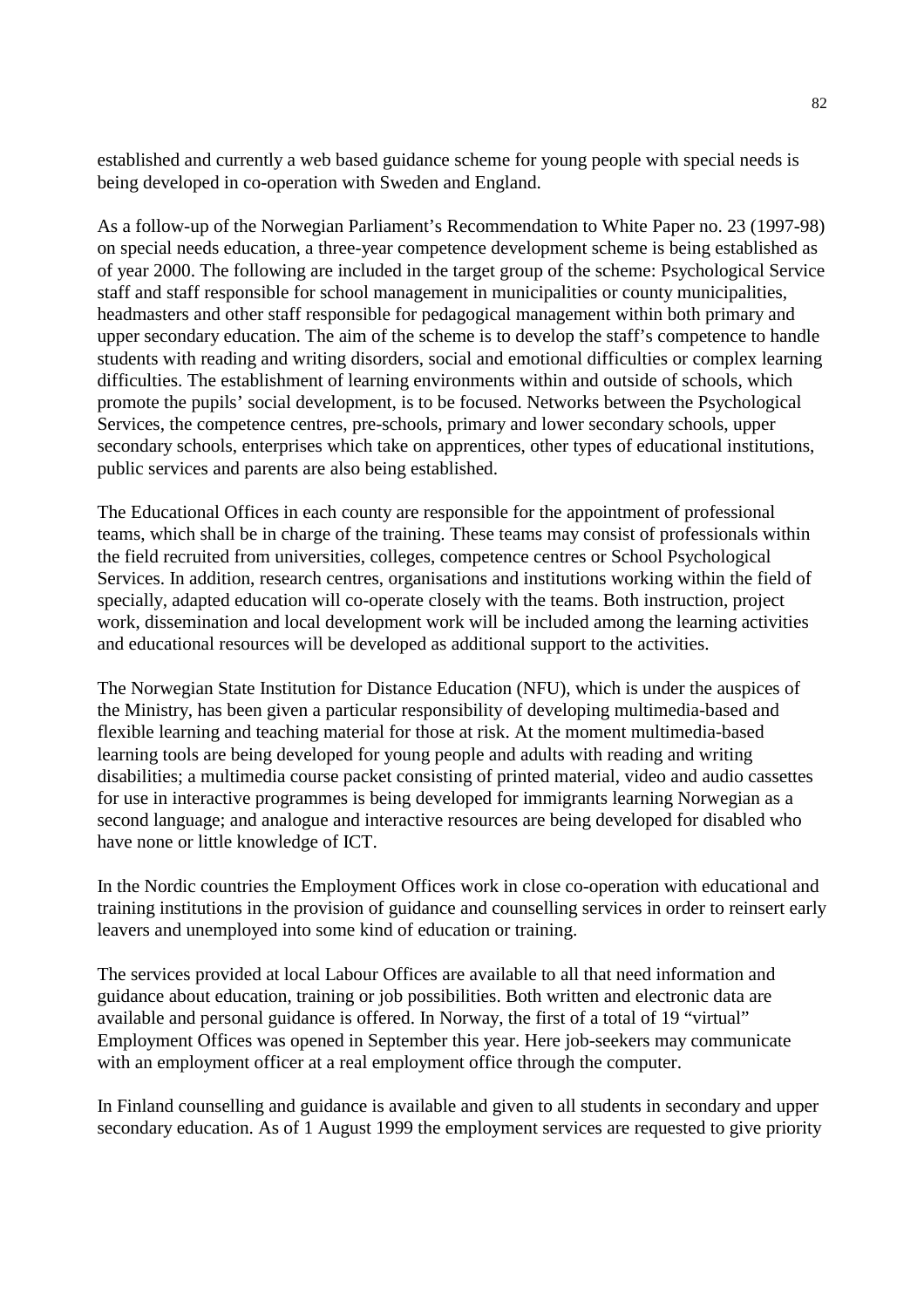established and currently a web based guidance scheme for young people with special needs is being developed in co-operation with Sweden and England.

As a follow-up of the Norwegian Parliament's Recommendation to White Paper no. 23 (1997-98) on special needs education, a three-year competence development scheme is being established as of year 2000. The following are included in the target group of the scheme: Psychological Service staff and staff responsible for school management in municipalities or county municipalities, headmasters and other staff responsible for pedagogical management within both primary and upper secondary education. The aim of the scheme is to develop the staff's competence to handle students with reading and writing disorders, social and emotional difficulties or complex learning difficulties. The establishment of learning environments within and outside of schools, which promote the pupils' social development, is to be focused. Networks between the Psychological Services, the competence centres, pre-schools, primary and lower secondary schools, upper secondary schools, enterprises which take on apprentices, other types of educational institutions, public services and parents are also being established.

The Educational Offices in each county are responsible for the appointment of professional teams, which shall be in charge of the training. These teams may consist of professionals within the field recruited from universities, colleges, competence centres or School Psychological Services. In addition, research centres, organisations and institutions working within the field of specially, adapted education will co-operate closely with the teams. Both instruction, project work, dissemination and local development work will be included among the learning activities and educational resources will be developed as additional support to the activities.

The Norwegian State Institution for Distance Education (NFU), which is under the auspices of the Ministry, has been given a particular responsibility of developing multimedia-based and flexible learning and teaching material for those at risk. At the moment multimedia-based learning tools are being developed for young people and adults with reading and writing disabilities; a multimedia course packet consisting of printed material, video and audio cassettes for use in interactive programmes is being developed for immigrants learning Norwegian as a second language; and analogue and interactive resources are being developed for disabled who have none or little knowledge of ICT.

In the Nordic countries the Employment Offices work in close co-operation with educational and training institutions in the provision of guidance and counselling services in order to reinsert early leavers and unemployed into some kind of education or training.

The services provided at local Labour Offices are available to all that need information and guidance about education, training or job possibilities. Both written and electronic data are available and personal guidance is offered. In Norway, the first of a total of 19 "virtual" Employment Offices was opened in September this year. Here job-seekers may communicate with an employment officer at a real employment office through the computer.

In Finland counselling and guidance is available and given to all students in secondary and upper secondary education. As of 1 August 1999 the employment services are requested to give priority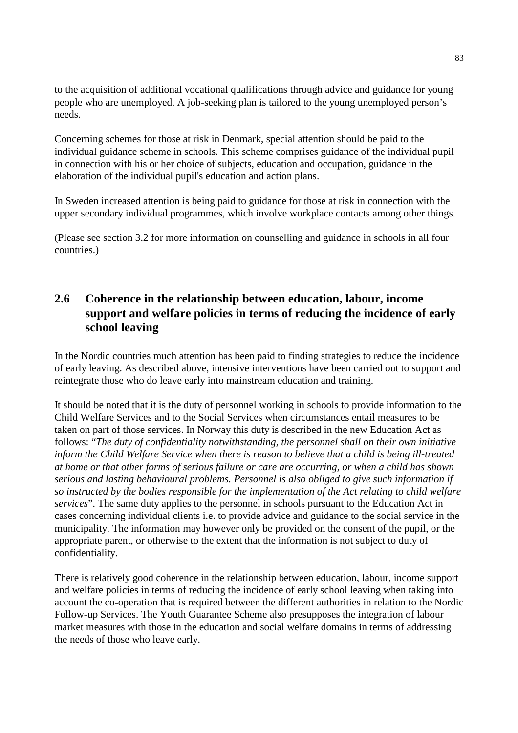to the acquisition of additional vocational qualifications through advice and guidance for young people who are unemployed. A job-seeking plan is tailored to the young unemployed person's needs.

Concerning schemes for those at risk in Denmark, special attention should be paid to the individual guidance scheme in schools. This scheme comprises guidance of the individual pupil in connection with his or her choice of subjects, education and occupation, guidance in the elaboration of the individual pupil's education and action plans.

In Sweden increased attention is being paid to guidance for those at risk in connection with the upper secondary individual programmes, which involve workplace contacts among other things.

(Please see section 3.2 for more information on counselling and guidance in schools in all four countries.)

## 2.6 Coherence in the relationship between education, labour, income support and welfare policies in terms of reducing the incidence of early school leaving

In the Nordic countries much attention has been paid to finding strategies to reduce the incidence of early leaving. As described above, intensive interventions have been carried out to support and reintegrate those who do leave early into mainstream education and training.

It should be noted that it is the duty of personnel working in schools to provide information to the Child Welfare Services and to the Social Services when circumstances entail measures to be taken on part of those services. In Norway this duty is described in the new Education Act as follows: "*The duty of confidentiality notwithstanding, the personnel shall on their own initiative inform the Child Welfare Service when there is reason to believe that a child is being ill-treated at home or that other forms of serious failure or care are occurring, or when a child has shown serious and lasting behavioural problems. Personnel is also obliged to give such information if so instructed by the bodies responsible for the implementation of the Act relating to child welfare services*". The same duty applies to the personnel in schools pursuant to the Education Act in cases concerning individual clients i.e. to provide advice and guidance to the social service in the municipality. The information may however only be provided on the consent of the pupil, or the appropriate parent, or otherwise to the extent that the information is not subject to duty of confidentiality.

There is relatively good coherence in the relationship between education, labour, income support and welfare policies in terms of reducing the incidence of early school leaving when taking into account the co-operation that is required between the different authorities in relation to the Nordic Follow-up Services. The Youth Guarantee Scheme also presupposes the integration of labour market measures with those in the education and social welfare domains in terms of addressing the needs of those who leave early.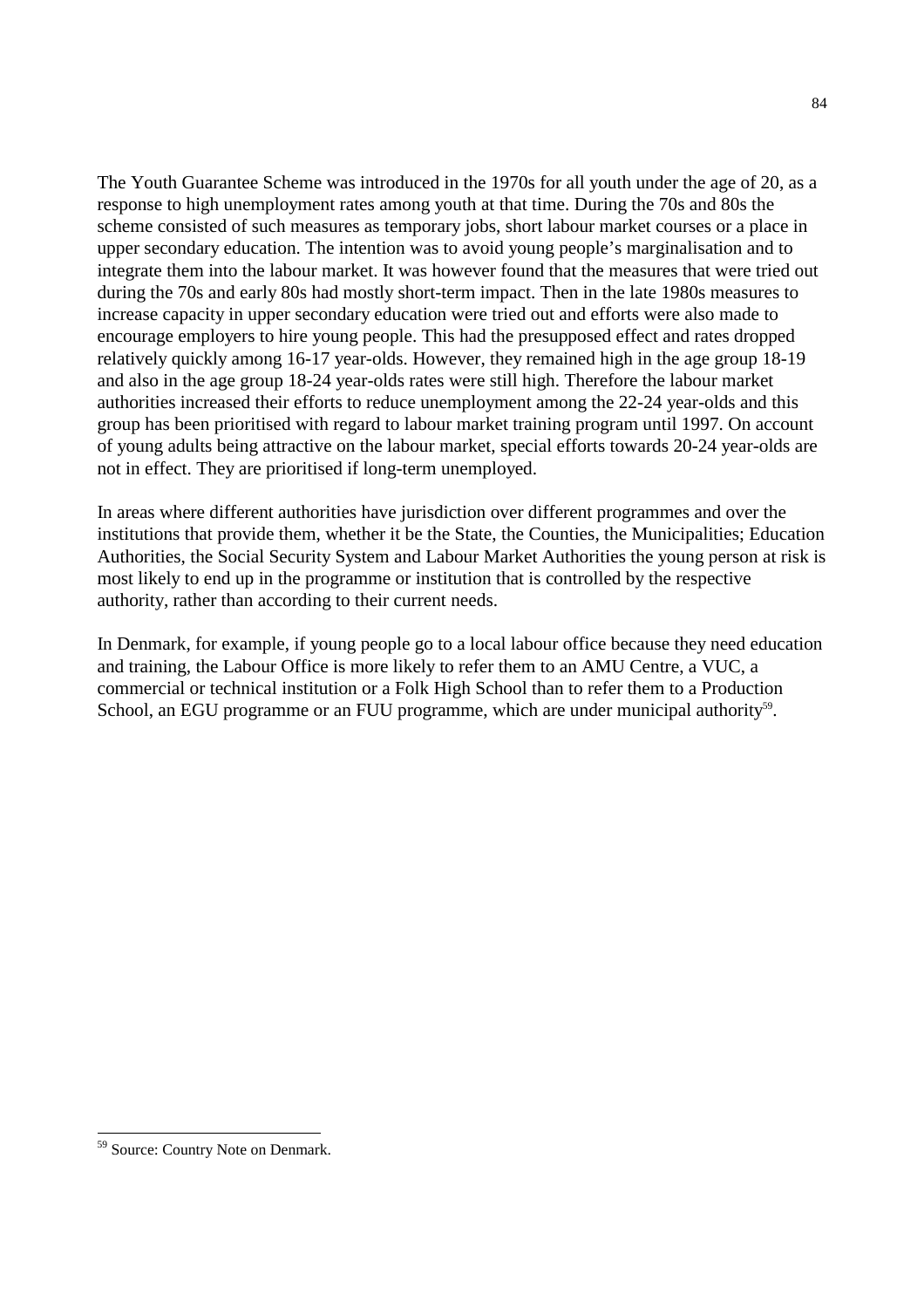The Youth Guarantee Scheme was introduced in the 1970s for all youth under the age of 20, as a response to high unemployment rates among youth at that time. During the 70s and 80s the scheme consisted of such measures as temporary jobs, short labour market courses or a place in upper secondary education. The intention was to avoid young people's marginalisation and to integrate them into the labour market. It was however found that the measures that were tried out during the 70s and early 80s had mostly short-term impact. Then in the late 1980s measures to increase capacity in upper secondary education were tried out and efforts were also made to encourage employers to hire young people. This had the presupposed effect and rates dropped relatively quickly among 16-17 year-olds. However, they remained high in the age group 18-19 and also in the age group 18-24 year-olds rates were still high. Therefore the labour market authorities increased their efforts to reduce unemployment among the 22-24 year-olds and this group has been prioritised with regard to labour market training program until 1997. On account of young adults being attractive on the labour market, special efforts towards 20-24 year-olds are not in effect. They are prioritised if long-term unemployed.

In areas where different authorities have jurisdiction over different programmes and over the institutions that provide them, whether it be the State, the Counties, the Municipalities; Education Authorities, the Social Security System and Labour Market Authorities the young person at risk is most likely to end up in the programme or institution that is controlled by the respective authority, rather than according to their current needs.

In Denmark, for example, if young people go to a local labour office because they need education and training, the Labour Office is more likely to refer them to an AMU Centre, a VUC, a commercial or technical institution or a Folk High School than to refer them to a Production School, an EGU programme or an FUU programme, which are under municipal authority[59].

[59] Source: Country Note on Denmark.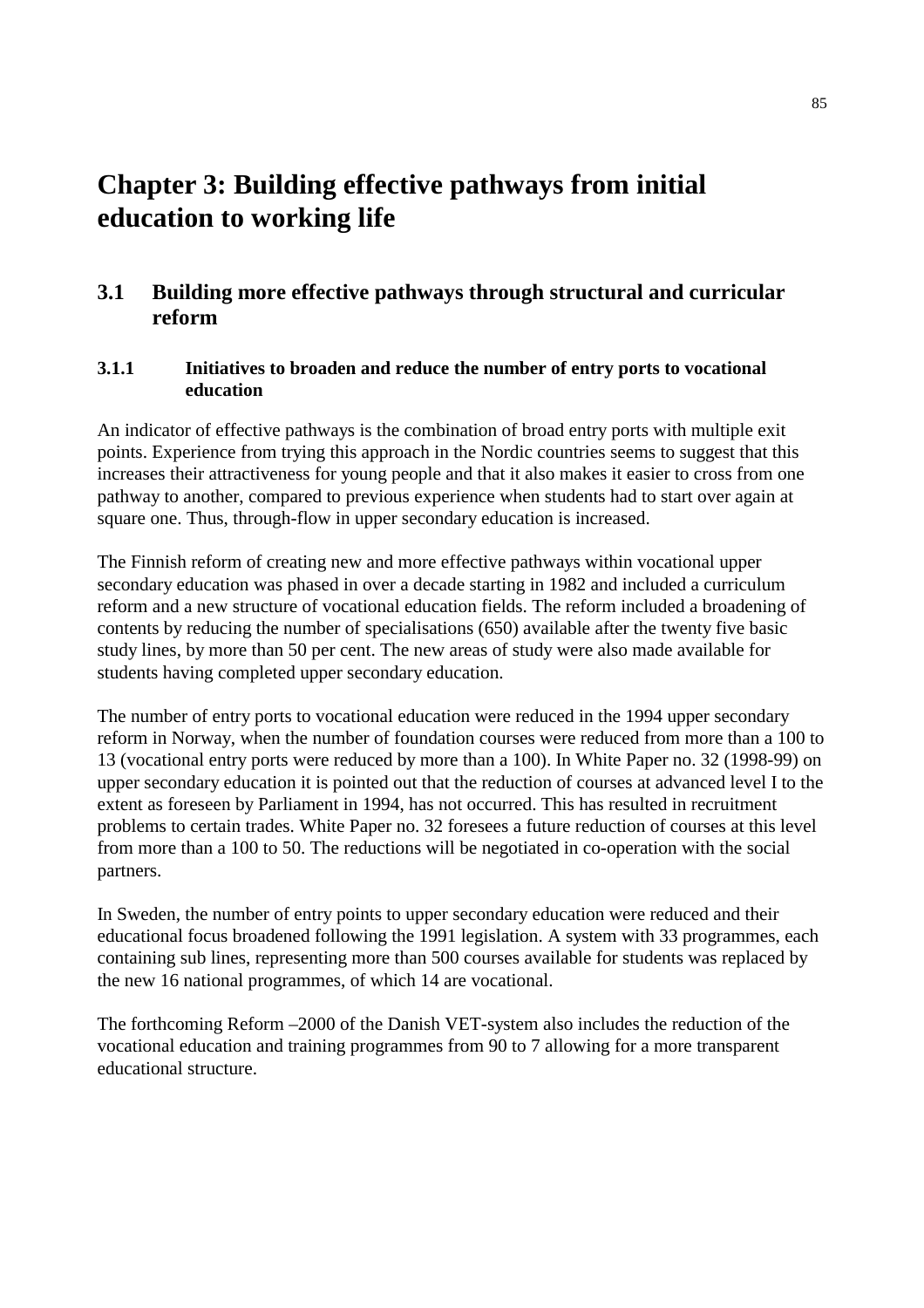# Chapter 3: Building effective pathways from initial education to working life

## 3.1 Building more effective pathways through structural and curricular reform

### 3.1.1 Initiatives to broaden and reduce the number of entry ports to vocational education

An indicator of effective pathways is the combination of broad entry ports with multiple exit points. Experience from trying this approach in the Nordic countries seems to suggest that this increases their attractiveness for young people and that it also makes it easier to cross from one pathway to another, compared to previous experience when students had to start over again at square one. Thus, through-flow in upper secondary education is increased.

The Finnish reform of creating new and more effective pathways within vocational upper secondary education was phased in over a decade starting in 1982 and included a curriculum reform and a new structure of vocational education fields. The reform included a broadening of contents by reducing the number of specialisations (650) available after the twenty five basic study lines, by more than 50 per cent. The new areas of study were also made available for students having completed upper secondary education.

The number of entry ports to vocational education were reduced in the 1994 upper secondary reform in Norway, when the number of foundation courses were reduced from more than a 100 to 13 (vocational entry ports were reduced by more than a 100). In White Paper no. 32 (1998-99) on upper secondary education it is pointed out that the reduction of courses at advanced level I to the extent as foreseen by Parliament in 1994, has not occurred. This has resulted in recruitment problems to certain trades. White Paper no. 32 foresees a future reduction of courses at this level from more than a 100 to 50. The reductions will be negotiated in co-operation with the social partners.

In Sweden, the number of entry points to upper secondary education were reduced and their educational focus broadened following the 1991 legislation. A system with 33 programmes, each containing sub lines, representing more than 500 courses available for students was replaced by the new 16 national programmes, of which 14 are vocational.

The forthcoming Reform –2000 of the Danish VET-system also includes the reduction of the vocational education and training programmes from 90 to 7 allowing for a more transparent educational structure.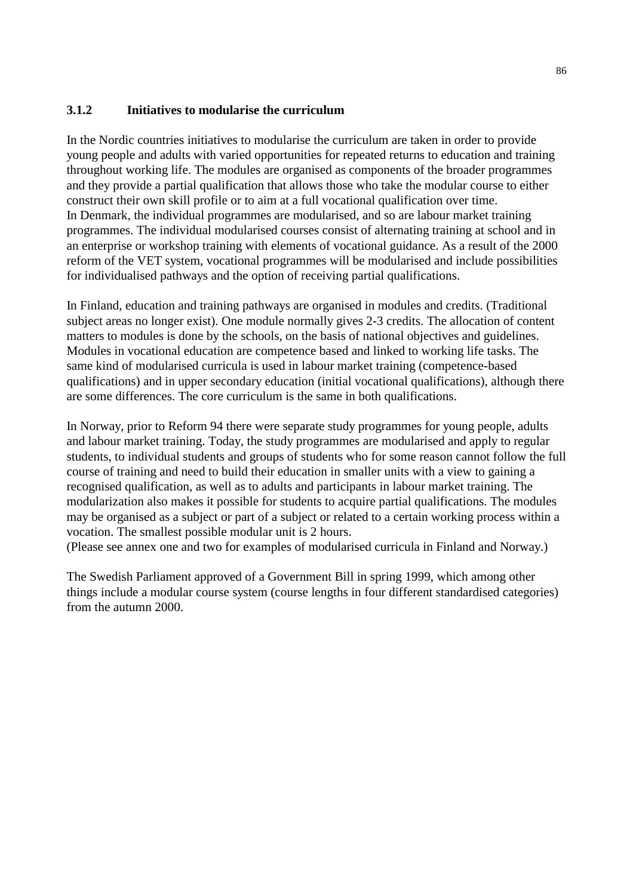### 3.1.2 Initiatives to modularise the curriculum

In the Nordic countries initiatives to modularise the curriculum are taken in order to provide young people and adults with varied opportunities for repeated returns to education and training throughout working life. The modules are organised as components of the broader programmes and they provide a partial qualification that allows those who take the modular course to either construct their own skill profile or to aim at a full vocational qualification over time.
In Denmark, the individual programmes are modularised, and so are labour market training programmes. The individual modularised courses consist of alternating training at school and in an enterprise or workshop training with elements of vocational guidance. As a result of the 2000 reform of the VET system, vocational programmes will be modularised and include possibilities for individualised pathways and the option of receiving partial qualifications.

In Finland, education and training pathways are organised in modules and credits. (Traditional subject areas no longer exist). One module normally gives 2-3 credits. The allocation of content matters to modules is done by the schools, on the basis of national objectives and guidelines. Modules in vocational education are competence based and linked to working life tasks. The same kind of modularised curricula is used in labour market training (competence-based qualifications) and in upper secondary education (initial vocational qualifications), although there are some differences. The core curriculum is the same in both qualifications.

In Norway, prior to Reform 94 there were separate study programmes for young people, adults and labour market training. Today, the study programmes are modularised and apply to regular students, to individual students and groups of students who for some reason cannot follow the full course of training and need to build their education in smaller units with a view to gaining a recognised qualification, as well as to adults and participants in labour market training. The modularization also makes it possible for students to acquire partial qualifications. The modules may be organised as a subject or part of a subject or related to a certain working process within a vocation. The smallest possible modular unit is 2 hours.
(Please see annex one and two for examples of modularised curricula in Finland and Norway.)

The Swedish Parliament approved of a Government Bill in spring 1999, which among other things include a modular course system (course lengths in four different standardised categories) from the autumn 2000.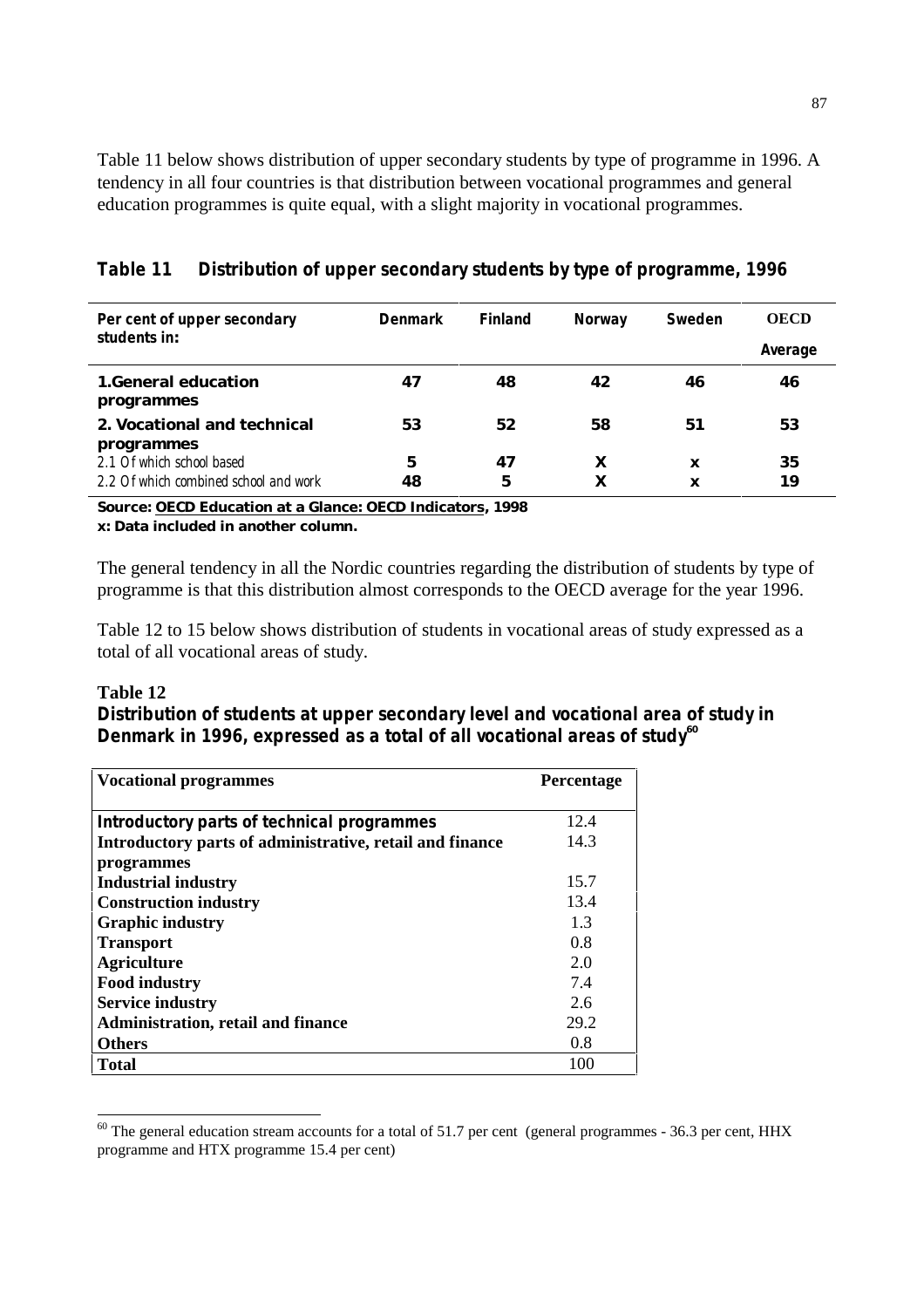Table 11 below shows distribution of upper secondary students by type of programme in 1996. A tendency in all four countries is that distribution between vocational programmes and general education programmes is quite equal, with a slight majority in vocational programmes.

**Table 11 Distribution of upper secondary students by type of programme, 1996**

| Per cent of upper secondary students in: | Denmark | Finland | Norway | Sweden | OECD Average |
|---|---|---|---|---|---|
| **1.General education programmes** | **47** | **48** | **42** | **46** | **46** |
| **2. Vocational and technical programmes** | **53** | **52** | **58** | **51** | **53** |
| 2.1 Of which school based | **5** | **47** | **X** | **x** | **35** |
| 2.2 Of which combined school and work | **48** | **5** | **X** | **x** | **19** |

**Source: OECD Education at a Glance: OECD Indicators, 1998**
**x: Data included in another column.**

The general tendency in all the Nordic countries regarding the distribution of students by type of programme is that this distribution almost corresponds to the OECD average for the year 1996.

Table 12 to 15 below shows distribution of students in vocational areas of study expressed as a total of all vocational areas of study.

**Table 12**
**Distribution of students at upper secondary level and vocational area of study in Denmark in 1996, expressed as a total of all vocational areas of study[60]**

| Vocational programmes | Percentage |
|---|---|
| **Introductory parts of technical programmes** | 12.4 |
| **Introductory parts of administrative, retail and finance programmes** | 14.3 |
| **Industrial industry** | 15.7 |
| **Construction industry** | 13.4 |
| **Graphic industry** | 1.3 |
| **Transport** | 0.8 |
| **Agriculture** | 2.0 |
| **Food industry** | 7.4 |
| **Service industry** | 2.6 |
| **Administration, retail and finance** | 29.2 |
| **Others** | 0.8 |
| **Total** | 100 |

[60] The general education stream accounts for a total of 51.7 per cent (general programmes - 36.3 per cent, HHX programme and HTX programme 15.4 per cent)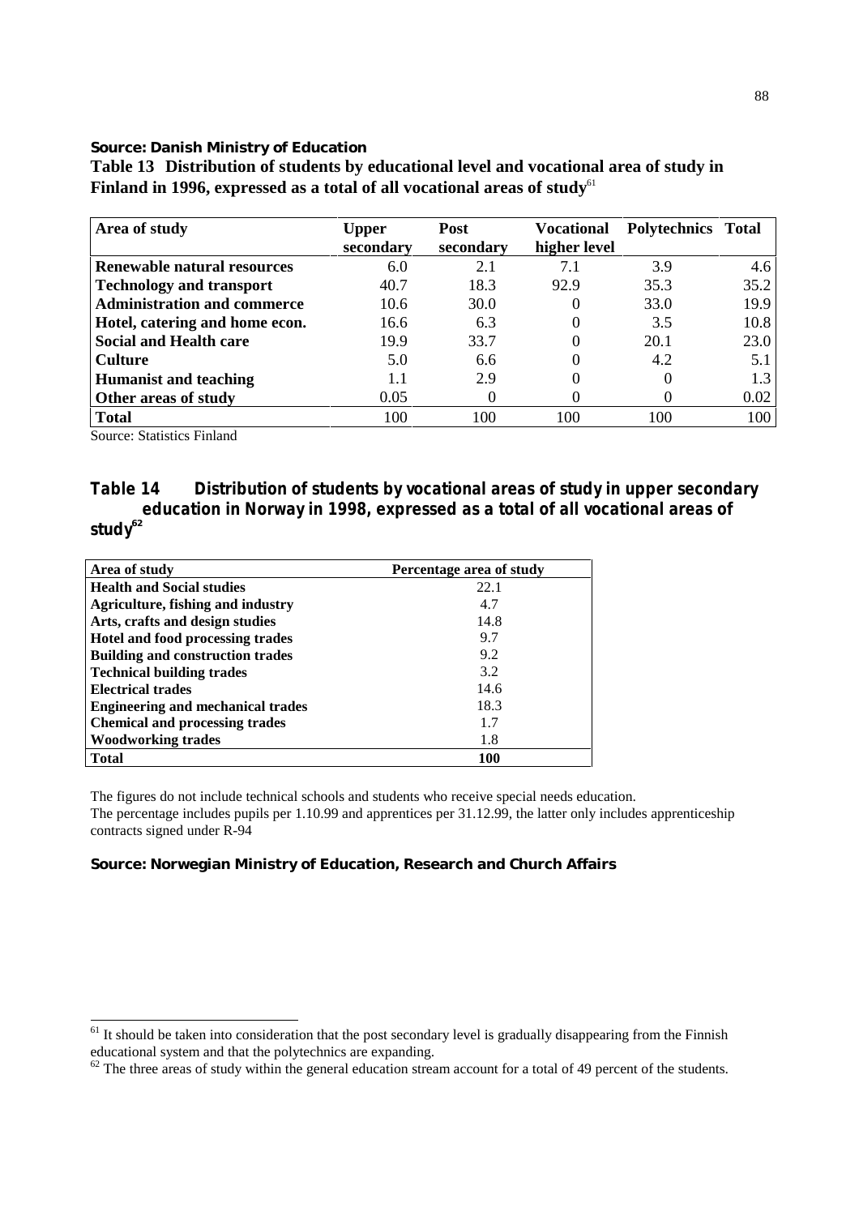**Source: Danish Ministry of Education**

**Table 13 Distribution of students by educational level and vocational area of study in Finland in 1996, expressed as a total of all vocational areas of study**[61]

| Area of study | Upper secondary | Post secondary | Vocational higher level | Polytechnics | Total |
|---|---|---|---|---|---|
| **Renewable natural resources** | 6.0 | 2.1 | 7.1 | 3.9 | 4.6 |
| **Technology and transport** | 40.7 | 18.3 | 92.9 | 35.3 | 35.2 |
| **Administration and commerce** | 10.6 | 30.0 | 0 | 33.0 | 19.9 |
| **Hotel, catering and home econ.** | 16.6 | 6.3 | 0 | 3.5 | 10.8 |
| **Social and Health care** | 19.9 | 33.7 | 0 | 20.1 | 23.0 |
| **Culture** | 5.0 | 6.6 | 0 | 4.2 | 5.1 |
| **Humanist and teaching** | 1.1 | 2.9 | 0 | 0 | 1.3 |
| **Other areas of study** | 0.05 | 0 | 0 | 0 | 0.02 |
| **Total** | 100 | 100 | 100 | 100 | 100 |

Source: Statistics Finland

**Table 14 Distribution of students by vocational areas of study in upper secondary education in Norway in 1998, expressed as a total of all vocational areas of study**[62]

| Area of study | Percentage area of study |
|---|---|
| **Health and Social studies** | 22.1 |
| **Agriculture, fishing and industry** | 4.7 |
| **Arts, crafts and design studies** | 14.8 |
| **Hotel and food processing trades** | 9.7 |
| **Building and construction trades** | 9.2 |
| **Technical building trades** | 3.2 |
| **Electrical trades** | 14.6 |
| **Engineering and mechanical trades** | 18.3 |
| **Chemical and processing trades** | 1.7 |
| **Woodworking trades** | 1.8 |
| **Total** | **100** |

The figures do not include technical schools and students who receive special needs education.
The percentage includes pupils per 1.10.99 and apprentices per 31.12.99, the latter only includes apprenticeship contracts signed under R-94

**Source: Norwegian Ministry of Education, Research and Church Affairs**

[61] It should be taken into consideration that the post secondary level is gradually disappearing from the Finnish educational system and that the polytechnics are expanding.

[62] The three areas of study within the general education stream account for a total of 49 percent of the students.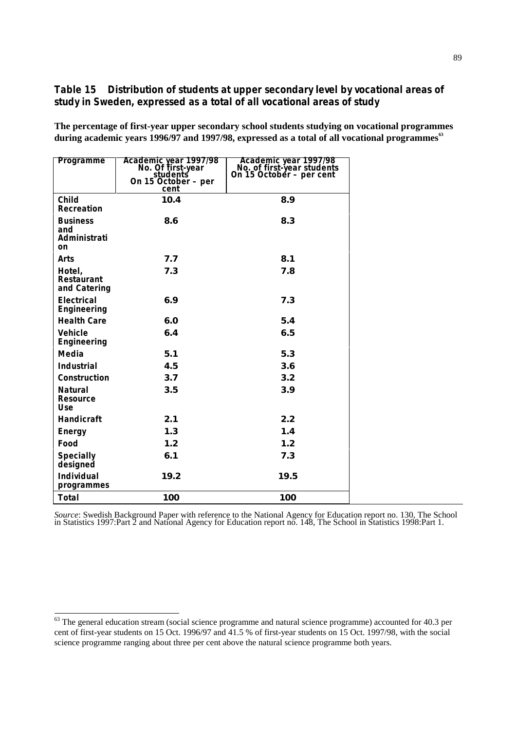### Table 15 Distribution of students at upper secondary level by vocational areas of study in Sweden, expressed as a total of all vocational areas of study

**The percentage of first-year upper secondary school students studying on vocational programmes during academic years 1996/97 and 1997/98, expressed as a total of all vocational programmes[63]**

| Programme | Academic year 1997/98 No. Of first-year students On 15 October – per cent | Academic year 1997/98 No. of first-year students On 15 October – per cent |
|---|---|---|
| Child Recreation | 10.4 | 8.9 |
| Business and Administration | 8.6 | 8.3 |
| Arts | 7.7 | 8.1 |
| Hotel, Restaurant and Catering | 7.3 | 7.8 |
| Electrical Engineering | 6.9 | 7.3 |
| Health Care | 6.0 | 5.4 |
| Vehicle Engineering | 6.4 | 6.5 |
| Media | 5.1 | 5.3 |
| Industrial | 4.5 | 3.6 |
| Construction | 3.7 | 3.2 |
| Natural Resource Use | 3.5 | 3.9 |
| Handicraft | 2.1 | 2.2 |
| Energy | 1.3 | 1.4 |
| Food | 1.2 | 1.2 |
| Specially designed | 6.1 | 7.3 |
| Individual programmes | 19.2 | 19.5 |
| Total | 100 | 100 |

*Source*: Swedish Background Paper with reference to the National Agency for Education report no. 130, The School in Statistics 1997:Part 2 and National Agency for Education report no. 148, The School in Statistics 1998:Part 1.

[63] The general education stream (social science programme and natural science programme) accounted for 40.3 per cent of first-year students on 15 Oct. 1996/97 and 41.5 % of first-year students on 15 Oct. 1997/98, with the social science programme ranging about three per cent above the natural science programme both years.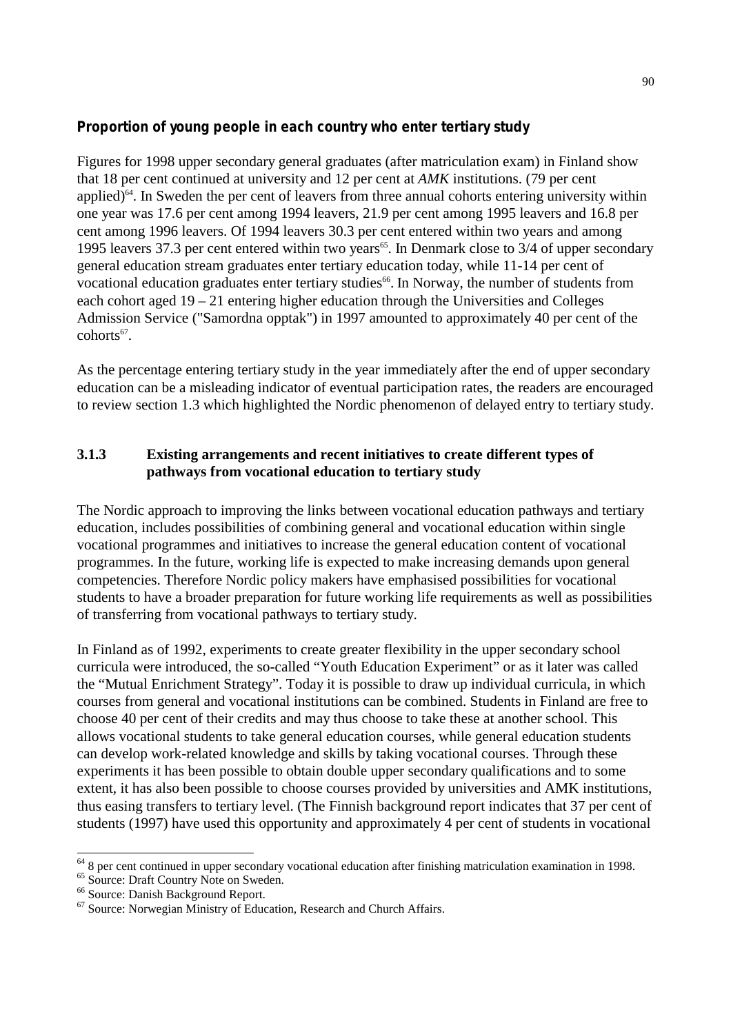**Proportion of young people in each country who enter tertiary study**

Figures for 1998 upper secondary general graduates (after matriculation exam) in Finland show that 18 per cent continued at university and 12 per cent at *AMK* institutions. (79 per cent applied)[64]. In Sweden the per cent of leavers from three annual cohorts entering university within one year was 17.6 per cent among 1994 leavers, 21.9 per cent among 1995 leavers and 16.8 per cent among 1996 leavers. Of 1994 leavers 30.3 per cent entered within two years and among 1995 leavers 37.3 per cent entered within two years[65]. In Denmark close to 3/4 of upper secondary general education stream graduates enter tertiary education today, while 11-14 per cent of vocational education graduates enter tertiary studies[66]. In Norway, the number of students from each cohort aged 19 – 21 entering higher education through the Universities and Colleges Admission Service ("Samordna opptak") in 1997 amounted to approximately 40 per cent of the cohorts[67].

As the percentage entering tertiary study in the year immediately after the end of upper secondary education can be a misleading indicator of eventual participation rates, the readers are encouraged to review section 1.3 which highlighted the Nordic phenomenon of delayed entry to tertiary study.

### 3.1.3 Existing arrangements and recent initiatives to create different types of pathways from vocational education to tertiary study

The Nordic approach to improving the links between vocational education pathways and tertiary education, includes possibilities of combining general and vocational education within single vocational programmes and initiatives to increase the general education content of vocational programmes. In the future, working life is expected to make increasing demands upon general competencies. Therefore Nordic policy makers have emphasised possibilities for vocational students to have a broader preparation for future working life requirements as well as possibilities of transferring from vocational pathways to tertiary study.

In Finland as of 1992, experiments to create greater flexibility in the upper secondary school curricula were introduced, the so-called "Youth Education Experiment" or as it later was called the "Mutual Enrichment Strategy". Today it is possible to draw up individual curricula, in which courses from general and vocational institutions can be combined. Students in Finland are free to choose 40 per cent of their credits and may thus choose to take these at another school. This allows vocational students to take general education courses, while general education students can develop work-related knowledge and skills by taking vocational courses. Through these experiments it has been possible to obtain double upper secondary qualifications and to some extent, it has also been possible to choose courses provided by universities and AMK institutions, thus easing transfers to tertiary level. (The Finnish background report indicates that 37 per cent of students (1997) have used this opportunity and approximately 4 per cent of students in vocational

---

[64] 8 per cent continued in upper secondary vocational education after finishing matriculation examination in 1998.

[65] Source: Draft Country Note on Sweden.

[66] Source: Danish Background Report.

[67] Source: Norwegian Ministry of Education, Research and Church Affairs.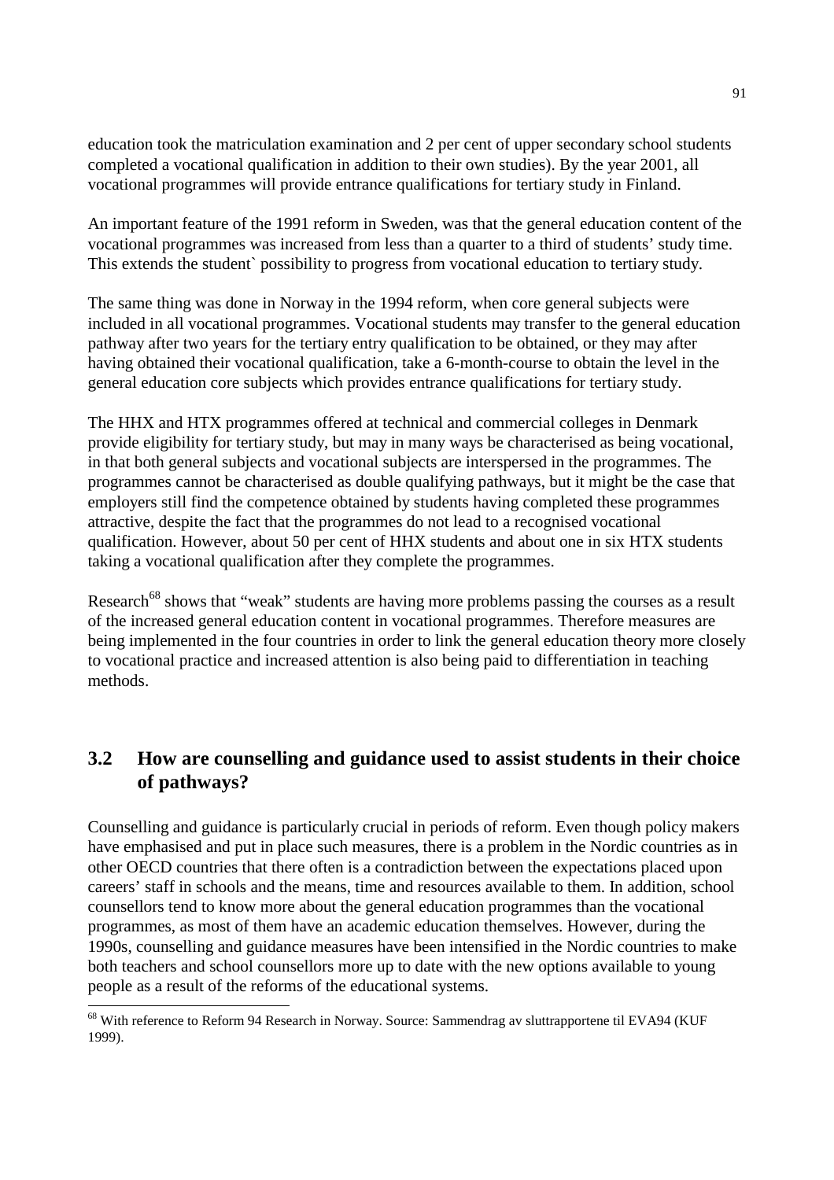education took the matriculation examination and 2 per cent of upper secondary school students completed a vocational qualification in addition to their own studies). By the year 2001, all vocational programmes will provide entrance qualifications for tertiary study in Finland.

An important feature of the 1991 reform in Sweden, was that the general education content of the vocational programmes was increased from less than a quarter to a third of students' study time. This extends the student` possibility to progress from vocational education to tertiary study.

The same thing was done in Norway in the 1994 reform, when core general subjects were included in all vocational programmes. Vocational students may transfer to the general education pathway after two years for the tertiary entry qualification to be obtained, or they may after having obtained their vocational qualification, take a 6-month-course to obtain the level in the general education core subjects which provides entrance qualifications for tertiary study.

The HHX and HTX programmes offered at technical and commercial colleges in Denmark provide eligibility for tertiary study, but may in many ways be characterised as being vocational, in that both general subjects and vocational subjects are interspersed in the programmes. The programmes cannot be characterised as double qualifying pathways, but it might be the case that employers still find the competence obtained by students having completed these programmes attractive, despite the fact that the programmes do not lead to a recognised vocational qualification. However, about 50 per cent of HHX students and about one in six HTX students taking a vocational qualification after they complete the programmes.

Research[68] shows that "weak" students are having more problems passing the courses as a result of the increased general education content in vocational programmes. Therefore measures are being implemented in the four countries in order to link the general education theory more closely to vocational practice and increased attention is also being paid to differentiation in teaching methods.

## 3.2 How are counselling and guidance used to assist students in their choice of pathways?

Counselling and guidance is particularly crucial in periods of reform. Even though policy makers have emphasised and put in place such measures, there is a problem in the Nordic countries as in other OECD countries that there often is a contradiction between the expectations placed upon careers' staff in schools and the means, time and resources available to them. In addition, school counsellors tend to know more about the general education programmes than the vocational programmes, as most of them have an academic education themselves. However, during the 1990s, counselling and guidance measures have been intensified in the Nordic countries to make both teachers and school counsellors more up to date with the new options available to young people as a result of the reforms of the educational systems.

[68] With reference to Reform 94 Research in Norway. Source: Sammendrag av sluttrapportene til EVA94 (KUF 1999).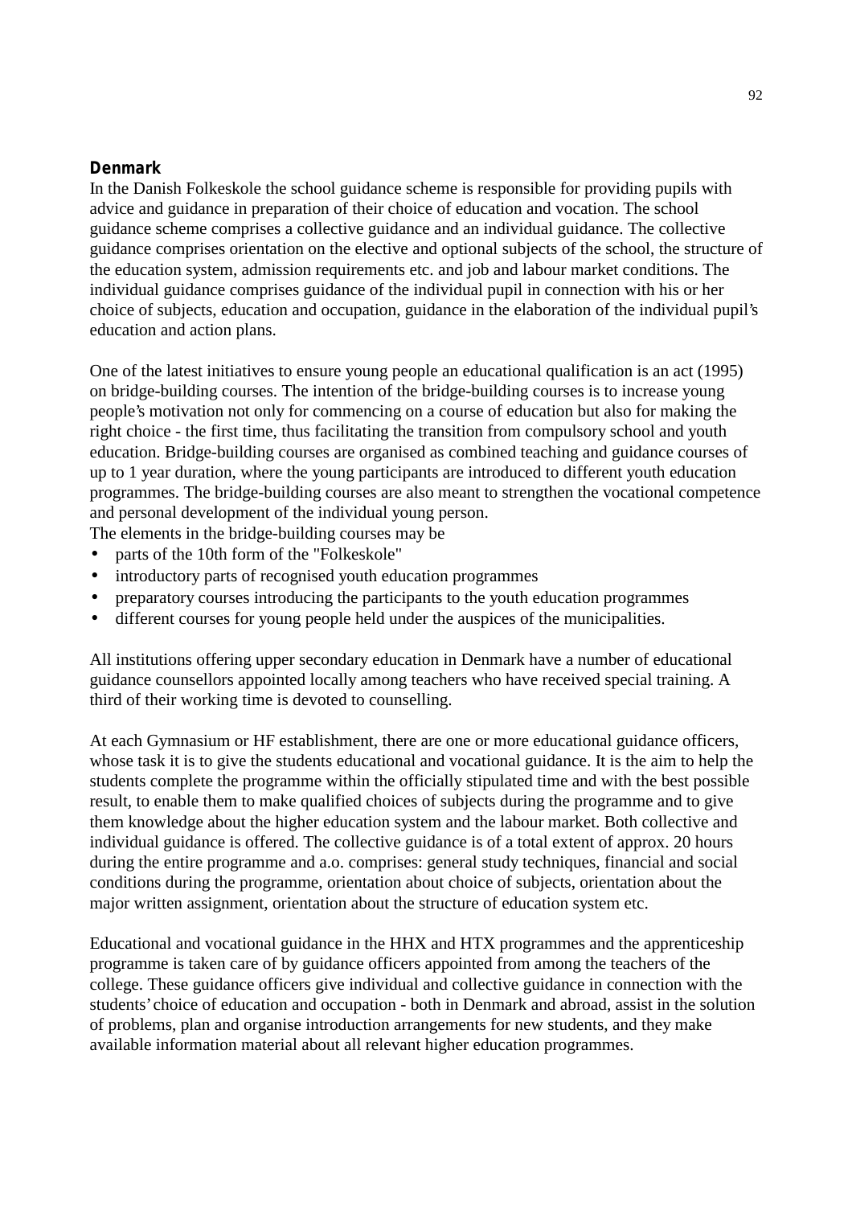## Denmark

In the Danish Folkeskole the school guidance scheme is responsible for providing pupils with advice and guidance in preparation of their choice of education and vocation. The school guidance scheme comprises a collective guidance and an individual guidance. The collective guidance comprises orientation on the elective and optional subjects of the school, the structure of the education system, admission requirements etc. and job and labour market conditions. The individual guidance comprises guidance of the individual pupil in connection with his or her choice of subjects, education and occupation, guidance in the elaboration of the individual pupil's education and action plans.

One of the latest initiatives to ensure young people an educational qualification is an act (1995) on bridge-building courses. The intention of the bridge-building courses is to increase young people's motivation not only for commencing on a course of education but also for making the right choice - the first time, thus facilitating the transition from compulsory school and youth education. Bridge-building courses are organised as combined teaching and guidance courses of up to 1 year duration, where the young participants are introduced to different youth education programmes. The bridge-building courses are also meant to strengthen the vocational competence and personal development of the individual young person.

The elements in the bridge-building courses may be

- parts of the 10th form of the "Folkeskole"
- introductory parts of recognised youth education programmes
- preparatory courses introducing the participants to the youth education programmes
- different courses for young people held under the auspices of the municipalities.

All institutions offering upper secondary education in Denmark have a number of educational guidance counsellors appointed locally among teachers who have received special training. A third of their working time is devoted to counselling.

At each Gymnasium or HF establishment, there are one or more educational guidance officers, whose task it is to give the students educational and vocational guidance. It is the aim to help the students complete the programme within the officially stipulated time and with the best possible result, to enable them to make qualified choices of subjects during the programme and to give them knowledge about the higher education system and the labour market. Both collective and individual guidance is offered. The collective guidance is of a total extent of approx. 20 hours during the entire programme and a.o. comprises: general study techniques, financial and social conditions during the programme, orientation about choice of subjects, orientation about the major written assignment, orientation about the structure of education system etc.

Educational and vocational guidance in the HHX and HTX programmes and the apprenticeship programme is taken care of by guidance officers appointed from among the teachers of the college. These guidance officers give individual and collective guidance in connection with the students' choice of education and occupation - both in Denmark and abroad, assist in the solution of problems, plan and organise introduction arrangements for new students, and they make available information material about all relevant higher education programmes.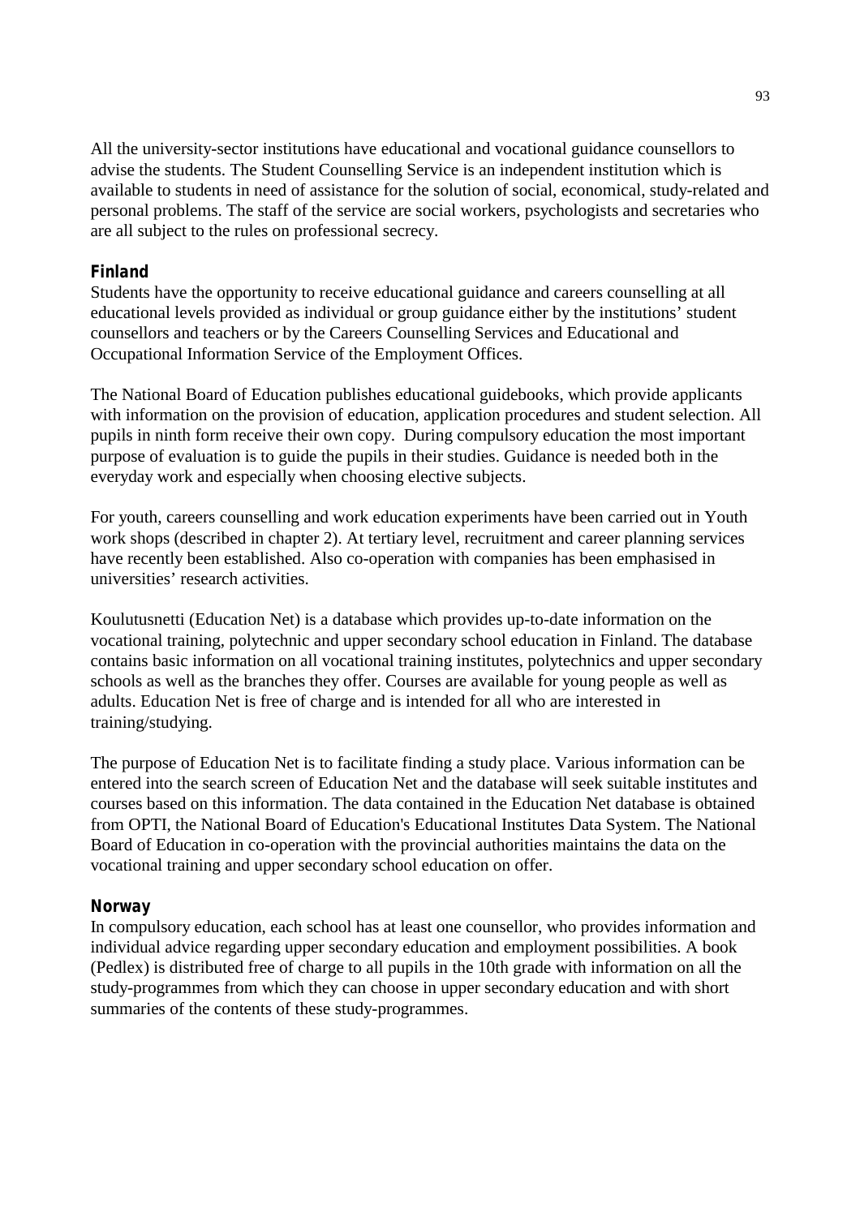All the university-sector institutions have educational and vocational guidance counsellors to advise the students. The Student Counselling Service is an independent institution which is available to students in need of assistance for the solution of social, economical, study-related and personal problems. The staff of the service are social workers, psychologists and secretaries who are all subject to the rules on professional secrecy.

### Finland

Students have the opportunity to receive educational guidance and careers counselling at all educational levels provided as individual or group guidance either by the institutions' student counsellors and teachers or by the Careers Counselling Services and Educational and Occupational Information Service of the Employment Offices.

The National Board of Education publishes educational guidebooks, which provide applicants with information on the provision of education, application procedures and student selection. All pupils in ninth form receive their own copy. During compulsory education the most important purpose of evaluation is to guide the pupils in their studies. Guidance is needed both in the everyday work and especially when choosing elective subjects.

For youth, careers counselling and work education experiments have been carried out in Youth work shops (described in chapter 2). At tertiary level, recruitment and career planning services have recently been established. Also co-operation with companies has been emphasised in universities' research activities.

Koulutusnetti (Education Net) is a database which provides up-to-date information on the vocational training, polytechnic and upper secondary school education in Finland. The database contains basic information on all vocational training institutes, polytechnics and upper secondary schools as well as the branches they offer. Courses are available for young people as well as adults. Education Net is free of charge and is intended for all who are interested in training/studying.

The purpose of Education Net is to facilitate finding a study place. Various information can be entered into the search screen of Education Net and the database will seek suitable institutes and courses based on this information. The data contained in the Education Net database is obtained from OPTI, the National Board of Education's Educational Institutes Data System. The National Board of Education in co-operation with the provincial authorities maintains the data on the vocational training and upper secondary school education on offer.

### Norway

In compulsory education, each school has at least one counsellor, who provides information and individual advice regarding upper secondary education and employment possibilities. A book (Pedlex) is distributed free of charge to all pupils in the 10th grade with information on all the study-programmes from which they can choose in upper secondary education and with short summaries of the contents of these study-programmes.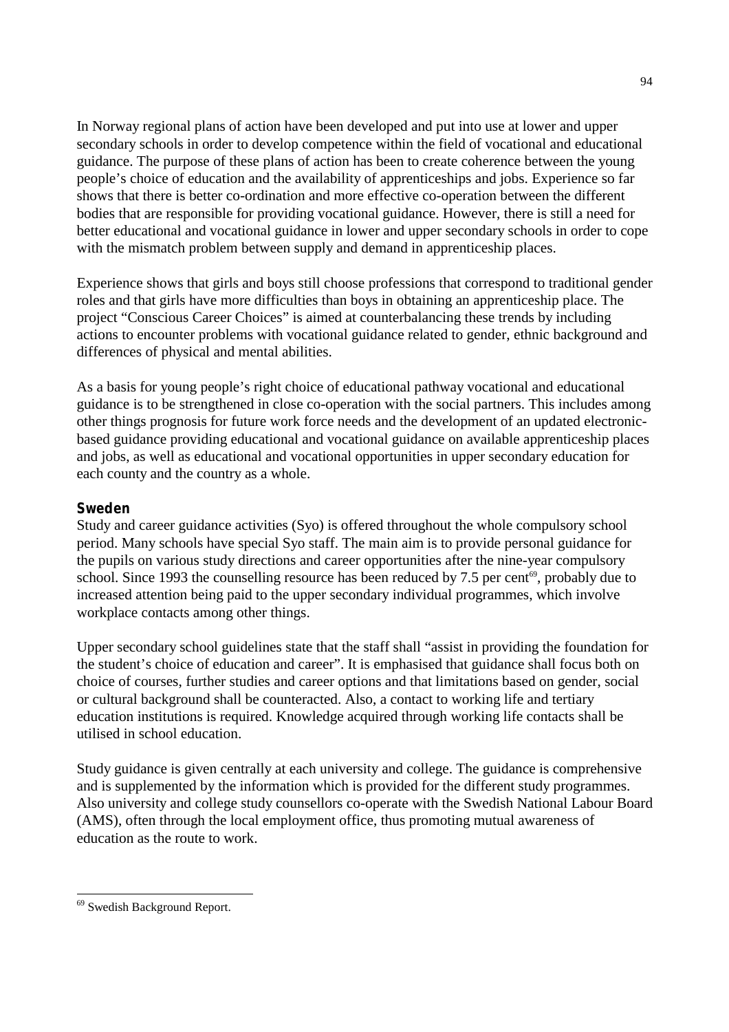In Norway regional plans of action have been developed and put into use at lower and upper secondary schools in order to develop competence within the field of vocational and educational guidance. The purpose of these plans of action has been to create coherence between the young people's choice of education and the availability of apprenticeships and jobs. Experience so far shows that there is better co-ordination and more effective co-operation between the different bodies that are responsible for providing vocational guidance. However, there is still a need for better educational and vocational guidance in lower and upper secondary schools in order to cope with the mismatch problem between supply and demand in apprenticeship places.

Experience shows that girls and boys still choose professions that correspond to traditional gender roles and that girls have more difficulties than boys in obtaining an apprenticeship place. The project "Conscious Career Choices" is aimed at counterbalancing these trends by including actions to encounter problems with vocational guidance related to gender, ethnic background and differences of physical and mental abilities.

As a basis for young people's right choice of educational pathway vocational and educational guidance is to be strengthened in close co-operation with the social partners. This includes among other things prognosis for future work force needs and the development of an updated electronic-based guidance providing educational and vocational guidance on available apprenticeship places and jobs, as well as educational and vocational opportunities in upper secondary education for each county and the country as a whole.

**Sweden**

Study and career guidance activities (Syo) is offered throughout the whole compulsory school period. Many schools have special Syo staff. The main aim is to provide personal guidance for the pupils on various study directions and career opportunities after the nine-year compulsory school. Since 1993 the counselling resource has been reduced by 7.5 per cent[69], probably due to increased attention being paid to the upper secondary individual programmes, which involve workplace contacts among other things.

Upper secondary school guidelines state that the staff shall "assist in providing the foundation for the student's choice of education and career". It is emphasised that guidance shall focus both on choice of courses, further studies and career options and that limitations based on gender, social or cultural background shall be counteracted. Also, a contact to working life and tertiary education institutions is required. Knowledge acquired through working life contacts shall be utilised in school education.

Study guidance is given centrally at each university and college. The guidance is comprehensive and is supplemented by the information which is provided for the different study programmes. Also university and college study counsellors co-operate with the Swedish National Labour Board (AMS), often through the local employment office, thus promoting mutual awareness of education as the route to work.

[69] Swedish Background Report.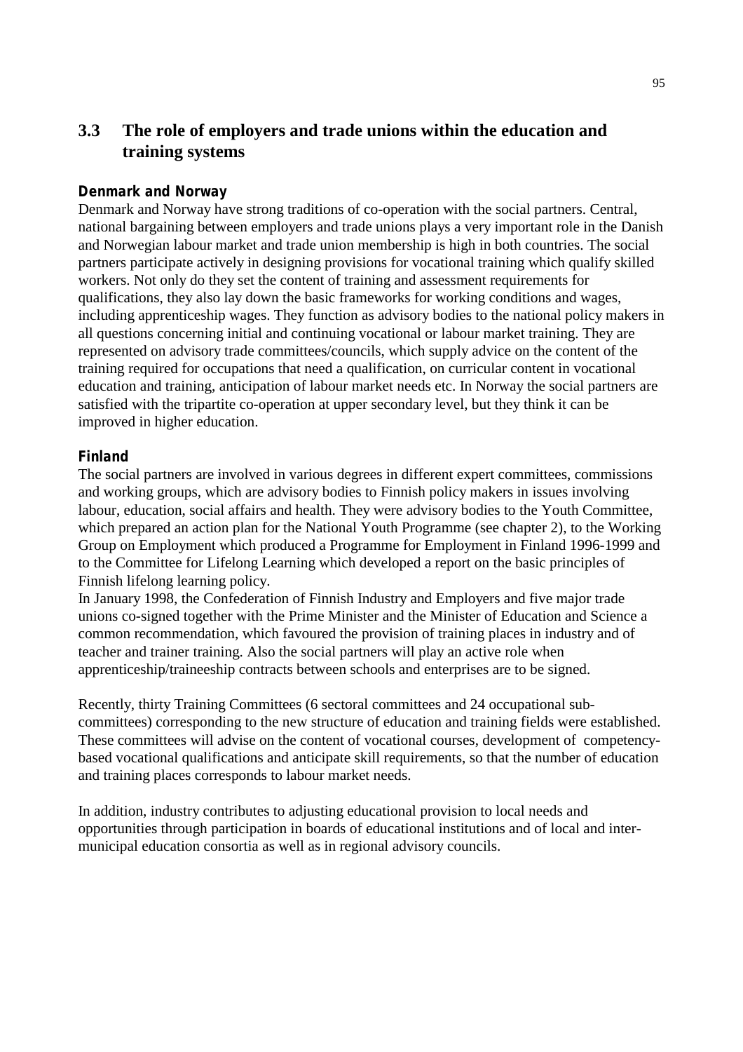## 3.3 The role of employers and trade unions within the education and training systems

### Denmark and Norway

Denmark and Norway have strong traditions of co-operation with the social partners. Central, national bargaining between employers and trade unions plays a very important role in the Danish and Norwegian labour market and trade union membership is high in both countries. The social partners participate actively in designing provisions for vocational training which qualify skilled workers. Not only do they set the content of training and assessment requirements for qualifications, they also lay down the basic frameworks for working conditions and wages, including apprenticeship wages. They function as advisory bodies to the national policy makers in all questions concerning initial and continuing vocational or labour market training. They are represented on advisory trade committees/councils, which supply advice on the content of the training required for occupations that need a qualification, on curricular content in vocational education and training, anticipation of labour market needs etc. In Norway the social partners are satisfied with the tripartite co-operation at upper secondary level, but they think it can be improved in higher education.

### Finland

The social partners are involved in various degrees in different expert committees, commissions and working groups, which are advisory bodies to Finnish policy makers in issues involving labour, education, social affairs and health. They were advisory bodies to the Youth Committee, which prepared an action plan for the National Youth Programme (see chapter 2), to the Working Group on Employment which produced a Programme for Employment in Finland 1996-1999 and to the Committee for Lifelong Learning which developed a report on the basic principles of Finnish lifelong learning policy.
In January 1998, the Confederation of Finnish Industry and Employers and five major trade unions co-signed together with the Prime Minister and the Minister of Education and Science a common recommendation, which favoured the provision of training places in industry and of teacher and trainer training. Also the social partners will play an active role when apprenticeship/traineeship contracts between schools and enterprises are to be signed.

Recently, thirty Training Committees (6 sectoral committees and 24 occupational sub-committees) corresponding to the new structure of education and training fields were established. These committees will advise on the content of vocational courses, development of competency-based vocational qualifications and anticipate skill requirements, so that the number of education and training places corresponds to labour market needs.

In addition, industry contributes to adjusting educational provision to local needs and opportunities through participation in boards of educational institutions and of local and inter-municipal education consortia as well as in regional advisory councils.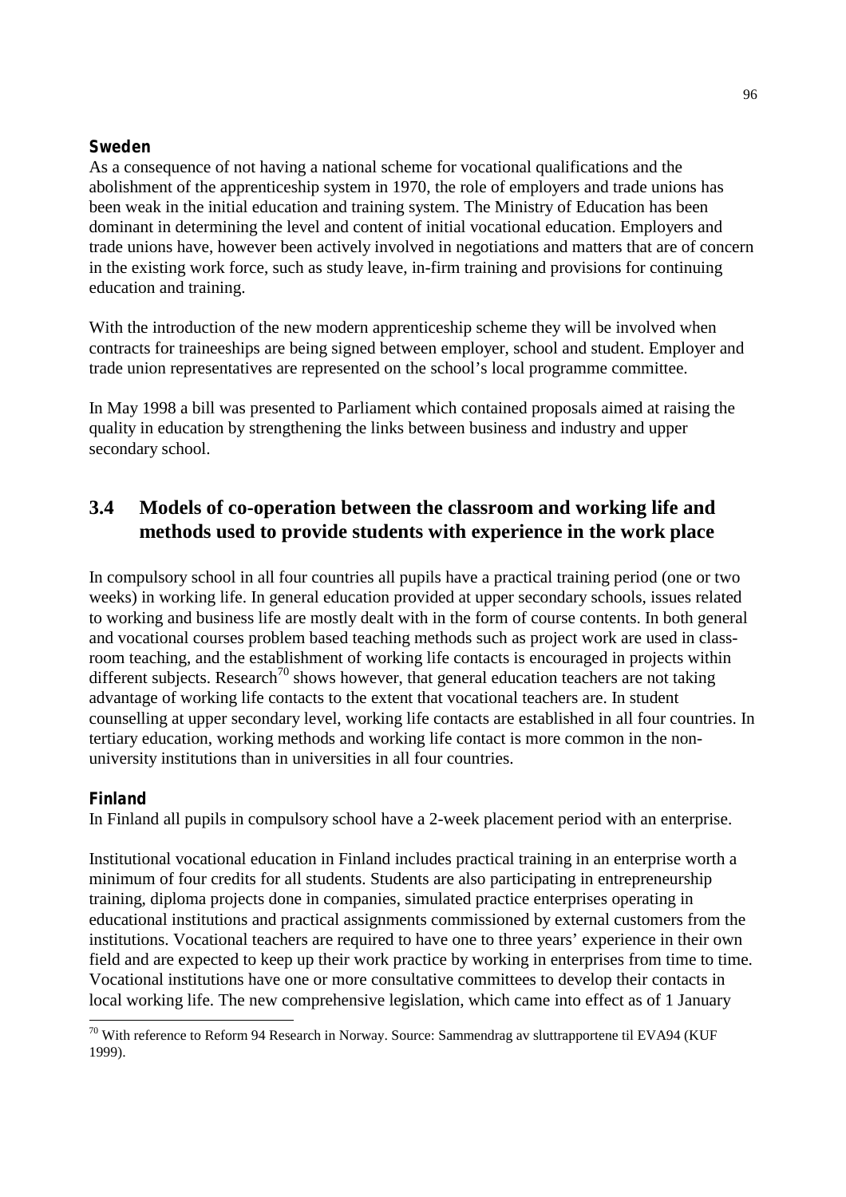### Sweden

As a consequence of not having a national scheme for vocational qualifications and the abolishment of the apprenticeship system in 1970, the role of employers and trade unions has been weak in the initial education and training system. The Ministry of Education has been dominant in determining the level and content of initial vocational education. Employers and trade unions have, however been actively involved in negotiations and matters that are of concern in the existing work force, such as study leave, in-firm training and provisions for continuing education and training.

With the introduction of the new modern apprenticeship scheme they will be involved when contracts for traineeships are being signed between employer, school and student. Employer and trade union representatives are represented on the school's local programme committee.

In May 1998 a bill was presented to Parliament which contained proposals aimed at raising the quality in education by strengthening the links between business and industry and upper secondary school.

## 3.4 Models of co-operation between the classroom and working life and methods used to provide students with experience in the work place

In compulsory school in all four countries all pupils have a practical training period (one or two weeks) in working life. In general education provided at upper secondary schools, issues related to working and business life are mostly dealt with in the form of course contents. In both general and vocational courses problem based teaching methods such as project work are used in class-room teaching, and the establishment of working life contacts is encouraged in projects within different subjects. Research[70] shows however, that general education teachers are not taking advantage of working life contacts to the extent that vocational teachers are. In student counselling at upper secondary level, working life contacts are established in all four countries. In tertiary education, working methods and working life contact is more common in the non-university institutions than in universities in all four countries.

### Finland

In Finland all pupils in compulsory school have a 2-week placement period with an enterprise.

Institutional vocational education in Finland includes practical training in an enterprise worth a minimum of four credits for all students. Students are also participating in entrepreneurship training, diploma projects done in companies, simulated practice enterprises operating in educational institutions and practical assignments commissioned by external customers from the institutions. Vocational teachers are required to have one to three years' experience in their own field and are expected to keep up their work practice by working in enterprises from time to time. Vocational institutions have one or more consultative committees to develop their contacts in local working life. The new comprehensive legislation, which came into effect as of 1 January

[70] With reference to Reform 94 Research in Norway. Source: Sammendrag av sluttrapportene til EVA94 (KUF 1999).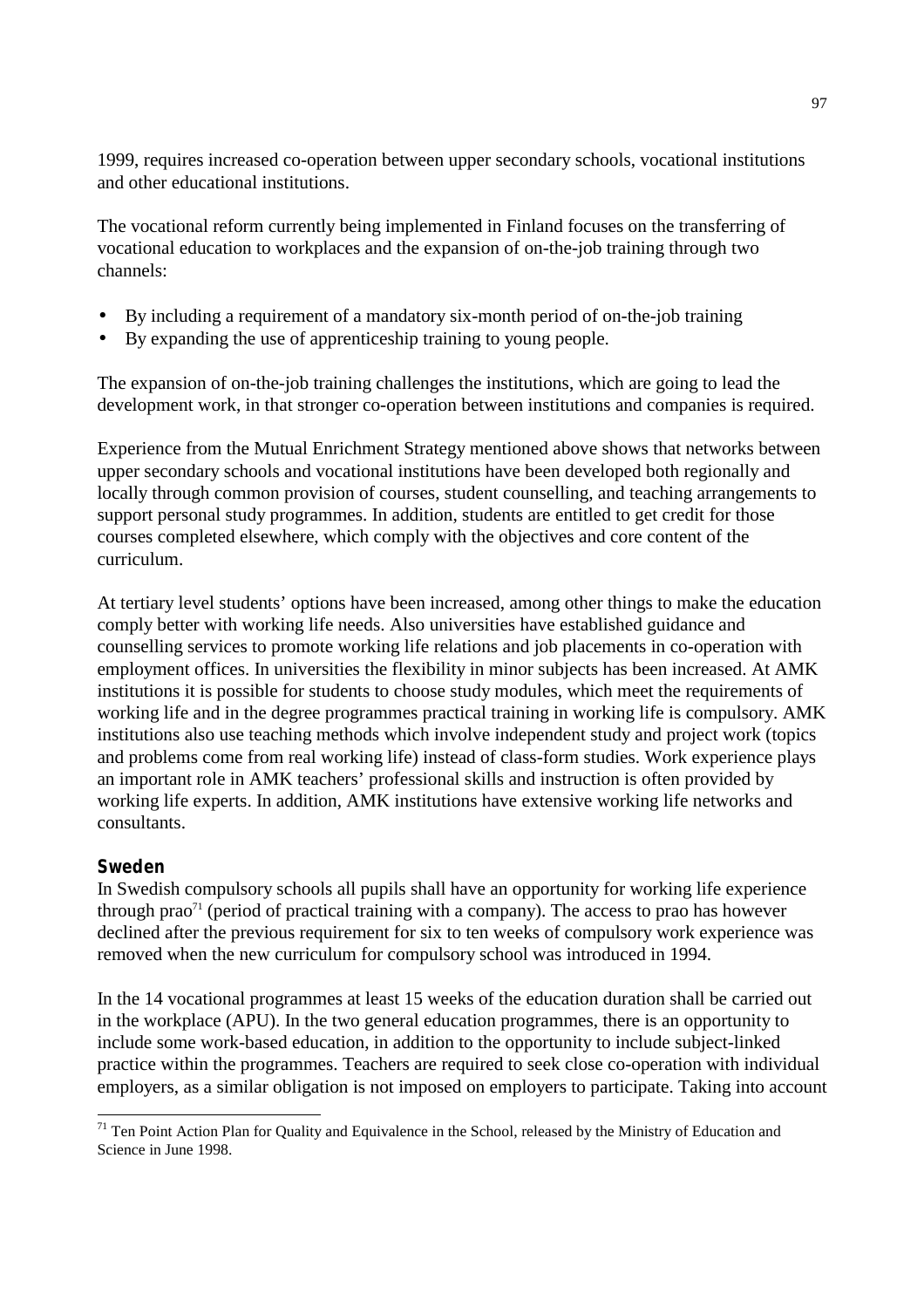1999, requires increased co-operation between upper secondary schools, vocational institutions and other educational institutions.

The vocational reform currently being implemented in Finland focuses on the transferring of vocational education to workplaces and the expansion of on-the-job training through two channels:

- By including a requirement of a mandatory six-month period of on-the-job training
- By expanding the use of apprenticeship training to young people.

The expansion of on-the-job training challenges the institutions, which are going to lead the development work, in that stronger co-operation between institutions and companies is required.

Experience from the Mutual Enrichment Strategy mentioned above shows that networks between upper secondary schools and vocational institutions have been developed both regionally and locally through common provision of courses, student counselling, and teaching arrangements to support personal study programmes. In addition, students are entitled to get credit for those courses completed elsewhere, which comply with the objectives and core content of the curriculum.

At tertiary level students' options have been increased, among other things to make the education comply better with working life needs. Also universities have established guidance and counselling services to promote working life relations and job placements in co-operation with employment offices. In universities the flexibility in minor subjects has been increased. At AMK institutions it is possible for students to choose study modules, which meet the requirements of working life and in the degree programmes practical training in working life is compulsory. AMK institutions also use teaching methods which involve independent study and project work (topics and problems come from real working life) instead of class-form studies. Work experience plays an important role in AMK teachers' professional skills and instruction is often provided by working life experts. In addition, AMK institutions have extensive working life networks and consultants.

### Sweden

In Swedish compulsory schools all pupils shall have an opportunity for working life experience through prao[71] (period of practical training with a company). The access to prao has however declined after the previous requirement for six to ten weeks of compulsory work experience was removed when the new curriculum for compulsory school was introduced in 1994.

In the 14 vocational programmes at least 15 weeks of the education duration shall be carried out in the workplace (APU). In the two general education programmes, there is an opportunity to include some work-based education, in addition to the opportunity to include subject-linked practice within the programmes. Teachers are required to seek close co-operation with individual employers, as a similar obligation is not imposed on employers to participate. Taking into account

[71] Ten Point Action Plan for Quality and Equivalence in the School, released by the Ministry of Education and Science in June 1998.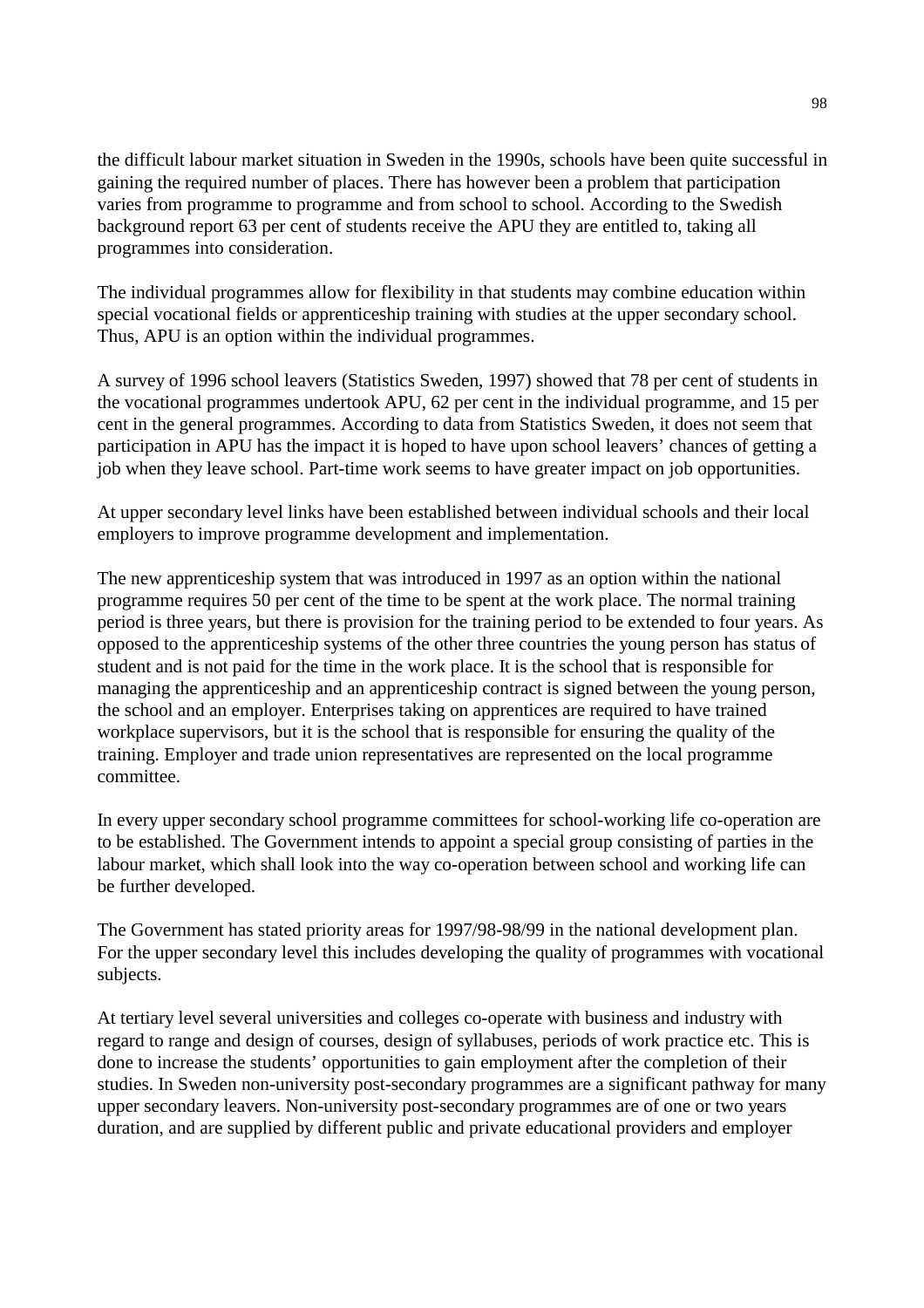the difficult labour market situation in Sweden in the 1990s, schools have been quite successful in gaining the required number of places. There has however been a problem that participation varies from programme to programme and from school to school. According to the Swedish background report 63 per cent of students receive the APU they are entitled to, taking all programmes into consideration.

The individual programmes allow for flexibility in that students may combine education within special vocational fields or apprenticeship training with studies at the upper secondary school. Thus, APU is an option within the individual programmes.

A survey of 1996 school leavers (Statistics Sweden, 1997) showed that 78 per cent of students in the vocational programmes undertook APU, 62 per cent in the individual programme, and 15 per cent in the general programmes. According to data from Statistics Sweden, it does not seem that participation in APU has the impact it is hoped to have upon school leavers' chances of getting a job when they leave school. Part-time work seems to have greater impact on job opportunities.

At upper secondary level links have been established between individual schools and their local employers to improve programme development and implementation.

The new apprenticeship system that was introduced in 1997 as an option within the national programme requires 50 per cent of the time to be spent at the work place. The normal training period is three years, but there is provision for the training period to be extended to four years. As opposed to the apprenticeship systems of the other three countries the young person has status of student and is not paid for the time in the work place. It is the school that is responsible for managing the apprenticeship and an apprenticeship contract is signed between the young person, the school and an employer. Enterprises taking on apprentices are required to have trained workplace supervisors, but it is the school that is responsible for ensuring the quality of the training. Employer and trade union representatives are represented on the local programme committee.

In every upper secondary school programme committees for school-working life co-operation are to be established. The Government intends to appoint a special group consisting of parties in the labour market, which shall look into the way co-operation between school and working life can be further developed.

The Government has stated priority areas for 1997/98-98/99 in the national development plan. For the upper secondary level this includes developing the quality of programmes with vocational subjects.

At tertiary level several universities and colleges co-operate with business and industry with regard to range and design of courses, design of syllabuses, periods of work practice etc. This is done to increase the students' opportunities to gain employment after the completion of their studies. In Sweden non-university post-secondary programmes are a significant pathway for many upper secondary leavers. Non-university post-secondary programmes are of one or two years duration, and are supplied by different public and private educational providers and employer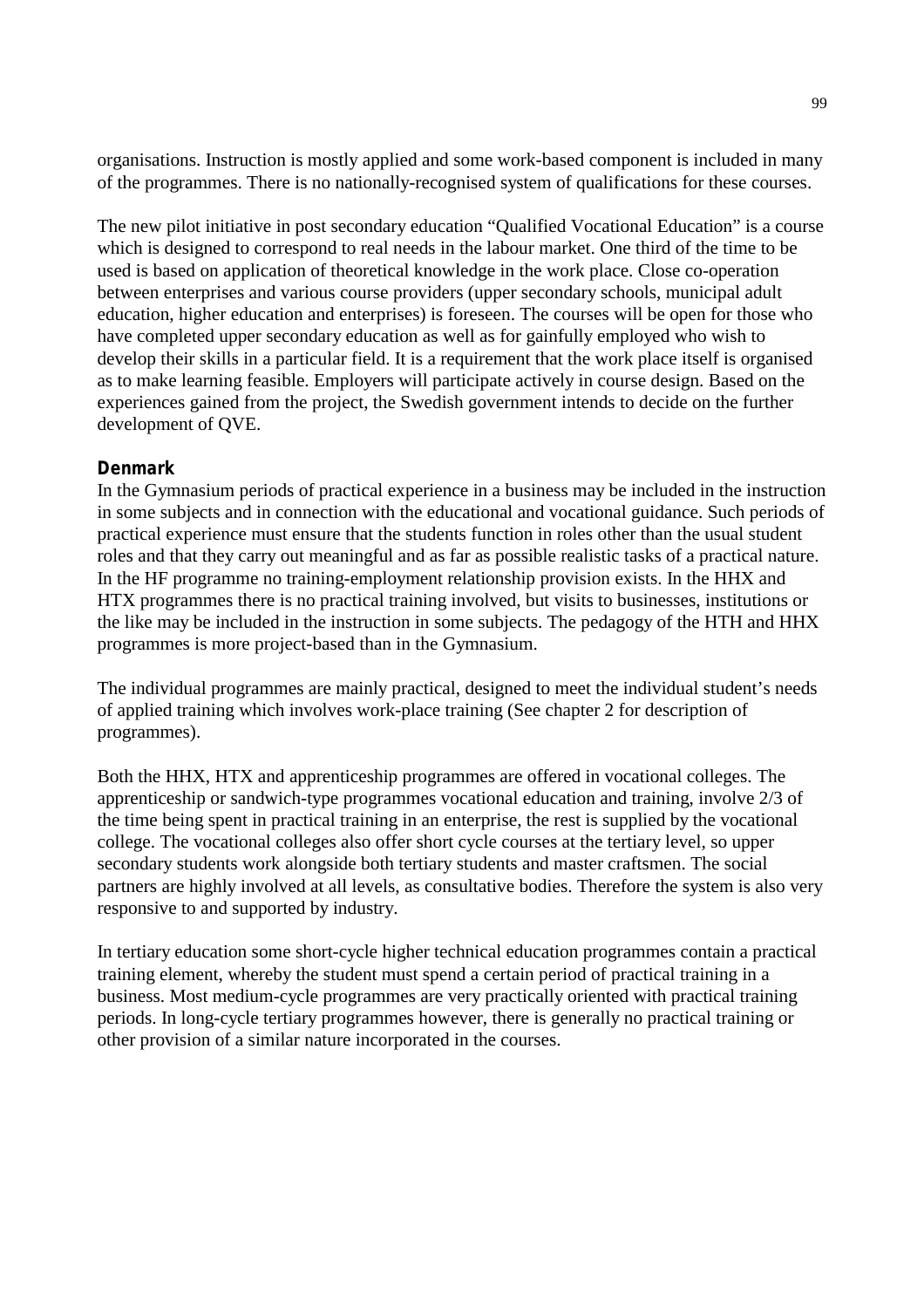organisations. Instruction is mostly applied and some work-based component is included in many of the programmes. There is no nationally-recognised system of qualifications for these courses.

The new pilot initiative in post secondary education “Qualified Vocational Education” is a course which is designed to correspond to real needs in the labour market. One third of the time to be used is based on application of theoretical knowledge in the work place. Close co-operation between enterprises and various course providers (upper secondary schools, municipal adult education, higher education and enterprises) is foreseen. The courses will be open for those who have completed upper secondary education as well as for gainfully employed who wish to develop their skills in a particular field. It is a requirement that the work place itself is organised as to make learning feasible. Employers will participate actively in course design. Based on the experiences gained from the project, the Swedish government intends to decide on the further development of QVE.

### Denmark

In the Gymnasium periods of practical experience in a business may be included in the instruction in some subjects and in connection with the educational and vocational guidance. Such periods of practical experience must ensure that the students function in roles other than the usual student roles and that they carry out meaningful and as far as possible realistic tasks of a practical nature. In the HF programme no training-employment relationship provision exists. In the HHX and HTX programmes there is no practical training involved, but visits to businesses, institutions or the like may be included in the instruction in some subjects. The pedagogy of the HTH and HHX programmes is more project-based than in the Gymnasium.

The individual programmes are mainly practical, designed to meet the individual student’s needs of applied training which involves work-place training (See chapter 2 for description of programmes).

Both the HHX, HTX and apprenticeship programmes are offered in vocational colleges. The apprenticeship or sandwich-type programmes vocational education and training, involve 2/3 of the time being spent in practical training in an enterprise, the rest is supplied by the vocational college. The vocational colleges also offer short cycle courses at the tertiary level, so upper secondary students work alongside both tertiary students and master craftsmen. The social partners are highly involved at all levels, as consultative bodies. Therefore the system is also very responsive to and supported by industry.

In tertiary education some short-cycle higher technical education programmes contain a practical training element, whereby the student must spend a certain period of practical training in a business. Most medium-cycle programmes are very practically oriented with practical training periods. In long-cycle tertiary programmes however, there is generally no practical training or other provision of a similar nature incorporated in the courses.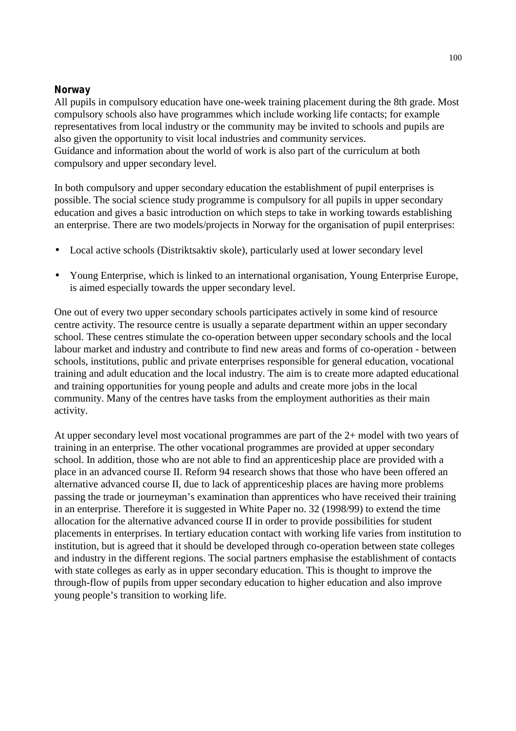### Norway

All pupils in compulsory education have one-week training placement during the 8th grade. Most compulsory schools also have programmes which include working life contacts; for example representatives from local industry or the community may be invited to schools and pupils are also given the opportunity to visit local industries and community services.
Guidance and information about the world of work is also part of the curriculum at both compulsory and upper secondary level.

In both compulsory and upper secondary education the establishment of pupil enterprises is possible. The social science study programme is compulsory for all pupils in upper secondary education and gives a basic introduction on which steps to take in working towards establishing an enterprise. There are two models/projects in Norway for the organisation of pupil enterprises:

- Local active schools (Distriktsaktiv skole), particularly used at lower secondary level
- Young Enterprise, which is linked to an international organisation, Young Enterprise Europe, is aimed especially towards the upper secondary level.

One out of every two upper secondary schools participates actively in some kind of resource centre activity. The resource centre is usually a separate department within an upper secondary school. These centres stimulate the co-operation between upper secondary schools and the local labour market and industry and contribute to find new areas and forms of co-operation - between schools, institutions, public and private enterprises responsible for general education, vocational training and adult education and the local industry. The aim is to create more adapted educational and training opportunities for young people and adults and create more jobs in the local community. Many of the centres have tasks from the employment authorities as their main activity.

At upper secondary level most vocational programmes are part of the 2+ model with two years of training in an enterprise. The other vocational programmes are provided at upper secondary school. In addition, those who are not able to find an apprenticeship place are provided with a place in an advanced course II. Reform 94 research shows that those who have been offered an alternative advanced course II, due to lack of apprenticeship places are having more problems passing the trade or journeyman's examination than apprentices who have received their training in an enterprise. Therefore it is suggested in White Paper no. 32 (1998/99) to extend the time allocation for the alternative advanced course II in order to provide possibilities for student placements in enterprises. In tertiary education contact with working life varies from institution to institution, but is agreed that it should be developed through co-operation between state colleges and industry in the different regions. The social partners emphasise the establishment of contacts with state colleges as early as in upper secondary education. This is thought to improve the through-flow of pupils from upper secondary education to higher education and also improve young people's transition to working life.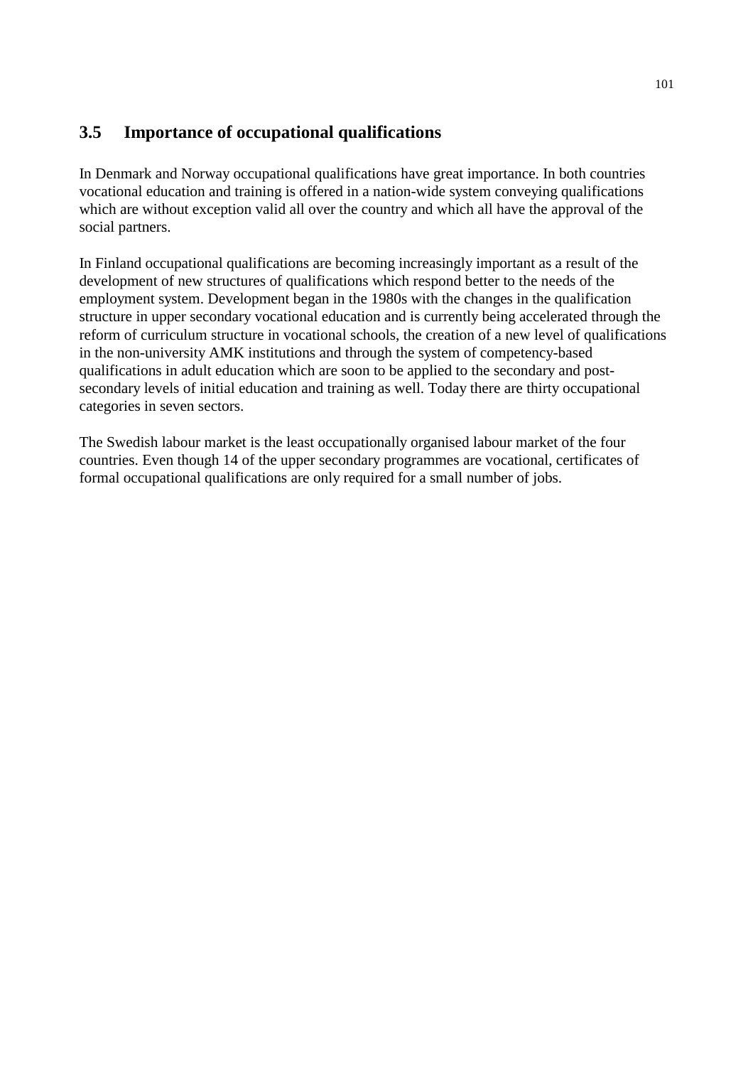## 3.5 Importance of occupational qualifications

In Denmark and Norway occupational qualifications have great importance. In both countries vocational education and training is offered in a nation-wide system conveying qualifications which are without exception valid all over the country and which all have the approval of the social partners.

In Finland occupational qualifications are becoming increasingly important as a result of the development of new structures of qualifications which respond better to the needs of the employment system. Development began in the 1980s with the changes in the qualification structure in upper secondary vocational education and is currently being accelerated through the reform of curriculum structure in vocational schools, the creation of a new level of qualifications in the non-university AMK institutions and through the system of competency-based qualifications in adult education which are soon to be applied to the secondary and post-secondary levels of initial education and training as well. Today there are thirty occupational categories in seven sectors.

The Swedish labour market is the least occupationally organised labour market of the four countries. Even though 14 of the upper secondary programmes are vocational, certificates of formal occupational qualifications are only required for a small number of jobs.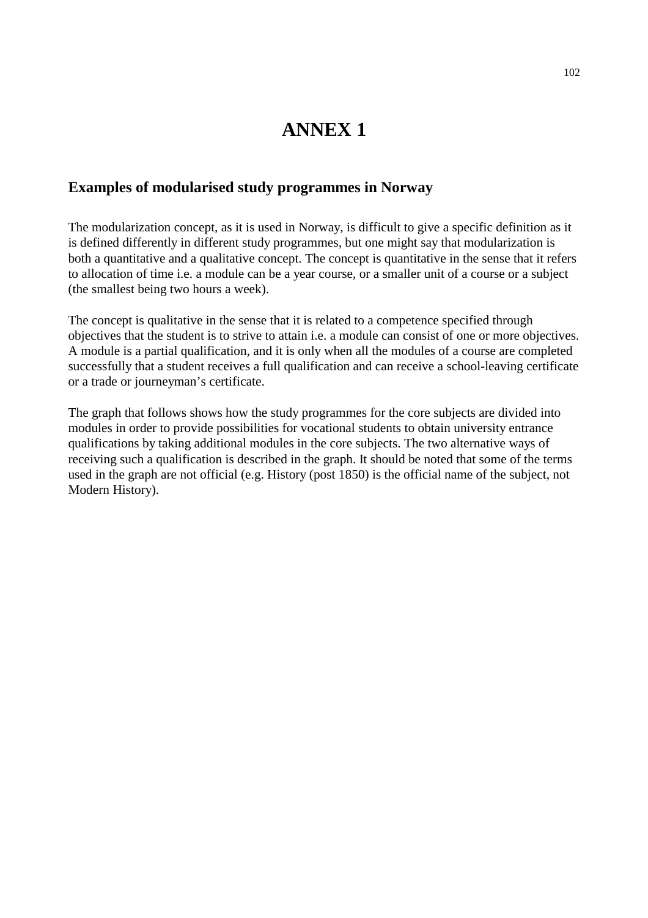# ANNEX 1

## Examples of modularised study programmes in Norway

The modularization concept, as it is used in Norway, is difficult to give a specific definition as it is defined differently in different study programmes, but one might say that modularization is both a quantitative and a qualitative concept. The concept is quantitative in the sense that it refers to allocation of time i.e. a module can be a year course, or a smaller unit of a course or a subject (the smallest being two hours a week).

The concept is qualitative in the sense that it is related to a competence specified through objectives that the student is to strive to attain i.e. a module can consist of one or more objectives. A module is a partial qualification, and it is only when all the modules of a course are completed successfully that a student receives a full qualification and can receive a school-leaving certificate or a trade or journeyman's certificate.

The graph that follows shows how the study programmes for the core subjects are divided into modules in order to provide possibilities for vocational students to obtain university entrance qualifications by taking additional modules in the core subjects. The two alternative ways of receiving such a qualification is described in the graph. It should be noted that some of the terms used in the graph are not official (e.g. History (post 1850) is the official name of the subject, not Modern History).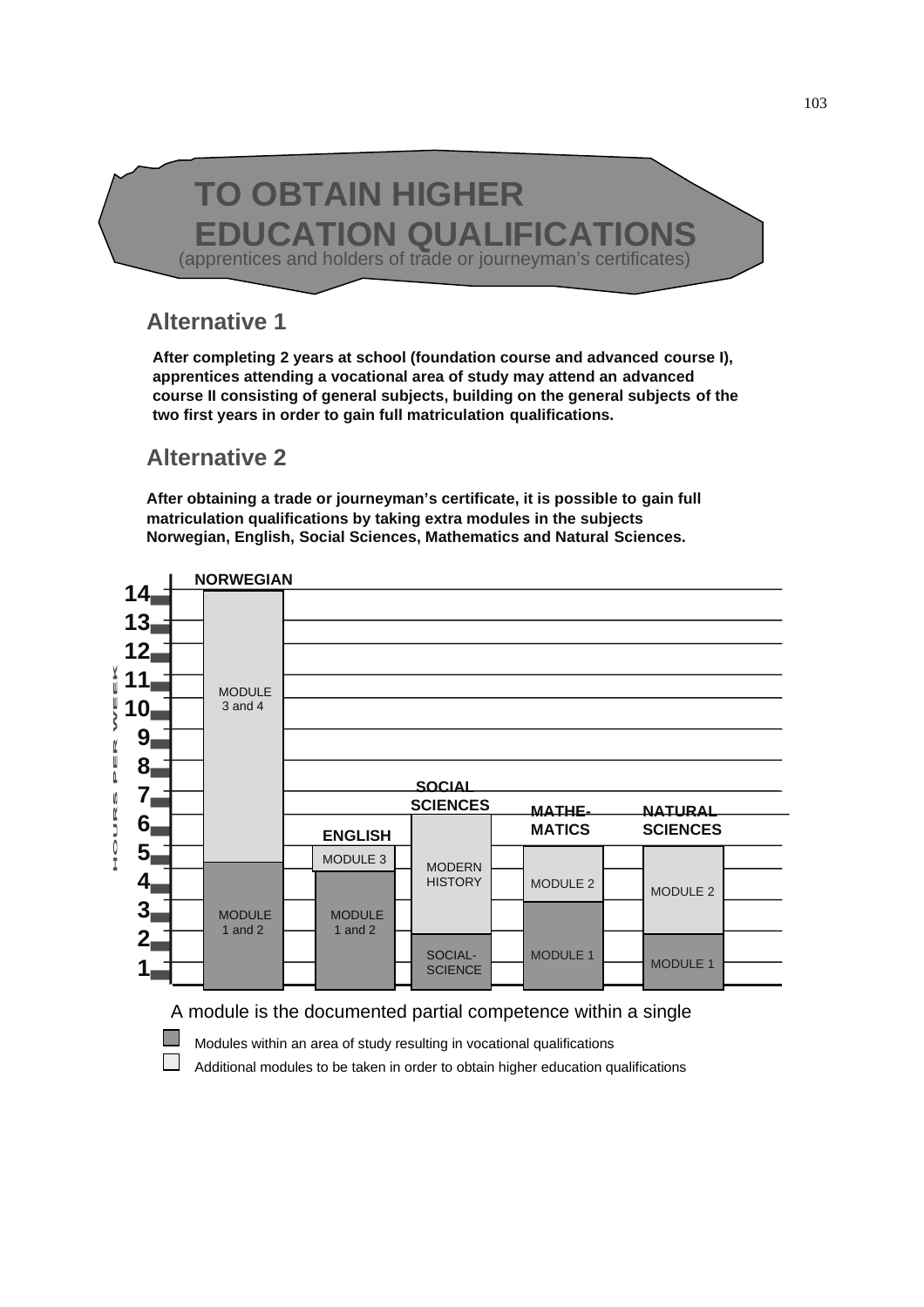# TO OBTAIN HIGHER EDUCATION QUALIFICATIONS

(apprentices and holders of trade or journeyman's certificates)

## Alternative 1

**After completing 2 years at school (foundation course and advanced course I), apprentices attending a vocational area of study may attend an advanced course II consisting of general subjects, building on the general subjects of the two first years in order to gain full matriculation qualifications.**

## Alternative 2

**After obtaining a trade or journeyman's certificate, it is possible to gain full matriculation qualifications by taking extra modules in the subjects Norwegian, English, Social Sciences, Mathematics and Natural Sciences.**

HOURS PER WEEK

| Subject | Modules within an area of study resulting in vocational qualifications | Additional modules to be taken in order to obtain higher education qualifications |
|---|---|---|
| NORWEGIAN | MODULE 1 and 2 | MODULE 3 and 4 |
| ENGLISH | MODULE 1 and 2 | MODULE 3 |
| SOCIAL SCIENCES | SOCIAL-SCIENCE | MODERN HISTORY |
| MATHE-MATICS | MODULE 1 | MODULE 2 |
| NATURAL SCIENCES | MODULE 1 | MODULE 2 |

A module is the documented partial competence within a single

- Modules within an area of study resulting in vocational qualifications
- Additional modules to be taken in order to obtain higher education qualifications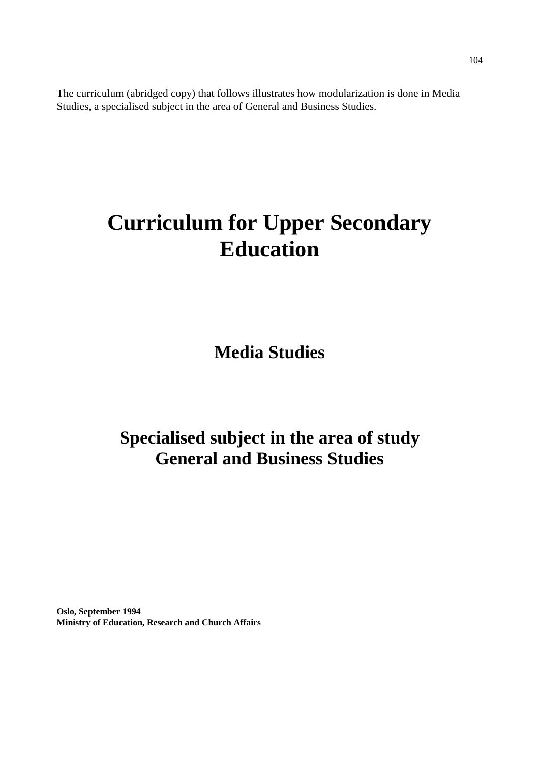The curriculum (abridged copy) that follows illustrates how modularization is done in Media Studies, a specialised subject in the area of General and Business Studies.

# Curriculum for Upper Secondary Education

## Media Studies

## Specialised subject in the area of study General and Business Studies

**Oslo, September 1994**
**Ministry of Education, Research and Church Affairs**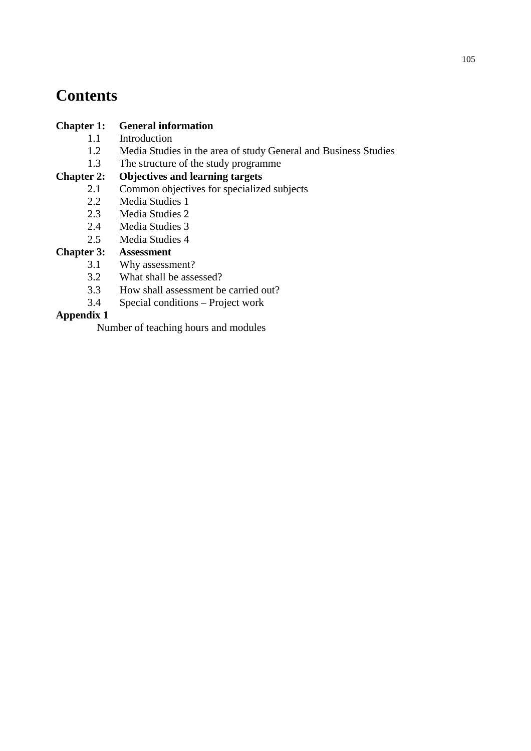# Contents

**Chapter 1: General information**

- 1.1 Introduction
- 1.2 Media Studies in the area of study General and Business Studies
- 1.3 The structure of the study programme

**Chapter 2: Objectives and learning targets**

- 2.1 Common objectives for specialized subjects
- 2.2 Media Studies 1
- 2.3 Media Studies 2
- 2.4 Media Studies 3
- 2.5 Media Studies 4

**Chapter 3: Assessment**

- 3.1 Why assessment?
- 3.2 What shall be assessed?
- 3.3 How shall assessment be carried out?
- 3.4 Special conditions – Project work

**Appendix 1**

Number of teaching hours and modules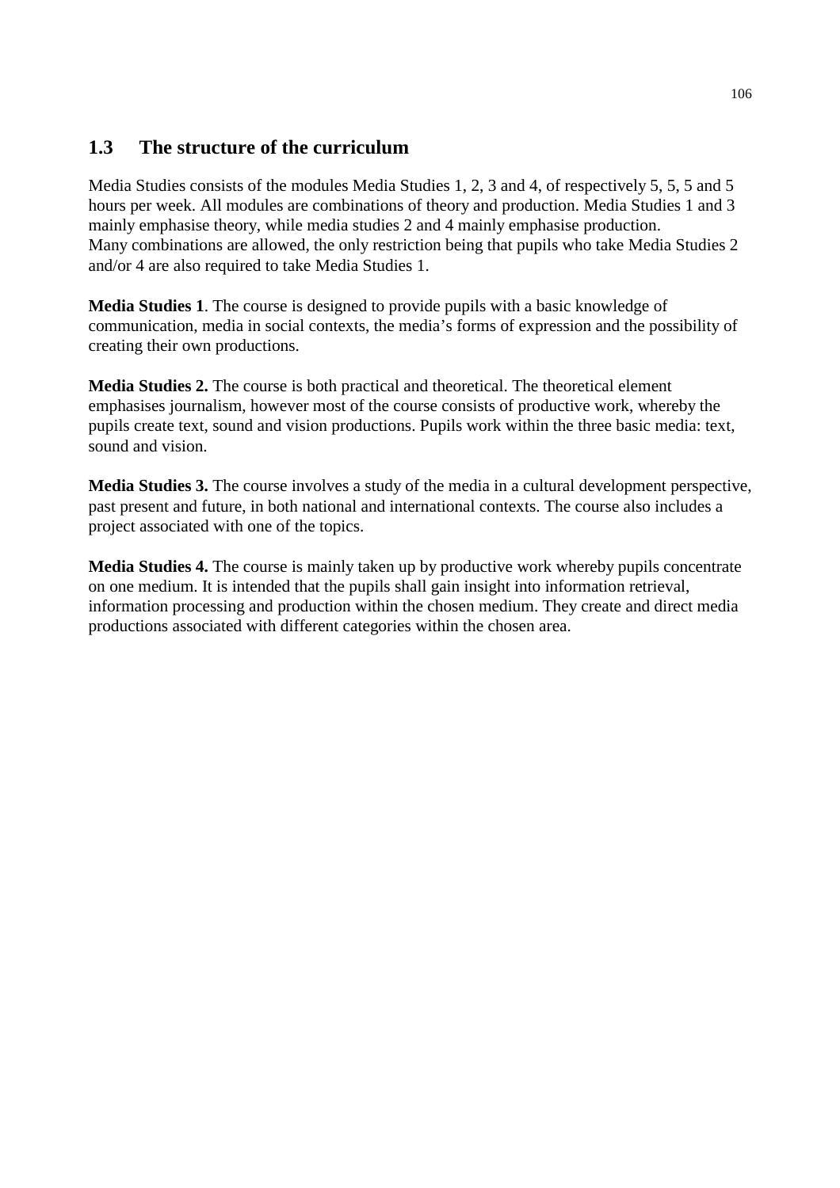## 1.3 The structure of the curriculum

Media Studies consists of the modules Media Studies 1, 2, 3 and 4, of respectively 5, 5, 5 and 5 hours per week. All modules are combinations of theory and production. Media Studies 1 and 3 mainly emphasise theory, while media studies 2 and 4 mainly emphasise production.
Many combinations are allowed, the only restriction being that pupils who take Media Studies 2 and/or 4 are also required to take Media Studies 1.

**Media Studies 1**. The course is designed to provide pupils with a basic knowledge of communication, media in social contexts, the media's forms of expression and the possibility of creating their own productions.

**Media Studies 2.** The course is both practical and theoretical. The theoretical element emphasises journalism, however most of the course consists of productive work, whereby the pupils create text, sound and vision productions. Pupils work within the three basic media: text, sound and vision.

**Media Studies 3.** The course involves a study of the media in a cultural development perspective, past present and future, in both national and international contexts. The course also includes a project associated with one of the topics.

**Media Studies 4.** The course is mainly taken up by productive work whereby pupils concentrate on one medium. It is intended that the pupils shall gain insight into information retrieval, information processing and production within the chosen medium. They create and direct media productions associated with different categories within the chosen area.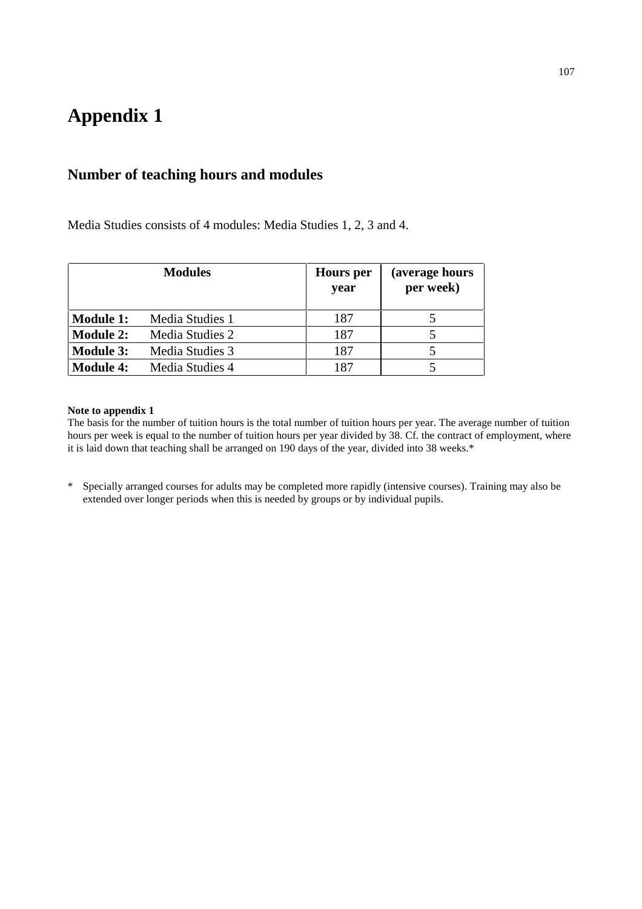# Appendix 1

## Number of teaching hours and modules

Media Studies consists of 4 modules: Media Studies 1, 2, 3 and 4.

| Modules | | Hours per year | (average hours per week) |
|---|---|---|---|
| **Module 1:** | Media Studies 1 | 187 | 5 |
| **Module 2:** | Media Studies 2 | 187 | 5 |
| **Module 3:** | Media Studies 3 | 187 | 5 |
| **Module 4:** | Media Studies 4 | 187 | 5 |

**Note to appendix 1**

The basis for the number of tuition hours is the total number of tuition hours per year. The average number of tuition hours per week is equal to the number of tuition hours per year divided by 38. Cf. the contract of employment, where it is laid down that teaching shall be arranged on 190 days of the year, divided into 38 weeks.*

\* Specially arranged courses for adults may be completed more rapidly (intensive courses). Training may also be extended over longer periods when this is needed by groups or by individual pupils.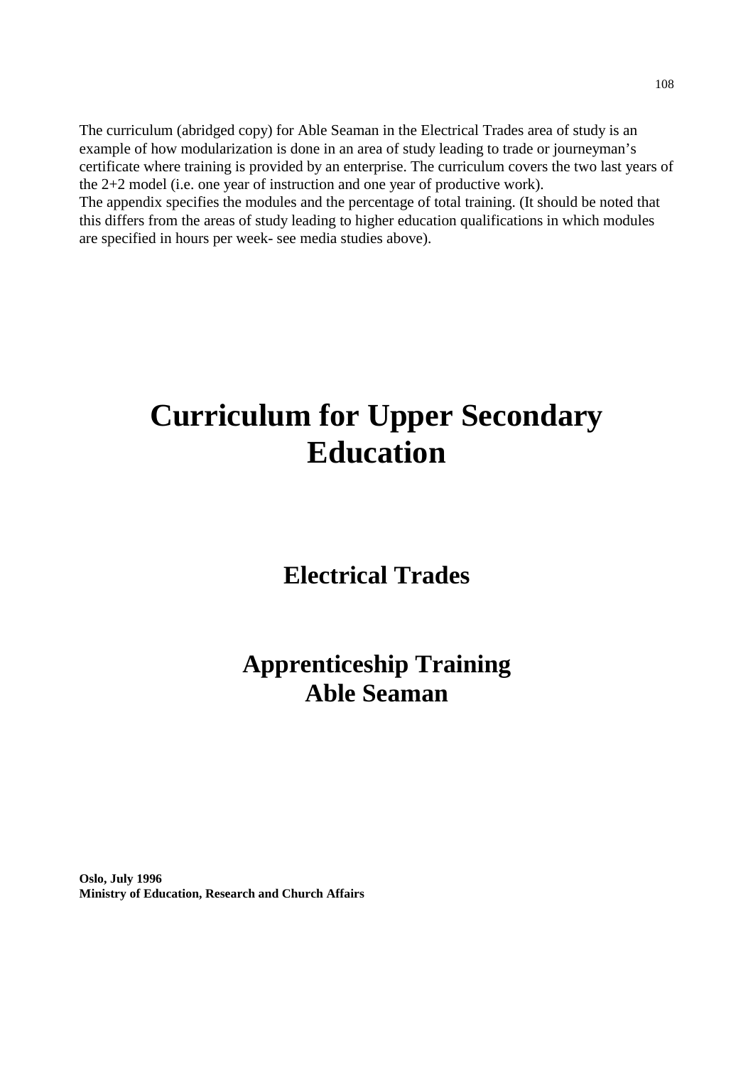The curriculum (abridged copy) for Able Seaman in the Electrical Trades area of study is an example of how modularization is done in an area of study leading to trade or journeyman's certificate where training is provided by an enterprise. The curriculum covers the two last years of the 2+2 model (i.e. one year of instruction and one year of productive work).
The appendix specifies the modules and the percentage of total training. (It should be noted that this differs from the areas of study leading to higher education qualifications in which modules are specified in hours per week- see media studies above).

# Curriculum for Upper Secondary Education

## Electrical Trades

## Apprenticeship Training
## Able Seaman

**Oslo, July 1996**
**Ministry of Education, Research and Church Affairs**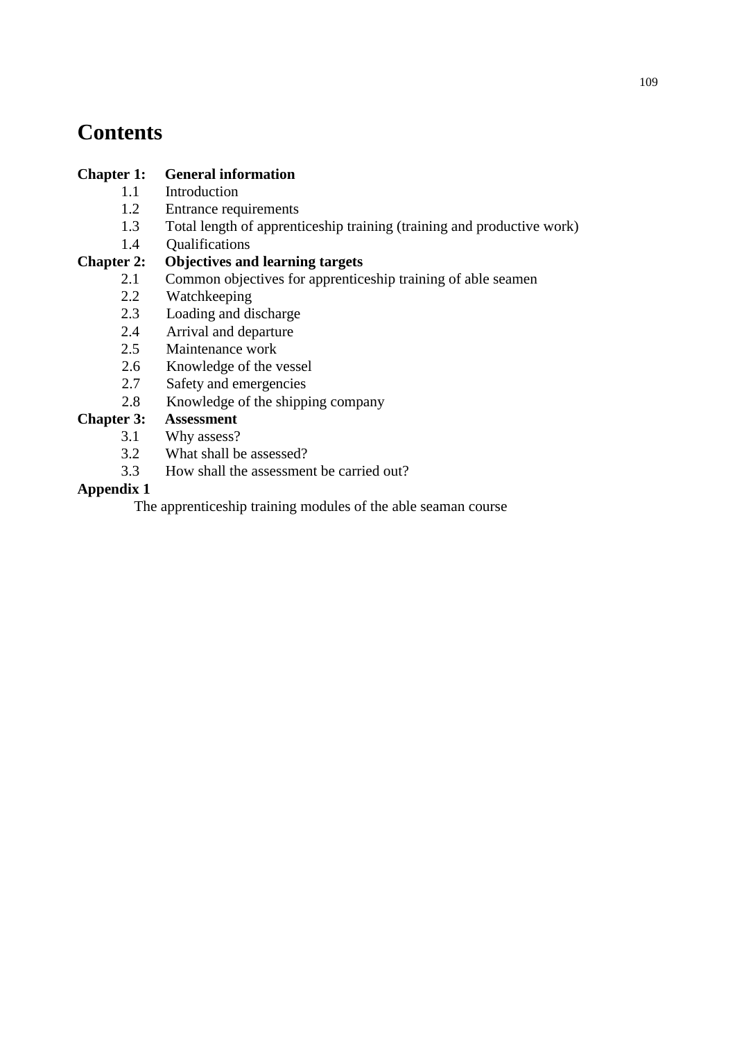# Contents

**Chapter 1: General information**

- 1.1 Introduction
- 1.2 Entrance requirements
- 1.3 Total length of apprenticeship training (training and productive work)
- 1.4 Qualifications

**Chapter 2: Objectives and learning targets**

- 2.1 Common objectives for apprenticeship training of able seamen
- 2.2 Watchkeeping
- 2.3 Loading and discharge
- 2.4 Arrival and departure
- 2.5 Maintenance work
- 2.6 Knowledge of the vessel
- 2.7 Safety and emergencies
- 2.8 Knowledge of the shipping company

**Chapter 3: Assessment**

- 3.1 Why assess?
- 3.2 What shall be assessed?
- 3.3 How shall the assessment be carried out?

**Appendix 1**

The apprenticeship training modules of the able seaman course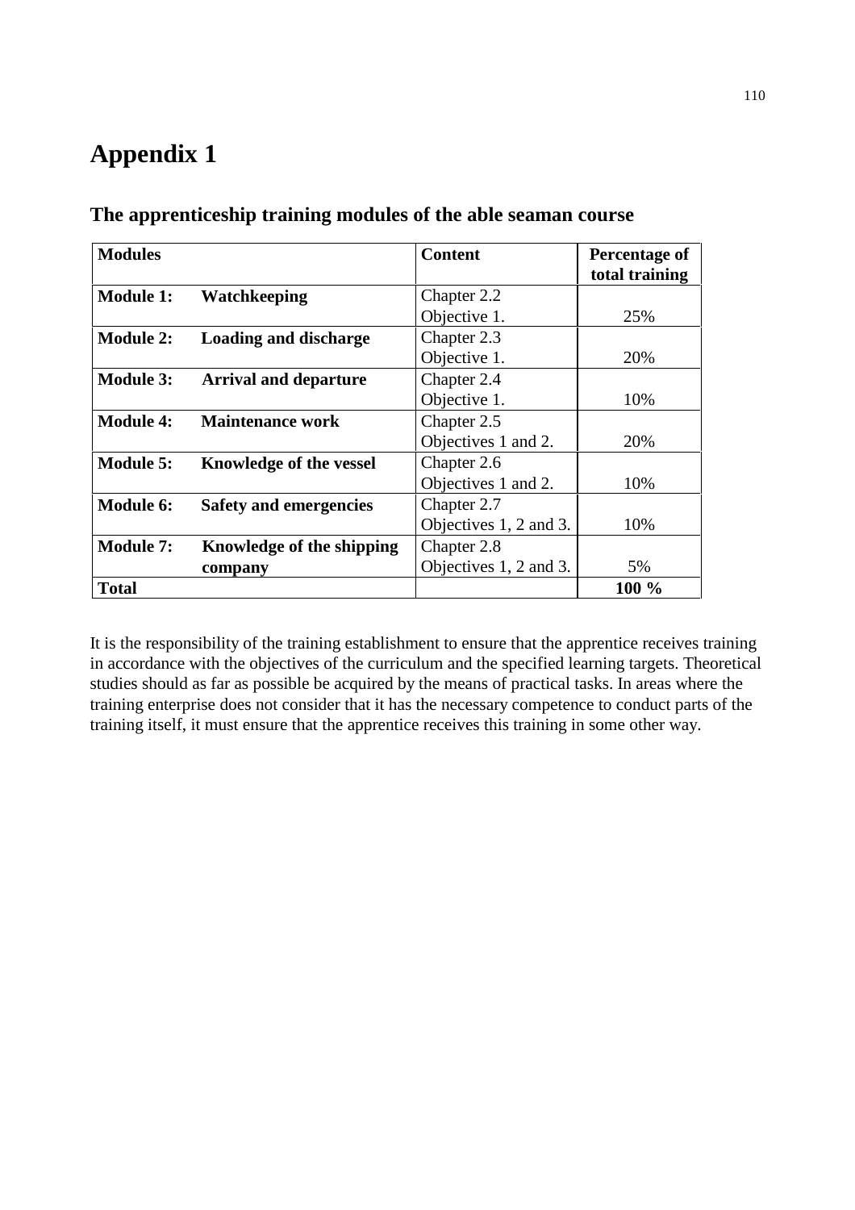# Appendix 1

## The apprenticeship training modules of the able seaman course

| Modules | Content | Percentage of total training |
|---|---|---|
| **Module 1: Watchkeeping** | Chapter 2.2 Objective 1. | 25% |
| **Module 2: Loading and discharge** | Chapter 2.3 Objective 1. | 20% |
| **Module 3: Arrival and departure** | Chapter 2.4 Objective 1. | 10% |
| **Module 4: Maintenance work** | Chapter 2.5 Objectives 1 and 2. | 20% |
| **Module 5: Knowledge of the vessel** | Chapter 2.6 Objectives 1 and 2. | 10% |
| **Module 6: Safety and emergencies** | Chapter 2.7 Objectives 1, 2 and 3. | 10% |
| **Module 7: Knowledge of the shipping company** | Chapter 2.8 Objectives 1, 2 and 3. | 5% |
| **Total** | | **100 %** |

It is the responsibility of the training establishment to ensure that the apprentice receives training in accordance with the objectives of the curriculum and the specified learning targets. Theoretical studies should as far as possible be acquired by the means of practical tasks. In areas where the training enterprise does not consider that it has the necessary competence to conduct parts of the training itself, it must ensure that the apprentice receives this training in some other way.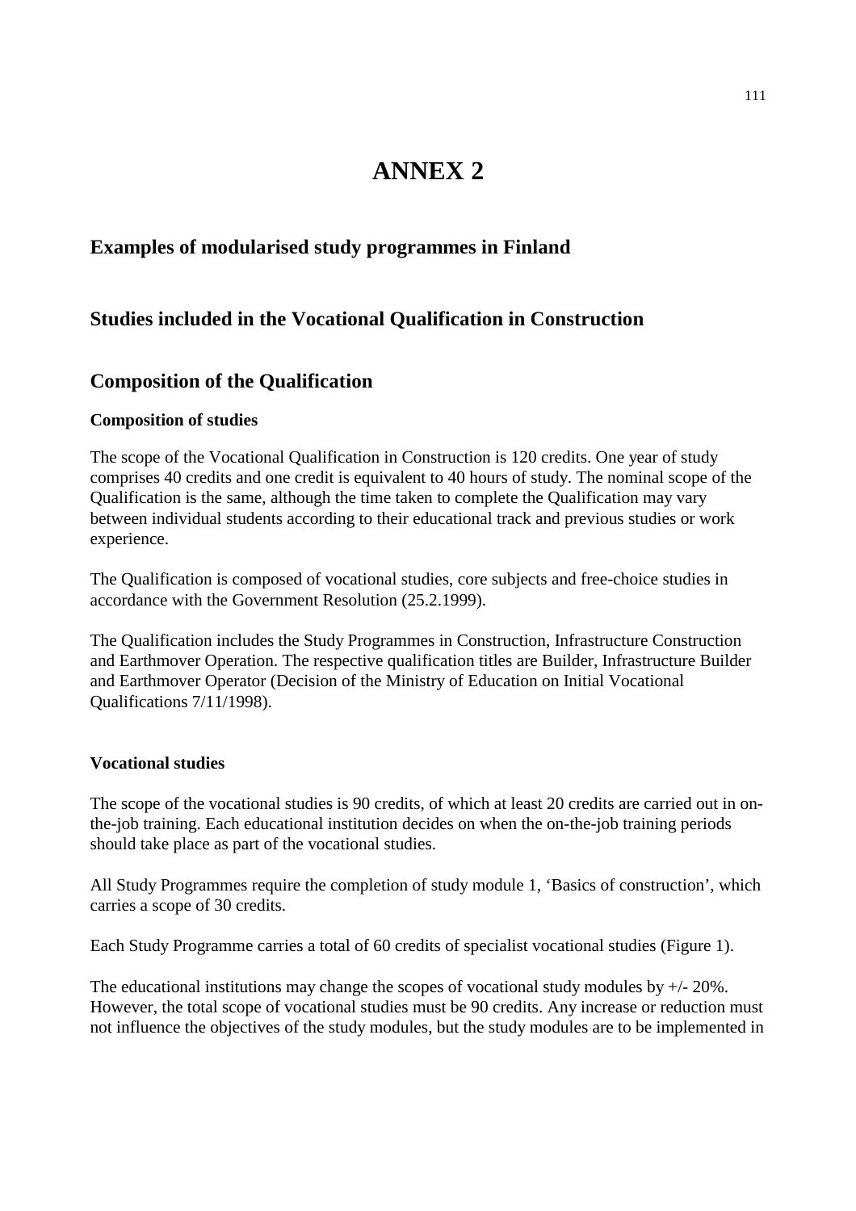# ANNEX 2

## Examples of modularised study programmes in Finland

## Studies included in the Vocational Qualification in Construction

## Composition of the Qualification

### Composition of studies

The scope of the Vocational Qualification in Construction is 120 credits. One year of study comprises 40 credits and one credit is equivalent to 40 hours of study. The nominal scope of the Qualification is the same, although the time taken to complete the Qualification may vary between individual students according to their educational track and previous studies or work experience.

The Qualification is composed of vocational studies, core subjects and free-choice studies in accordance with the Government Resolution (25.2.1999).

The Qualification includes the Study Programmes in Construction, Infrastructure Construction and Earthmover Operation. The respective qualification titles are Builder, Infrastructure Builder and Earthmover Operator (Decision of the Ministry of Education on Initial Vocational Qualifications 7/11/1998).

### Vocational studies

The scope of the vocational studies is 90 credits, of which at least 20 credits are carried out in on-the-job training. Each educational institution decides on when the on-the-job training periods should take place as part of the vocational studies.

All Study Programmes require the completion of study module 1, 'Basics of construction', which carries a scope of 30 credits.

Each Study Programme carries a total of 60 credits of specialist vocational studies (Figure 1).

The educational institutions may change the scopes of vocational study modules by +/- 20%. However, the total scope of vocational studies must be 90 credits. Any increase or reduction must not influence the objectives of the study modules, but the study modules are to be implemented in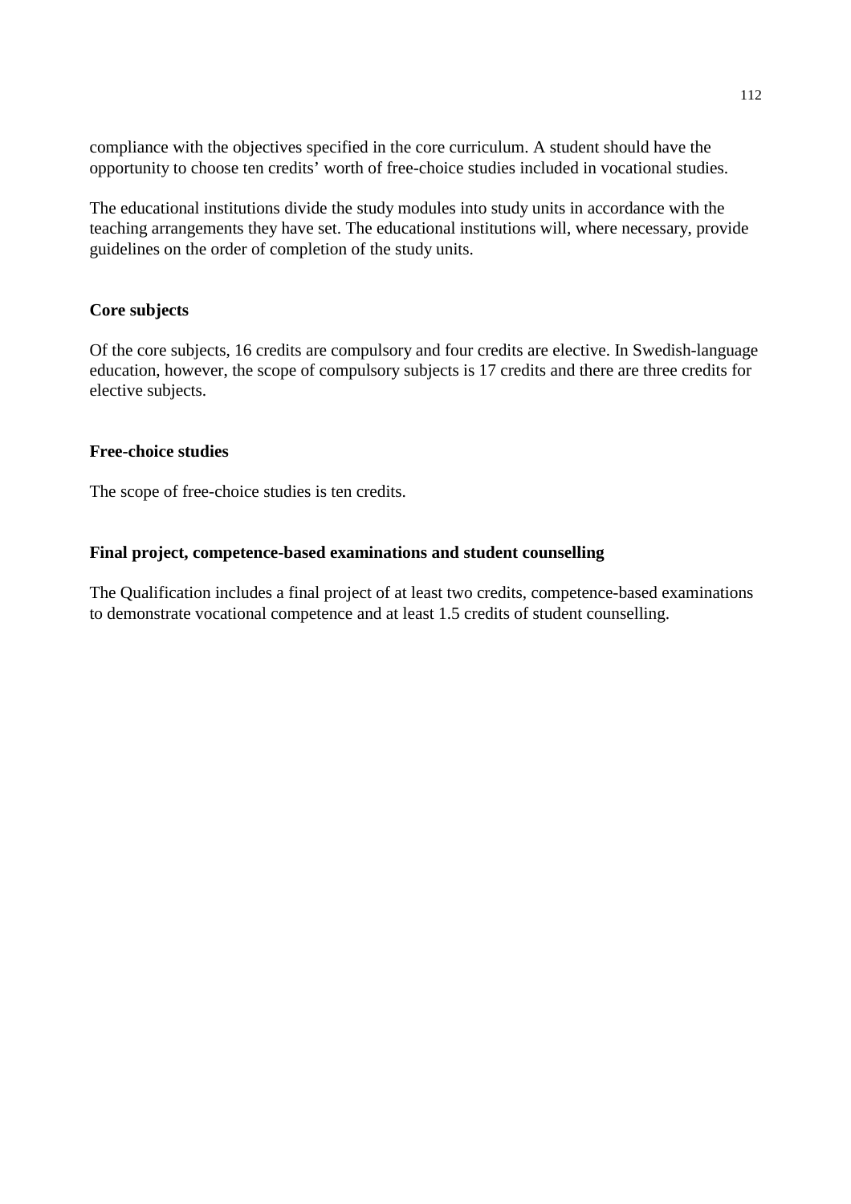compliance with the objectives specified in the core curriculum. A student should have the opportunity to choose ten credits' worth of free-choice studies included in vocational studies.

The educational institutions divide the study modules into study units in accordance with the teaching arrangements they have set. The educational institutions will, where necessary, provide guidelines on the order of completion of the study units.

### Core subjects

Of the core subjects, 16 credits are compulsory and four credits are elective. In Swedish-language education, however, the scope of compulsory subjects is 17 credits and there are three credits for elective subjects.

### Free-choice studies

The scope of free-choice studies is ten credits.

### Final project, competence-based examinations and student counselling

The Qualification includes a final project of at least two credits, competence-based examinations to demonstrate vocational competence and at least 1.5 credits of student counselling.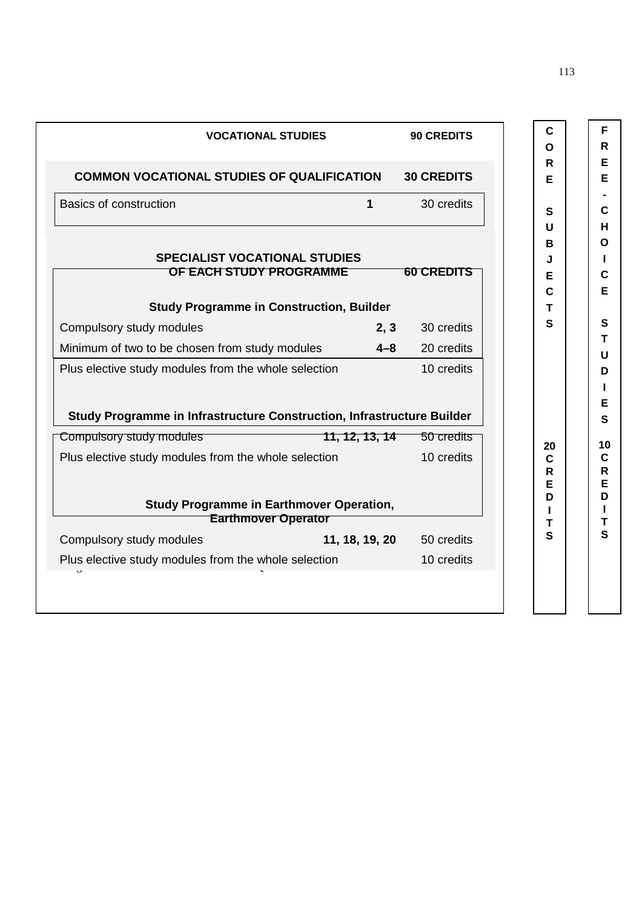| VOCATIONAL STUDIES | | 90 CREDITS |
|---|---|---|
| **COMMON VOCATIONAL STUDIES OF QUALIFICATION** | | **30 CREDITS** |
| Basics of construction | **1** | 30 credits |
| **SPECIALIST VOCATIONAL STUDIES OF EACH STUDY PROGRAMME** | | **60 CREDITS** |
| **Study Programme in Construction, Builder** | | |
| Compulsory study modules | **2, 3** | 30 credits |
| Minimum of two to be chosen from study modules | **4–8** | 20 credits |
| Plus elective study modules from the whole selection | | 10 credits |
| **Study Programme in Infrastructure Construction, Infrastructure Builder** | | |
| Compulsory study modules | **11, 12, 13, 14** | 50 credits |
| Plus elective study modules from the whole selection | | 10 credits |
| **Study Programme in Earthmover Operation, Earthmover Operator** | | |
| Compulsory study modules | **11, 18, 19, 20** | 50 credits |
| Plus elective study modules from the whole selection | | 10 credits |

**CORE SUBJECTS 20 CREDITS**

**FREE-CHOICE STUDIES 10 CREDITS**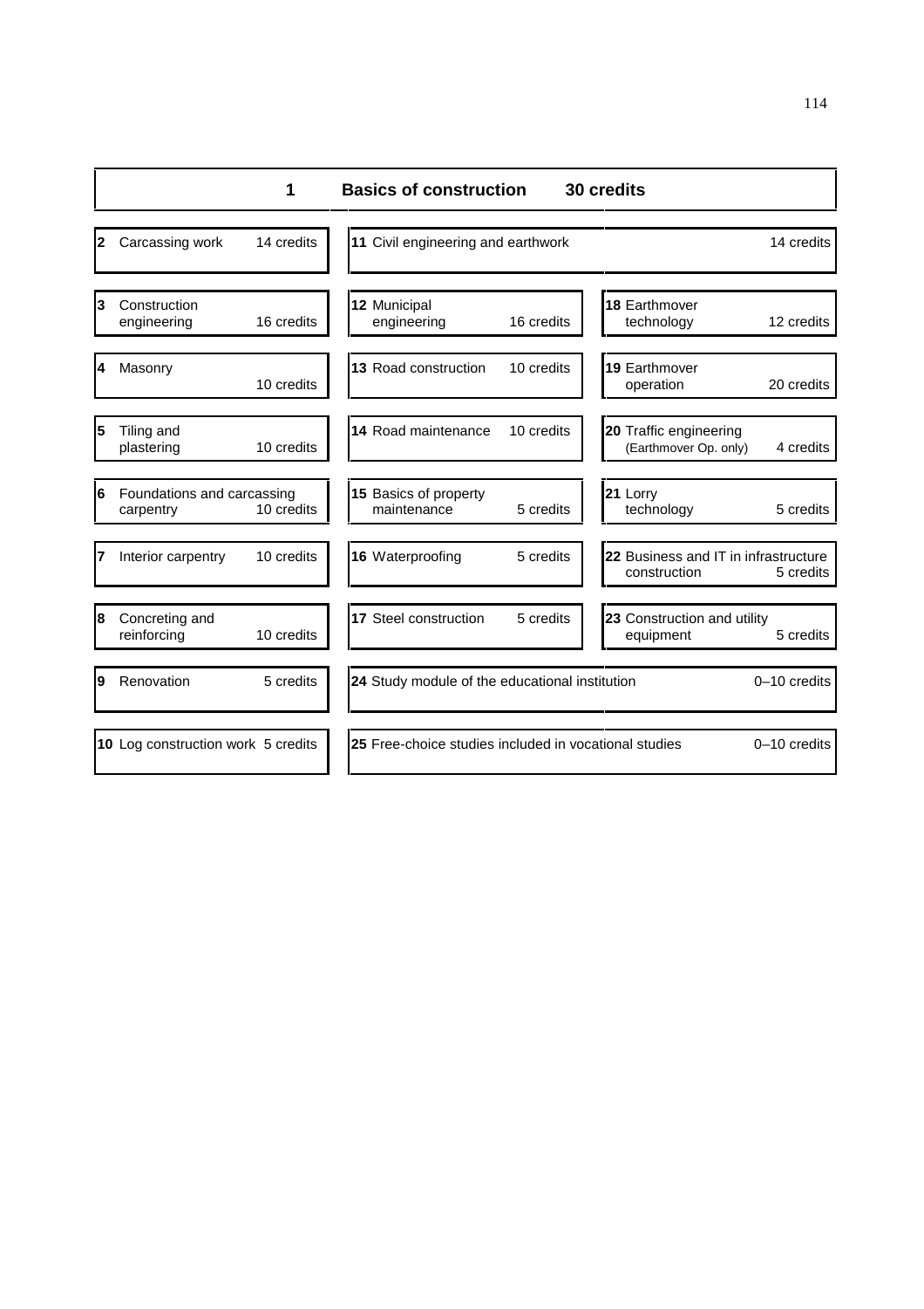| 1 Basics of construction 30 credits | | |
|---|---|---|
| **2** Carcassing work 14 credits | **11** Civil engineering and earthwork 14 credits | |
| **3** Construction engineering 16 credits | **12** Municipal engineering 16 credits | **18** Earthmover technology 12 credits |
| **4** Masonry 10 credits | **13** Road construction 10 credits | **19** Earthmover operation 20 credits |
| **5** Tiling and plastering 10 credits | **14** Road maintenance 10 credits | **20** Traffic engineering (Earthmover Op. only) 4 credits |
| **6** Foundations and carcassing carpentry 10 credits | **15** Basics of property maintenance 5 credits | **21** Lorry technology 5 credits |
| **7** Interior carpentry 10 credits | **16** Waterproofing 5 credits | **22** Business and IT in infrastructure construction 5 credits |
| **8** Concreting and reinforcing 10 credits | **17** Steel construction 5 credits | **23** Construction and utility equipment 5 credits |
| **9** Renovation 5 credits | **24** Study module of the educational institution 0–10 credits | |
| **10** Log construction work 5 credits | **25** Free-choice studies included in vocational studies 0–10 credits | |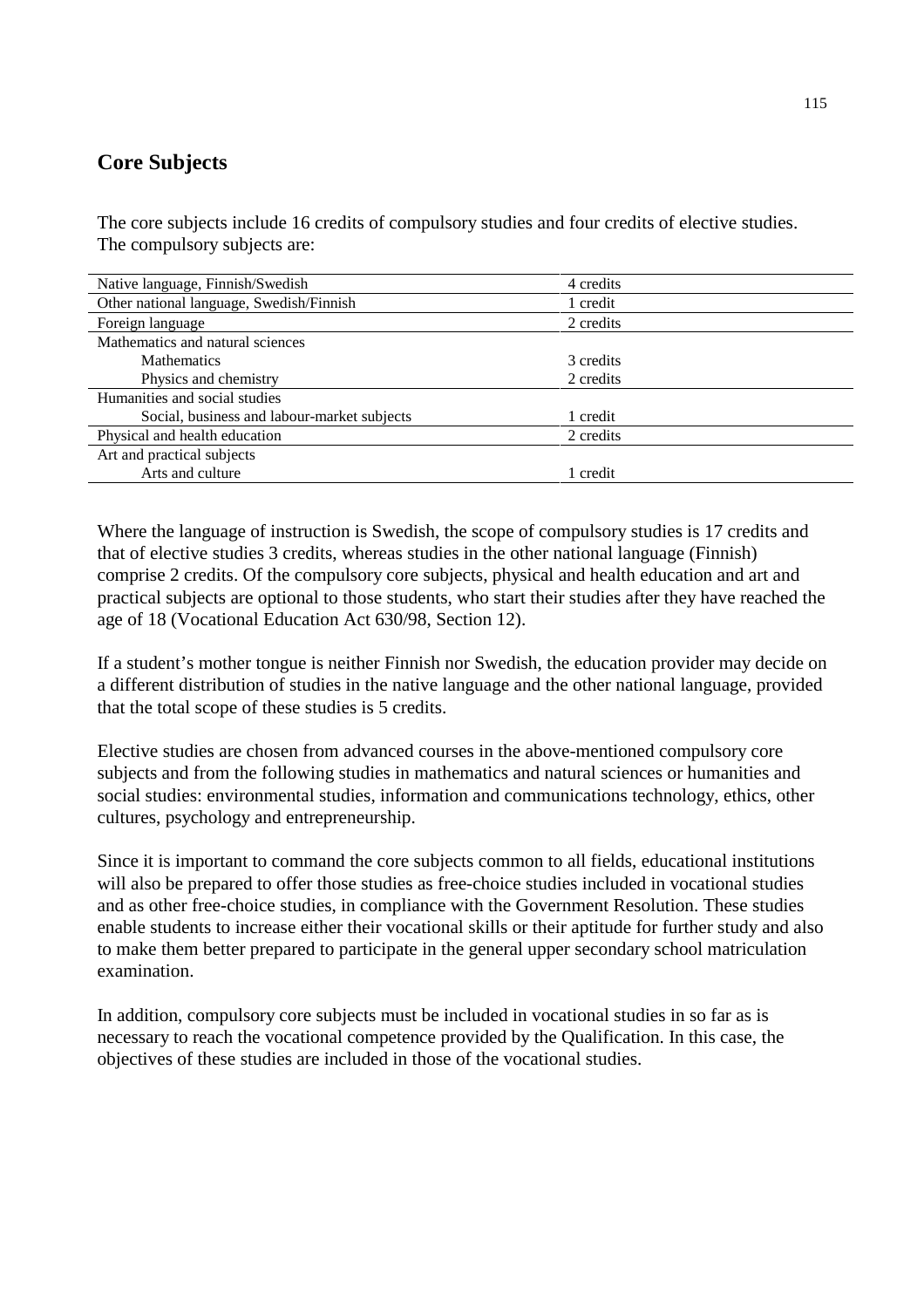## Core Subjects

The core subjects include 16 credits of compulsory studies and four credits of elective studies. The compulsory subjects are:

| Subject | Credits |
|---|---|
| Native language, Finnish/Swedish | 4 credits |
| Other national language, Swedish/Finnish | 1 credit |
| Foreign language | 2 credits |
| Mathematics and natural sciences | |
| Mathematics | 3 credits |
| Physics and chemistry | 2 credits |
| Humanities and social studies | |
| Social, business and labour-market subjects | 1 credit |
| Physical and health education | 2 credits |
| Art and practical subjects | |
| Arts and culture | 1 credit |

Where the language of instruction is Swedish, the scope of compulsory studies is 17 credits and that of elective studies 3 credits, whereas studies in the other national language (Finnish) comprise 2 credits. Of the compulsory core subjects, physical and health education and art and practical subjects are optional to those students, who start their studies after they have reached the age of 18 (Vocational Education Act 630/98, Section 12).

If a student's mother tongue is neither Finnish nor Swedish, the education provider may decide on a different distribution of studies in the native language and the other national language, provided that the total scope of these studies is 5 credits.

Elective studies are chosen from advanced courses in the above-mentioned compulsory core subjects and from the following studies in mathematics and natural sciences or humanities and social studies: environmental studies, information and communications technology, ethics, other cultures, psychology and entrepreneurship.

Since it is important to command the core subjects common to all fields, educational institutions will also be prepared to offer those studies as free-choice studies included in vocational studies and as other free-choice studies, in compliance with the Government Resolution. These studies enable students to increase either their vocational skills or their aptitude for further study and also to make them better prepared to participate in the general upper secondary school matriculation examination.

In addition, compulsory core subjects must be included in vocational studies in so far as is necessary to reach the vocational competence provided by the Qualification. In this case, the objectives of these studies are included in those of the vocational studies.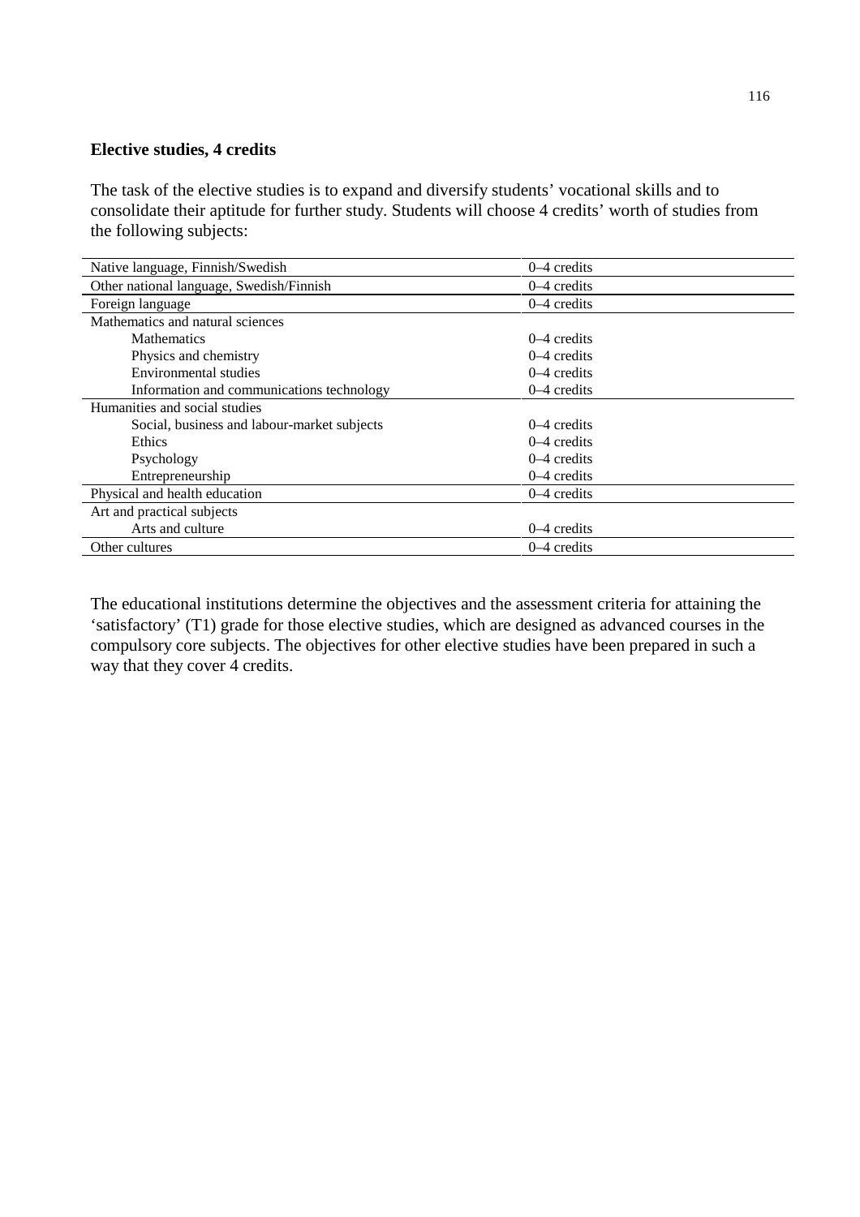**Elective studies, 4 credits**

The task of the elective studies is to expand and diversify students' vocational skills and to consolidate their aptitude for further study. Students will choose 4 credits' worth of studies from the following subjects:

| | |
|---|---|
| Native language, Finnish/Swedish | 0–4 credits |
| Other national language, Swedish/Finnish | 0–4 credits |
| Foreign language | 0–4 credits |
| Mathematics and natural sciences | |
| Mathematics | 0–4 credits |
| Physics and chemistry | 0–4 credits |
| Environmental studies | 0–4 credits |
| Information and communications technology | 0–4 credits |
| Humanities and social studies | |
| Social, business and labour-market subjects | 0–4 credits |
| Ethics | 0–4 credits |
| Psychology | 0–4 credits |
| Entrepreneurship | 0–4 credits |
| Physical and health education | 0–4 credits |
| Art and practical subjects | |
| Arts and culture | 0–4 credits |
| Other cultures | 0–4 credits |

The educational institutions determine the objectives and the assessment criteria for attaining the 'satisfactory' (T1) grade for those elective studies, which are designed as advanced courses in the compulsory core subjects. The objectives for other elective studies have been prepared in such a way that they cover 4 credits.